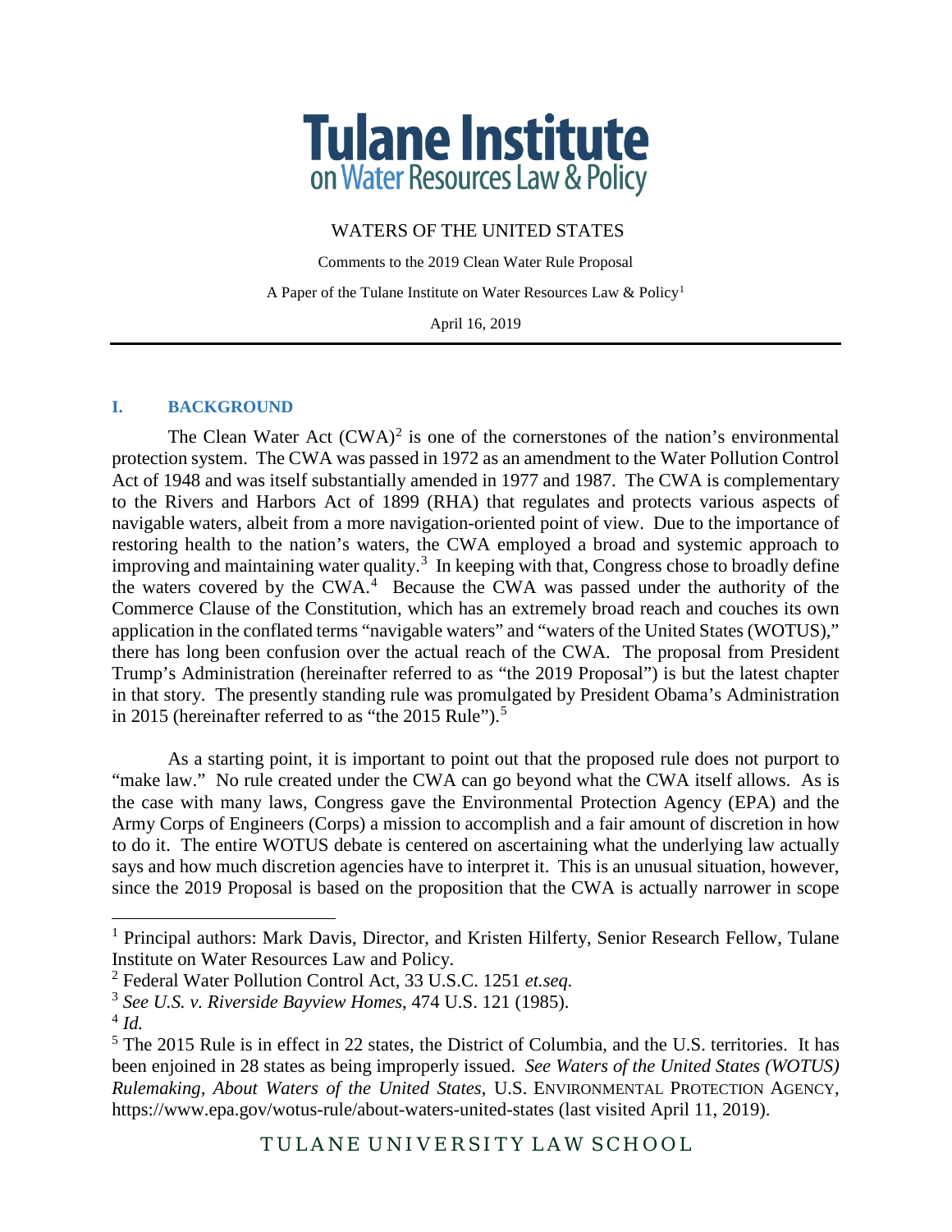# Tulane Institute on Water Resources Law & Policy

WATERS OF THE UNITED STATES

Comments to the 2019 Clean Water Rule Proposal

A Paper of the Tulane Institute on Water Resources Law & Policy[1]

April 16, 2019

---

## I. BACKGROUND

The Clean Water Act (CWA)[2] is one of the cornerstones of the nation's environmental protection system. The CWA was passed in 1972 as an amendment to the Water Pollution Control Act of 1948 and was itself substantially amended in 1977 and 1987. The CWA is complementary to the Rivers and Harbors Act of 1899 (RHA) that regulates and protects various aspects of navigable waters, albeit from a more navigation-oriented point of view. Due to the importance of restoring health to the nation's waters, the CWA employed a broad and systemic approach to improving and maintaining water quality.[3] In keeping with that, Congress chose to broadly define the waters covered by the CWA.[4] Because the CWA was passed under the authority of the Commerce Clause of the Constitution, which has an extremely broad reach and couches its own application in the conflated terms "navigable waters" and "waters of the United States (WOTUS)," there has long been confusion over the actual reach of the CWA. The proposal from President Trump's Administration (hereinafter referred to as "the 2019 Proposal") is but the latest chapter in that story. The presently standing rule was promulgated by President Obama's Administration in 2015 (hereinafter referred to as "the 2015 Rule").[5]

As a starting point, it is important to point out that the proposed rule does not purport to "make law." No rule created under the CWA can go beyond what the CWA itself allows. As is the case with many laws, Congress gave the Environmental Protection Agency (EPA) and the Army Corps of Engineers (Corps) a mission to accomplish and a fair amount of discretion in how to do it. The entire WOTUS debate is centered on ascertaining what the underlying law actually says and how much discretion agencies have to interpret it. This is an unusual situation, however, since the 2019 Proposal is based on the proposition that the CWA is actually narrower in scope

---

[1] Principal authors: Mark Davis, Director, and Kristen Hilferty, Senior Research Fellow, Tulane Institute on Water Resources Law and Policy.

[2] Federal Water Pollution Control Act, 33 U.S.C. 1251 *et.seq.*

[3] *See U.S. v. Riverside Bayview Homes*, 474 U.S. 121 (1985).

[4] *Id.*

[5] The 2015 Rule is in effect in 22 states, the District of Columbia, and the U.S. territories. It has been enjoined in 28 states as being improperly issued. *See Waters of the United States (WOTUS) Rulemaking, About Waters of the United States*, U.S. ENVIRONMENTAL PROTECTION AGENCY, https://www.epa.gov/wotus-rule/about-waters-united-states (last visited April 11, 2019).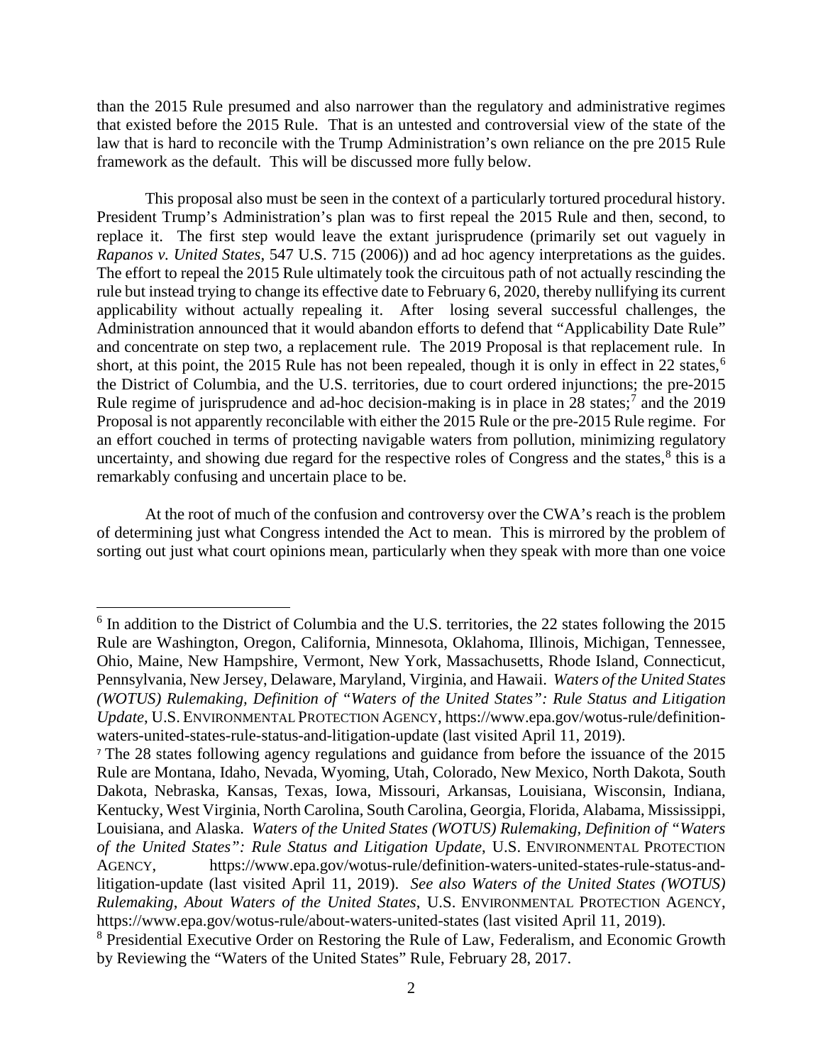than the 2015 Rule presumed and also narrower than the regulatory and administrative regimes that existed before the 2015 Rule. That is an untested and controversial view of the state of the law that is hard to reconcile with the Trump Administration's own reliance on the pre 2015 Rule framework as the default. This will be discussed more fully below.

This proposal also must be seen in the context of a particularly tortured procedural history. President Trump's Administration's plan was to first repeal the 2015 Rule and then, second, to replace it. The first step would leave the extant jurisprudence (primarily set out vaguely in *Rapanos v. United States*, 547 U.S. 715 (2006)) and ad hoc agency interpretations as the guides. The effort to repeal the 2015 Rule ultimately took the circuitous path of not actually rescinding the rule but instead trying to change its effective date to February 6, 2020, thereby nullifying its current applicability without actually repealing it. After losing several successful challenges, the Administration announced that it would abandon efforts to defend that "Applicability Date Rule" and concentrate on step two, a replacement rule. The 2019 Proposal is that replacement rule. In short, at this point, the 2015 Rule has not been repealed, though it is only in effect in 22 states,[6] the District of Columbia, and the U.S. territories, due to court ordered injunctions; the pre-2015 Rule regime of jurisprudence and ad-hoc decision-making is in place in 28 states;[7] and the 2019 Proposal is not apparently reconcilable with either the 2015 Rule or the pre-2015 Rule regime. For an effort couched in terms of protecting navigable waters from pollution, minimizing regulatory uncertainty, and showing due regard for the respective roles of Congress and the states,[8] this is a remarkably confusing and uncertain place to be.

At the root of much of the confusion and controversy over the CWA's reach is the problem of determining just what Congress intended the Act to mean. This is mirrored by the problem of sorting out just what court opinions mean, particularly when they speak with more than one voice

---

[6] In addition to the District of Columbia and the U.S. territories, the 22 states following the 2015 Rule are Washington, Oregon, California, Minnesota, Oklahoma, Illinois, Michigan, Tennessee, Ohio, Maine, New Hampshire, Vermont, New York, Massachusetts, Rhode Island, Connecticut, Pennsylvania, New Jersey, Delaware, Maryland, Virginia, and Hawaii. *Waters of the United States (WOTUS) Rulemaking, Definition of "Waters of the United States": Rule Status and Litigation Update*, U.S. ENVIRONMENTAL PROTECTION AGENCY, https://www.epa.gov/wotus-rule/definition-waters-united-states-rule-status-and-litigation-update (last visited April 11, 2019).

[7] The 28 states following agency regulations and guidance from before the issuance of the 2015 Rule are Montana, Idaho, Nevada, Wyoming, Utah, Colorado, New Mexico, North Dakota, South Dakota, Nebraska, Kansas, Texas, Iowa, Missouri, Arkansas, Louisiana, Wisconsin, Indiana, Kentucky, West Virginia, North Carolina, South Carolina, Georgia, Florida, Alabama, Mississippi, Louisiana, and Alaska. *Waters of the United States (WOTUS) Rulemaking, Definition of "Waters of the United States": Rule Status and Litigation Update*, U.S. ENVIRONMENTAL PROTECTION AGENCY, https://www.epa.gov/wotus-rule/definition-waters-united-states-rule-status-and-litigation-update (last visited April 11, 2019). *See also Waters of the United States (WOTUS) Rulemaking, About Waters of the United States*, U.S. ENVIRONMENTAL PROTECTION AGENCY, https://www.epa.gov/wotus-rule/about-waters-united-states (last visited April 11, 2019).

[8] Presidential Executive Order on Restoring the Rule of Law, Federalism, and Economic Growth by Reviewing the "Waters of the United States" Rule, February 28, 2017.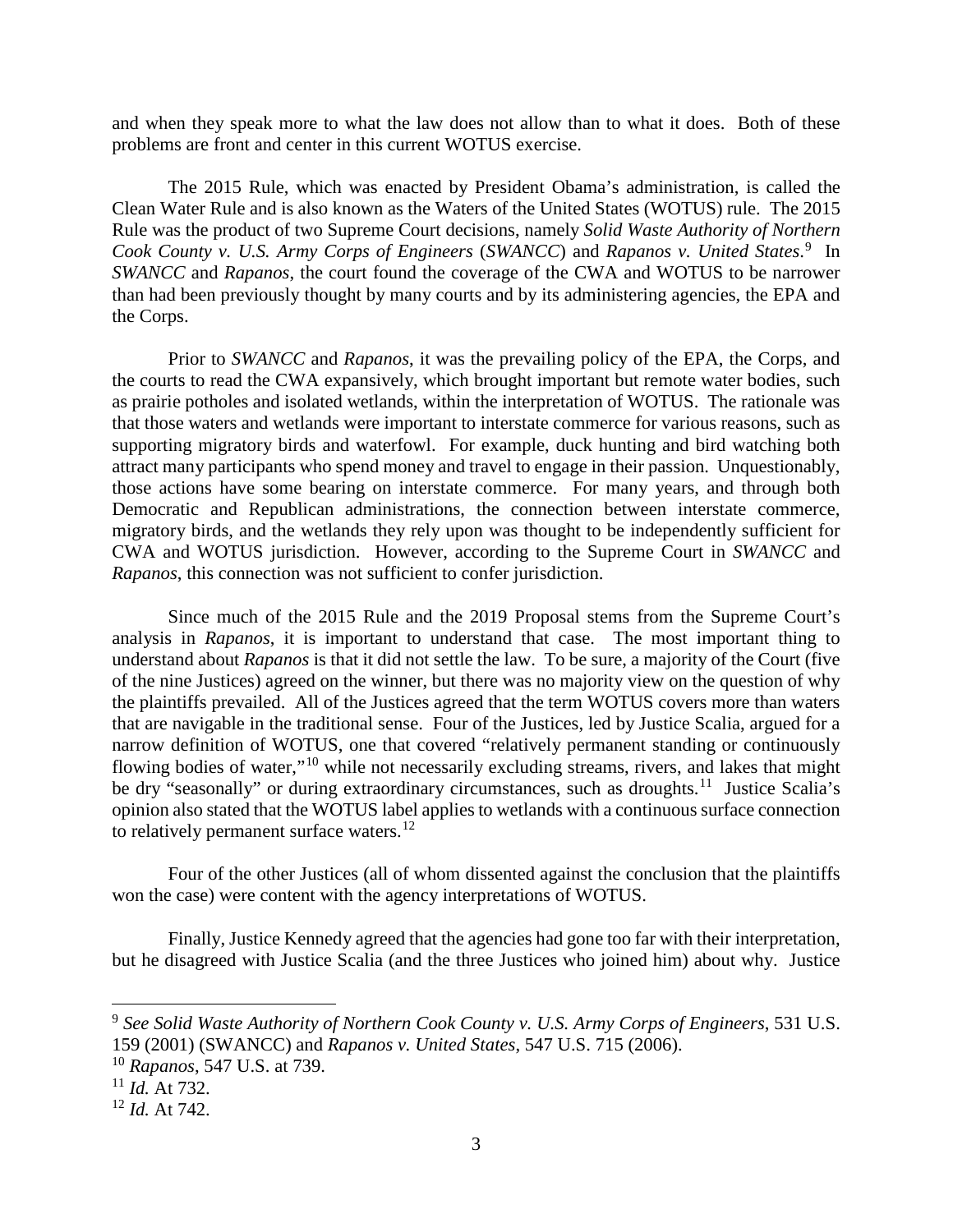and when they speak more to what the law does not allow than to what it does. Both of these problems are front and center in this current WOTUS exercise.

The 2015 Rule, which was enacted by President Obama's administration, is called the Clean Water Rule and is also known as the Waters of the United States (WOTUS) rule. The 2015 Rule was the product of two Supreme Court decisions, namely *Solid Waste Authority of Northern Cook County v. U.S. Army Corps of Engineers* (*SWANCC*) and *Rapanos v. United States*.[9] In *SWANCC* and *Rapanos*, the court found the coverage of the CWA and WOTUS to be narrower than had been previously thought by many courts and by its administering agencies, the EPA and the Corps.

Prior to *SWANCC* and *Rapanos*, it was the prevailing policy of the EPA, the Corps, and the courts to read the CWA expansively, which brought important but remote water bodies, such as prairie potholes and isolated wetlands, within the interpretation of WOTUS. The rationale was that those waters and wetlands were important to interstate commerce for various reasons, such as supporting migratory birds and waterfowl. For example, duck hunting and bird watching both attract many participants who spend money and travel to engage in their passion. Unquestionably, those actions have some bearing on interstate commerce. For many years, and through both Democratic and Republican administrations, the connection between interstate commerce, migratory birds, and the wetlands they rely upon was thought to be independently sufficient for CWA and WOTUS jurisdiction. However, according to the Supreme Court in *SWANCC* and *Rapanos*, this connection was not sufficient to confer jurisdiction.

Since much of the 2015 Rule and the 2019 Proposal stems from the Supreme Court's analysis in *Rapanos*, it is important to understand that case. The most important thing to understand about *Rapanos* is that it did not settle the law. To be sure, a majority of the Court (five of the nine Justices) agreed on the winner, but there was no majority view on the question of why the plaintiffs prevailed. All of the Justices agreed that the term WOTUS covers more than waters that are navigable in the traditional sense. Four of the Justices, led by Justice Scalia, argued for a narrow definition of WOTUS, one that covered "relatively permanent standing or continuously flowing bodies of water,"[10] while not necessarily excluding streams, rivers, and lakes that might be dry "seasonally" or during extraordinary circumstances, such as droughts.[11] Justice Scalia's opinion also stated that the WOTUS label applies to wetlands with a continuous surface connection to relatively permanent surface waters.[12]

Four of the other Justices (all of whom dissented against the conclusion that the plaintiffs won the case) were content with the agency interpretations of WOTUS.

Finally, Justice Kennedy agreed that the agencies had gone too far with their interpretation, but he disagreed with Justice Scalia (and the three Justices who joined him) about why. Justice

---

[9] *See Solid Waste Authority of Northern Cook County v. U.S. Army Corps of Engineers*, 531 U.S. 159 (2001) (SWANCC) and *Rapanos v. United States*, 547 U.S. 715 (2006).

[10] *Rapanos*, 547 U.S. at 739.

[11] *Id.* At 732.

[12] *Id.* At 742.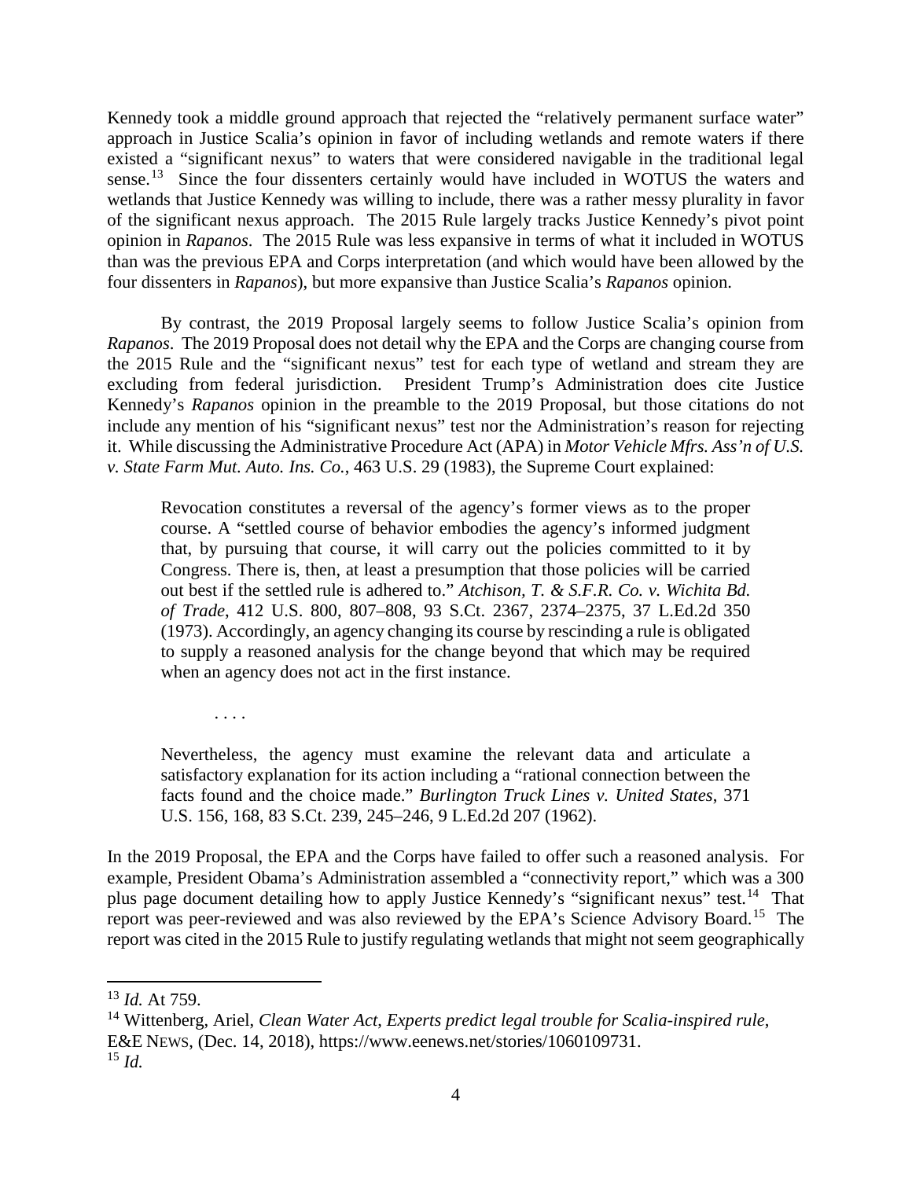Kennedy took a middle ground approach that rejected the "relatively permanent surface water" approach in Justice Scalia's opinion in favor of including wetlands and remote waters if there existed a "significant nexus" to waters that were considered navigable in the traditional legal sense.[13] Since the four dissenters certainly would have included in WOTUS the waters and wetlands that Justice Kennedy was willing to include, there was a rather messy plurality in favor of the significant nexus approach. The 2015 Rule largely tracks Justice Kennedy's pivot point opinion in *Rapanos*. The 2015 Rule was less expansive in terms of what it included in WOTUS than was the previous EPA and Corps interpretation (and which would have been allowed by the four dissenters in *Rapanos*), but more expansive than Justice Scalia's *Rapanos* opinion.

By contrast, the 2019 Proposal largely seems to follow Justice Scalia's opinion from *Rapanos*. The 2019 Proposal does not detail why the EPA and the Corps are changing course from the 2015 Rule and the "significant nexus" test for each type of wetland and stream they are excluding from federal jurisdiction. President Trump's Administration does cite Justice Kennedy's *Rapanos* opinion in the preamble to the 2019 Proposal, but those citations do not include any mention of his "significant nexus" test nor the Administration's reason for rejecting it. While discussing the Administrative Procedure Act (APA) in *Motor Vehicle Mfrs. Ass'n of U.S. v. State Farm Mut. Auto. Ins. Co.*, 463 U.S. 29 (1983), the Supreme Court explained:

> Revocation constitutes a reversal of the agency's former views as to the proper course. A "settled course of behavior embodies the agency's informed judgment that, by pursuing that course, it will carry out the policies committed to it by Congress. There is, then, at least a presumption that those policies will be carried out best if the settled rule is adhered to." *Atchison, T. & S.F.R. Co. v. Wichita Bd. of Trade*, 412 U.S. 800, 807–808, 93 S.Ct. 2367, 2374–2375, 37 L.Ed.2d 350 (1973). Accordingly, an agency changing its course by rescinding a rule is obligated to supply a reasoned analysis for the change beyond that which may be required when an agency does not act in the first instance.
>
> . . . .
>
> Nevertheless, the agency must examine the relevant data and articulate a satisfactory explanation for its action including a "rational connection between the facts found and the choice made." *Burlington Truck Lines v. United States*, 371 U.S. 156, 168, 83 S.Ct. 239, 245–246, 9 L.Ed.2d 207 (1962).

In the 2019 Proposal, the EPA and the Corps have failed to offer such a reasoned analysis. For example, President Obama's Administration assembled a "connectivity report," which was a 300 plus page document detailing how to apply Justice Kennedy's "significant nexus" test.[14] That report was peer-reviewed and was also reviewed by the EPA's Science Advisory Board.[15] The report was cited in the 2015 Rule to justify regulating wetlands that might not seem geographically

---

[13] *Id.* At 759.

[14] Wittenberg, Ariel, *Clean Water Act, Experts predict legal trouble for Scalia-inspired rule*, E&E NEWS, (Dec. 14, 2018), https://www.eenews.net/stories/1060109731.

[15] *Id.*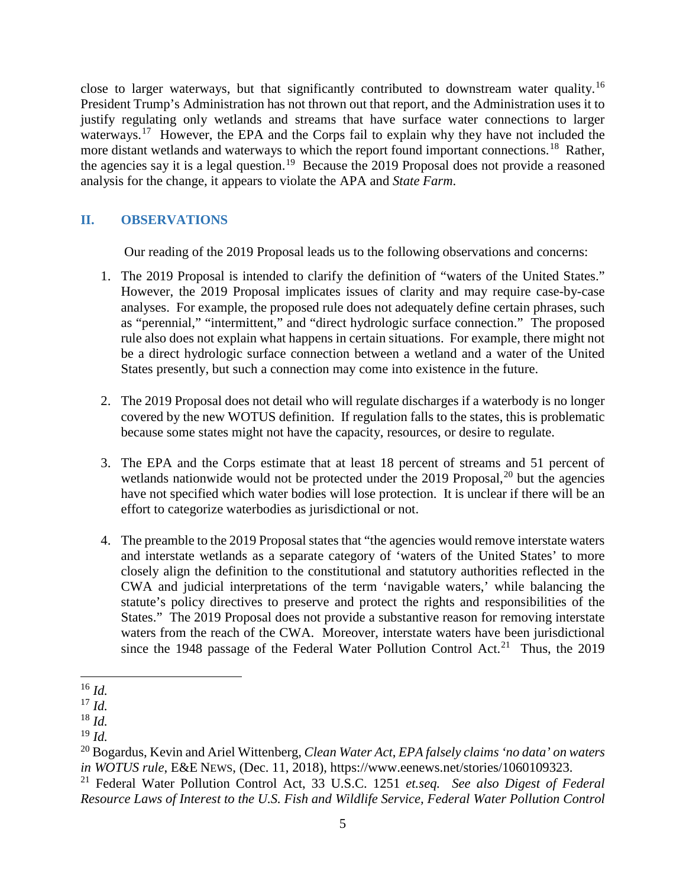close to larger waterways, but that significantly contributed to downstream water quality.[16] President Trump's Administration has not thrown out that report, and the Administration uses it to justify regulating only wetlands and streams that have surface water connections to larger waterways.[17] However, the EPA and the Corps fail to explain why they have not included the more distant wetlands and waterways to which the report found important connections.[18] Rather, the agencies say it is a legal question.[19] Because the 2019 Proposal does not provide a reasoned analysis for the change, it appears to violate the APA and *State Farm*.

## II. OBSERVATIONS

Our reading of the 2019 Proposal leads us to the following observations and concerns:

1. The 2019 Proposal is intended to clarify the definition of "waters of the United States." However, the 2019 Proposal implicates issues of clarity and may require case-by-case analyses. For example, the proposed rule does not adequately define certain phrases, such as "perennial," "intermittent," and "direct hydrologic surface connection." The proposed rule also does not explain what happens in certain situations. For example, there might not be a direct hydrologic surface connection between a wetland and a water of the United States presently, but such a connection may come into existence in the future.

2. The 2019 Proposal does not detail who will regulate discharges if a waterbody is no longer covered by the new WOTUS definition. If regulation falls to the states, this is problematic because some states might not have the capacity, resources, or desire to regulate.

3. The EPA and the Corps estimate that at least 18 percent of streams and 51 percent of wetlands nationwide would not be protected under the 2019 Proposal,[20] but the agencies have not specified which water bodies will lose protection. It is unclear if there will be an effort to categorize waterbodies as jurisdictional or not.

4. The preamble to the 2019 Proposal states that "the agencies would remove interstate waters and interstate wetlands as a separate category of 'waters of the United States' to more closely align the definition to the constitutional and statutory authorities reflected in the CWA and judicial interpretations of the term 'navigable waters,' while balancing the statute's policy directives to preserve and protect the rights and responsibilities of the States." The 2019 Proposal does not provide a substantive reason for removing interstate waters from the reach of the CWA. Moreover, interstate waters have been jurisdictional since the 1948 passage of the Federal Water Pollution Control Act.[21] Thus, the 2019

---

[16] *Id.*

[17] *Id.*

[18] *Id.*

[19] *Id.*

[20] Bogardus, Kevin and Ariel Wittenberg, *Clean Water Act*, *EPA falsely claims 'no data' on waters in WOTUS rule*, E&E NEWS, (Dec. 11, 2018), https://www.eenews.net/stories/1060109323.

[21] Federal Water Pollution Control Act, 33 U.S.C. 1251 *et.seq.* *See also Digest of Federal Resource Laws of Interest to the U.S. Fish and Wildlife Service, Federal Water Pollution Control*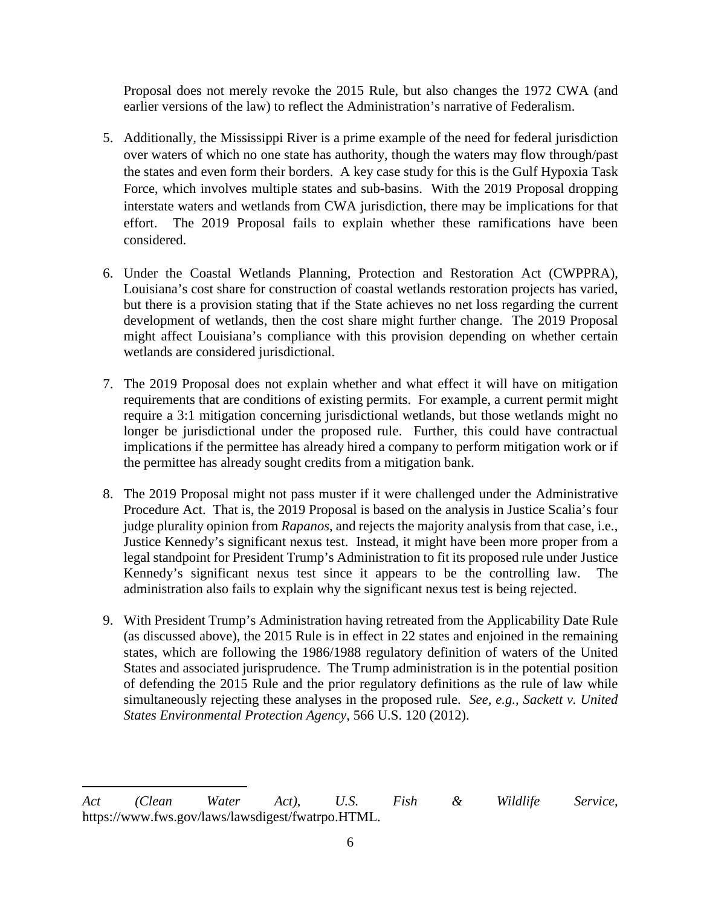Proposal does not merely revoke the 2015 Rule, but also changes the 1972 CWA (and earlier versions of the law) to reflect the Administration's narrative of Federalism.

5. Additionally, the Mississippi River is a prime example of the need for federal jurisdiction over waters of which no one state has authority, though the waters may flow through/past the states and even form their borders. A key case study for this is the Gulf Hypoxia Task Force, which involves multiple states and sub-basins. With the 2019 Proposal dropping interstate waters and wetlands from CWA jurisdiction, there may be implications for that effort. The 2019 Proposal fails to explain whether these ramifications have been considered.

6. Under the Coastal Wetlands Planning, Protection and Restoration Act (CWPPRA), Louisiana's cost share for construction of coastal wetlands restoration projects has varied, but there is a provision stating that if the State achieves no net loss regarding the current development of wetlands, then the cost share might further change. The 2019 Proposal might affect Louisiana's compliance with this provision depending on whether certain wetlands are considered jurisdictional.

7. The 2019 Proposal does not explain whether and what effect it will have on mitigation requirements that are conditions of existing permits. For example, a current permit might require a 3:1 mitigation concerning jurisdictional wetlands, but those wetlands might no longer be jurisdictional under the proposed rule. Further, this could have contractual implications if the permittee has already hired a company to perform mitigation work or if the permittee has already sought credits from a mitigation bank.

8. The 2019 Proposal might not pass muster if it were challenged under the Administrative Procedure Act. That is, the 2019 Proposal is based on the analysis in Justice Scalia's four judge plurality opinion from *Rapanos*, and rejects the majority analysis from that case, i.e., Justice Kennedy's significant nexus test. Instead, it might have been more proper from a legal standpoint for President Trump's Administration to fit its proposed rule under Justice Kennedy's significant nexus test since it appears to be the controlling law. The administration also fails to explain why the significant nexus test is being rejected.

9. With President Trump's Administration having retreated from the Applicability Date Rule (as discussed above), the 2015 Rule is in effect in 22 states and enjoined in the remaining states, which are following the 1986/1988 regulatory definition of waters of the United States and associated jurisprudence. The Trump administration is in the potential position of defending the 2015 Rule and the prior regulatory definitions as the rule of law while simultaneously rejecting these analyses in the proposed rule. *See, e.g., Sackett v. United States Environmental Protection Agency*, 566 U.S. 120 (2012).

---

*Act (Clean Water Act)*, *U.S. Fish & Wildlife Service*, https://www.fws.gov/laws/lawsdigest/fwatrpo.HTML.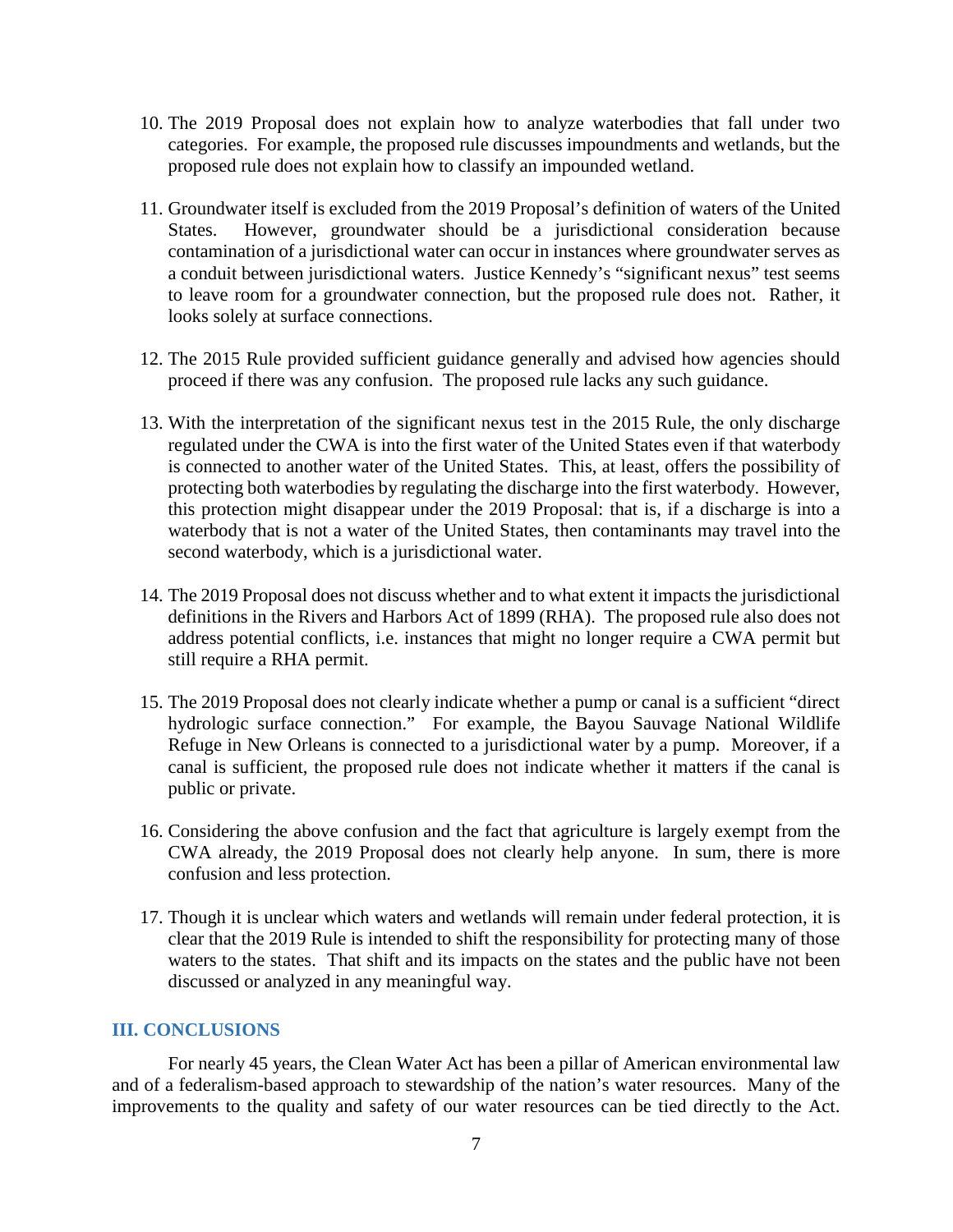10. The 2019 Proposal does not explain how to analyze waterbodies that fall under two categories. For example, the proposed rule discusses impoundments and wetlands, but the proposed rule does not explain how to classify an impounded wetland.

11. Groundwater itself is excluded from the 2019 Proposal's definition of waters of the United States. However, groundwater should be a jurisdictional consideration because contamination of a jurisdictional water can occur in instances where groundwater serves as a conduit between jurisdictional waters. Justice Kennedy's "significant nexus" test seems to leave room for a groundwater connection, but the proposed rule does not. Rather, it looks solely at surface connections.

12. The 2015 Rule provided sufficient guidance generally and advised how agencies should proceed if there was any confusion. The proposed rule lacks any such guidance.

13. With the interpretation of the significant nexus test in the 2015 Rule, the only discharge regulated under the CWA is into the first water of the United States even if that waterbody is connected to another water of the United States. This, at least, offers the possibility of protecting both waterbodies by regulating the discharge into the first waterbody. However, this protection might disappear under the 2019 Proposal: that is, if a discharge is into a waterbody that is not a water of the United States, then contaminants may travel into the second waterbody, which is a jurisdictional water.

14. The 2019 Proposal does not discuss whether and to what extent it impacts the jurisdictional definitions in the Rivers and Harbors Act of 1899 (RHA). The proposed rule also does not address potential conflicts, i.e. instances that might no longer require a CWA permit but still require a RHA permit.

15. The 2019 Proposal does not clearly indicate whether a pump or canal is a sufficient "direct hydrologic surface connection." For example, the Bayou Sauvage National Wildlife Refuge in New Orleans is connected to a jurisdictional water by a pump. Moreover, if a canal is sufficient, the proposed rule does not indicate whether it matters if the canal is public or private.

16. Considering the above confusion and the fact that agriculture is largely exempt from the CWA already, the 2019 Proposal does not clearly help anyone. In sum, there is more confusion and less protection.

17. Though it is unclear which waters and wetlands will remain under federal protection, it is clear that the 2019 Rule is intended to shift the responsibility for protecting many of those waters to the states. That shift and its impacts on the states and the public have not been discussed or analyzed in any meaningful way.

## III. CONCLUSIONS

For nearly 45 years, the Clean Water Act has been a pillar of American environmental law and of a federalism-based approach to stewardship of the nation's water resources. Many of the improvements to the quality and safety of our water resources can be tied directly to the Act.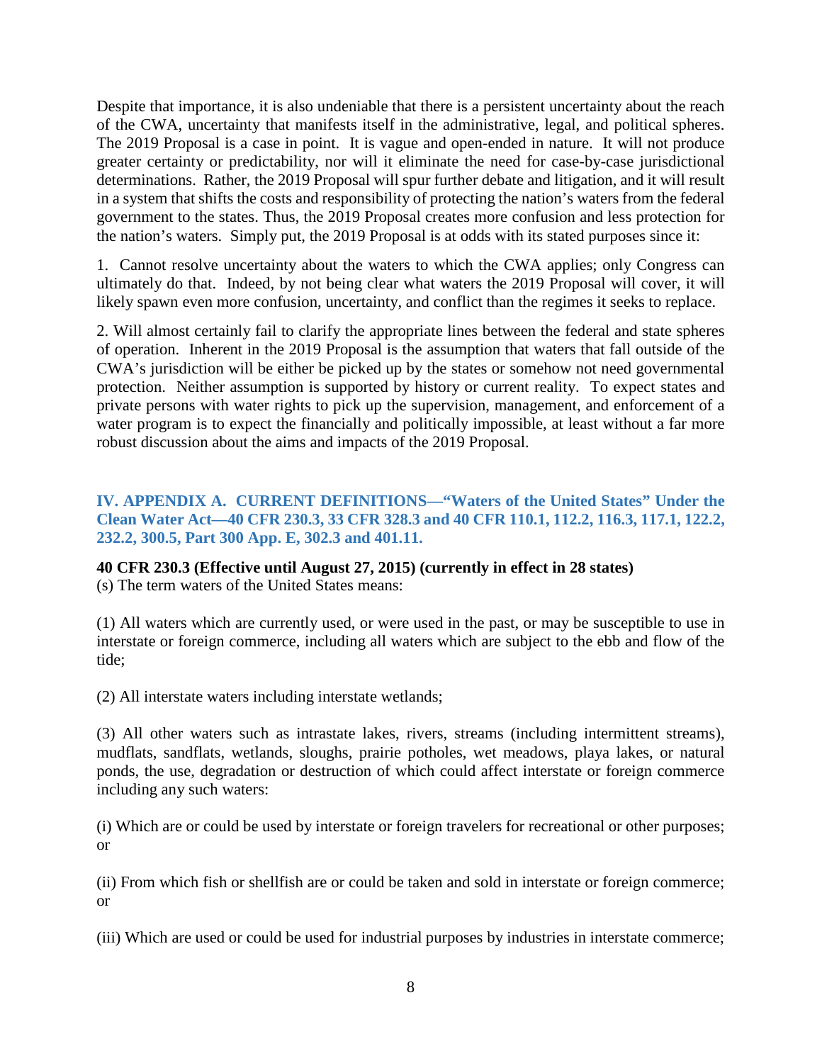Despite that importance, it is also undeniable that there is a persistent uncertainty about the reach of the CWA, uncertainty that manifests itself in the administrative, legal, and political spheres. The 2019 Proposal is a case in point. It is vague and open-ended in nature. It will not produce greater certainty or predictability, nor will it eliminate the need for case-by-case jurisdictional determinations. Rather, the 2019 Proposal will spur further debate and litigation, and it will result in a system that shifts the costs and responsibility of protecting the nation's waters from the federal government to the states. Thus, the 2019 Proposal creates more confusion and less protection for the nation's waters. Simply put, the 2019 Proposal is at odds with its stated purposes since it:

1. Cannot resolve uncertainty about the waters to which the CWA applies; only Congress can ultimately do that. Indeed, by not being clear what waters the 2019 Proposal will cover, it will likely spawn even more confusion, uncertainty, and conflict than the regimes it seeks to replace.

2. Will almost certainly fail to clarify the appropriate lines between the federal and state spheres of operation. Inherent in the 2019 Proposal is the assumption that waters that fall outside of the CWA's jurisdiction will be either be picked up by the states or somehow not need governmental protection. Neither assumption is supported by history or current reality. To expect states and private persons with water rights to pick up the supervision, management, and enforcement of a water program is to expect the financially and politically impossible, at least without a far more robust discussion about the aims and impacts of the 2019 Proposal.

## IV. APPENDIX A. CURRENT DEFINITIONS—"Waters of the United States" Under the Clean Water Act—40 CFR 230.3, 33 CFR 328.3 and 40 CFR 110.1, 112.2, 116.3, 117.1, 122.2, 232.2, 300.5, Part 300 App. E, 302.3 and 401.11.

**40 CFR 230.3 (Effective until August 27, 2015) (currently in effect in 28 states)**
(s) The term waters of the United States means:

(1) All waters which are currently used, or were used in the past, or may be susceptible to use in interstate or foreign commerce, including all waters which are subject to the ebb and flow of the tide;

(2) All interstate waters including interstate wetlands;

(3) All other waters such as intrastate lakes, rivers, streams (including intermittent streams), mudflats, sandflats, wetlands, sloughs, prairie potholes, wet meadows, playa lakes, or natural ponds, the use, degradation or destruction of which could affect interstate or foreign commerce including any such waters:

(i) Which are or could be used by interstate or foreign travelers for recreational or other purposes; or

(ii) From which fish or shellfish are or could be taken and sold in interstate or foreign commerce; or

(iii) Which are used or could be used for industrial purposes by industries in interstate commerce;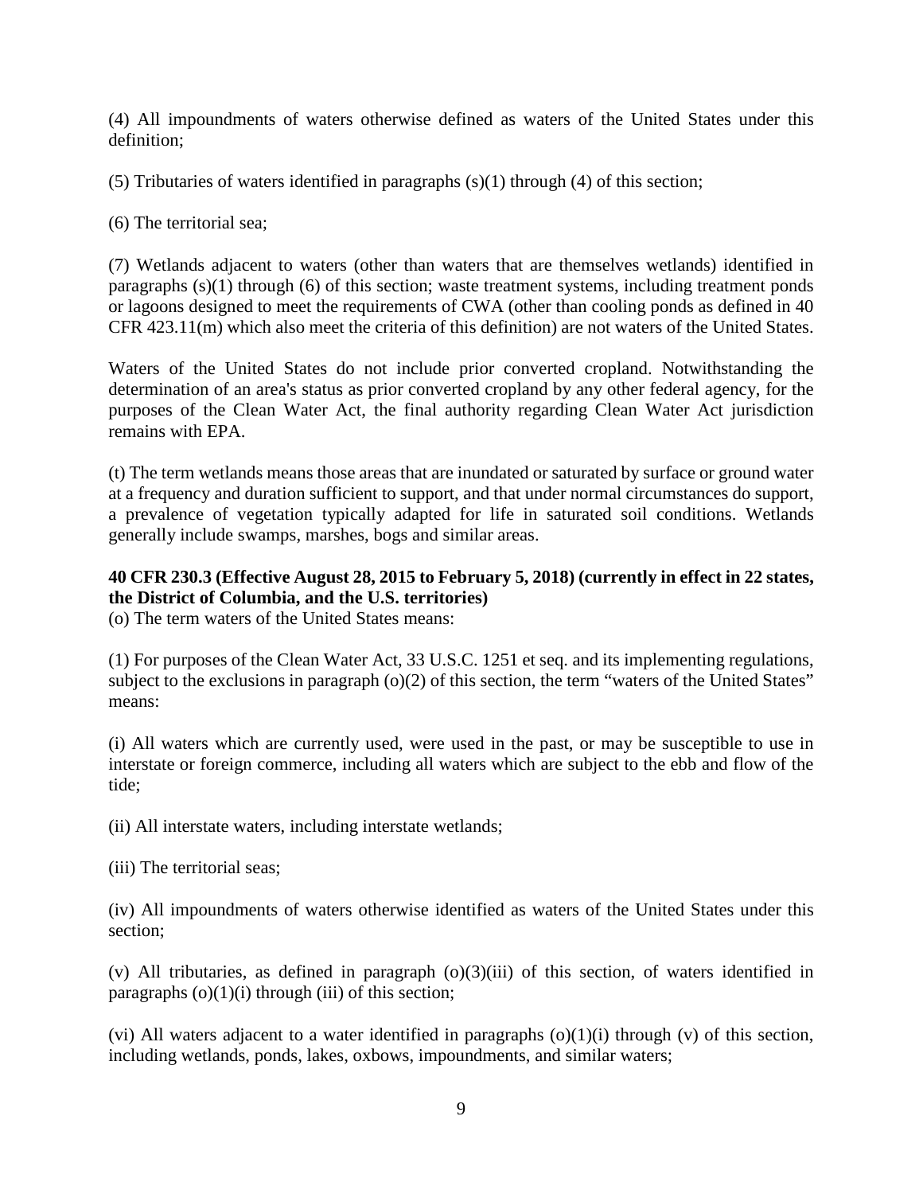(4) All impoundments of waters otherwise defined as waters of the United States under this definition;

(5) Tributaries of waters identified in paragraphs (s)(1) through (4) of this section;

(6) The territorial sea;

(7) Wetlands adjacent to waters (other than waters that are themselves wetlands) identified in paragraphs (s)(1) through (6) of this section; waste treatment systems, including treatment ponds or lagoons designed to meet the requirements of CWA (other than cooling ponds as defined in 40 CFR 423.11(m) which also meet the criteria of this definition) are not waters of the United States.

Waters of the United States do not include prior converted cropland. Notwithstanding the determination of an area's status as prior converted cropland by any other federal agency, for the purposes of the Clean Water Act, the final authority regarding Clean Water Act jurisdiction remains with EPA.

(t) The term wetlands means those areas that are inundated or saturated by surface or ground water at a frequency and duration sufficient to support, and that under normal circumstances do support, a prevalence of vegetation typically adapted for life in saturated soil conditions. Wetlands generally include swamps, marshes, bogs and similar areas.

**40 CFR 230.3 (Effective August 28, 2015 to February 5, 2018) (currently in effect in 22 states, the District of Columbia, and the U.S. territories)**

(o) The term waters of the United States means:

(1) For purposes of the Clean Water Act, 33 U.S.C. 1251 et seq. and its implementing regulations, subject to the exclusions in paragraph (o)(2) of this section, the term "waters of the United States" means:

(i) All waters which are currently used, were used in the past, or may be susceptible to use in interstate or foreign commerce, including all waters which are subject to the ebb and flow of the tide;

(ii) All interstate waters, including interstate wetlands;

(iii) The territorial seas;

(iv) All impoundments of waters otherwise identified as waters of the United States under this section;

(v) All tributaries, as defined in paragraph (o)(3)(iii) of this section, of waters identified in paragraphs (o)(1)(i) through (iii) of this section;

(vi) All waters adjacent to a water identified in paragraphs (o)(1)(i) through (v) of this section, including wetlands, ponds, lakes, oxbows, impoundments, and similar waters;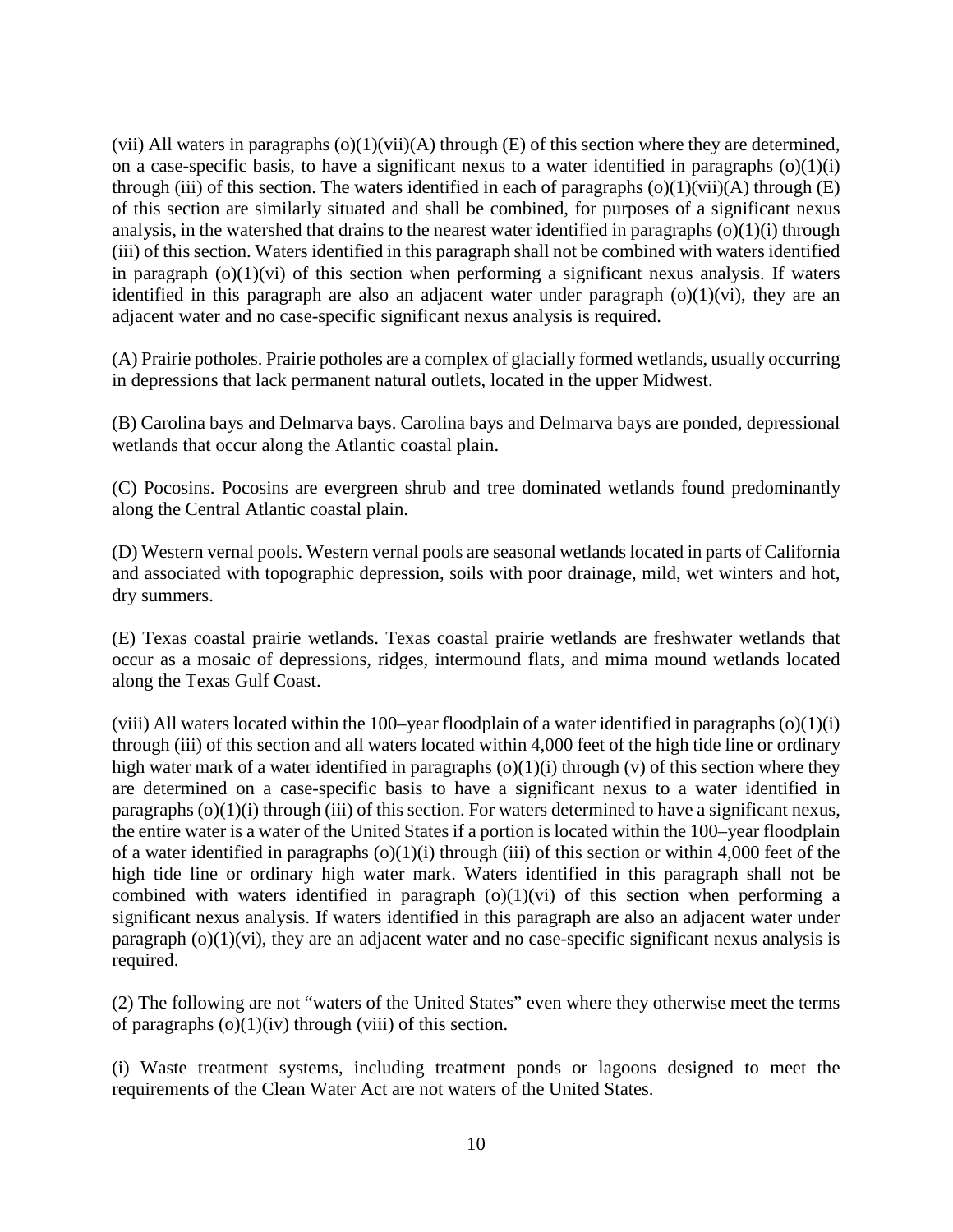(vii) All waters in paragraphs (o)(1)(vii)(A) through (E) of this section where they are determined, on a case-specific basis, to have a significant nexus to a water identified in paragraphs (o)(1)(i) through (iii) of this section. The waters identified in each of paragraphs (o)(1)(vii)(A) through (E) of this section are similarly situated and shall be combined, for purposes of a significant nexus analysis, in the watershed that drains to the nearest water identified in paragraphs (o)(1)(i) through (iii) of this section. Waters identified in this paragraph shall not be combined with waters identified in paragraph (o)(1)(vi) of this section when performing a significant nexus analysis. If waters identified in this paragraph are also an adjacent water under paragraph (o)(1)(vi), they are an adjacent water and no case-specific significant nexus analysis is required.

(A) Prairie potholes. Prairie potholes are a complex of glacially formed wetlands, usually occurring in depressions that lack permanent natural outlets, located in the upper Midwest.

(B) Carolina bays and Delmarva bays. Carolina bays and Delmarva bays are ponded, depressional wetlands that occur along the Atlantic coastal plain.

(C) Pocosins. Pocosins are evergreen shrub and tree dominated wetlands found predominantly along the Central Atlantic coastal plain.

(D) Western vernal pools. Western vernal pools are seasonal wetlands located in parts of California and associated with topographic depression, soils with poor drainage, mild, wet winters and hot, dry summers.

(E) Texas coastal prairie wetlands. Texas coastal prairie wetlands are freshwater wetlands that occur as a mosaic of depressions, ridges, intermound flats, and mima mound wetlands located along the Texas Gulf Coast.

(viii) All waters located within the 100–year floodplain of a water identified in paragraphs (o)(1)(i) through (iii) of this section and all waters located within 4,000 feet of the high tide line or ordinary high water mark of a water identified in paragraphs (o)(1)(i) through (v) of this section where they are determined on a case-specific basis to have a significant nexus to a water identified in paragraphs (o)(1)(i) through (iii) of this section. For waters determined to have a significant nexus, the entire water is a water of the United States if a portion is located within the 100–year floodplain of a water identified in paragraphs (o)(1)(i) through (iii) of this section or within 4,000 feet of the high tide line or ordinary high water mark. Waters identified in this paragraph shall not be combined with waters identified in paragraph (o)(1)(vi) of this section when performing a significant nexus analysis. If waters identified in this paragraph are also an adjacent water under paragraph (o)(1)(vi), they are an adjacent water and no case-specific significant nexus analysis is required.

(2) The following are not "waters of the United States" even where they otherwise meet the terms of paragraphs (o)(1)(iv) through (viii) of this section.

(i) Waste treatment systems, including treatment ponds or lagoons designed to meet the requirements of the Clean Water Act are not waters of the United States.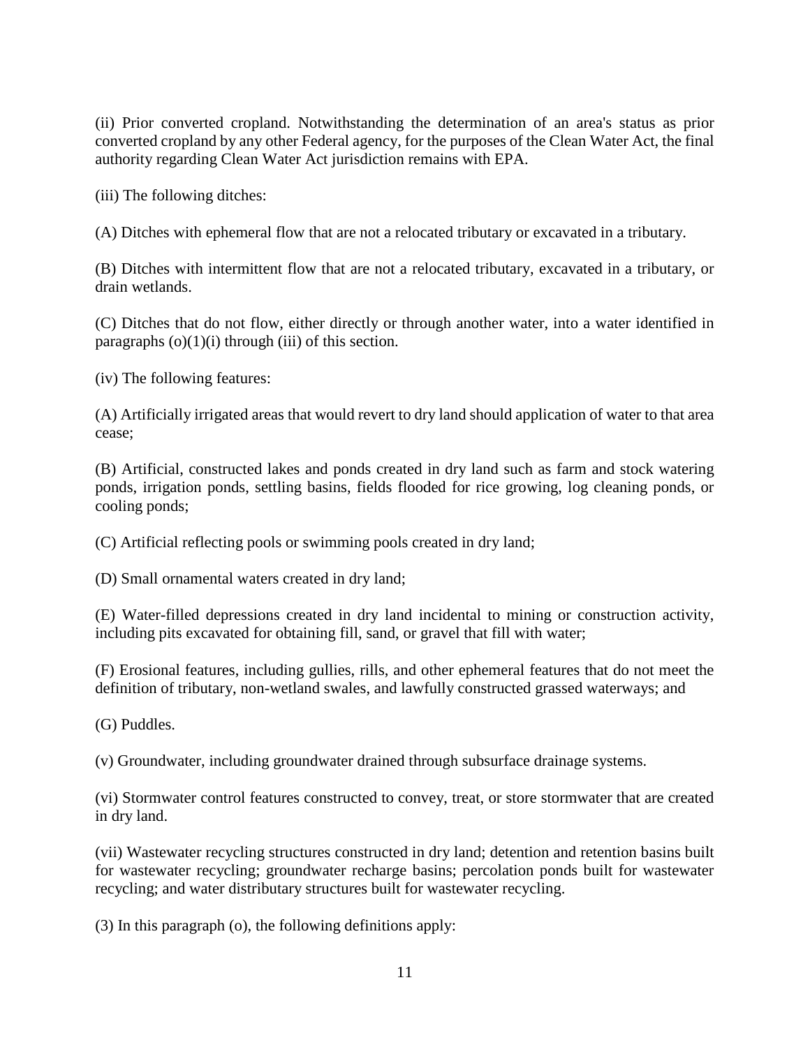(ii) Prior converted cropland. Notwithstanding the determination of an area's status as prior converted cropland by any other Federal agency, for the purposes of the Clean Water Act, the final authority regarding Clean Water Act jurisdiction remains with EPA.

(iii) The following ditches:

(A) Ditches with ephemeral flow that are not a relocated tributary or excavated in a tributary.

(B) Ditches with intermittent flow that are not a relocated tributary, excavated in a tributary, or drain wetlands.

(C) Ditches that do not flow, either directly or through another water, into a water identified in paragraphs (o)(1)(i) through (iii) of this section.

(iv) The following features:

(A) Artificially irrigated areas that would revert to dry land should application of water to that area cease;

(B) Artificial, constructed lakes and ponds created in dry land such as farm and stock watering ponds, irrigation ponds, settling basins, fields flooded for rice growing, log cleaning ponds, or cooling ponds;

(C) Artificial reflecting pools or swimming pools created in dry land;

(D) Small ornamental waters created in dry land;

(E) Water-filled depressions created in dry land incidental to mining or construction activity, including pits excavated for obtaining fill, sand, or gravel that fill with water;

(F) Erosional features, including gullies, rills, and other ephemeral features that do not meet the definition of tributary, non-wetland swales, and lawfully constructed grassed waterways; and

(G) Puddles.

(v) Groundwater, including groundwater drained through subsurface drainage systems.

(vi) Stormwater control features constructed to convey, treat, or store stormwater that are created in dry land.

(vii) Wastewater recycling structures constructed in dry land; detention and retention basins built for wastewater recycling; groundwater recharge basins; percolation ponds built for wastewater recycling; and water distributary structures built for wastewater recycling.

(3) In this paragraph (o), the following definitions apply: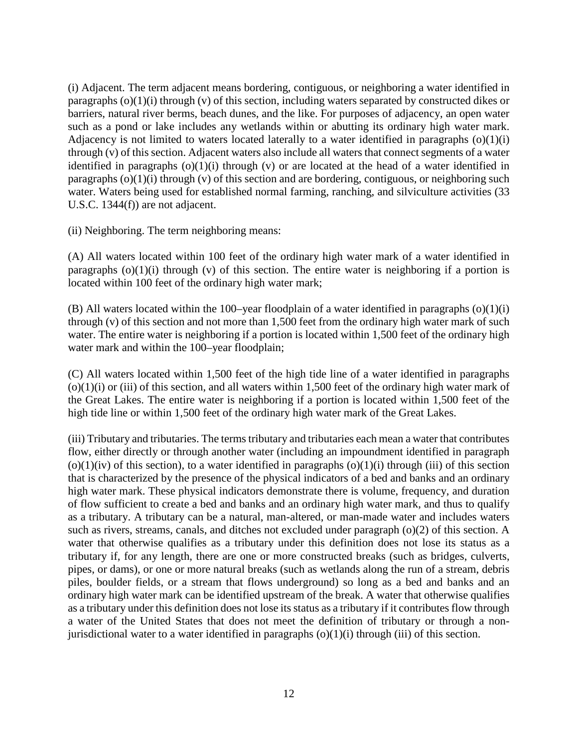(i) Adjacent. The term adjacent means bordering, contiguous, or neighboring a water identified in paragraphs (o)(1)(i) through (v) of this section, including waters separated by constructed dikes or barriers, natural river berms, beach dunes, and the like. For purposes of adjacency, an open water such as a pond or lake includes any wetlands within or abutting its ordinary high water mark. Adjacency is not limited to waters located laterally to a water identified in paragraphs (o)(1)(i) through (v) of this section. Adjacent waters also include all waters that connect segments of a water identified in paragraphs (o)(1)(i) through (v) or are located at the head of a water identified in paragraphs (o)(1)(i) through (v) of this section and are bordering, contiguous, or neighboring such water. Waters being used for established normal farming, ranching, and silviculture activities (33 U.S.C. 1344(f)) are not adjacent.

(ii) Neighboring. The term neighboring means:

(A) All waters located within 100 feet of the ordinary high water mark of a water identified in paragraphs (o)(1)(i) through (v) of this section. The entire water is neighboring if a portion is located within 100 feet of the ordinary high water mark;

(B) All waters located within the 100–year floodplain of a water identified in paragraphs (o)(1)(i) through (v) of this section and not more than 1,500 feet from the ordinary high water mark of such water. The entire water is neighboring if a portion is located within 1,500 feet of the ordinary high water mark and within the 100–year floodplain;

(C) All waters located within 1,500 feet of the high tide line of a water identified in paragraphs (o)(1)(i) or (iii) of this section, and all waters within 1,500 feet of the ordinary high water mark of the Great Lakes. The entire water is neighboring if a portion is located within 1,500 feet of the high tide line or within 1,500 feet of the ordinary high water mark of the Great Lakes.

(iii) Tributary and tributaries. The terms tributary and tributaries each mean a water that contributes flow, either directly or through another water (including an impoundment identified in paragraph (o)(1)(iv) of this section), to a water identified in paragraphs (o)(1)(i) through (iii) of this section that is characterized by the presence of the physical indicators of a bed and banks and an ordinary high water mark. These physical indicators demonstrate there is volume, frequency, and duration of flow sufficient to create a bed and banks and an ordinary high water mark, and thus to qualify as a tributary. A tributary can be a natural, man-altered, or man-made water and includes waters such as rivers, streams, canals, and ditches not excluded under paragraph (o)(2) of this section. A water that otherwise qualifies as a tributary under this definition does not lose its status as a tributary if, for any length, there are one or more constructed breaks (such as bridges, culverts, pipes, or dams), or one or more natural breaks (such as wetlands along the run of a stream, debris piles, boulder fields, or a stream that flows underground) so long as a bed and banks and an ordinary high water mark can be identified upstream of the break. A water that otherwise qualifies as a tributary under this definition does not lose its status as a tributary if it contributes flow through a water of the United States that does not meet the definition of tributary or through a non-jurisdictional water to a water identified in paragraphs (o)(1)(i) through (iii) of this section.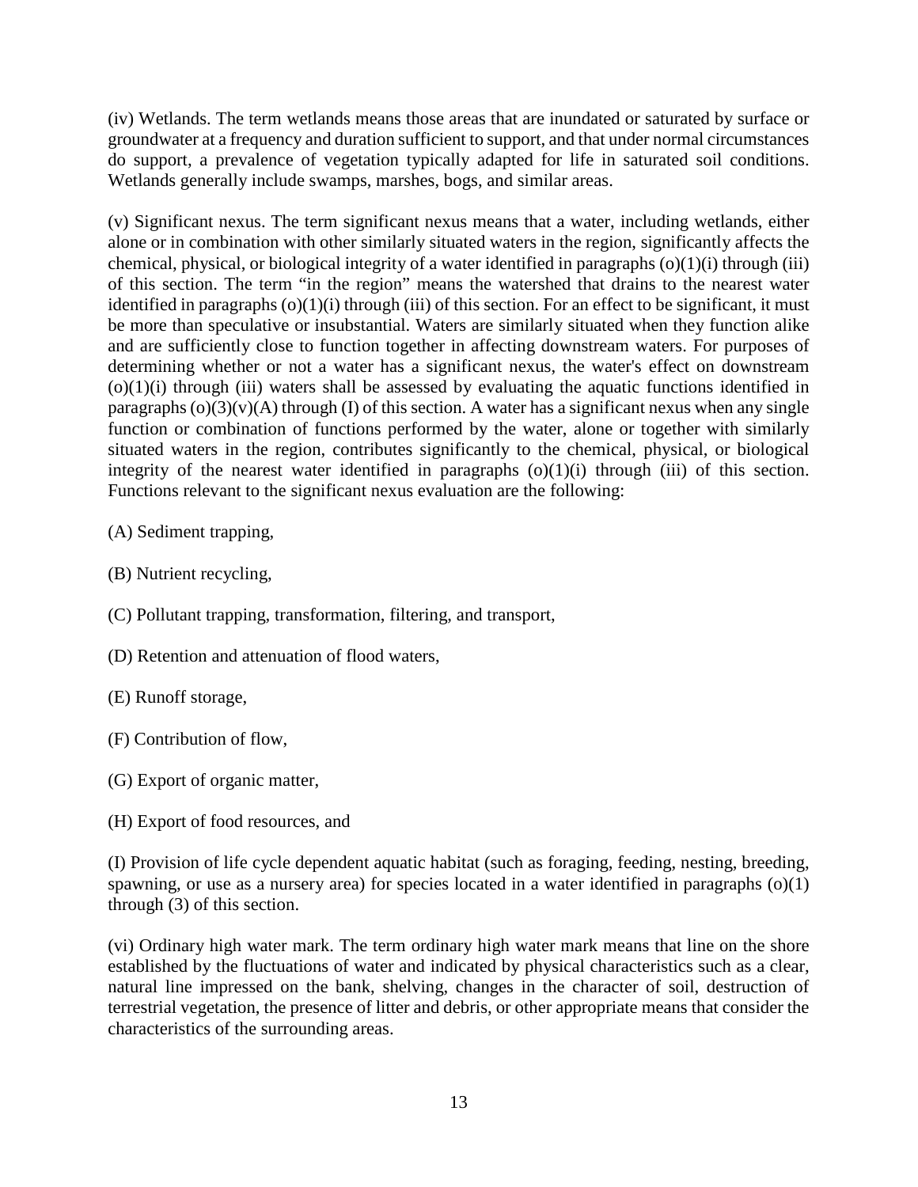(iv) Wetlands. The term wetlands means those areas that are inundated or saturated by surface or groundwater at a frequency and duration sufficient to support, and that under normal circumstances do support, a prevalence of vegetation typically adapted for life in saturated soil conditions. Wetlands generally include swamps, marshes, bogs, and similar areas.

(v) Significant nexus. The term significant nexus means that a water, including wetlands, either alone or in combination with other similarly situated waters in the region, significantly affects the chemical, physical, or biological integrity of a water identified in paragraphs (o)(1)(i) through (iii) of this section. The term "in the region" means the watershed that drains to the nearest water identified in paragraphs (o)(1)(i) through (iii) of this section. For an effect to be significant, it must be more than speculative or insubstantial. Waters are similarly situated when they function alike and are sufficiently close to function together in affecting downstream waters. For purposes of determining whether or not a water has a significant nexus, the water's effect on downstream (o)(1)(i) through (iii) waters shall be assessed by evaluating the aquatic functions identified in paragraphs (o)(3)(v)(A) through (I) of this section. A water has a significant nexus when any single function or combination of functions performed by the water, alone or together with similarly situated waters in the region, contributes significantly to the chemical, physical, or biological integrity of the nearest water identified in paragraphs (o)(1)(i) through (iii) of this section. Functions relevant to the significant nexus evaluation are the following:

(A) Sediment trapping,

(B) Nutrient recycling,

(C) Pollutant trapping, transformation, filtering, and transport,

(D) Retention and attenuation of flood waters,

(E) Runoff storage,

(F) Contribution of flow,

(G) Export of organic matter,

(H) Export of food resources, and

(I) Provision of life cycle dependent aquatic habitat (such as foraging, feeding, nesting, breeding, spawning, or use as a nursery area) for species located in a water identified in paragraphs (o)(1) through (3) of this section.

(vi) Ordinary high water mark. The term ordinary high water mark means that line on the shore established by the fluctuations of water and indicated by physical characteristics such as a clear, natural line impressed on the bank, shelving, changes in the character of soil, destruction of terrestrial vegetation, the presence of litter and debris, or other appropriate means that consider the characteristics of the surrounding areas.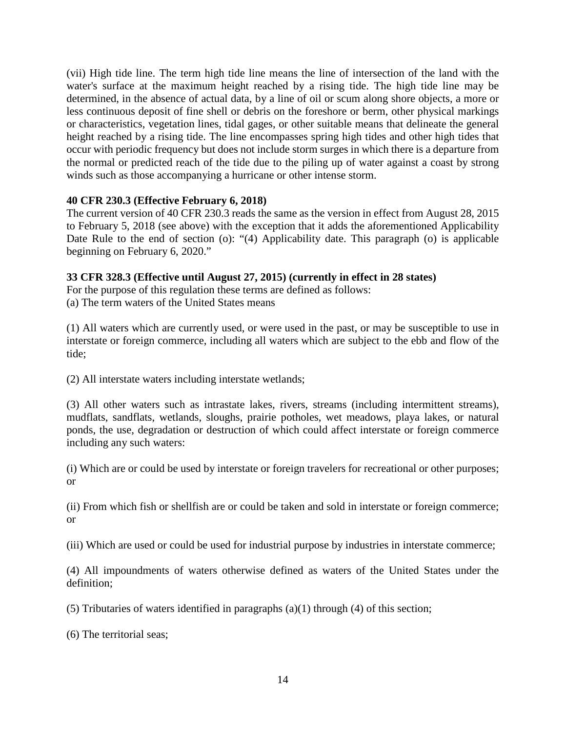(vii) High tide line. The term high tide line means the line of intersection of the land with the water's surface at the maximum height reached by a rising tide. The high tide line may be determined, in the absence of actual data, by a line of oil or scum along shore objects, a more or less continuous deposit of fine shell or debris on the foreshore or berm, other physical markings or characteristics, vegetation lines, tidal gages, or other suitable means that delineate the general height reached by a rising tide. The line encompasses spring high tides and other high tides that occur with periodic frequency but does not include storm surges in which there is a departure from the normal or predicted reach of the tide due to the piling up of water against a coast by strong winds such as those accompanying a hurricane or other intense storm.

**40 CFR 230.3 (Effective February 6, 2018)**

The current version of 40 CFR 230.3 reads the same as the version in effect from August 28, 2015 to February 5, 2018 (see above) with the exception that it adds the aforementioned Applicability Date Rule to the end of section (o): "(4) Applicability date. This paragraph (o) is applicable beginning on February 6, 2020."

**33 CFR 328.3 (Effective until August 27, 2015) (currently in effect in 28 states)**

For the purpose of this regulation these terms are defined as follows:

(a) The term waters of the United States means

(1) All waters which are currently used, or were used in the past, or may be susceptible to use in interstate or foreign commerce, including all waters which are subject to the ebb and flow of the tide;

(2) All interstate waters including interstate wetlands;

(3) All other waters such as intrastate lakes, rivers, streams (including intermittent streams), mudflats, sandflats, wetlands, sloughs, prairie potholes, wet meadows, playa lakes, or natural ponds, the use, degradation or destruction of which could affect interstate or foreign commerce including any such waters:

(i) Which are or could be used by interstate or foreign travelers for recreational or other purposes; or

(ii) From which fish or shellfish are or could be taken and sold in interstate or foreign commerce; or

(iii) Which are used or could be used for industrial purpose by industries in interstate commerce;

(4) All impoundments of waters otherwise defined as waters of the United States under the definition;

(5) Tributaries of waters identified in paragraphs (a)(1) through (4) of this section;

(6) The territorial seas;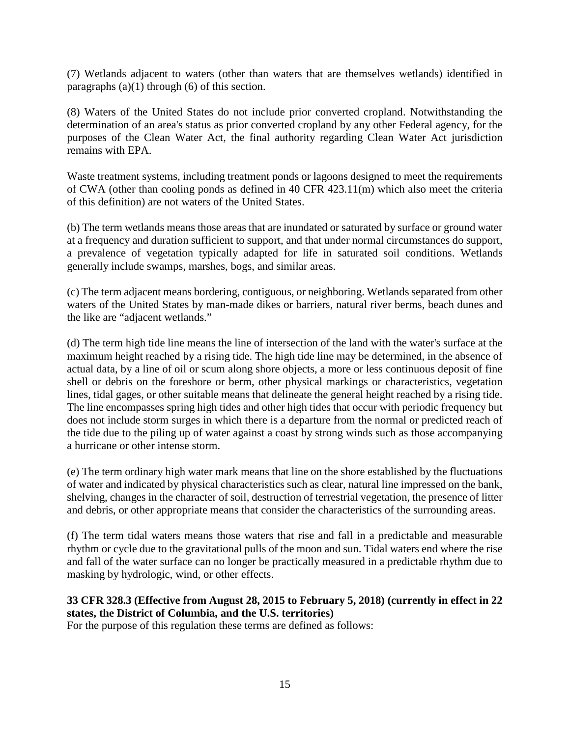(7) Wetlands adjacent to waters (other than waters that are themselves wetlands) identified in paragraphs (a)(1) through (6) of this section.

(8) Waters of the United States do not include prior converted cropland. Notwithstanding the determination of an area's status as prior converted cropland by any other Federal agency, for the purposes of the Clean Water Act, the final authority regarding Clean Water Act jurisdiction remains with EPA.

Waste treatment systems, including treatment ponds or lagoons designed to meet the requirements of CWA (other than cooling ponds as defined in 40 CFR 423.11(m) which also meet the criteria of this definition) are not waters of the United States.

(b) The term wetlands means those areas that are inundated or saturated by surface or ground water at a frequency and duration sufficient to support, and that under normal circumstances do support, a prevalence of vegetation typically adapted for life in saturated soil conditions. Wetlands generally include swamps, marshes, bogs, and similar areas.

(c) The term adjacent means bordering, contiguous, or neighboring. Wetlands separated from other waters of the United States by man-made dikes or barriers, natural river berms, beach dunes and the like are "adjacent wetlands."

(d) The term high tide line means the line of intersection of the land with the water's surface at the maximum height reached by a rising tide. The high tide line may be determined, in the absence of actual data, by a line of oil or scum along shore objects, a more or less continuous deposit of fine shell or debris on the foreshore or berm, other physical markings or characteristics, vegetation lines, tidal gages, or other suitable means that delineate the general height reached by a rising tide. The line encompasses spring high tides and other high tides that occur with periodic frequency but does not include storm surges in which there is a departure from the normal or predicted reach of the tide due to the piling up of water against a coast by strong winds such as those accompanying a hurricane or other intense storm.

(e) The term ordinary high water mark means that line on the shore established by the fluctuations of water and indicated by physical characteristics such as clear, natural line impressed on the bank, shelving, changes in the character of soil, destruction of terrestrial vegetation, the presence of litter and debris, or other appropriate means that consider the characteristics of the surrounding areas.

(f) The term tidal waters means those waters that rise and fall in a predictable and measurable rhythm or cycle due to the gravitational pulls of the moon and sun. Tidal waters end where the rise and fall of the water surface can no longer be practically measured in a predictable rhythm due to masking by hydrologic, wind, or other effects.

**33 CFR 328.3 (Effective from August 28, 2015 to February 5, 2018) (currently in effect in 22 states, the District of Columbia, and the U.S. territories)**

For the purpose of this regulation these terms are defined as follows: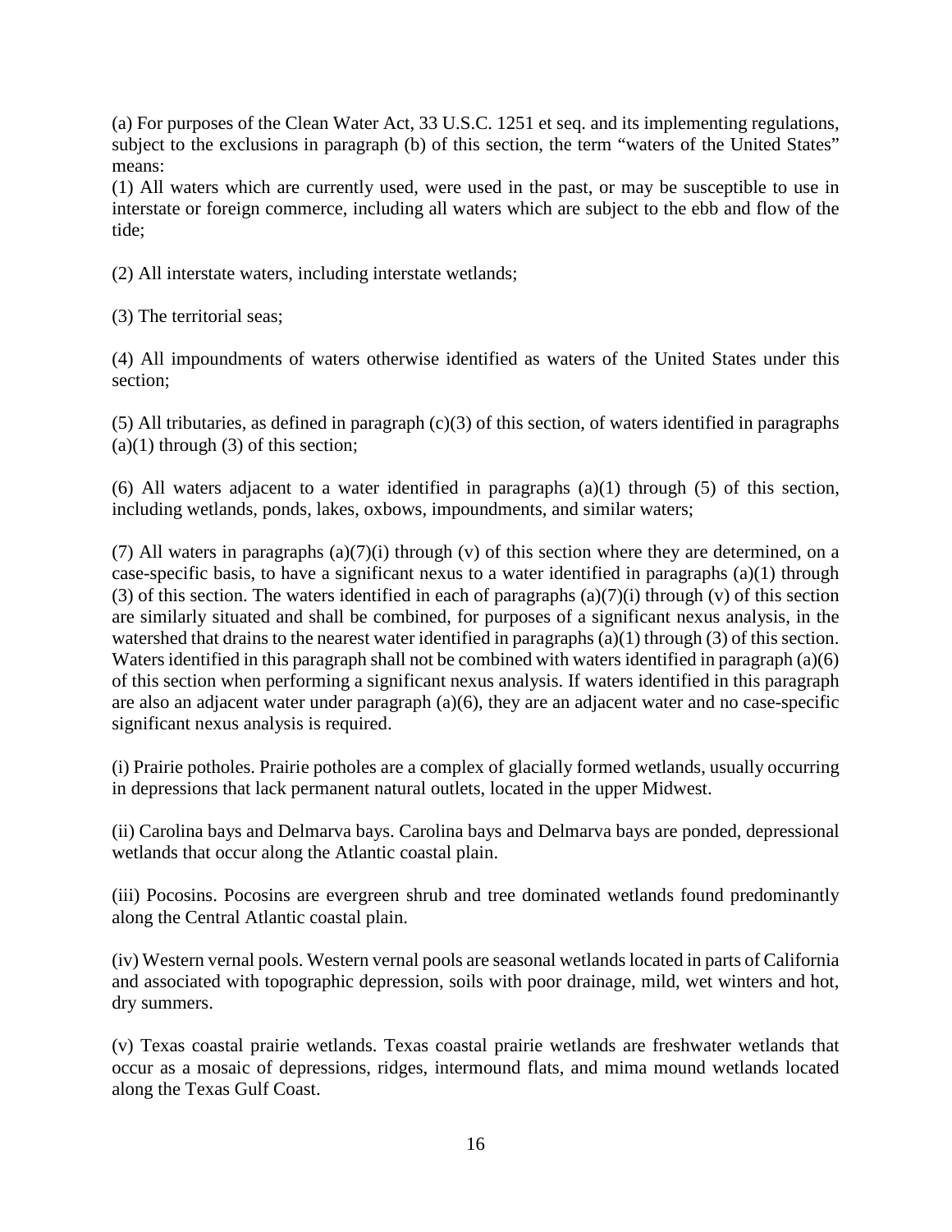(a) For purposes of the Clean Water Act, 33 U.S.C. 1251 et seq. and its implementing regulations, subject to the exclusions in paragraph (b) of this section, the term "waters of the United States" means:

(1) All waters which are currently used, were used in the past, or may be susceptible to use in interstate or foreign commerce, including all waters which are subject to the ebb and flow of the tide;

(2) All interstate waters, including interstate wetlands;

(3) The territorial seas;

(4) All impoundments of waters otherwise identified as waters of the United States under this section;

(5) All tributaries, as defined in paragraph (c)(3) of this section, of waters identified in paragraphs (a)(1) through (3) of this section;

(6) All waters adjacent to a water identified in paragraphs (a)(1) through (5) of this section, including wetlands, ponds, lakes, oxbows, impoundments, and similar waters;

(7) All waters in paragraphs (a)(7)(i) through (v) of this section where they are determined, on a case-specific basis, to have a significant nexus to a water identified in paragraphs (a)(1) through (3) of this section. The waters identified in each of paragraphs (a)(7)(i) through (v) of this section are similarly situated and shall be combined, for purposes of a significant nexus analysis, in the watershed that drains to the nearest water identified in paragraphs (a)(1) through (3) of this section. Waters identified in this paragraph shall not be combined with waters identified in paragraph (a)(6) of this section when performing a significant nexus analysis. If waters identified in this paragraph are also an adjacent water under paragraph (a)(6), they are an adjacent water and no case-specific significant nexus analysis is required.

(i) Prairie potholes. Prairie potholes are a complex of glacially formed wetlands, usually occurring in depressions that lack permanent natural outlets, located in the upper Midwest.

(ii) Carolina bays and Delmarva bays. Carolina bays and Delmarva bays are ponded, depressional wetlands that occur along the Atlantic coastal plain.

(iii) Pocosins. Pocosins are evergreen shrub and tree dominated wetlands found predominantly along the Central Atlantic coastal plain.

(iv) Western vernal pools. Western vernal pools are seasonal wetlands located in parts of California and associated with topographic depression, soils with poor drainage, mild, wet winters and hot, dry summers.

(v) Texas coastal prairie wetlands. Texas coastal prairie wetlands are freshwater wetlands that occur as a mosaic of depressions, ridges, intermound flats, and mima mound wetlands located along the Texas Gulf Coast.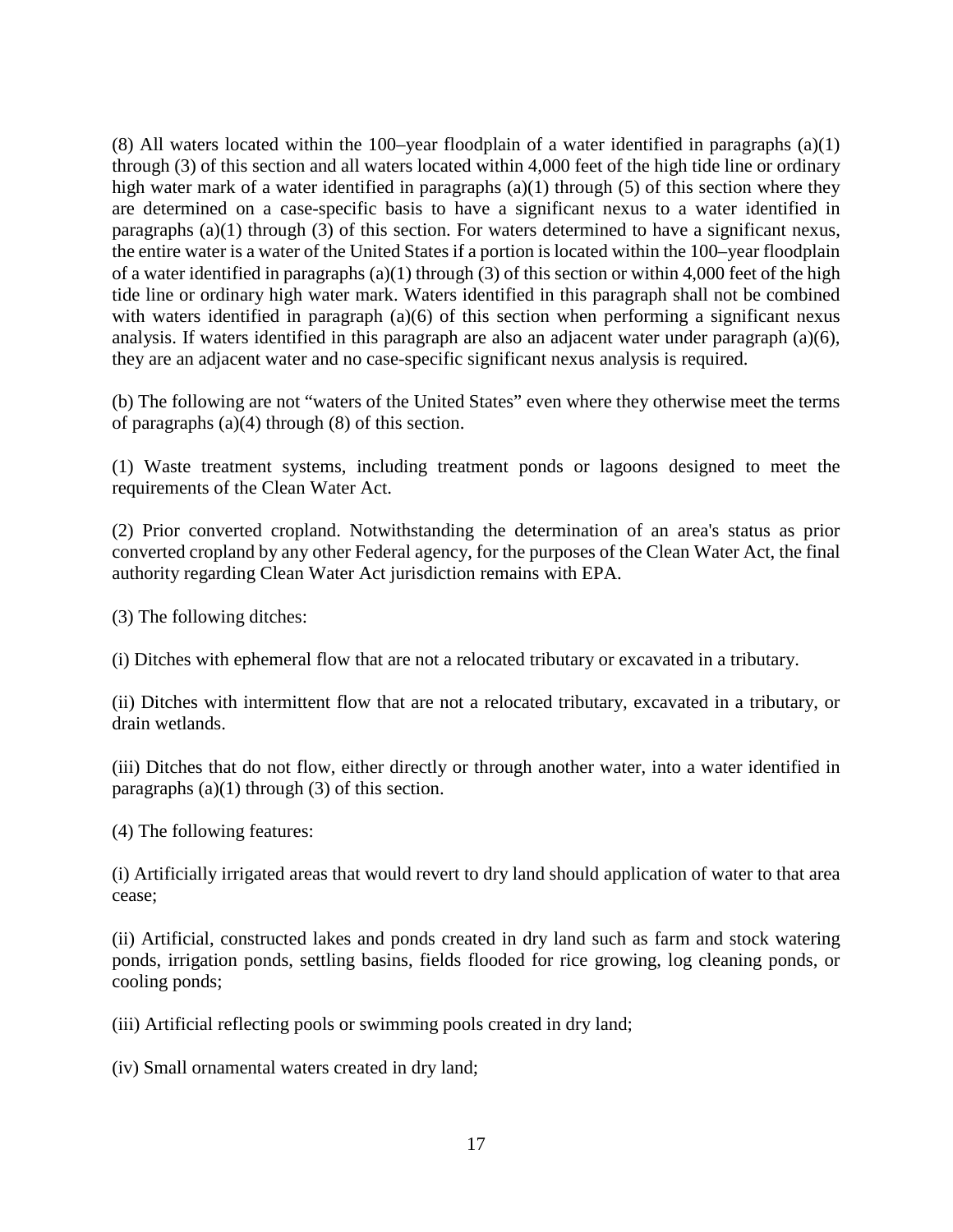(8) All waters located within the 100–year floodplain of a water identified in paragraphs (a)(1) through (3) of this section and all waters located within 4,000 feet of the high tide line or ordinary high water mark of a water identified in paragraphs (a)(1) through (5) of this section where they are determined on a case-specific basis to have a significant nexus to a water identified in paragraphs (a)(1) through (3) of this section. For waters determined to have a significant nexus, the entire water is a water of the United States if a portion is located within the 100–year floodplain of a water identified in paragraphs (a)(1) through (3) of this section or within 4,000 feet of the high tide line or ordinary high water mark. Waters identified in this paragraph shall not be combined with waters identified in paragraph (a)(6) of this section when performing a significant nexus analysis. If waters identified in this paragraph are also an adjacent water under paragraph (a)(6), they are an adjacent water and no case-specific significant nexus analysis is required.

(b) The following are not "waters of the United States" even where they otherwise meet the terms of paragraphs (a)(4) through (8) of this section.

(1) Waste treatment systems, including treatment ponds or lagoons designed to meet the requirements of the Clean Water Act.

(2) Prior converted cropland. Notwithstanding the determination of an area's status as prior converted cropland by any other Federal agency, for the purposes of the Clean Water Act, the final authority regarding Clean Water Act jurisdiction remains with EPA.

(3) The following ditches:

(i) Ditches with ephemeral flow that are not a relocated tributary or excavated in a tributary.

(ii) Ditches with intermittent flow that are not a relocated tributary, excavated in a tributary, or drain wetlands.

(iii) Ditches that do not flow, either directly or through another water, into a water identified in paragraphs (a)(1) through (3) of this section.

(4) The following features:

(i) Artificially irrigated areas that would revert to dry land should application of water to that area cease;

(ii) Artificial, constructed lakes and ponds created in dry land such as farm and stock watering ponds, irrigation ponds, settling basins, fields flooded for rice growing, log cleaning ponds, or cooling ponds;

(iii) Artificial reflecting pools or swimming pools created in dry land;

(iv) Small ornamental waters created in dry land;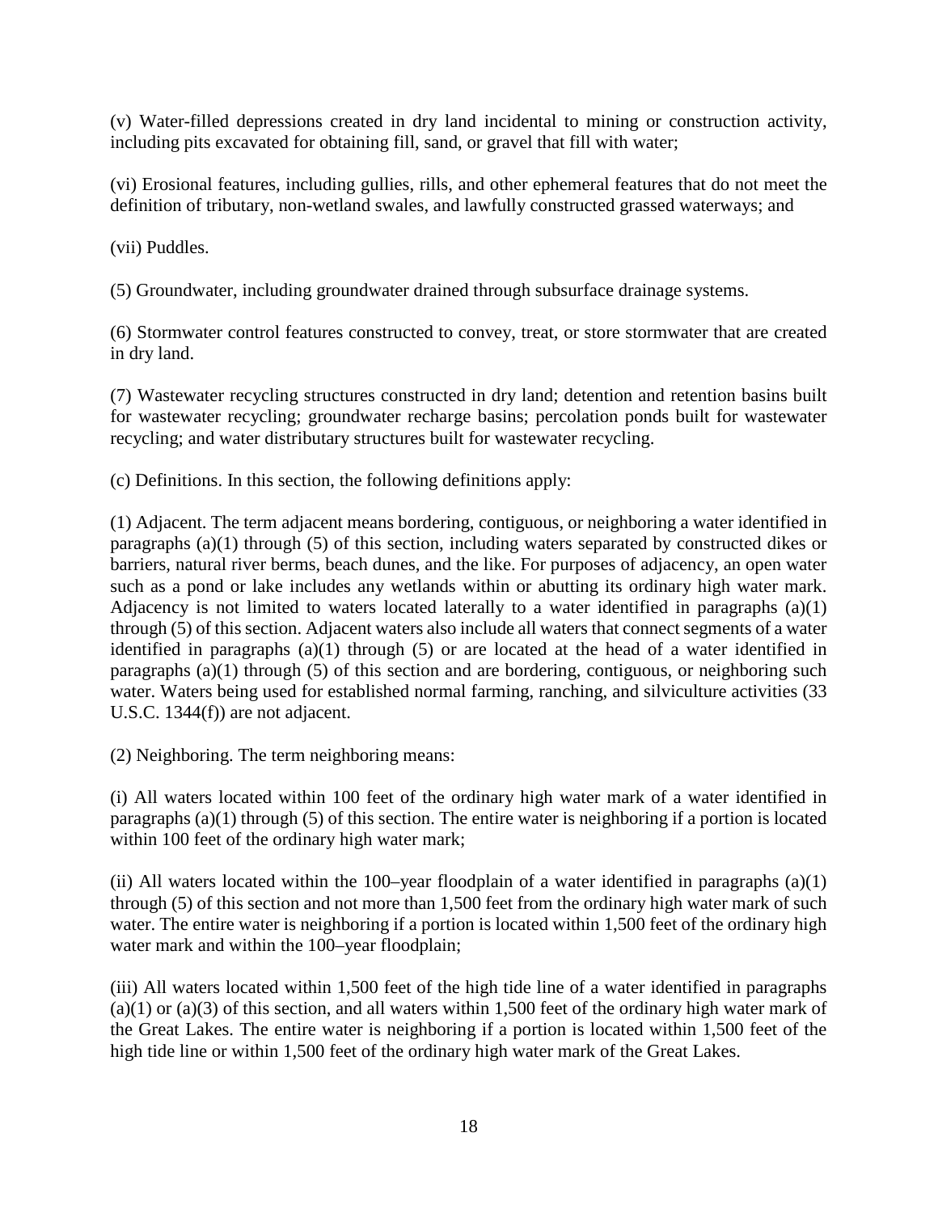(v) Water-filled depressions created in dry land incidental to mining or construction activity, including pits excavated for obtaining fill, sand, or gravel that fill with water;

(vi) Erosional features, including gullies, rills, and other ephemeral features that do not meet the definition of tributary, non-wetland swales, and lawfully constructed grassed waterways; and

(vii) Puddles.

(5) Groundwater, including groundwater drained through subsurface drainage systems.

(6) Stormwater control features constructed to convey, treat, or store stormwater that are created in dry land.

(7) Wastewater recycling structures constructed in dry land; detention and retention basins built for wastewater recycling; groundwater recharge basins; percolation ponds built for wastewater recycling; and water distributary structures built for wastewater recycling.

(c) Definitions. In this section, the following definitions apply:

(1) Adjacent. The term adjacent means bordering, contiguous, or neighboring a water identified in paragraphs (a)(1) through (5) of this section, including waters separated by constructed dikes or barriers, natural river berms, beach dunes, and the like. For purposes of adjacency, an open water such as a pond or lake includes any wetlands within or abutting its ordinary high water mark. Adjacency is not limited to waters located laterally to a water identified in paragraphs (a)(1) through (5) of this section. Adjacent waters also include all waters that connect segments of a water identified in paragraphs (a)(1) through (5) or are located at the head of a water identified in paragraphs (a)(1) through (5) of this section and are bordering, contiguous, or neighboring such water. Waters being used for established normal farming, ranching, and silviculture activities (33 U.S.C. 1344(f)) are not adjacent.

(2) Neighboring. The term neighboring means:

(i) All waters located within 100 feet of the ordinary high water mark of a water identified in paragraphs (a)(1) through (5) of this section. The entire water is neighboring if a portion is located within 100 feet of the ordinary high water mark;

(ii) All waters located within the 100–year floodplain of a water identified in paragraphs (a)(1) through (5) of this section and not more than 1,500 feet from the ordinary high water mark of such water. The entire water is neighboring if a portion is located within 1,500 feet of the ordinary high water mark and within the 100–year floodplain;

(iii) All waters located within 1,500 feet of the high tide line of a water identified in paragraphs (a)(1) or (a)(3) of this section, and all waters within 1,500 feet of the ordinary high water mark of the Great Lakes. The entire water is neighboring if a portion is located within 1,500 feet of the high tide line or within 1,500 feet of the ordinary high water mark of the Great Lakes.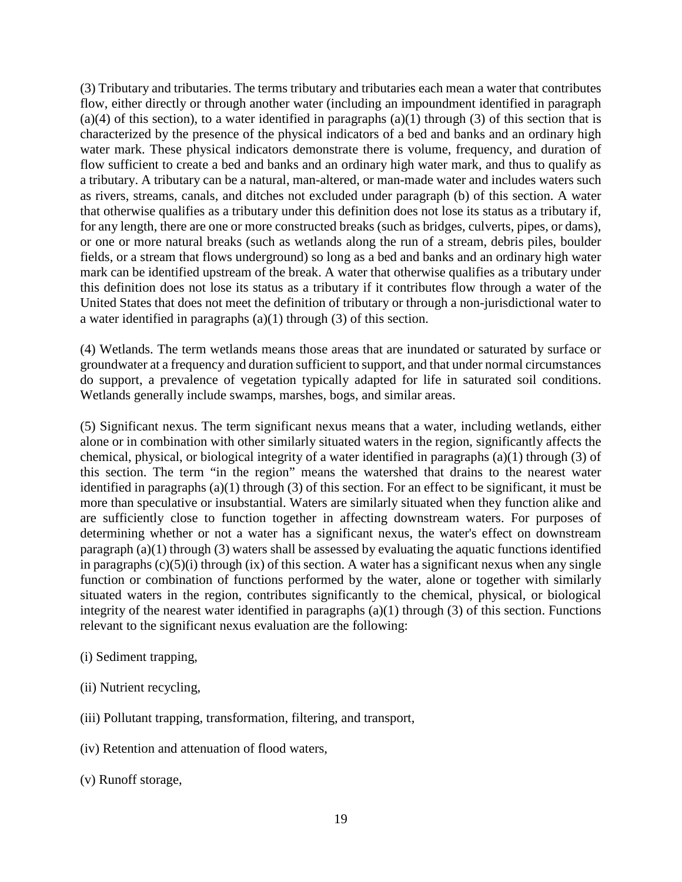(3) Tributary and tributaries. The terms tributary and tributaries each mean a water that contributes flow, either directly or through another water (including an impoundment identified in paragraph (a)(4) of this section), to a water identified in paragraphs (a)(1) through (3) of this section that is characterized by the presence of the physical indicators of a bed and banks and an ordinary high water mark. These physical indicators demonstrate there is volume, frequency, and duration of flow sufficient to create a bed and banks and an ordinary high water mark, and thus to qualify as a tributary. A tributary can be a natural, man-altered, or man-made water and includes waters such as rivers, streams, canals, and ditches not excluded under paragraph (b) of this section. A water that otherwise qualifies as a tributary under this definition does not lose its status as a tributary if, for any length, there are one or more constructed breaks (such as bridges, culverts, pipes, or dams), or one or more natural breaks (such as wetlands along the run of a stream, debris piles, boulder fields, or a stream that flows underground) so long as a bed and banks and an ordinary high water mark can be identified upstream of the break. A water that otherwise qualifies as a tributary under this definition does not lose its status as a tributary if it contributes flow through a water of the United States that does not meet the definition of tributary or through a non-jurisdictional water to a water identified in paragraphs (a)(1) through (3) of this section.

(4) Wetlands. The term wetlands means those areas that are inundated or saturated by surface or groundwater at a frequency and duration sufficient to support, and that under normal circumstances do support, a prevalence of vegetation typically adapted for life in saturated soil conditions. Wetlands generally include swamps, marshes, bogs, and similar areas.

(5) Significant nexus. The term significant nexus means that a water, including wetlands, either alone or in combination with other similarly situated waters in the region, significantly affects the chemical, physical, or biological integrity of a water identified in paragraphs (a)(1) through (3) of this section. The term "in the region" means the watershed that drains to the nearest water identified in paragraphs (a)(1) through (3) of this section. For an effect to be significant, it must be more than speculative or insubstantial. Waters are similarly situated when they function alike and are sufficiently close to function together in affecting downstream waters. For purposes of determining whether or not a water has a significant nexus, the water's effect on downstream paragraph (a)(1) through (3) waters shall be assessed by evaluating the aquatic functions identified in paragraphs (c)(5)(i) through (ix) of this section. A water has a significant nexus when any single function or combination of functions performed by the water, alone or together with similarly situated waters in the region, contributes significantly to the chemical, physical, or biological integrity of the nearest water identified in paragraphs (a)(1) through (3) of this section. Functions relevant to the significant nexus evaluation are the following:

(i) Sediment trapping,

(ii) Nutrient recycling,

(iii) Pollutant trapping, transformation, filtering, and transport,

(iv) Retention and attenuation of flood waters,

(v) Runoff storage,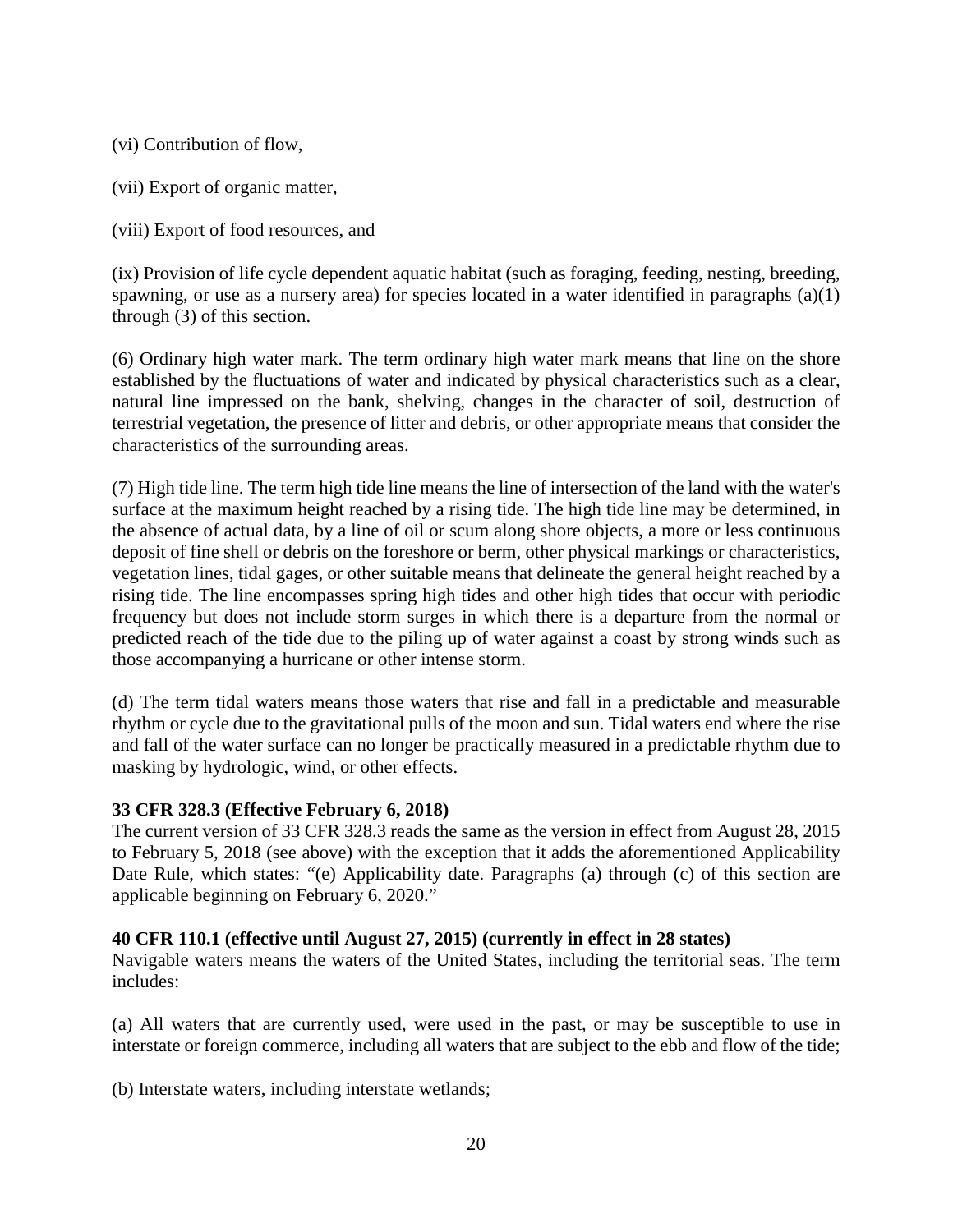(vi) Contribution of flow,

(vii) Export of organic matter,

(viii) Export of food resources, and

(ix) Provision of life cycle dependent aquatic habitat (such as foraging, feeding, nesting, breeding, spawning, or use as a nursery area) for species located in a water identified in paragraphs (a)(1) through (3) of this section.

(6) Ordinary high water mark. The term ordinary high water mark means that line on the shore established by the fluctuations of water and indicated by physical characteristics such as a clear, natural line impressed on the bank, shelving, changes in the character of soil, destruction of terrestrial vegetation, the presence of litter and debris, or other appropriate means that consider the characteristics of the surrounding areas.

(7) High tide line. The term high tide line means the line of intersection of the land with the water's surface at the maximum height reached by a rising tide. The high tide line may be determined, in the absence of actual data, by a line of oil or scum along shore objects, a more or less continuous deposit of fine shell or debris on the foreshore or berm, other physical markings or characteristics, vegetation lines, tidal gages, or other suitable means that delineate the general height reached by a rising tide. The line encompasses spring high tides and other high tides that occur with periodic frequency but does not include storm surges in which there is a departure from the normal or predicted reach of the tide due to the piling up of water against a coast by strong winds such as those accompanying a hurricane or other intense storm.

(d) The term tidal waters means those waters that rise and fall in a predictable and measurable rhythm or cycle due to the gravitational pulls of the moon and sun. Tidal waters end where the rise and fall of the water surface can no longer be practically measured in a predictable rhythm due to masking by hydrologic, wind, or other effects.

**33 CFR 328.3 (Effective February 6, 2018)**
The current version of 33 CFR 328.3 reads the same as the version in effect from August 28, 2015 to February 5, 2018 (see above) with the exception that it adds the aforementioned Applicability Date Rule, which states: "(e) Applicability date. Paragraphs (a) through (c) of this section are applicable beginning on February 6, 2020."

**40 CFR 110.1 (effective until August 27, 2015) (currently in effect in 28 states)**
Navigable waters means the waters of the United States, including the territorial seas. The term includes:

(a) All waters that are currently used, were used in the past, or may be susceptible to use in interstate or foreign commerce, including all waters that are subject to the ebb and flow of the tide;

(b) Interstate waters, including interstate wetlands;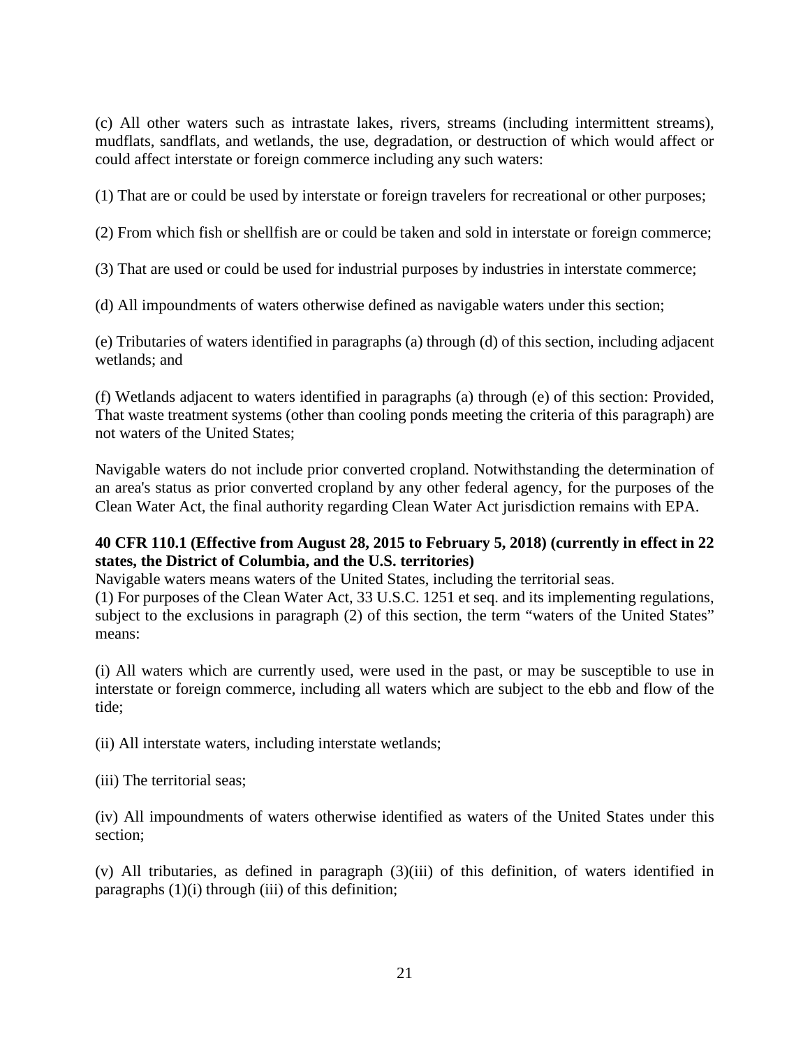(c) All other waters such as intrastate lakes, rivers, streams (including intermittent streams), mudflats, sandflats, and wetlands, the use, degradation, or destruction of which would affect or could affect interstate or foreign commerce including any such waters:

(1) That are or could be used by interstate or foreign travelers for recreational or other purposes;

(2) From which fish or shellfish are or could be taken and sold in interstate or foreign commerce;

(3) That are used or could be used for industrial purposes by industries in interstate commerce;

(d) All impoundments of waters otherwise defined as navigable waters under this section;

(e) Tributaries of waters identified in paragraphs (a) through (d) of this section, including adjacent wetlands; and

(f) Wetlands adjacent to waters identified in paragraphs (a) through (e) of this section: Provided, That waste treatment systems (other than cooling ponds meeting the criteria of this paragraph) are not waters of the United States;

Navigable waters do not include prior converted cropland. Notwithstanding the determination of an area's status as prior converted cropland by any other federal agency, for the purposes of the Clean Water Act, the final authority regarding Clean Water Act jurisdiction remains with EPA.

**40 CFR 110.1 (Effective from August 28, 2015 to February 5, 2018) (currently in effect in 22 states, the District of Columbia, and the U.S. territories)**

Navigable waters means waters of the United States, including the territorial seas.

(1) For purposes of the Clean Water Act, 33 U.S.C. 1251 et seq. and its implementing regulations, subject to the exclusions in paragraph (2) of this section, the term "waters of the United States" means:

(i) All waters which are currently used, were used in the past, or may be susceptible to use in interstate or foreign commerce, including all waters which are subject to the ebb and flow of the tide;

(ii) All interstate waters, including interstate wetlands;

(iii) The territorial seas;

(iv) All impoundments of waters otherwise identified as waters of the United States under this section;

(v) All tributaries, as defined in paragraph (3)(iii) of this definition, of waters identified in paragraphs (1)(i) through (iii) of this definition;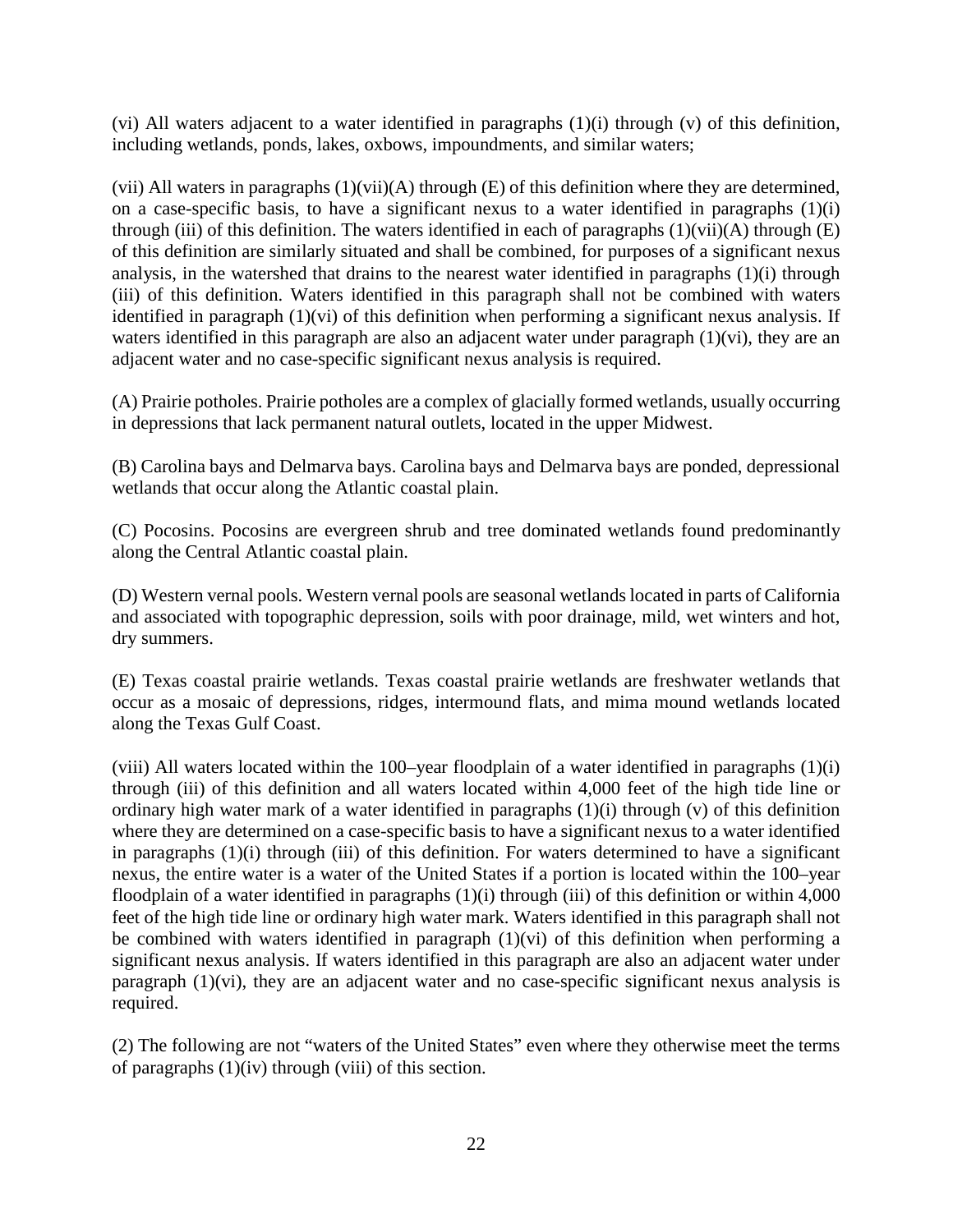(vi) All waters adjacent to a water identified in paragraphs (1)(i) through (v) of this definition, including wetlands, ponds, lakes, oxbows, impoundments, and similar waters;

(vii) All waters in paragraphs (1)(vii)(A) through (E) of this definition where they are determined, on a case-specific basis, to have a significant nexus to a water identified in paragraphs (1)(i) through (iii) of this definition. The waters identified in each of paragraphs (1)(vii)(A) through (E) of this definition are similarly situated and shall be combined, for purposes of a significant nexus analysis, in the watershed that drains to the nearest water identified in paragraphs (1)(i) through (iii) of this definition. Waters identified in this paragraph shall not be combined with waters identified in paragraph (1)(vi) of this definition when performing a significant nexus analysis. If waters identified in this paragraph are also an adjacent water under paragraph (1)(vi), they are an adjacent water and no case-specific significant nexus analysis is required.

(A) Prairie potholes. Prairie potholes are a complex of glacially formed wetlands, usually occurring in depressions that lack permanent natural outlets, located in the upper Midwest.

(B) Carolina bays and Delmarva bays. Carolina bays and Delmarva bays are ponded, depressional wetlands that occur along the Atlantic coastal plain.

(C) Pocosins. Pocosins are evergreen shrub and tree dominated wetlands found predominantly along the Central Atlantic coastal plain.

(D) Western vernal pools. Western vernal pools are seasonal wetlands located in parts of California and associated with topographic depression, soils with poor drainage, mild, wet winters and hot, dry summers.

(E) Texas coastal prairie wetlands. Texas coastal prairie wetlands are freshwater wetlands that occur as a mosaic of depressions, ridges, intermound flats, and mima mound wetlands located along the Texas Gulf Coast.

(viii) All waters located within the 100–year floodplain of a water identified in paragraphs (1)(i) through (iii) of this definition and all waters located within 4,000 feet of the high tide line or ordinary high water mark of a water identified in paragraphs (1)(i) through (v) of this definition where they are determined on a case-specific basis to have a significant nexus to a water identified in paragraphs (1)(i) through (iii) of this definition. For waters determined to have a significant nexus, the entire water is a water of the United States if a portion is located within the 100–year floodplain of a water identified in paragraphs (1)(i) through (iii) of this definition or within 4,000 feet of the high tide line or ordinary high water mark. Waters identified in this paragraph shall not be combined with waters identified in paragraph (1)(vi) of this definition when performing a significant nexus analysis. If waters identified in this paragraph are also an adjacent water under paragraph (1)(vi), they are an adjacent water and no case-specific significant nexus analysis is required.

(2) The following are not "waters of the United States" even where they otherwise meet the terms of paragraphs (1)(iv) through (viii) of this section.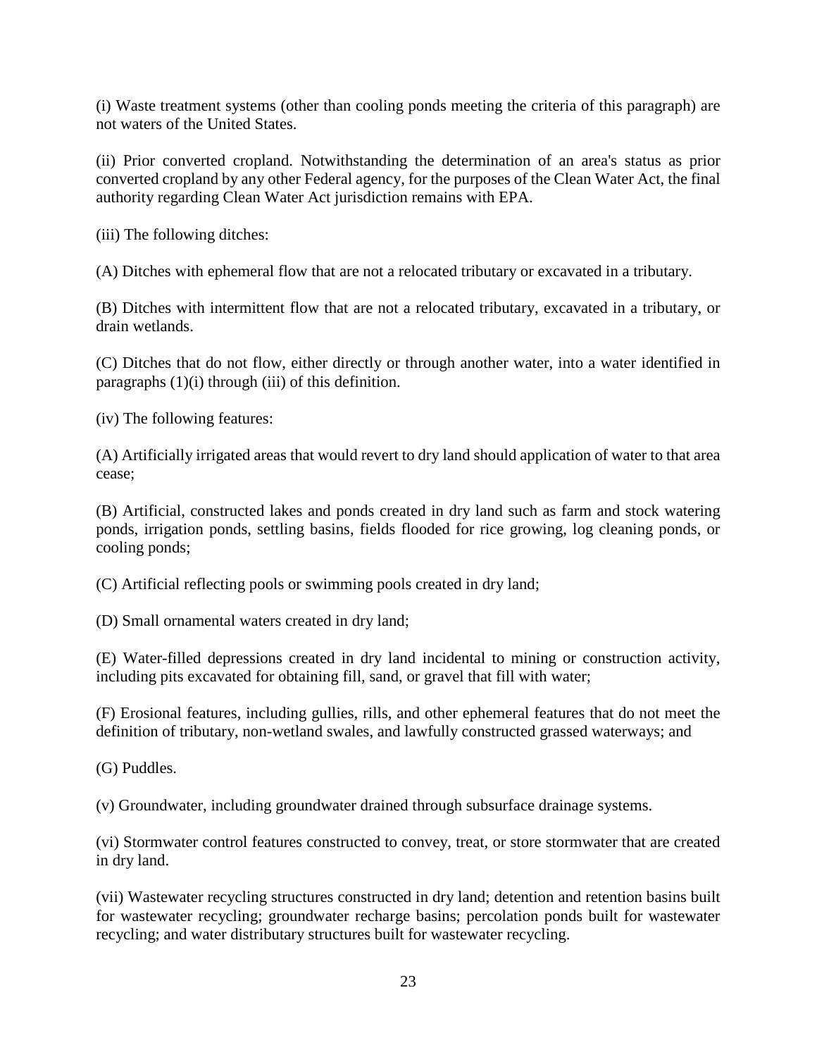(i) Waste treatment systems (other than cooling ponds meeting the criteria of this paragraph) are not waters of the United States.

(ii) Prior converted cropland. Notwithstanding the determination of an area's status as prior converted cropland by any other Federal agency, for the purposes of the Clean Water Act, the final authority regarding Clean Water Act jurisdiction remains with EPA.

(iii) The following ditches:

(A) Ditches with ephemeral flow that are not a relocated tributary or excavated in a tributary.

(B) Ditches with intermittent flow that are not a relocated tributary, excavated in a tributary, or drain wetlands.

(C) Ditches that do not flow, either directly or through another water, into a water identified in paragraphs (1)(i) through (iii) of this definition.

(iv) The following features:

(A) Artificially irrigated areas that would revert to dry land should application of water to that area cease;

(B) Artificial, constructed lakes and ponds created in dry land such as farm and stock watering ponds, irrigation ponds, settling basins, fields flooded for rice growing, log cleaning ponds, or cooling ponds;

(C) Artificial reflecting pools or swimming pools created in dry land;

(D) Small ornamental waters created in dry land;

(E) Water-filled depressions created in dry land incidental to mining or construction activity, including pits excavated for obtaining fill, sand, or gravel that fill with water;

(F) Erosional features, including gullies, rills, and other ephemeral features that do not meet the definition of tributary, non-wetland swales, and lawfully constructed grassed waterways; and

(G) Puddles.

(v) Groundwater, including groundwater drained through subsurface drainage systems.

(vi) Stormwater control features constructed to convey, treat, or store stormwater that are created in dry land.

(vii) Wastewater recycling structures constructed in dry land; detention and retention basins built for wastewater recycling; groundwater recharge basins; percolation ponds built for wastewater recycling; and water distributary structures built for wastewater recycling.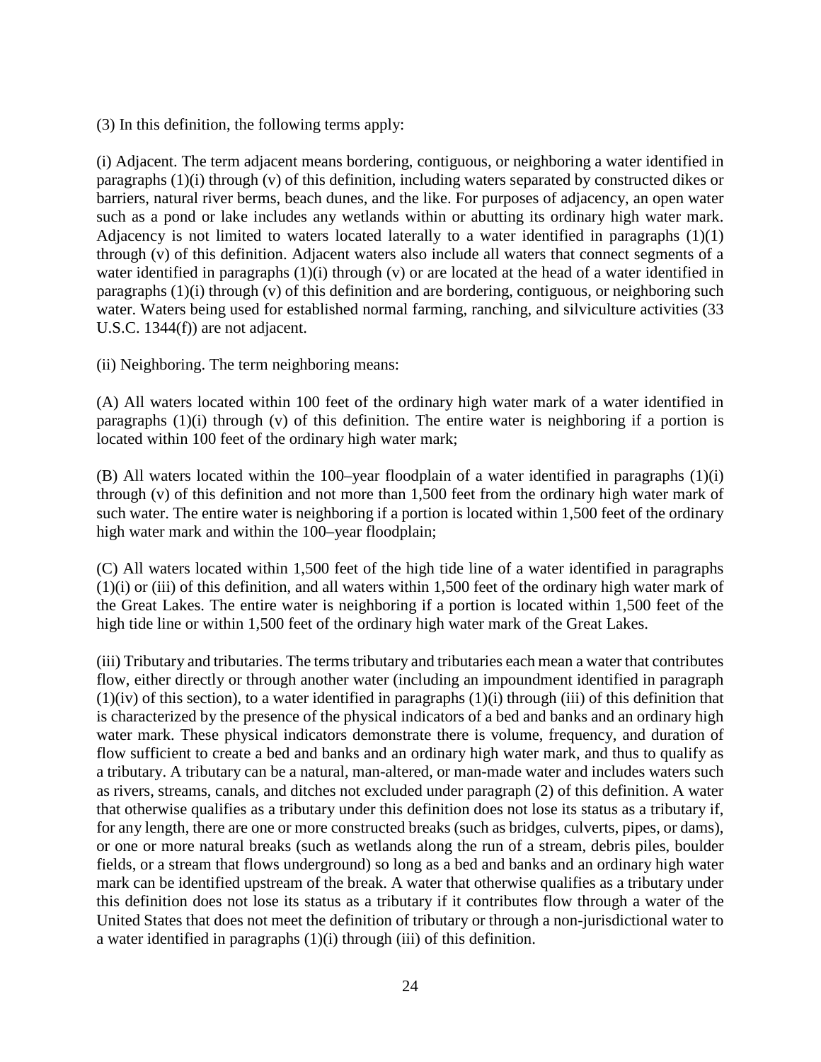(3) In this definition, the following terms apply:

(i) Adjacent. The term adjacent means bordering, contiguous, or neighboring a water identified in paragraphs (1)(i) through (v) of this definition, including waters separated by constructed dikes or barriers, natural river berms, beach dunes, and the like. For purposes of adjacency, an open water such as a pond or lake includes any wetlands within or abutting its ordinary high water mark. Adjacency is not limited to waters located laterally to a water identified in paragraphs (1)(1) through (v) of this definition. Adjacent waters also include all waters that connect segments of a water identified in paragraphs (1)(i) through (v) or are located at the head of a water identified in paragraphs (1)(i) through (v) of this definition and are bordering, contiguous, or neighboring such water. Waters being used for established normal farming, ranching, and silviculture activities (33 U.S.C. 1344(f)) are not adjacent.

(ii) Neighboring. The term neighboring means:

(A) All waters located within 100 feet of the ordinary high water mark of a water identified in paragraphs (1)(i) through (v) of this definition. The entire water is neighboring if a portion is located within 100 feet of the ordinary high water mark;

(B) All waters located within the 100–year floodplain of a water identified in paragraphs (1)(i) through (v) of this definition and not more than 1,500 feet from the ordinary high water mark of such water. The entire water is neighboring if a portion is located within 1,500 feet of the ordinary high water mark and within the 100–year floodplain;

(C) All waters located within 1,500 feet of the high tide line of a water identified in paragraphs (1)(i) or (iii) of this definition, and all waters within 1,500 feet of the ordinary high water mark of the Great Lakes. The entire water is neighboring if a portion is located within 1,500 feet of the high tide line or within 1,500 feet of the ordinary high water mark of the Great Lakes.

(iii) Tributary and tributaries. The terms tributary and tributaries each mean a water that contributes flow, either directly or through another water (including an impoundment identified in paragraph (1)(iv) of this section), to a water identified in paragraphs (1)(i) through (iii) of this definition that is characterized by the presence of the physical indicators of a bed and banks and an ordinary high water mark. These physical indicators demonstrate there is volume, frequency, and duration of flow sufficient to create a bed and banks and an ordinary high water mark, and thus to qualify as a tributary. A tributary can be a natural, man-altered, or man-made water and includes waters such as rivers, streams, canals, and ditches not excluded under paragraph (2) of this definition. A water that otherwise qualifies as a tributary under this definition does not lose its status as a tributary if, for any length, there are one or more constructed breaks (such as bridges, culverts, pipes, or dams), or one or more natural breaks (such as wetlands along the run of a stream, debris piles, boulder fields, or a stream that flows underground) so long as a bed and banks and an ordinary high water mark can be identified upstream of the break. A water that otherwise qualifies as a tributary under this definition does not lose its status as a tributary if it contributes flow through a water of the United States that does not meet the definition of tributary or through a non-jurisdictional water to a water identified in paragraphs (1)(i) through (iii) of this definition.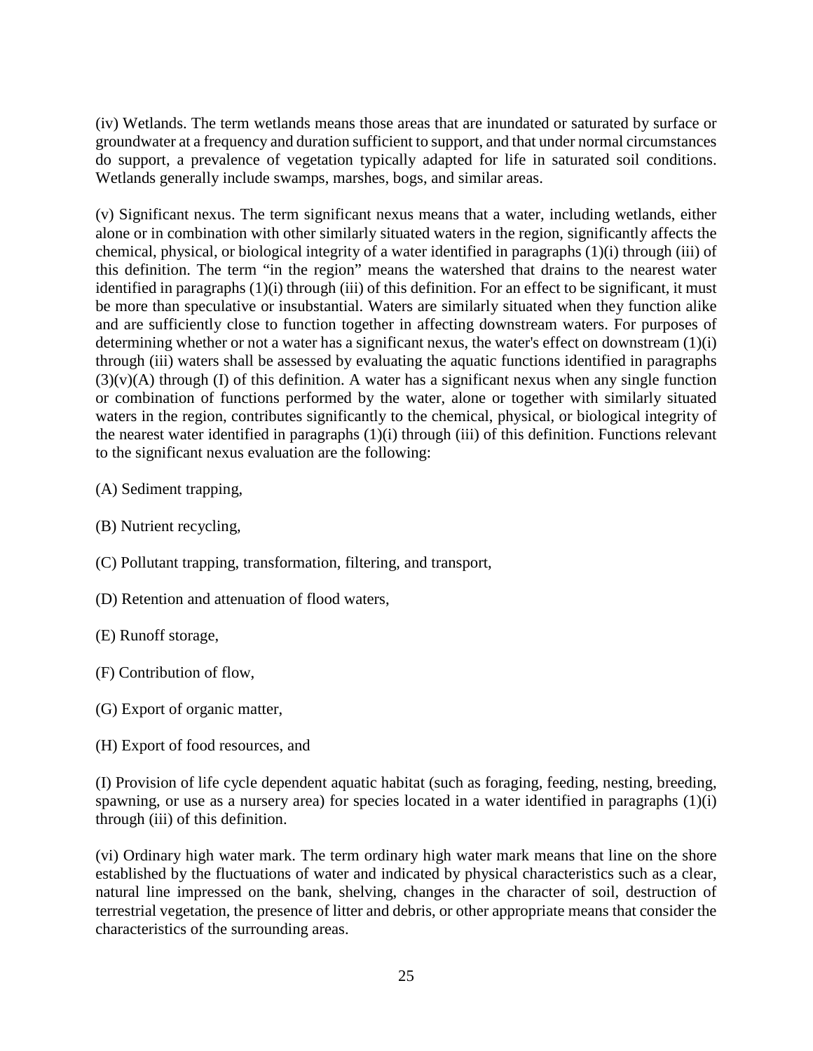(iv) Wetlands. The term wetlands means those areas that are inundated or saturated by surface or groundwater at a frequency and duration sufficient to support, and that under normal circumstances do support, a prevalence of vegetation typically adapted for life in saturated soil conditions. Wetlands generally include swamps, marshes, bogs, and similar areas.

(v) Significant nexus. The term significant nexus means that a water, including wetlands, either alone or in combination with other similarly situated waters in the region, significantly affects the chemical, physical, or biological integrity of a water identified in paragraphs (1)(i) through (iii) of this definition. The term "in the region" means the watershed that drains to the nearest water identified in paragraphs (1)(i) through (iii) of this definition. For an effect to be significant, it must be more than speculative or insubstantial. Waters are similarly situated when they function alike and are sufficiently close to function together in affecting downstream waters. For purposes of determining whether or not a water has a significant nexus, the water's effect on downstream (1)(i) through (iii) waters shall be assessed by evaluating the aquatic functions identified in paragraphs (3)(v)(A) through (I) of this definition. A water has a significant nexus when any single function or combination of functions performed by the water, alone or together with similarly situated waters in the region, contributes significantly to the chemical, physical, or biological integrity of the nearest water identified in paragraphs (1)(i) through (iii) of this definition. Functions relevant to the significant nexus evaluation are the following:

(A) Sediment trapping,

(B) Nutrient recycling,

(C) Pollutant trapping, transformation, filtering, and transport,

(D) Retention and attenuation of flood waters,

(E) Runoff storage,

(F) Contribution of flow,

(G) Export of organic matter,

(H) Export of food resources, and

(I) Provision of life cycle dependent aquatic habitat (such as foraging, feeding, nesting, breeding, spawning, or use as a nursery area) for species located in a water identified in paragraphs (1)(i) through (iii) of this definition.

(vi) Ordinary high water mark. The term ordinary high water mark means that line on the shore established by the fluctuations of water and indicated by physical characteristics such as a clear, natural line impressed on the bank, shelving, changes in the character of soil, destruction of terrestrial vegetation, the presence of litter and debris, or other appropriate means that consider the characteristics of the surrounding areas.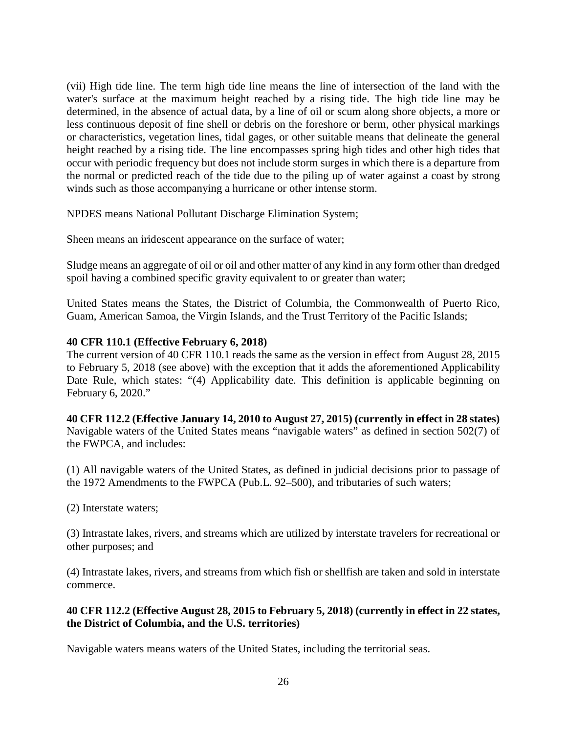(vii) High tide line. The term high tide line means the line of intersection of the land with the water's surface at the maximum height reached by a rising tide. The high tide line may be determined, in the absence of actual data, by a line of oil or scum along shore objects, a more or less continuous deposit of fine shell or debris on the foreshore or berm, other physical markings or characteristics, vegetation lines, tidal gages, or other suitable means that delineate the general height reached by a rising tide. The line encompasses spring high tides and other high tides that occur with periodic frequency but does not include storm surges in which there is a departure from the normal or predicted reach of the tide due to the piling up of water against a coast by strong winds such as those accompanying a hurricane or other intense storm.

NPDES means National Pollutant Discharge Elimination System;

Sheen means an iridescent appearance on the surface of water;

Sludge means an aggregate of oil or oil and other matter of any kind in any form other than dredged spoil having a combined specific gravity equivalent to or greater than water;

United States means the States, the District of Columbia, the Commonwealth of Puerto Rico, Guam, American Samoa, the Virgin Islands, and the Trust Territory of the Pacific Islands;

**40 CFR 110.1 (Effective February 6, 2018)**
The current version of 40 CFR 110.1 reads the same as the version in effect from August 28, 2015 to February 5, 2018 (see above) with the exception that it adds the aforementioned Applicability Date Rule, which states: "(4) Applicability date. This definition is applicable beginning on February 6, 2020."

**40 CFR 112.2 (Effective January 14, 2010 to August 27, 2015) (currently in effect in 28 states)**
Navigable waters of the United States means "navigable waters" as defined in section 502(7) of the FWPCA, and includes:

(1) All navigable waters of the United States, as defined in judicial decisions prior to passage of the 1972 Amendments to the FWPCA (Pub.L. 92–500), and tributaries of such waters;

(2) Interstate waters;

(3) Intrastate lakes, rivers, and streams which are utilized by interstate travelers for recreational or other purposes; and

(4) Intrastate lakes, rivers, and streams from which fish or shellfish are taken and sold in interstate commerce.

**40 CFR 112.2 (Effective August 28, 2015 to February 5, 2018) (currently in effect in 22 states, the District of Columbia, and the U.S. territories)**

Navigable waters means waters of the United States, including the territorial seas.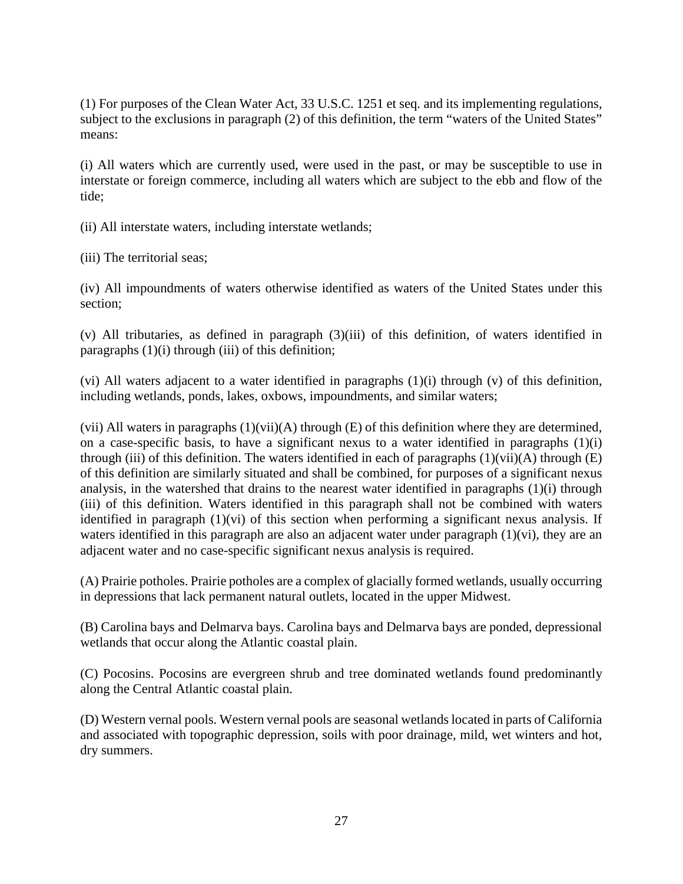(1) For purposes of the Clean Water Act, 33 U.S.C. 1251 et seq. and its implementing regulations, subject to the exclusions in paragraph (2) of this definition, the term "waters of the United States" means:

(i) All waters which are currently used, were used in the past, or may be susceptible to use in interstate or foreign commerce, including all waters which are subject to the ebb and flow of the tide;

(ii) All interstate waters, including interstate wetlands;

(iii) The territorial seas;

(iv) All impoundments of waters otherwise identified as waters of the United States under this section;

(v) All tributaries, as defined in paragraph (3)(iii) of this definition, of waters identified in paragraphs (1)(i) through (iii) of this definition;

(vi) All waters adjacent to a water identified in paragraphs (1)(i) through (v) of this definition, including wetlands, ponds, lakes, oxbows, impoundments, and similar waters;

(vii) All waters in paragraphs (1)(vii)(A) through (E) of this definition where they are determined, on a case-specific basis, to have a significant nexus to a water identified in paragraphs (1)(i) through (iii) of this definition. The waters identified in each of paragraphs (1)(vii)(A) through (E) of this definition are similarly situated and shall be combined, for purposes of a significant nexus analysis, in the watershed that drains to the nearest water identified in paragraphs (1)(i) through (iii) of this definition. Waters identified in this paragraph shall not be combined with waters identified in paragraph (1)(vi) of this section when performing a significant nexus analysis. If waters identified in this paragraph are also an adjacent water under paragraph (1)(vi), they are an adjacent water and no case-specific significant nexus analysis is required.

(A) Prairie potholes. Prairie potholes are a complex of glacially formed wetlands, usually occurring in depressions that lack permanent natural outlets, located in the upper Midwest.

(B) Carolina bays and Delmarva bays. Carolina bays and Delmarva bays are ponded, depressional wetlands that occur along the Atlantic coastal plain.

(C) Pocosins. Pocosins are evergreen shrub and tree dominated wetlands found predominantly along the Central Atlantic coastal plain.

(D) Western vernal pools. Western vernal pools are seasonal wetlands located in parts of California and associated with topographic depression, soils with poor drainage, mild, wet winters and hot, dry summers.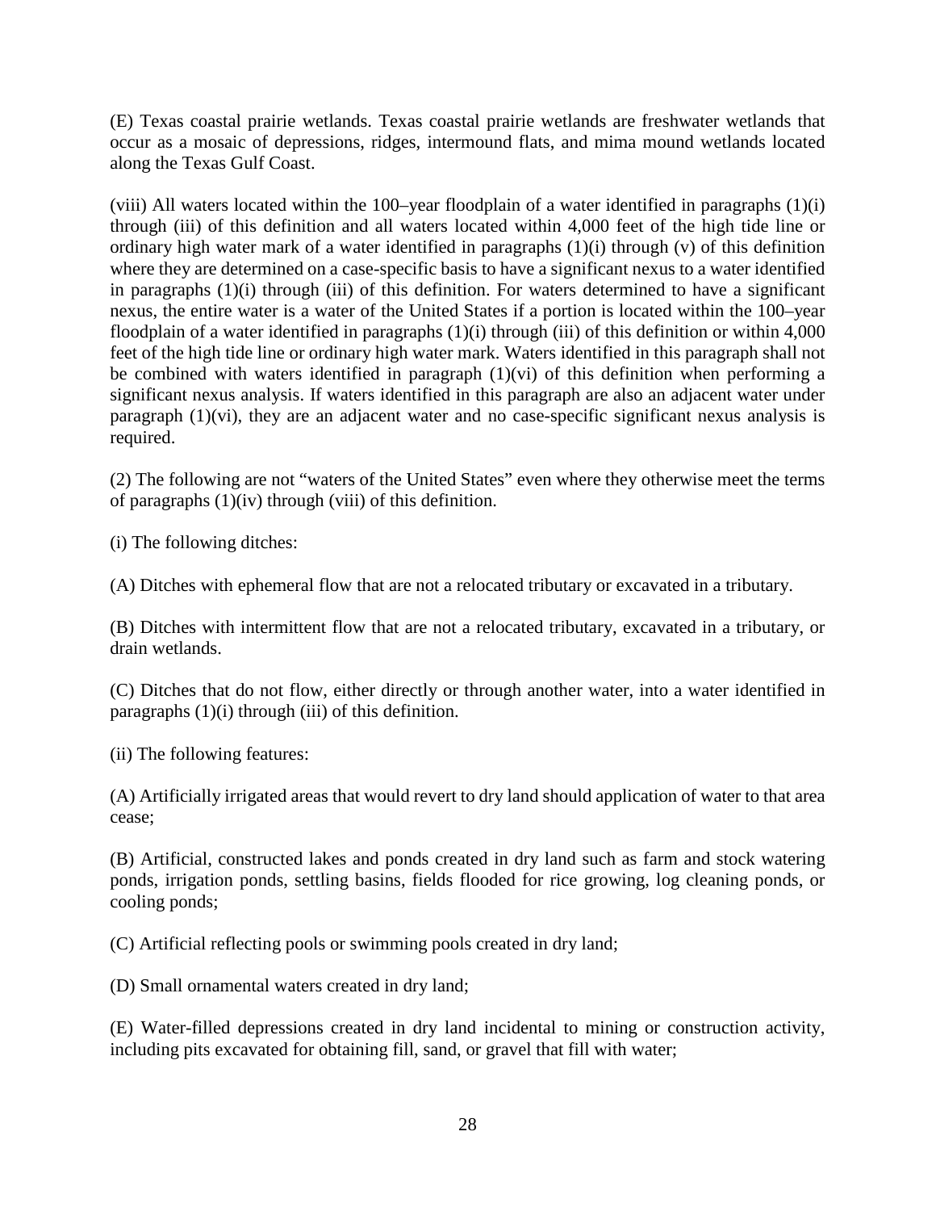(E) Texas coastal prairie wetlands. Texas coastal prairie wetlands are freshwater wetlands that occur as a mosaic of depressions, ridges, intermound flats, and mima mound wetlands located along the Texas Gulf Coast.

(viii) All waters located within the 100–year floodplain of a water identified in paragraphs (1)(i) through (iii) of this definition and all waters located within 4,000 feet of the high tide line or ordinary high water mark of a water identified in paragraphs (1)(i) through (v) of this definition where they are determined on a case-specific basis to have a significant nexus to a water identified in paragraphs (1)(i) through (iii) of this definition. For waters determined to have a significant nexus, the entire water is a water of the United States if a portion is located within the 100–year floodplain of a water identified in paragraphs (1)(i) through (iii) of this definition or within 4,000 feet of the high tide line or ordinary high water mark. Waters identified in this paragraph shall not be combined with waters identified in paragraph (1)(vi) of this definition when performing a significant nexus analysis. If waters identified in this paragraph are also an adjacent water under paragraph (1)(vi), they are an adjacent water and no case-specific significant nexus analysis is required.

(2) The following are not "waters of the United States" even where they otherwise meet the terms of paragraphs (1)(iv) through (viii) of this definition.

(i) The following ditches:

(A) Ditches with ephemeral flow that are not a relocated tributary or excavated in a tributary.

(B) Ditches with intermittent flow that are not a relocated tributary, excavated in a tributary, or drain wetlands.

(C) Ditches that do not flow, either directly or through another water, into a water identified in paragraphs (1)(i) through (iii) of this definition.

(ii) The following features:

(A) Artificially irrigated areas that would revert to dry land should application of water to that area cease;

(B) Artificial, constructed lakes and ponds created in dry land such as farm and stock watering ponds, irrigation ponds, settling basins, fields flooded for rice growing, log cleaning ponds, or cooling ponds;

(C) Artificial reflecting pools or swimming pools created in dry land;

(D) Small ornamental waters created in dry land;

(E) Water-filled depressions created in dry land incidental to mining or construction activity, including pits excavated for obtaining fill, sand, or gravel that fill with water;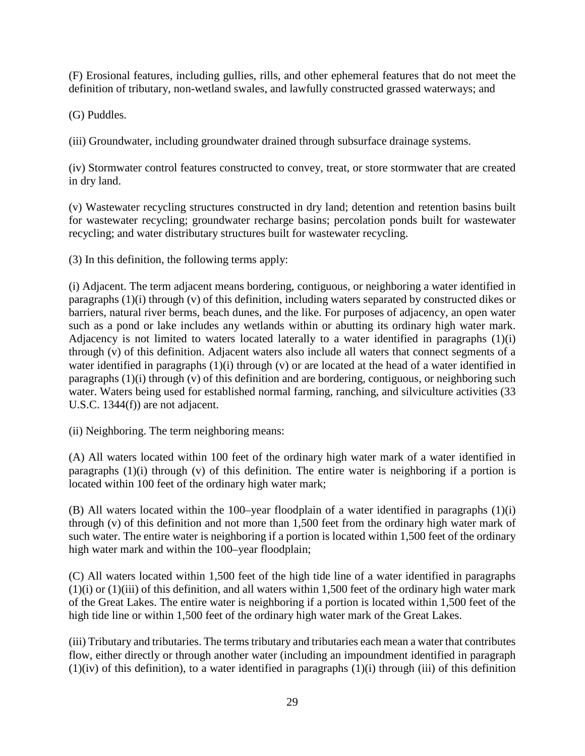(F) Erosional features, including gullies, rills, and other ephemeral features that do not meet the definition of tributary, non-wetland swales, and lawfully constructed grassed waterways; and

(G) Puddles.

(iii) Groundwater, including groundwater drained through subsurface drainage systems.

(iv) Stormwater control features constructed to convey, treat, or store stormwater that are created in dry land.

(v) Wastewater recycling structures constructed in dry land; detention and retention basins built for wastewater recycling; groundwater recharge basins; percolation ponds built for wastewater recycling; and water distributary structures built for wastewater recycling.

(3) In this definition, the following terms apply:

(i) Adjacent. The term adjacent means bordering, contiguous, or neighboring a water identified in paragraphs (1)(i) through (v) of this definition, including waters separated by constructed dikes or barriers, natural river berms, beach dunes, and the like. For purposes of adjacency, an open water such as a pond or lake includes any wetlands within or abutting its ordinary high water mark. Adjacency is not limited to waters located laterally to a water identified in paragraphs (1)(i) through (v) of this definition. Adjacent waters also include all waters that connect segments of a water identified in paragraphs (1)(i) through (v) or are located at the head of a water identified in paragraphs (1)(i) through (v) of this definition and are bordering, contiguous, or neighboring such water. Waters being used for established normal farming, ranching, and silviculture activities (33 U.S.C. 1344(f)) are not adjacent.

(ii) Neighboring. The term neighboring means:

(A) All waters located within 100 feet of the ordinary high water mark of a water identified in paragraphs (1)(i) through (v) of this definition. The entire water is neighboring if a portion is located within 100 feet of the ordinary high water mark;

(B) All waters located within the 100–year floodplain of a water identified in paragraphs (1)(i) through (v) of this definition and not more than 1,500 feet from the ordinary high water mark of such water. The entire water is neighboring if a portion is located within 1,500 feet of the ordinary high water mark and within the 100–year floodplain;

(C) All waters located within 1,500 feet of the high tide line of a water identified in paragraphs (1)(i) or (1)(iii) of this definition, and all waters within 1,500 feet of the ordinary high water mark of the Great Lakes. The entire water is neighboring if a portion is located within 1,500 feet of the high tide line or within 1,500 feet of the ordinary high water mark of the Great Lakes.

(iii) Tributary and tributaries. The terms tributary and tributaries each mean a water that contributes flow, either directly or through another water (including an impoundment identified in paragraph (1)(iv) of this definition), to a water identified in paragraphs (1)(i) through (iii) of this definition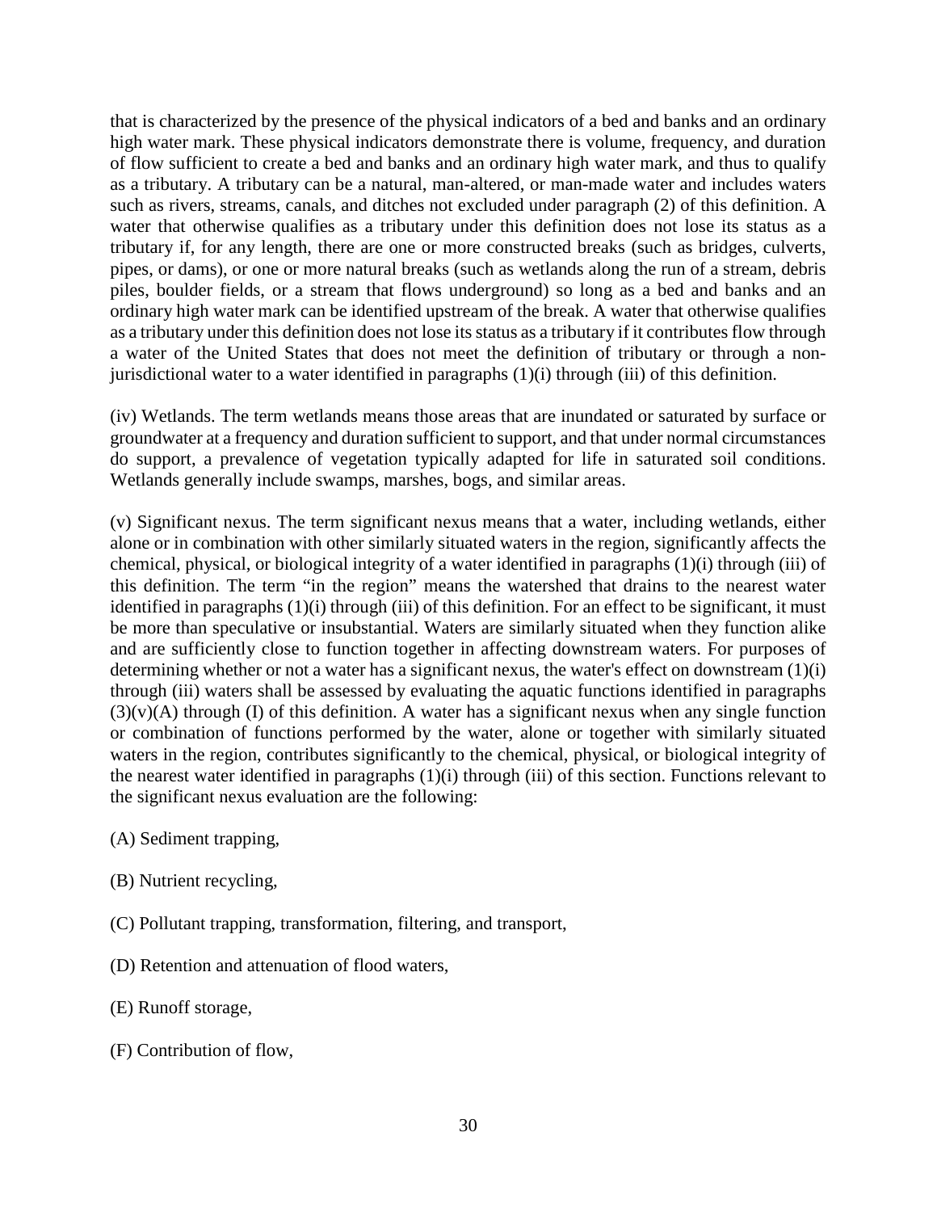that is characterized by the presence of the physical indicators of a bed and banks and an ordinary high water mark. These physical indicators demonstrate there is volume, frequency, and duration of flow sufficient to create a bed and banks and an ordinary high water mark, and thus to qualify as a tributary. A tributary can be a natural, man-altered, or man-made water and includes waters such as rivers, streams, canals, and ditches not excluded under paragraph (2) of this definition. A water that otherwise qualifies as a tributary under this definition does not lose its status as a tributary if, for any length, there are one or more constructed breaks (such as bridges, culverts, pipes, or dams), or one or more natural breaks (such as wetlands along the run of a stream, debris piles, boulder fields, or a stream that flows underground) so long as a bed and banks and an ordinary high water mark can be identified upstream of the break. A water that otherwise qualifies as a tributary under this definition does not lose its status as a tributary if it contributes flow through a water of the United States that does not meet the definition of tributary or through a non-jurisdictional water to a water identified in paragraphs (1)(i) through (iii) of this definition.

(iv) Wetlands. The term wetlands means those areas that are inundated or saturated by surface or groundwater at a frequency and duration sufficient to support, and that under normal circumstances do support, a prevalence of vegetation typically adapted for life in saturated soil conditions. Wetlands generally include swamps, marshes, bogs, and similar areas.

(v) Significant nexus. The term significant nexus means that a water, including wetlands, either alone or in combination with other similarly situated waters in the region, significantly affects the chemical, physical, or biological integrity of a water identified in paragraphs (1)(i) through (iii) of this definition. The term "in the region" means the watershed that drains to the nearest water identified in paragraphs (1)(i) through (iii) of this definition. For an effect to be significant, it must be more than speculative or insubstantial. Waters are similarly situated when they function alike and are sufficiently close to function together in affecting downstream waters. For purposes of determining whether or not a water has a significant nexus, the water's effect on downstream (1)(i) through (iii) waters shall be assessed by evaluating the aquatic functions identified in paragraphs (3)(v)(A) through (I) of this definition. A water has a significant nexus when any single function or combination of functions performed by the water, alone or together with similarly situated waters in the region, contributes significantly to the chemical, physical, or biological integrity of the nearest water identified in paragraphs (1)(i) through (iii) of this section. Functions relevant to the significant nexus evaluation are the following:

(A) Sediment trapping,

(B) Nutrient recycling,

(C) Pollutant trapping, transformation, filtering, and transport,

(D) Retention and attenuation of flood waters,

(E) Runoff storage,

(F) Contribution of flow,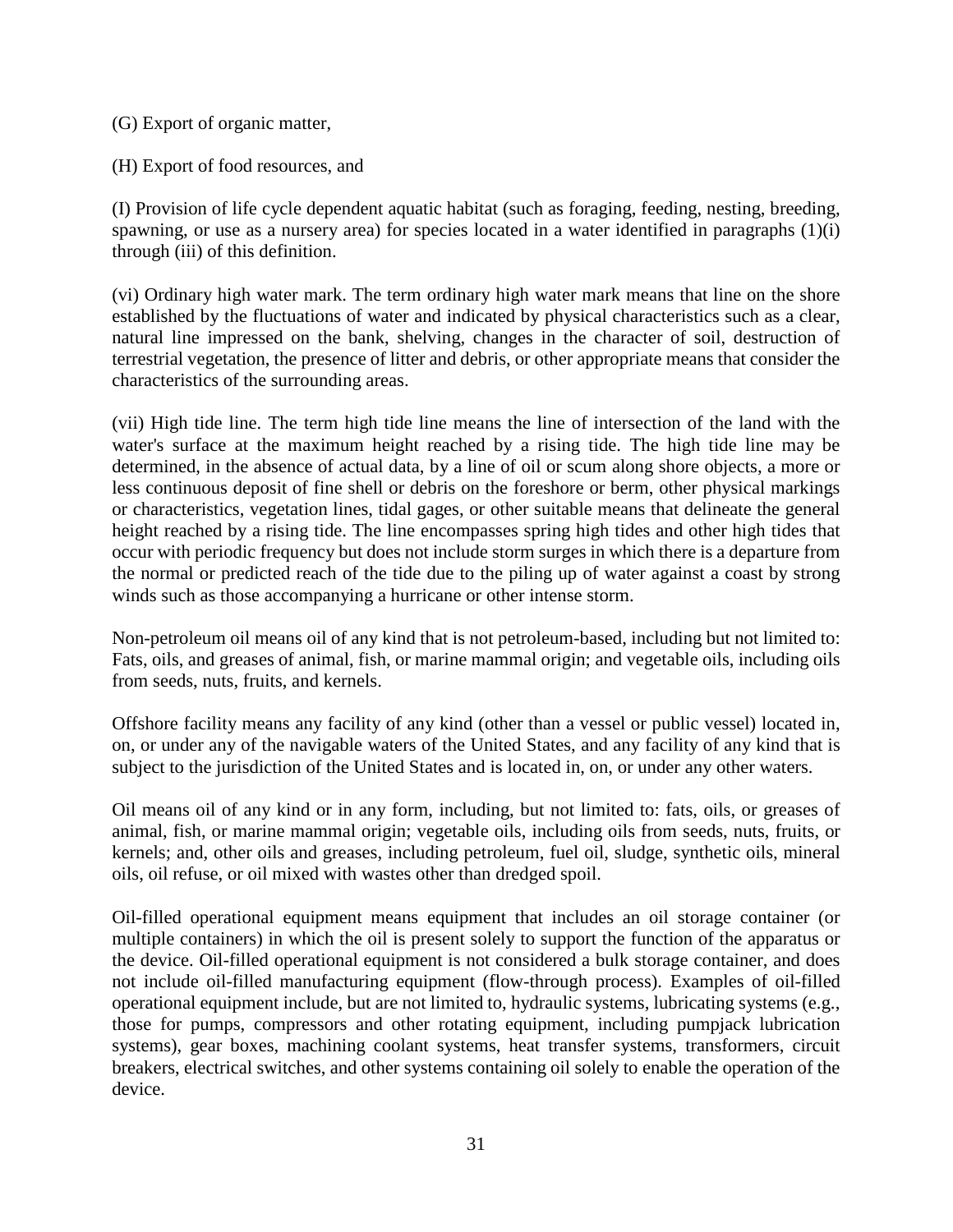(G) Export of organic matter,

(H) Export of food resources, and

(I) Provision of life cycle dependent aquatic habitat (such as foraging, feeding, nesting, breeding, spawning, or use as a nursery area) for species located in a water identified in paragraphs (1)(i) through (iii) of this definition.

(vi) Ordinary high water mark. The term ordinary high water mark means that line on the shore established by the fluctuations of water and indicated by physical characteristics such as a clear, natural line impressed on the bank, shelving, changes in the character of soil, destruction of terrestrial vegetation, the presence of litter and debris, or other appropriate means that consider the characteristics of the surrounding areas.

(vii) High tide line. The term high tide line means the line of intersection of the land with the water's surface at the maximum height reached by a rising tide. The high tide line may be determined, in the absence of actual data, by a line of oil or scum along shore objects, a more or less continuous deposit of fine shell or debris on the foreshore or berm, other physical markings or characteristics, vegetation lines, tidal gages, or other suitable means that delineate the general height reached by a rising tide. The line encompasses spring high tides and other high tides that occur with periodic frequency but does not include storm surges in which there is a departure from the normal or predicted reach of the tide due to the piling up of water against a coast by strong winds such as those accompanying a hurricane or other intense storm.

Non-petroleum oil means oil of any kind that is not petroleum-based, including but not limited to: Fats, oils, and greases of animal, fish, or marine mammal origin; and vegetable oils, including oils from seeds, nuts, fruits, and kernels.

Offshore facility means any facility of any kind (other than a vessel or public vessel) located in, on, or under any of the navigable waters of the United States, and any facility of any kind that is subject to the jurisdiction of the United States and is located in, on, or under any other waters.

Oil means oil of any kind or in any form, including, but not limited to: fats, oils, or greases of animal, fish, or marine mammal origin; vegetable oils, including oils from seeds, nuts, fruits, or kernels; and, other oils and greases, including petroleum, fuel oil, sludge, synthetic oils, mineral oils, oil refuse, or oil mixed with wastes other than dredged spoil.

Oil-filled operational equipment means equipment that includes an oil storage container (or multiple containers) in which the oil is present solely to support the function of the apparatus or the device. Oil-filled operational equipment is not considered a bulk storage container, and does not include oil-filled manufacturing equipment (flow-through process). Examples of oil-filled operational equipment include, but are not limited to, hydraulic systems, lubricating systems (e.g., those for pumps, compressors and other rotating equipment, including pumpjack lubrication systems), gear boxes, machining coolant systems, heat transfer systems, transformers, circuit breakers, electrical switches, and other systems containing oil solely to enable the operation of the device.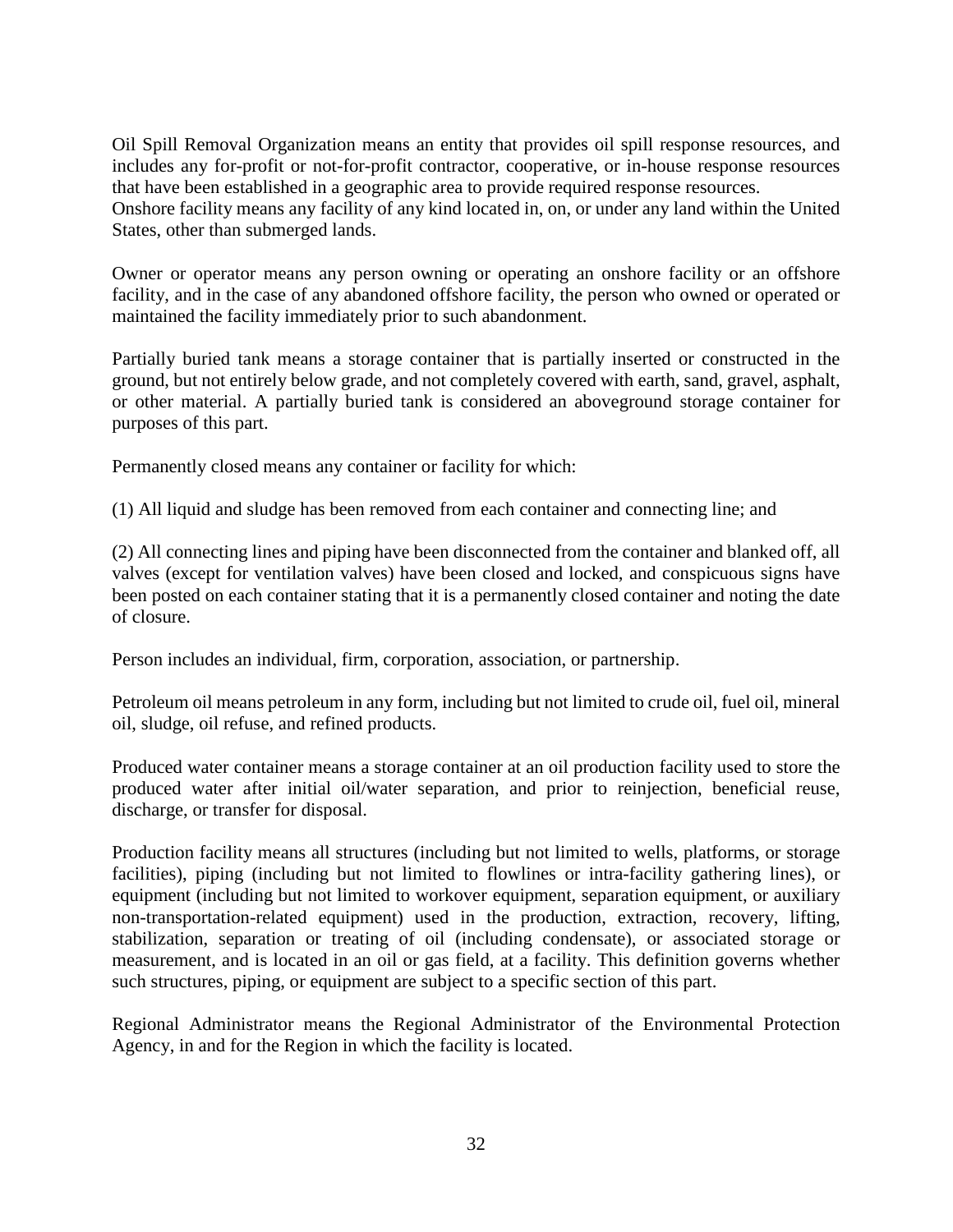Oil Spill Removal Organization means an entity that provides oil spill response resources, and includes any for-profit or not-for-profit contractor, cooperative, or in-house response resources that have been established in a geographic area to provide required response resources.
Onshore facility means any facility of any kind located in, on, or under any land within the United States, other than submerged lands.

Owner or operator means any person owning or operating an onshore facility or an offshore facility, and in the case of any abandoned offshore facility, the person who owned or operated or maintained the facility immediately prior to such abandonment.

Partially buried tank means a storage container that is partially inserted or constructed in the ground, but not entirely below grade, and not completely covered with earth, sand, gravel, asphalt, or other material. A partially buried tank is considered an aboveground storage container for purposes of this part.

Permanently closed means any container or facility for which:

(1) All liquid and sludge has been removed from each container and connecting line; and

(2) All connecting lines and piping have been disconnected from the container and blanked off, all valves (except for ventilation valves) have been closed and locked, and conspicuous signs have been posted on each container stating that it is a permanently closed container and noting the date of closure.

Person includes an individual, firm, corporation, association, or partnership.

Petroleum oil means petroleum in any form, including but not limited to crude oil, fuel oil, mineral oil, sludge, oil refuse, and refined products.

Produced water container means a storage container at an oil production facility used to store the produced water after initial oil/water separation, and prior to reinjection, beneficial reuse, discharge, or transfer for disposal.

Production facility means all structures (including but not limited to wells, platforms, or storage facilities), piping (including but not limited to flowlines or intra-facility gathering lines), or equipment (including but not limited to workover equipment, separation equipment, or auxiliary non-transportation-related equipment) used in the production, extraction, recovery, lifting, stabilization, separation or treating of oil (including condensate), or associated storage or measurement, and is located in an oil or gas field, at a facility. This definition governs whether such structures, piping, or equipment are subject to a specific section of this part.

Regional Administrator means the Regional Administrator of the Environmental Protection Agency, in and for the Region in which the facility is located.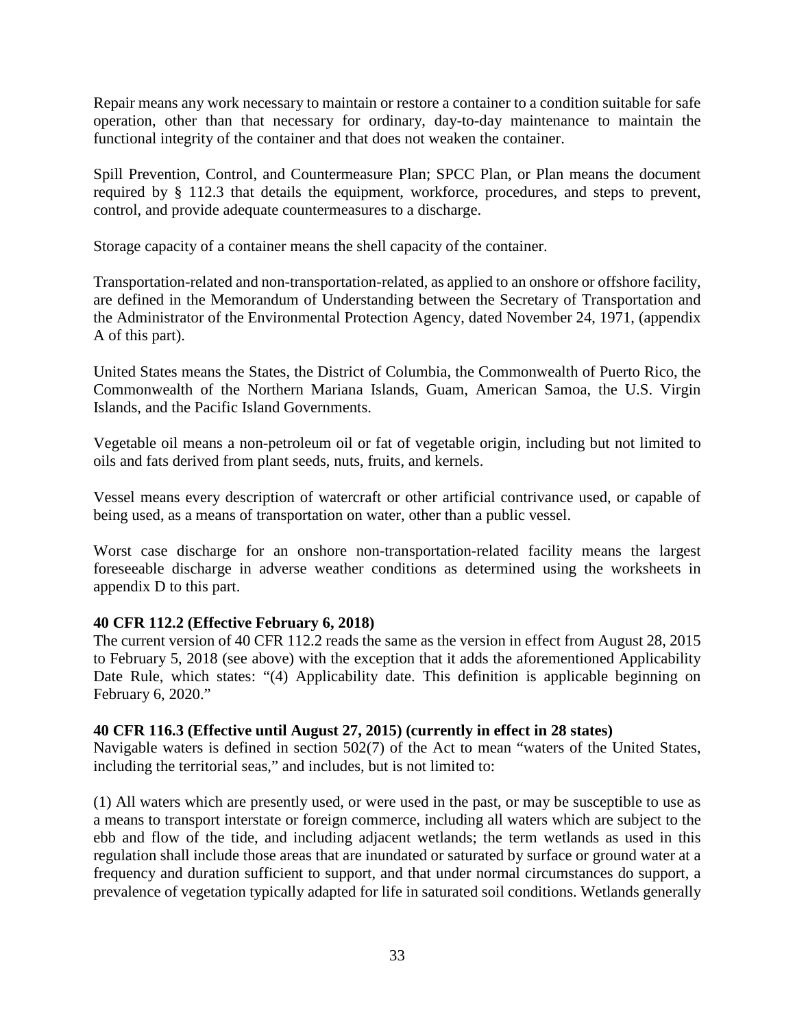Repair means any work necessary to maintain or restore a container to a condition suitable for safe operation, other than that necessary for ordinary, day-to-day maintenance to maintain the functional integrity of the container and that does not weaken the container.

Spill Prevention, Control, and Countermeasure Plan; SPCC Plan, or Plan means the document required by § 112.3 that details the equipment, workforce, procedures, and steps to prevent, control, and provide adequate countermeasures to a discharge.

Storage capacity of a container means the shell capacity of the container.

Transportation-related and non-transportation-related, as applied to an onshore or offshore facility, are defined in the Memorandum of Understanding between the Secretary of Transportation and the Administrator of the Environmental Protection Agency, dated November 24, 1971, (appendix A of this part).

United States means the States, the District of Columbia, the Commonwealth of Puerto Rico, the Commonwealth of the Northern Mariana Islands, Guam, American Samoa, the U.S. Virgin Islands, and the Pacific Island Governments.

Vegetable oil means a non-petroleum oil or fat of vegetable origin, including but not limited to oils and fats derived from plant seeds, nuts, fruits, and kernels.

Vessel means every description of watercraft or other artificial contrivance used, or capable of being used, as a means of transportation on water, other than a public vessel.

Worst case discharge for an onshore non-transportation-related facility means the largest foreseeable discharge in adverse weather conditions as determined using the worksheets in appendix D to this part.

**40 CFR 112.2 (Effective February 6, 2018)**

The current version of 40 CFR 112.2 reads the same as the version in effect from August 28, 2015 to February 5, 2018 (see above) with the exception that it adds the aforementioned Applicability Date Rule, which states: "(4) Applicability date. This definition is applicable beginning on February 6, 2020."

**40 CFR 116.3 (Effective until August 27, 2015) (currently in effect in 28 states)**

Navigable waters is defined in section 502(7) of the Act to mean "waters of the United States, including the territorial seas," and includes, but is not limited to:

(1) All waters which are presently used, or were used in the past, or may be susceptible to use as a means to transport interstate or foreign commerce, including all waters which are subject to the ebb and flow of the tide, and including adjacent wetlands; the term wetlands as used in this regulation shall include those areas that are inundated or saturated by surface or ground water at a frequency and duration sufficient to support, and that under normal circumstances do support, a prevalence of vegetation typically adapted for life in saturated soil conditions. Wetlands generally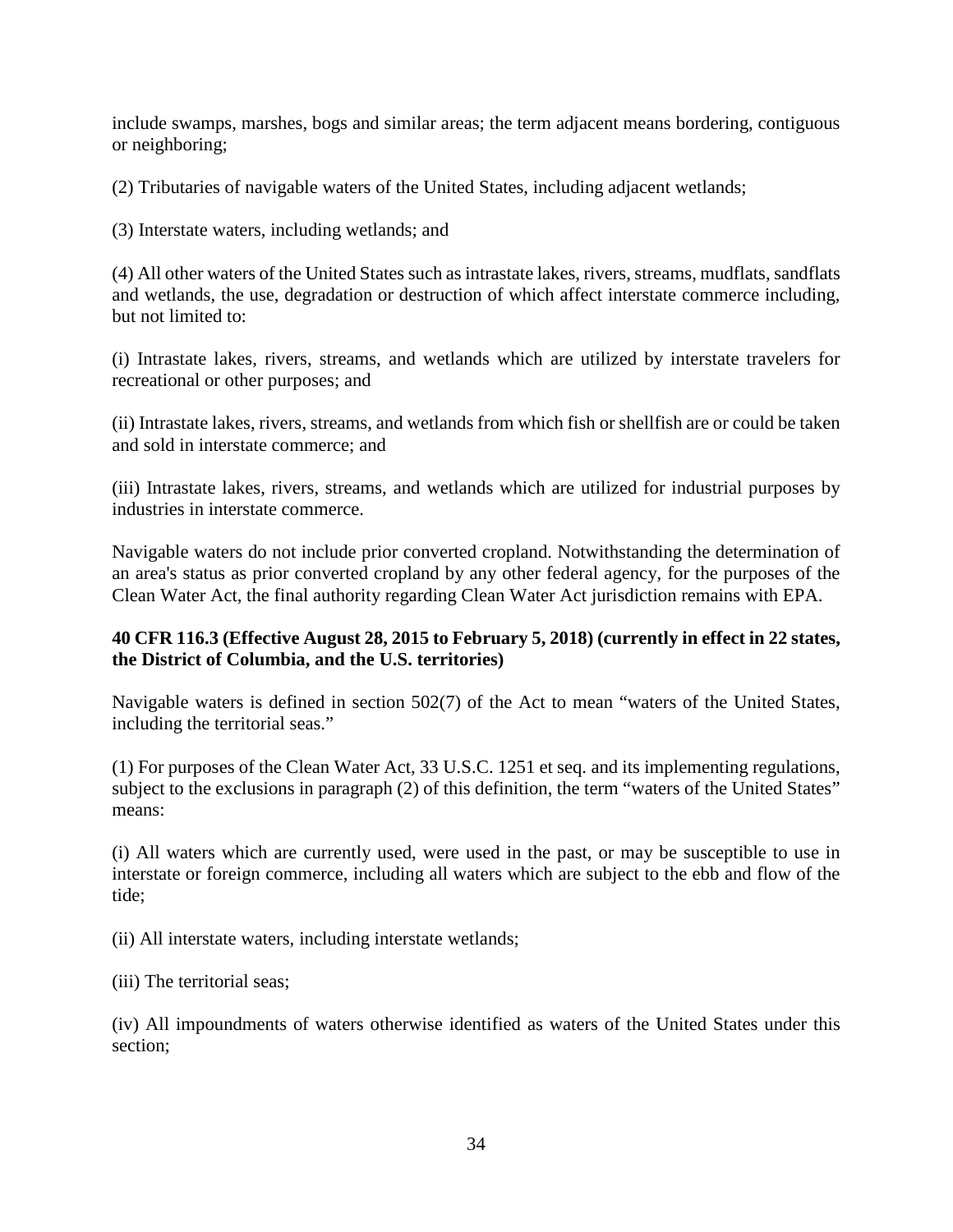include swamps, marshes, bogs and similar areas; the term adjacent means bordering, contiguous or neighboring;

(2) Tributaries of navigable waters of the United States, including adjacent wetlands;

(3) Interstate waters, including wetlands; and

(4) All other waters of the United States such as intrastate lakes, rivers, streams, mudflats, sandflats and wetlands, the use, degradation or destruction of which affect interstate commerce including, but not limited to:

(i) Intrastate lakes, rivers, streams, and wetlands which are utilized by interstate travelers for recreational or other purposes; and

(ii) Intrastate lakes, rivers, streams, and wetlands from which fish or shellfish are or could be taken and sold in interstate commerce; and

(iii) Intrastate lakes, rivers, streams, and wetlands which are utilized for industrial purposes by industries in interstate commerce.

Navigable waters do not include prior converted cropland. Notwithstanding the determination of an area's status as prior converted cropland by any other federal agency, for the purposes of the Clean Water Act, the final authority regarding Clean Water Act jurisdiction remains with EPA.

**40 CFR 116.3 (Effective August 28, 2015 to February 5, 2018) (currently in effect in 22 states, the District of Columbia, and the U.S. territories)**

Navigable waters is defined in section 502(7) of the Act to mean "waters of the United States, including the territorial seas."

(1) For purposes of the Clean Water Act, 33 U.S.C. 1251 et seq. and its implementing regulations, subject to the exclusions in paragraph (2) of this definition, the term "waters of the United States" means:

(i) All waters which are currently used, were used in the past, or may be susceptible to use in interstate or foreign commerce, including all waters which are subject to the ebb and flow of the tide;

(ii) All interstate waters, including interstate wetlands;

(iii) The territorial seas;

(iv) All impoundments of waters otherwise identified as waters of the United States under this section;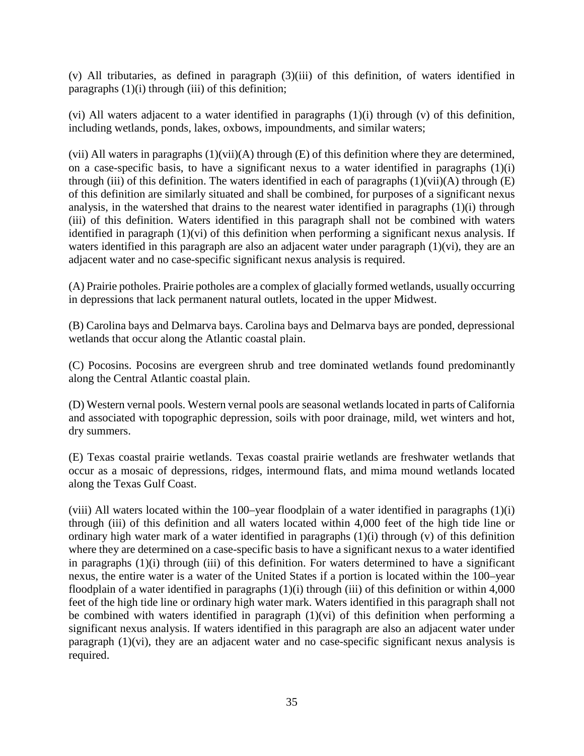(v) All tributaries, as defined in paragraph (3)(iii) of this definition, of waters identified in paragraphs (1)(i) through (iii) of this definition;

(vi) All waters adjacent to a water identified in paragraphs (1)(i) through (v) of this definition, including wetlands, ponds, lakes, oxbows, impoundments, and similar waters;

(vii) All waters in paragraphs (1)(vii)(A) through (E) of this definition where they are determined, on a case-specific basis, to have a significant nexus to a water identified in paragraphs (1)(i) through (iii) of this definition. The waters identified in each of paragraphs (1)(vii)(A) through (E) of this definition are similarly situated and shall be combined, for purposes of a significant nexus analysis, in the watershed that drains to the nearest water identified in paragraphs (1)(i) through (iii) of this definition. Waters identified in this paragraph shall not be combined with waters identified in paragraph (1)(vi) of this definition when performing a significant nexus analysis. If waters identified in this paragraph are also an adjacent water under paragraph (1)(vi), they are an adjacent water and no case-specific significant nexus analysis is required.

(A) Prairie potholes. Prairie potholes are a complex of glacially formed wetlands, usually occurring in depressions that lack permanent natural outlets, located in the upper Midwest.

(B) Carolina bays and Delmarva bays. Carolina bays and Delmarva bays are ponded, depressional wetlands that occur along the Atlantic coastal plain.

(C) Pocosins. Pocosins are evergreen shrub and tree dominated wetlands found predominantly along the Central Atlantic coastal plain.

(D) Western vernal pools. Western vernal pools are seasonal wetlands located in parts of California and associated with topographic depression, soils with poor drainage, mild, wet winters and hot, dry summers.

(E) Texas coastal prairie wetlands. Texas coastal prairie wetlands are freshwater wetlands that occur as a mosaic of depressions, ridges, intermound flats, and mima mound wetlands located along the Texas Gulf Coast.

(viii) All waters located within the 100–year floodplain of a water identified in paragraphs (1)(i) through (iii) of this definition and all waters located within 4,000 feet of the high tide line or ordinary high water mark of a water identified in paragraphs (1)(i) through (v) of this definition where they are determined on a case-specific basis to have a significant nexus to a water identified in paragraphs (1)(i) through (iii) of this definition. For waters determined to have a significant nexus, the entire water is a water of the United States if a portion is located within the 100–year floodplain of a water identified in paragraphs (1)(i) through (iii) of this definition or within 4,000 feet of the high tide line or ordinary high water mark. Waters identified in this paragraph shall not be combined with waters identified in paragraph (1)(vi) of this definition when performing a significant nexus analysis. If waters identified in this paragraph are also an adjacent water under paragraph (1)(vi), they are an adjacent water and no case-specific significant nexus analysis is required.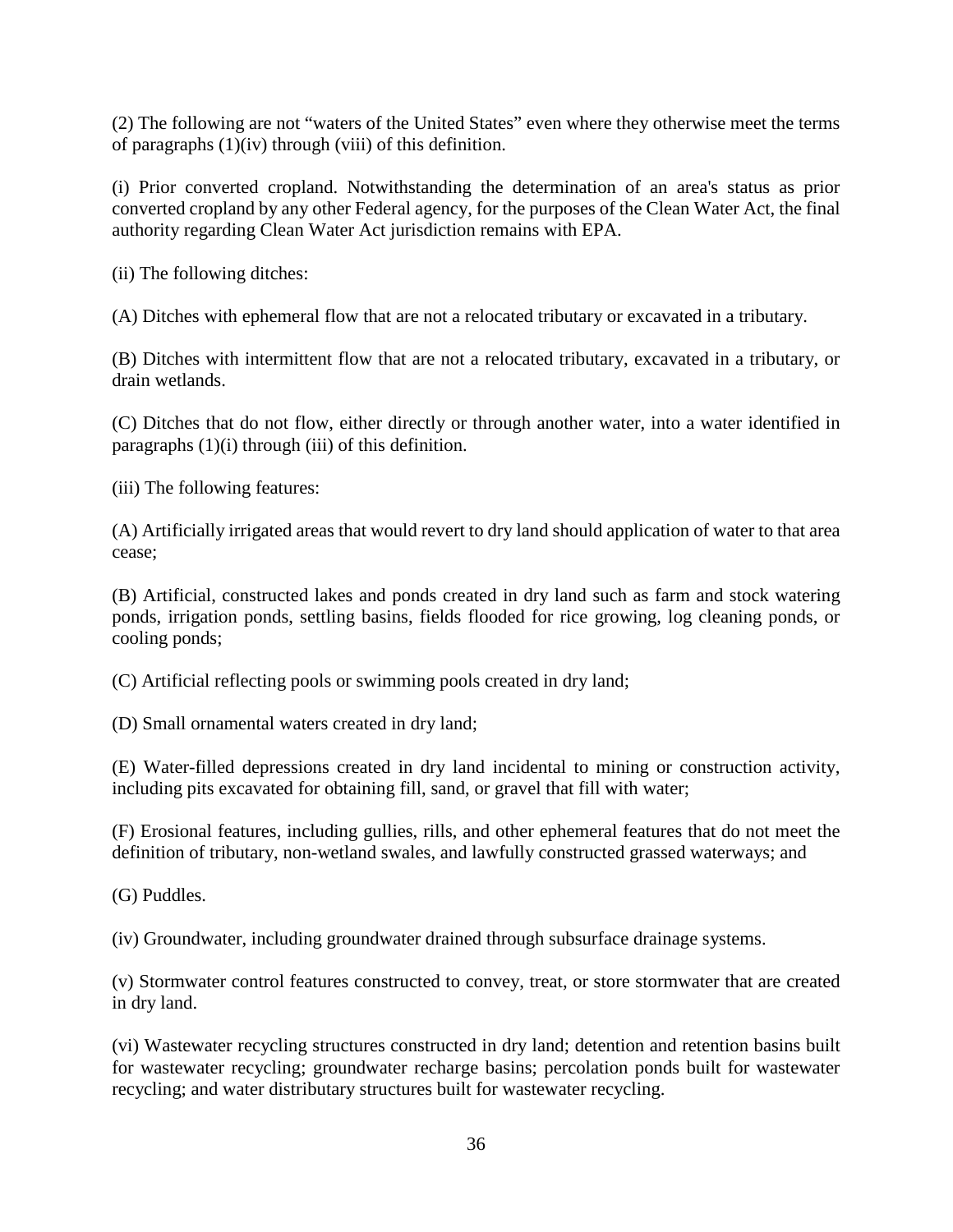(2) The following are not "waters of the United States" even where they otherwise meet the terms of paragraphs (1)(iv) through (viii) of this definition.

(i) Prior converted cropland. Notwithstanding the determination of an area's status as prior converted cropland by any other Federal agency, for the purposes of the Clean Water Act, the final authority regarding Clean Water Act jurisdiction remains with EPA.

(ii) The following ditches:

(A) Ditches with ephemeral flow that are not a relocated tributary or excavated in a tributary.

(B) Ditches with intermittent flow that are not a relocated tributary, excavated in a tributary, or drain wetlands.

(C) Ditches that do not flow, either directly or through another water, into a water identified in paragraphs (1)(i) through (iii) of this definition.

(iii) The following features:

(A) Artificially irrigated areas that would revert to dry land should application of water to that area cease;

(B) Artificial, constructed lakes and ponds created in dry land such as farm and stock watering ponds, irrigation ponds, settling basins, fields flooded for rice growing, log cleaning ponds, or cooling ponds;

(C) Artificial reflecting pools or swimming pools created in dry land;

(D) Small ornamental waters created in dry land;

(E) Water-filled depressions created in dry land incidental to mining or construction activity, including pits excavated for obtaining fill, sand, or gravel that fill with water;

(F) Erosional features, including gullies, rills, and other ephemeral features that do not meet the definition of tributary, non-wetland swales, and lawfully constructed grassed waterways; and

(G) Puddles.

(iv) Groundwater, including groundwater drained through subsurface drainage systems.

(v) Stormwater control features constructed to convey, treat, or store stormwater that are created in dry land.

(vi) Wastewater recycling structures constructed in dry land; detention and retention basins built for wastewater recycling; groundwater recharge basins; percolation ponds built for wastewater recycling; and water distributary structures built for wastewater recycling.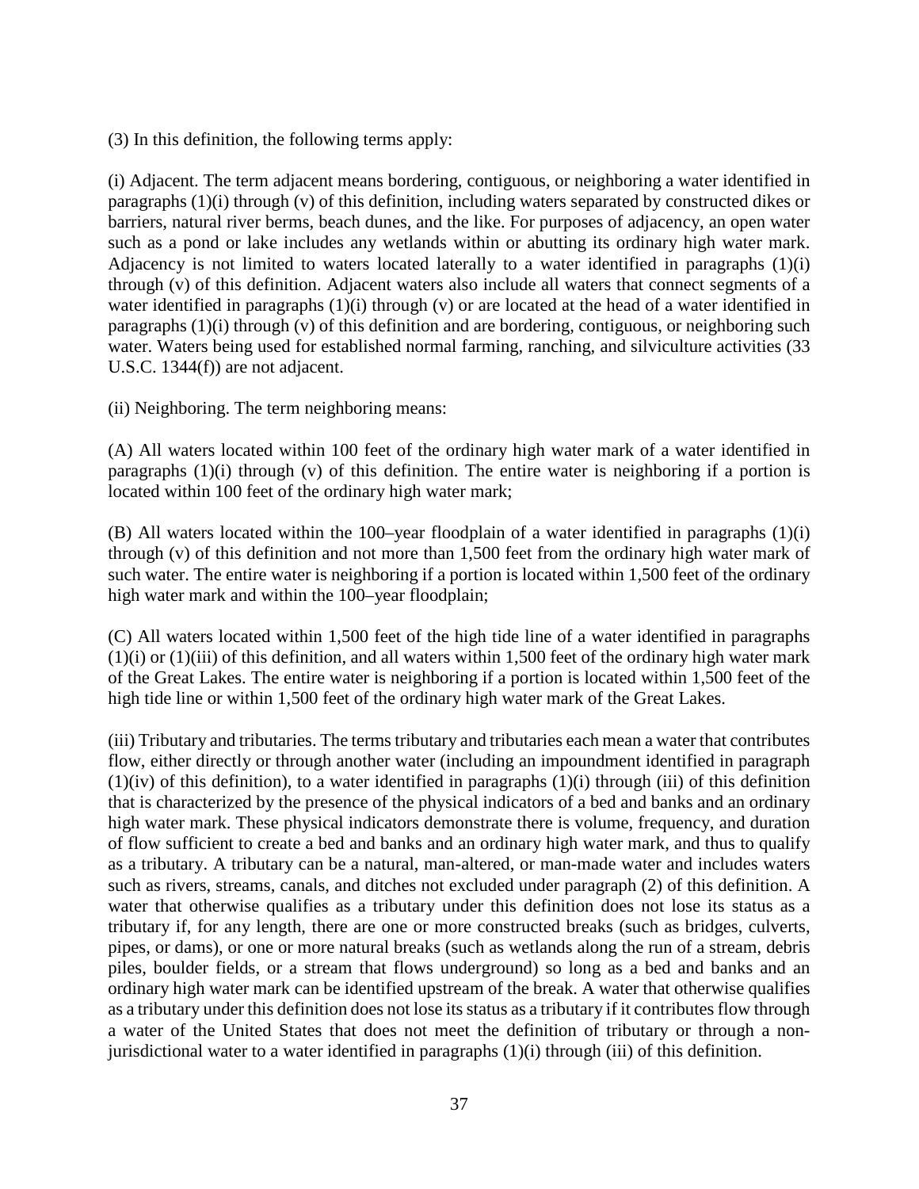(3) In this definition, the following terms apply:

(i) Adjacent. The term adjacent means bordering, contiguous, or neighboring a water identified in paragraphs (1)(i) through (v) of this definition, including waters separated by constructed dikes or barriers, natural river berms, beach dunes, and the like. For purposes of adjacency, an open water such as a pond or lake includes any wetlands within or abutting its ordinary high water mark. Adjacency is not limited to waters located laterally to a water identified in paragraphs (1)(i) through (v) of this definition. Adjacent waters also include all waters that connect segments of a water identified in paragraphs (1)(i) through (v) or are located at the head of a water identified in paragraphs (1)(i) through (v) of this definition and are bordering, contiguous, or neighboring such water. Waters being used for established normal farming, ranching, and silviculture activities (33 U.S.C. 1344(f)) are not adjacent.

(ii) Neighboring. The term neighboring means:

(A) All waters located within 100 feet of the ordinary high water mark of a water identified in paragraphs (1)(i) through (v) of this definition. The entire water is neighboring if a portion is located within 100 feet of the ordinary high water mark;

(B) All waters located within the 100–year floodplain of a water identified in paragraphs (1)(i) through (v) of this definition and not more than 1,500 feet from the ordinary high water mark of such water. The entire water is neighboring if a portion is located within 1,500 feet of the ordinary high water mark and within the 100–year floodplain;

(C) All waters located within 1,500 feet of the high tide line of a water identified in paragraphs (1)(i) or (1)(iii) of this definition, and all waters within 1,500 feet of the ordinary high water mark of the Great Lakes. The entire water is neighboring if a portion is located within 1,500 feet of the high tide line or within 1,500 feet of the ordinary high water mark of the Great Lakes.

(iii) Tributary and tributaries. The terms tributary and tributaries each mean a water that contributes flow, either directly or through another water (including an impoundment identified in paragraph (1)(iv) of this definition), to a water identified in paragraphs (1)(i) through (iii) of this definition that is characterized by the presence of the physical indicators of a bed and banks and an ordinary high water mark. These physical indicators demonstrate there is volume, frequency, and duration of flow sufficient to create a bed and banks and an ordinary high water mark, and thus to qualify as a tributary. A tributary can be a natural, man-altered, or man-made water and includes waters such as rivers, streams, canals, and ditches not excluded under paragraph (2) of this definition. A water that otherwise qualifies as a tributary under this definition does not lose its status as a tributary if, for any length, there are one or more constructed breaks (such as bridges, culverts, pipes, or dams), or one or more natural breaks (such as wetlands along the run of a stream, debris piles, boulder fields, or a stream that flows underground) so long as a bed and banks and an ordinary high water mark can be identified upstream of the break. A water that otherwise qualifies as a tributary under this definition does not lose its status as a tributary if it contributes flow through a water of the United States that does not meet the definition of tributary or through a non-jurisdictional water to a water identified in paragraphs (1)(i) through (iii) of this definition.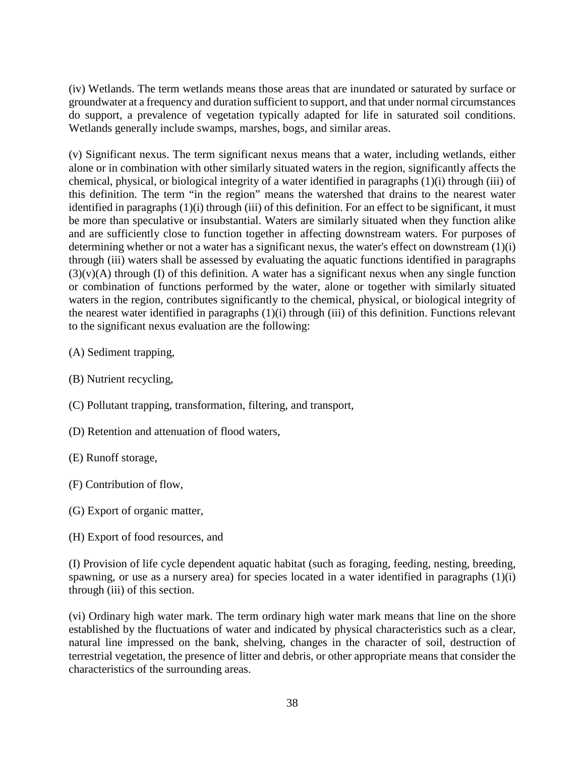(iv) Wetlands. The term wetlands means those areas that are inundated or saturated by surface or groundwater at a frequency and duration sufficient to support, and that under normal circumstances do support, a prevalence of vegetation typically adapted for life in saturated soil conditions. Wetlands generally include swamps, marshes, bogs, and similar areas.

(v) Significant nexus. The term significant nexus means that a water, including wetlands, either alone or in combination with other similarly situated waters in the region, significantly affects the chemical, physical, or biological integrity of a water identified in paragraphs (1)(i) through (iii) of this definition. The term "in the region" means the watershed that drains to the nearest water identified in paragraphs (1)(i) through (iii) of this definition. For an effect to be significant, it must be more than speculative or insubstantial. Waters are similarly situated when they function alike and are sufficiently close to function together in affecting downstream waters. For purposes of determining whether or not a water has a significant nexus, the water's effect on downstream (1)(i) through (iii) waters shall be assessed by evaluating the aquatic functions identified in paragraphs (3)(v)(A) through (I) of this definition. A water has a significant nexus when any single function or combination of functions performed by the water, alone or together with similarly situated waters in the region, contributes significantly to the chemical, physical, or biological integrity of the nearest water identified in paragraphs (1)(i) through (iii) of this definition. Functions relevant to the significant nexus evaluation are the following:

(A) Sediment trapping,

(B) Nutrient recycling,

(C) Pollutant trapping, transformation, filtering, and transport,

(D) Retention and attenuation of flood waters,

(E) Runoff storage,

(F) Contribution of flow,

(G) Export of organic matter,

(H) Export of food resources, and

(I) Provision of life cycle dependent aquatic habitat (such as foraging, feeding, nesting, breeding, spawning, or use as a nursery area) for species located in a water identified in paragraphs (1)(i) through (iii) of this section.

(vi) Ordinary high water mark. The term ordinary high water mark means that line on the shore established by the fluctuations of water and indicated by physical characteristics such as a clear, natural line impressed on the bank, shelving, changes in the character of soil, destruction of terrestrial vegetation, the presence of litter and debris, or other appropriate means that consider the characteristics of the surrounding areas.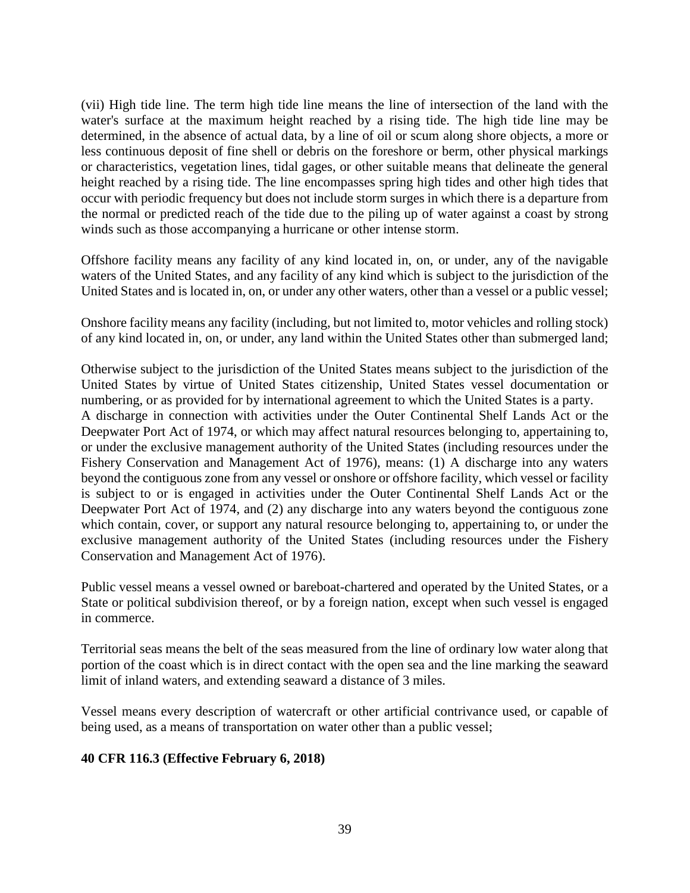(vii) High tide line. The term high tide line means the line of intersection of the land with the water's surface at the maximum height reached by a rising tide. The high tide line may be determined, in the absence of actual data, by a line of oil or scum along shore objects, a more or less continuous deposit of fine shell or debris on the foreshore or berm, other physical markings or characteristics, vegetation lines, tidal gages, or other suitable means that delineate the general height reached by a rising tide. The line encompasses spring high tides and other high tides that occur with periodic frequency but does not include storm surges in which there is a departure from the normal or predicted reach of the tide due to the piling up of water against a coast by strong winds such as those accompanying a hurricane or other intense storm.

Offshore facility means any facility of any kind located in, on, or under, any of the navigable waters of the United States, and any facility of any kind which is subject to the jurisdiction of the United States and is located in, on, or under any other waters, other than a vessel or a public vessel;

Onshore facility means any facility (including, but not limited to, motor vehicles and rolling stock) of any kind located in, on, or under, any land within the United States other than submerged land;

Otherwise subject to the jurisdiction of the United States means subject to the jurisdiction of the United States by virtue of United States citizenship, United States vessel documentation or numbering, or as provided for by international agreement to which the United States is a party.
A discharge in connection with activities under the Outer Continental Shelf Lands Act or the Deepwater Port Act of 1974, or which may affect natural resources belonging to, appertaining to, or under the exclusive management authority of the United States (including resources under the Fishery Conservation and Management Act of 1976), means: (1) A discharge into any waters beyond the contiguous zone from any vessel or onshore or offshore facility, which vessel or facility is subject to or is engaged in activities under the Outer Continental Shelf Lands Act or the Deepwater Port Act of 1974, and (2) any discharge into any waters beyond the contiguous zone which contain, cover, or support any natural resource belonging to, appertaining to, or under the exclusive management authority of the United States (including resources under the Fishery Conservation and Management Act of 1976).

Public vessel means a vessel owned or bareboat-chartered and operated by the United States, or a State or political subdivision thereof, or by a foreign nation, except when such vessel is engaged in commerce.

Territorial seas means the belt of the seas measured from the line of ordinary low water along that portion of the coast which is in direct contact with the open sea and the line marking the seaward limit of inland waters, and extending seaward a distance of 3 miles.

Vessel means every description of watercraft or other artificial contrivance used, or capable of being used, as a means of transportation on water other than a public vessel;

**40 CFR 116.3 (Effective February 6, 2018)**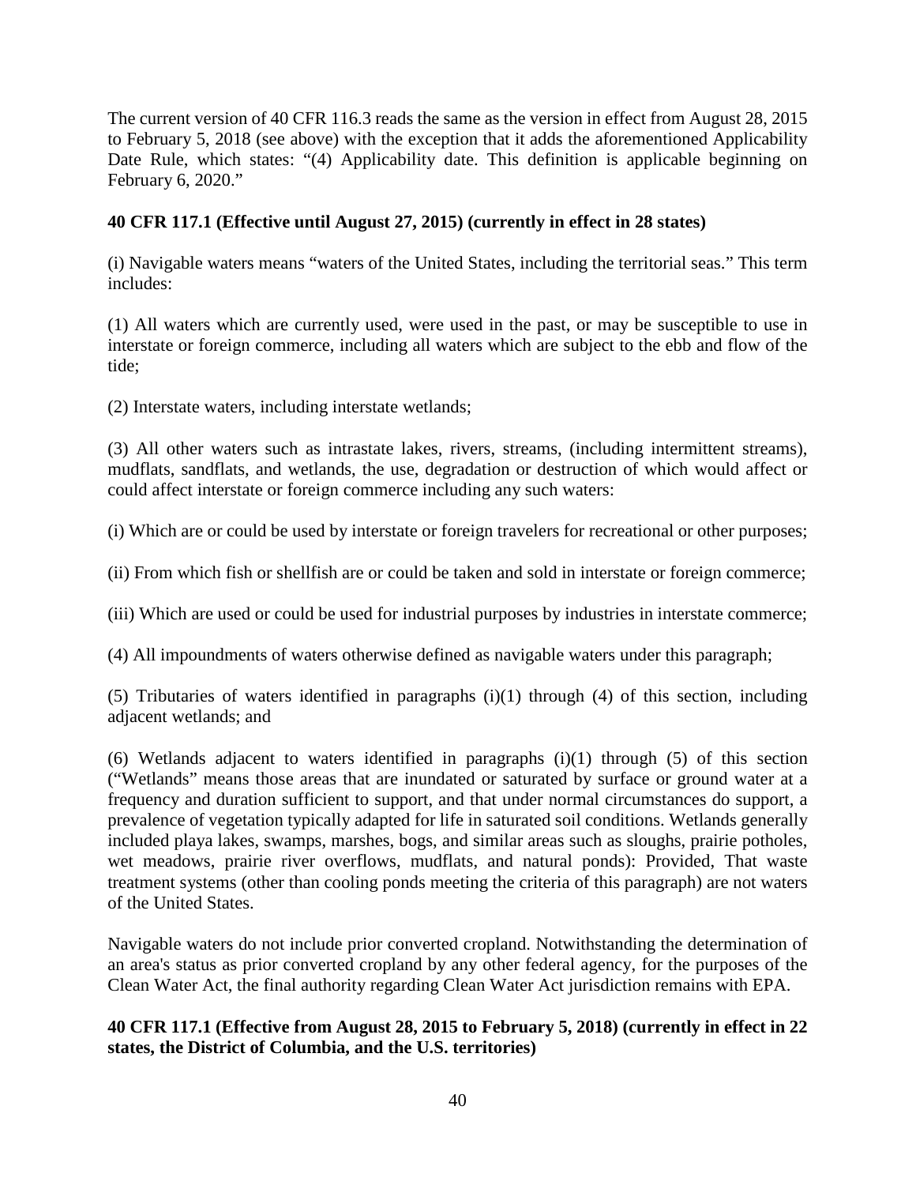The current version of 40 CFR 116.3 reads the same as the version in effect from August 28, 2015 to February 5, 2018 (see above) with the exception that it adds the aforementioned Applicability Date Rule, which states: "(4) Applicability date. This definition is applicable beginning on February 6, 2020."

**40 CFR 117.1 (Effective until August 27, 2015) (currently in effect in 28 states)**

(i) Navigable waters means "waters of the United States, including the territorial seas." This term includes:

(1) All waters which are currently used, were used in the past, or may be susceptible to use in interstate or foreign commerce, including all waters which are subject to the ebb and flow of the tide;

(2) Interstate waters, including interstate wetlands;

(3) All other waters such as intrastate lakes, rivers, streams, (including intermittent streams), mudflats, sandflats, and wetlands, the use, degradation or destruction of which would affect or could affect interstate or foreign commerce including any such waters:

(i) Which are or could be used by interstate or foreign travelers for recreational or other purposes;

(ii) From which fish or shellfish are or could be taken and sold in interstate or foreign commerce;

(iii) Which are used or could be used for industrial purposes by industries in interstate commerce;

(4) All impoundments of waters otherwise defined as navigable waters under this paragraph;

(5) Tributaries of waters identified in paragraphs (i)(1) through (4) of this section, including adjacent wetlands; and

(6) Wetlands adjacent to waters identified in paragraphs (i)(1) through (5) of this section ("Wetlands" means those areas that are inundated or saturated by surface or ground water at a frequency and duration sufficient to support, and that under normal circumstances do support, a prevalence of vegetation typically adapted for life in saturated soil conditions. Wetlands generally included playa lakes, swamps, marshes, bogs, and similar areas such as sloughs, prairie potholes, wet meadows, prairie river overflows, mudflats, and natural ponds): Provided, That waste treatment systems (other than cooling ponds meeting the criteria of this paragraph) are not waters of the United States.

Navigable waters do not include prior converted cropland. Notwithstanding the determination of an area's status as prior converted cropland by any other federal agency, for the purposes of the Clean Water Act, the final authority regarding Clean Water Act jurisdiction remains with EPA.

**40 CFR 117.1 (Effective from August 28, 2015 to February 5, 2018) (currently in effect in 22 states, the District of Columbia, and the U.S. territories)**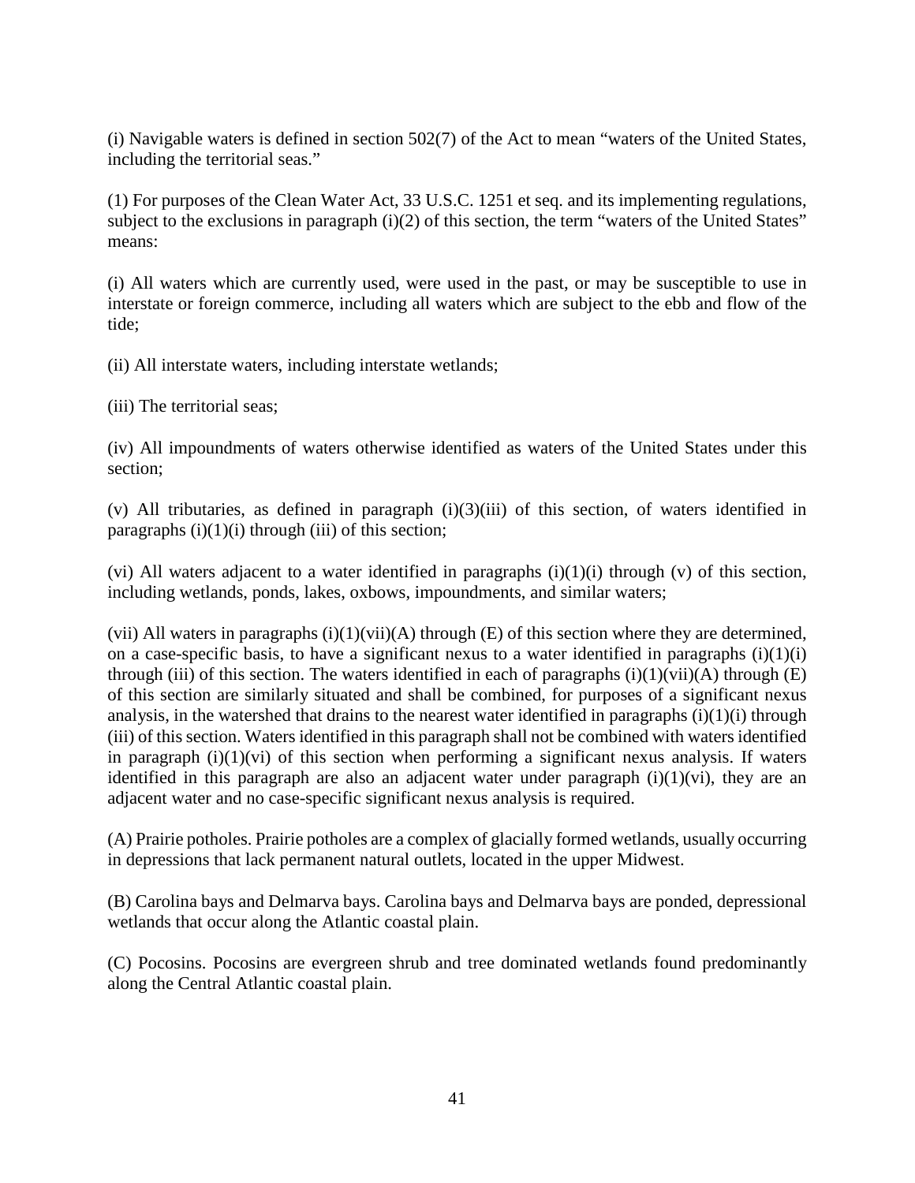(i) Navigable waters is defined in section 502(7) of the Act to mean "waters of the United States, including the territorial seas."

(1) For purposes of the Clean Water Act, 33 U.S.C. 1251 et seq. and its implementing regulations, subject to the exclusions in paragraph (i)(2) of this section, the term "waters of the United States" means:

(i) All waters which are currently used, were used in the past, or may be susceptible to use in interstate or foreign commerce, including all waters which are subject to the ebb and flow of the tide;

(ii) All interstate waters, including interstate wetlands;

(iii) The territorial seas;

(iv) All impoundments of waters otherwise identified as waters of the United States under this section;

(v) All tributaries, as defined in paragraph (i)(3)(iii) of this section, of waters identified in paragraphs (i)(1)(i) through (iii) of this section;

(vi) All waters adjacent to a water identified in paragraphs (i)(1)(i) through (v) of this section, including wetlands, ponds, lakes, oxbows, impoundments, and similar waters;

(vii) All waters in paragraphs (i)(1)(vii)(A) through (E) of this section where they are determined, on a case-specific basis, to have a significant nexus to a water identified in paragraphs (i)(1)(i) through (iii) of this section. The waters identified in each of paragraphs (i)(1)(vii)(A) through (E) of this section are similarly situated and shall be combined, for purposes of a significant nexus analysis, in the watershed that drains to the nearest water identified in paragraphs (i)(1)(i) through (iii) of this section. Waters identified in this paragraph shall not be combined with waters identified in paragraph (i)(1)(vi) of this section when performing a significant nexus analysis. If waters identified in this paragraph are also an adjacent water under paragraph (i)(1)(vi), they are an adjacent water and no case-specific significant nexus analysis is required.

(A) Prairie potholes. Prairie potholes are a complex of glacially formed wetlands, usually occurring in depressions that lack permanent natural outlets, located in the upper Midwest.

(B) Carolina bays and Delmarva bays. Carolina bays and Delmarva bays are ponded, depressional wetlands that occur along the Atlantic coastal plain.

(C) Pocosins. Pocosins are evergreen shrub and tree dominated wetlands found predominantly along the Central Atlantic coastal plain.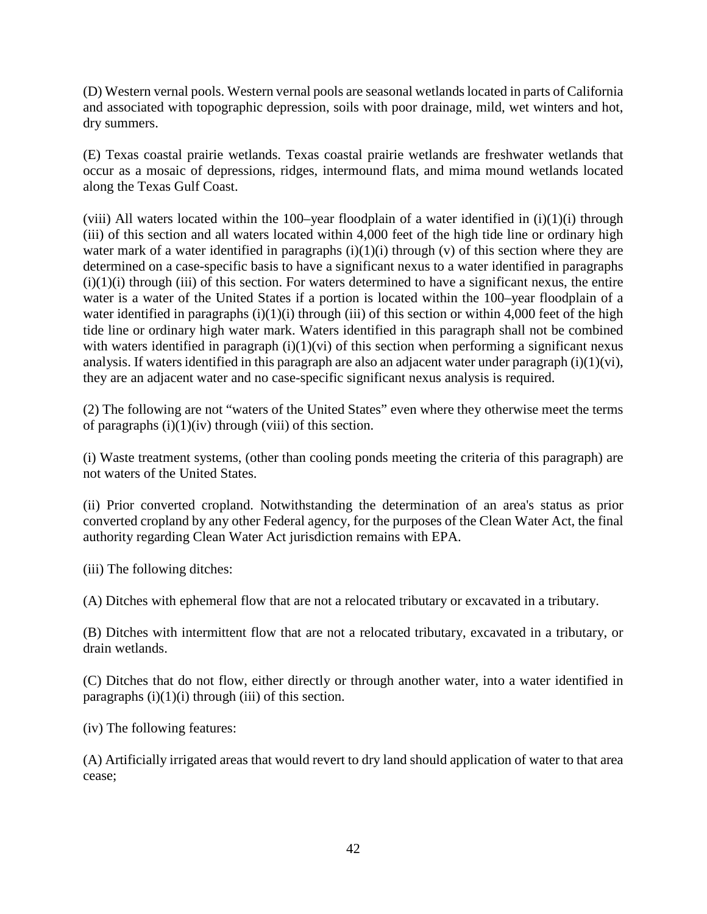(D) Western vernal pools. Western vernal pools are seasonal wetlands located in parts of California and associated with topographic depression, soils with poor drainage, mild, wet winters and hot, dry summers.

(E) Texas coastal prairie wetlands. Texas coastal prairie wetlands are freshwater wetlands that occur as a mosaic of depressions, ridges, intermound flats, and mima mound wetlands located along the Texas Gulf Coast.

(viii) All waters located within the 100–year floodplain of a water identified in (i)(1)(i) through (iii) of this section and all waters located within 4,000 feet of the high tide line or ordinary high water mark of a water identified in paragraphs (i)(1)(i) through (v) of this section where they are determined on a case-specific basis to have a significant nexus to a water identified in paragraphs (i)(1)(i) through (iii) of this section. For waters determined to have a significant nexus, the entire water is a water of the United States if a portion is located within the 100–year floodplain of a water identified in paragraphs (i)(1)(i) through (iii) of this section or within 4,000 feet of the high tide line or ordinary high water mark. Waters identified in this paragraph shall not be combined with waters identified in paragraph (i)(1)(vi) of this section when performing a significant nexus analysis. If waters identified in this paragraph are also an adjacent water under paragraph (i)(1)(vi), they are an adjacent water and no case-specific significant nexus analysis is required.

(2) The following are not "waters of the United States" even where they otherwise meet the terms of paragraphs (i)(1)(iv) through (viii) of this section.

(i) Waste treatment systems, (other than cooling ponds meeting the criteria of this paragraph) are not waters of the United States.

(ii) Prior converted cropland. Notwithstanding the determination of an area's status as prior converted cropland by any other Federal agency, for the purposes of the Clean Water Act, the final authority regarding Clean Water Act jurisdiction remains with EPA.

(iii) The following ditches:

(A) Ditches with ephemeral flow that are not a relocated tributary or excavated in a tributary.

(B) Ditches with intermittent flow that are not a relocated tributary, excavated in a tributary, or drain wetlands.

(C) Ditches that do not flow, either directly or through another water, into a water identified in paragraphs (i)(1)(i) through (iii) of this section.

(iv) The following features:

(A) Artificially irrigated areas that would revert to dry land should application of water to that area cease;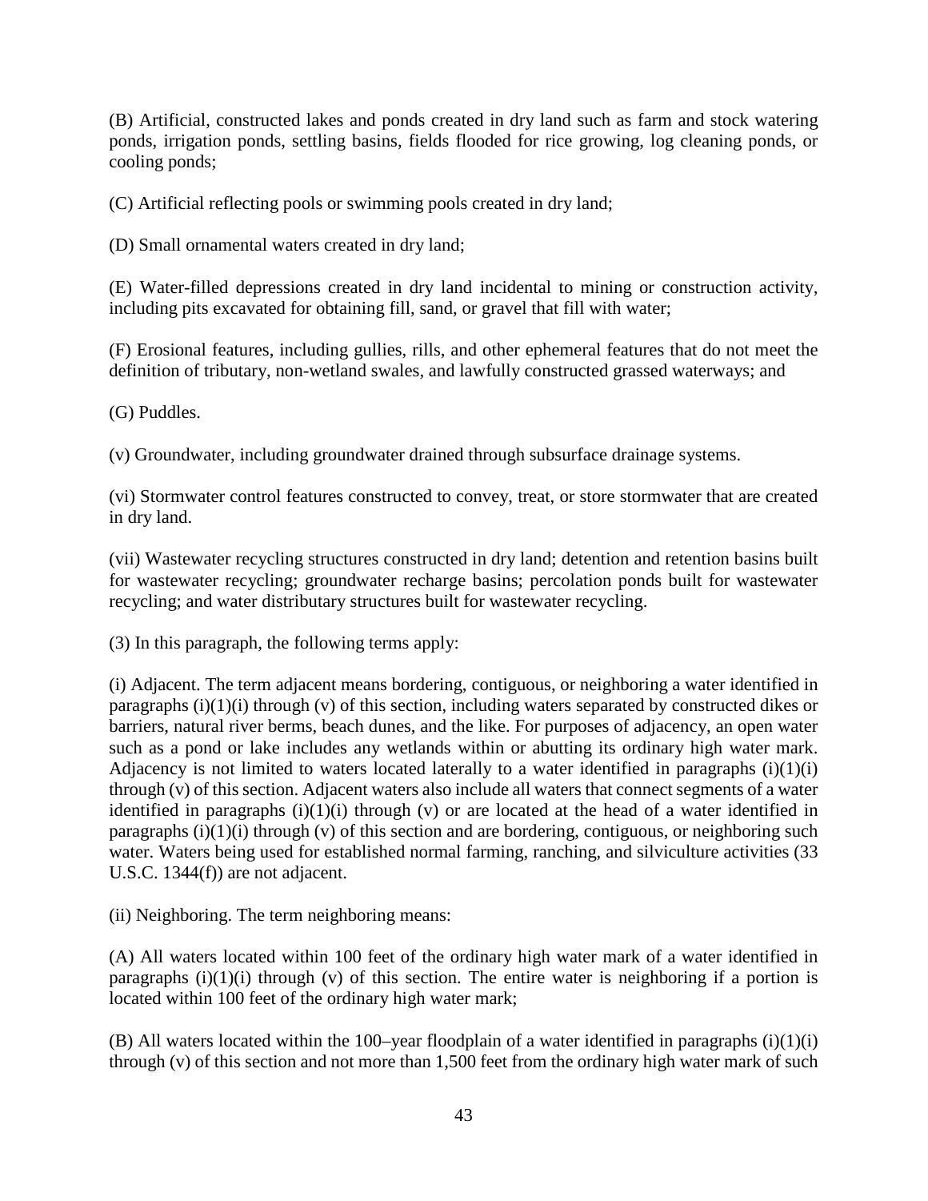(B) Artificial, constructed lakes and ponds created in dry land such as farm and stock watering ponds, irrigation ponds, settling basins, fields flooded for rice growing, log cleaning ponds, or cooling ponds;

(C) Artificial reflecting pools or swimming pools created in dry land;

(D) Small ornamental waters created in dry land;

(E) Water-filled depressions created in dry land incidental to mining or construction activity, including pits excavated for obtaining fill, sand, or gravel that fill with water;

(F) Erosional features, including gullies, rills, and other ephemeral features that do not meet the definition of tributary, non-wetland swales, and lawfully constructed grassed waterways; and

(G) Puddles.

(v) Groundwater, including groundwater drained through subsurface drainage systems.

(vi) Stormwater control features constructed to convey, treat, or store stormwater that are created in dry land.

(vii) Wastewater recycling structures constructed in dry land; detention and retention basins built for wastewater recycling; groundwater recharge basins; percolation ponds built for wastewater recycling; and water distributary structures built for wastewater recycling.

(3) In this paragraph, the following terms apply:

(i) Adjacent. The term adjacent means bordering, contiguous, or neighboring a water identified in paragraphs (i)(1)(i) through (v) of this section, including waters separated by constructed dikes or barriers, natural river berms, beach dunes, and the like. For purposes of adjacency, an open water such as a pond or lake includes any wetlands within or abutting its ordinary high water mark. Adjacency is not limited to waters located laterally to a water identified in paragraphs (i)(1)(i) through (v) of this section. Adjacent waters also include all waters that connect segments of a water identified in paragraphs (i)(1)(i) through (v) or are located at the head of a water identified in paragraphs (i)(1)(i) through (v) of this section and are bordering, contiguous, or neighboring such water. Waters being used for established normal farming, ranching, and silviculture activities (33 U.S.C. 1344(f)) are not adjacent.

(ii) Neighboring. The term neighboring means:

(A) All waters located within 100 feet of the ordinary high water mark of a water identified in paragraphs (i)(1)(i) through (v) of this section. The entire water is neighboring if a portion is located within 100 feet of the ordinary high water mark;

(B) All waters located within the 100–year floodplain of a water identified in paragraphs (i)(1)(i) through (v) of this section and not more than 1,500 feet from the ordinary high water mark of such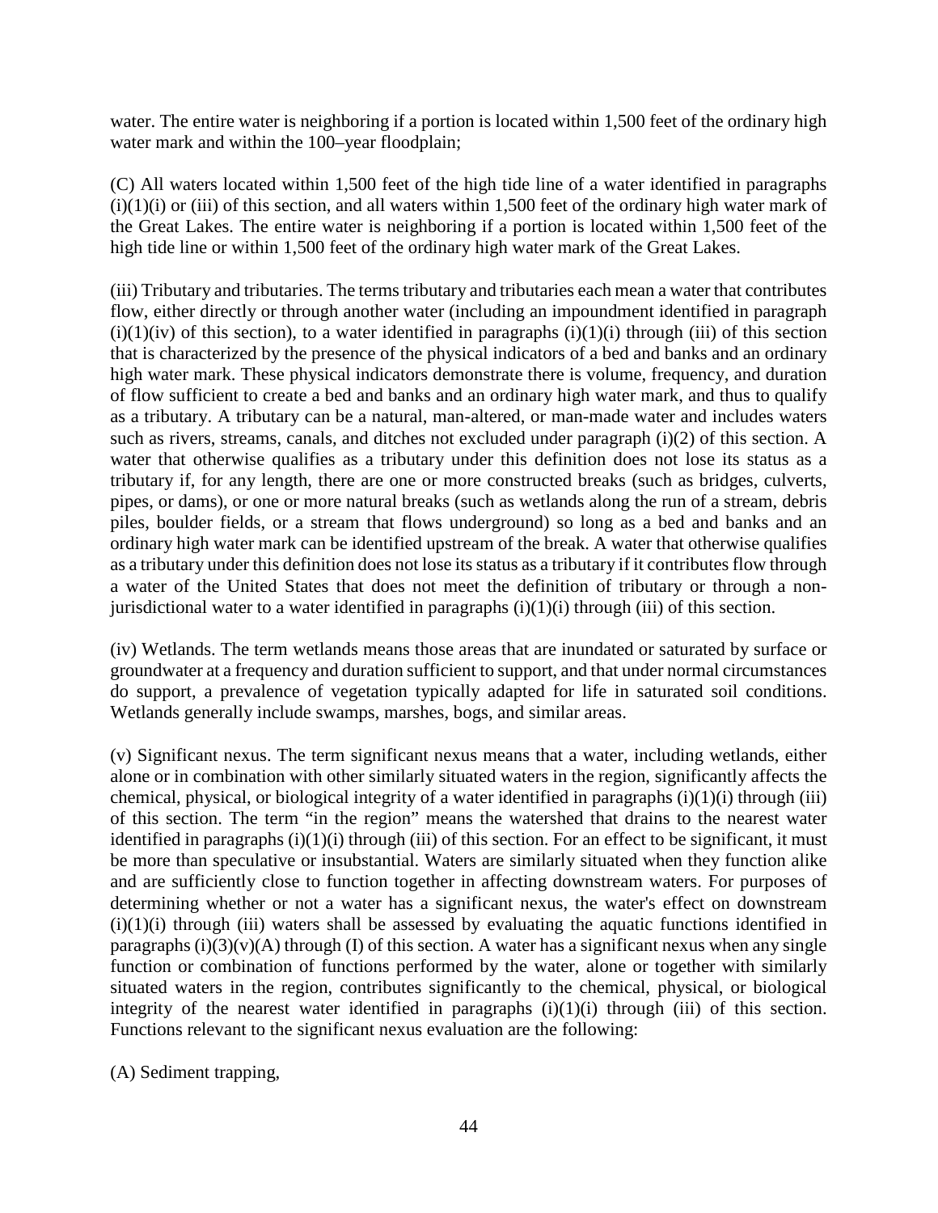water. The entire water is neighboring if a portion is located within 1,500 feet of the ordinary high water mark and within the 100–year floodplain;

(C) All waters located within 1,500 feet of the high tide line of a water identified in paragraphs (i)(1)(i) or (iii) of this section, and all waters within 1,500 feet of the ordinary high water mark of the Great Lakes. The entire water is neighboring if a portion is located within 1,500 feet of the high tide line or within 1,500 feet of the ordinary high water mark of the Great Lakes.

(iii) Tributary and tributaries. The terms tributary and tributaries each mean a water that contributes flow, either directly or through another water (including an impoundment identified in paragraph (i)(1)(iv) of this section), to a water identified in paragraphs (i)(1)(i) through (iii) of this section that is characterized by the presence of the physical indicators of a bed and banks and an ordinary high water mark. These physical indicators demonstrate there is volume, frequency, and duration of flow sufficient to create a bed and banks and an ordinary high water mark, and thus to qualify as a tributary. A tributary can be a natural, man-altered, or man-made water and includes waters such as rivers, streams, canals, and ditches not excluded under paragraph (i)(2) of this section. A water that otherwise qualifies as a tributary under this definition does not lose its status as a tributary if, for any length, there are one or more constructed breaks (such as bridges, culverts, pipes, or dams), or one or more natural breaks (such as wetlands along the run of a stream, debris piles, boulder fields, or a stream that flows underground) so long as a bed and banks and an ordinary high water mark can be identified upstream of the break. A water that otherwise qualifies as a tributary under this definition does not lose its status as a tributary if it contributes flow through a water of the United States that does not meet the definition of tributary or through a non-jurisdictional water to a water identified in paragraphs (i)(1)(i) through (iii) of this section.

(iv) Wetlands. The term wetlands means those areas that are inundated or saturated by surface or groundwater at a frequency and duration sufficient to support, and that under normal circumstances do support, a prevalence of vegetation typically adapted for life in saturated soil conditions. Wetlands generally include swamps, marshes, bogs, and similar areas.

(v) Significant nexus. The term significant nexus means that a water, including wetlands, either alone or in combination with other similarly situated waters in the region, significantly affects the chemical, physical, or biological integrity of a water identified in paragraphs (i)(1)(i) through (iii) of this section. The term "in the region" means the watershed that drains to the nearest water identified in paragraphs (i)(1)(i) through (iii) of this section. For an effect to be significant, it must be more than speculative or insubstantial. Waters are similarly situated when they function alike and are sufficiently close to function together in affecting downstream waters. For purposes of determining whether or not a water has a significant nexus, the water's effect on downstream (i)(1)(i) through (iii) waters shall be assessed by evaluating the aquatic functions identified in paragraphs (i)(3)(v)(A) through (I) of this section. A water has a significant nexus when any single function or combination of functions performed by the water, alone or together with similarly situated waters in the region, contributes significantly to the chemical, physical, or biological integrity of the nearest water identified in paragraphs (i)(1)(i) through (iii) of this section. Functions relevant to the significant nexus evaluation are the following:

(A) Sediment trapping,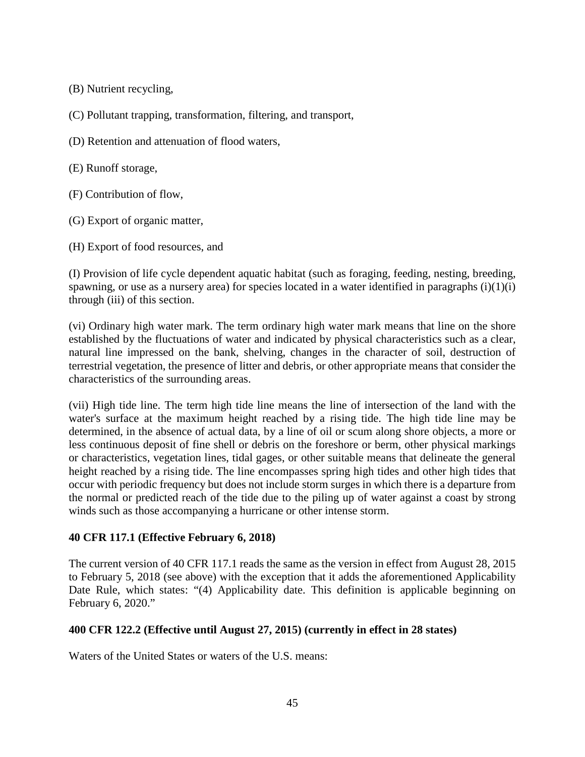(B) Nutrient recycling,

(C) Pollutant trapping, transformation, filtering, and transport,

(D) Retention and attenuation of flood waters,

(E) Runoff storage,

(F) Contribution of flow,

(G) Export of organic matter,

(H) Export of food resources, and

(I) Provision of life cycle dependent aquatic habitat (such as foraging, feeding, nesting, breeding, spawning, or use as a nursery area) for species located in a water identified in paragraphs (i)(1)(i) through (iii) of this section.

(vi) Ordinary high water mark. The term ordinary high water mark means that line on the shore established by the fluctuations of water and indicated by physical characteristics such as a clear, natural line impressed on the bank, shelving, changes in the character of soil, destruction of terrestrial vegetation, the presence of litter and debris, or other appropriate means that consider the characteristics of the surrounding areas.

(vii) High tide line. The term high tide line means the line of intersection of the land with the water's surface at the maximum height reached by a rising tide. The high tide line may be determined, in the absence of actual data, by a line of oil or scum along shore objects, a more or less continuous deposit of fine shell or debris on the foreshore or berm, other physical markings or characteristics, vegetation lines, tidal gages, or other suitable means that delineate the general height reached by a rising tide. The line encompasses spring high tides and other high tides that occur with periodic frequency but does not include storm surges in which there is a departure from the normal or predicted reach of the tide due to the piling up of water against a coast by strong winds such as those accompanying a hurricane or other intense storm.

**40 CFR 117.1 (Effective February 6, 2018)**

The current version of 40 CFR 117.1 reads the same as the version in effect from August 28, 2015 to February 5, 2018 (see above) with the exception that it adds the aforementioned Applicability Date Rule, which states: "(4) Applicability date. This definition is applicable beginning on February 6, 2020."

**400 CFR 122.2 (Effective until August 27, 2015) (currently in effect in 28 states)**

Waters of the United States or waters of the U.S. means: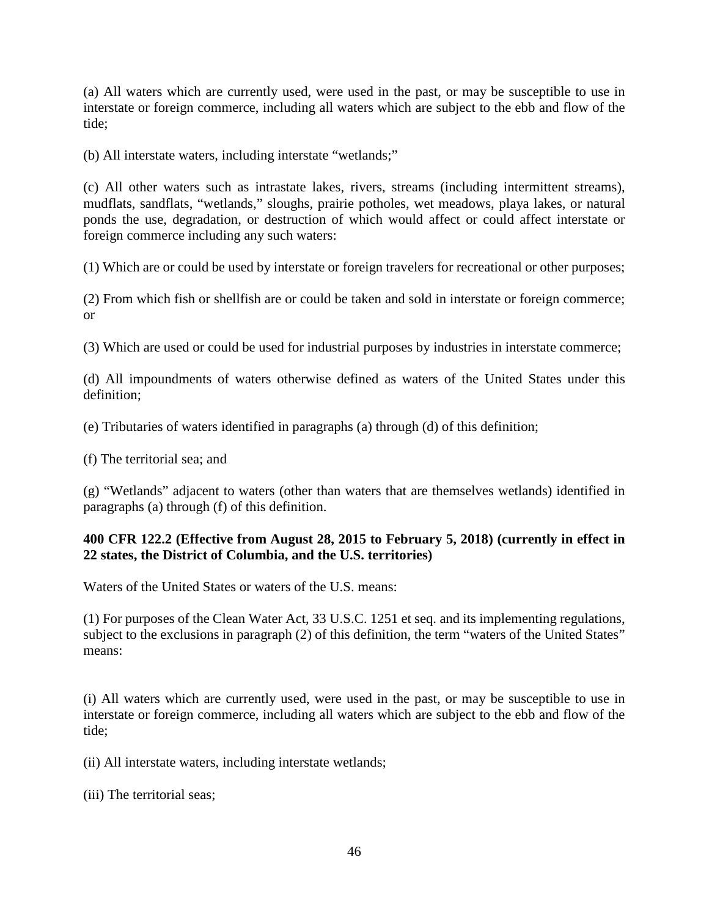(a) All waters which are currently used, were used in the past, or may be susceptible to use in interstate or foreign commerce, including all waters which are subject to the ebb and flow of the tide;

(b) All interstate waters, including interstate "wetlands;"

(c) All other waters such as intrastate lakes, rivers, streams (including intermittent streams), mudflats, sandflats, "wetlands," sloughs, prairie potholes, wet meadows, playa lakes, or natural ponds the use, degradation, or destruction of which would affect or could affect interstate or foreign commerce including any such waters:

(1) Which are or could be used by interstate or foreign travelers for recreational or other purposes;

(2) From which fish or shellfish are or could be taken and sold in interstate or foreign commerce; or

(3) Which are used or could be used for industrial purposes by industries in interstate commerce;

(d) All impoundments of waters otherwise defined as waters of the United States under this definition;

(e) Tributaries of waters identified in paragraphs (a) through (d) of this definition;

(f) The territorial sea; and

(g) "Wetlands" adjacent to waters (other than waters that are themselves wetlands) identified in paragraphs (a) through (f) of this definition.

**400 CFR 122.2 (Effective from August 28, 2015 to February 5, 2018) (currently in effect in 22 states, the District of Columbia, and the U.S. territories)**

Waters of the United States or waters of the U.S. means:

(1) For purposes of the Clean Water Act, 33 U.S.C. 1251 et seq. and its implementing regulations, subject to the exclusions in paragraph (2) of this definition, the term "waters of the United States" means:

(i) All waters which are currently used, were used in the past, or may be susceptible to use in interstate or foreign commerce, including all waters which are subject to the ebb and flow of the tide;

(ii) All interstate waters, including interstate wetlands;

(iii) The territorial seas;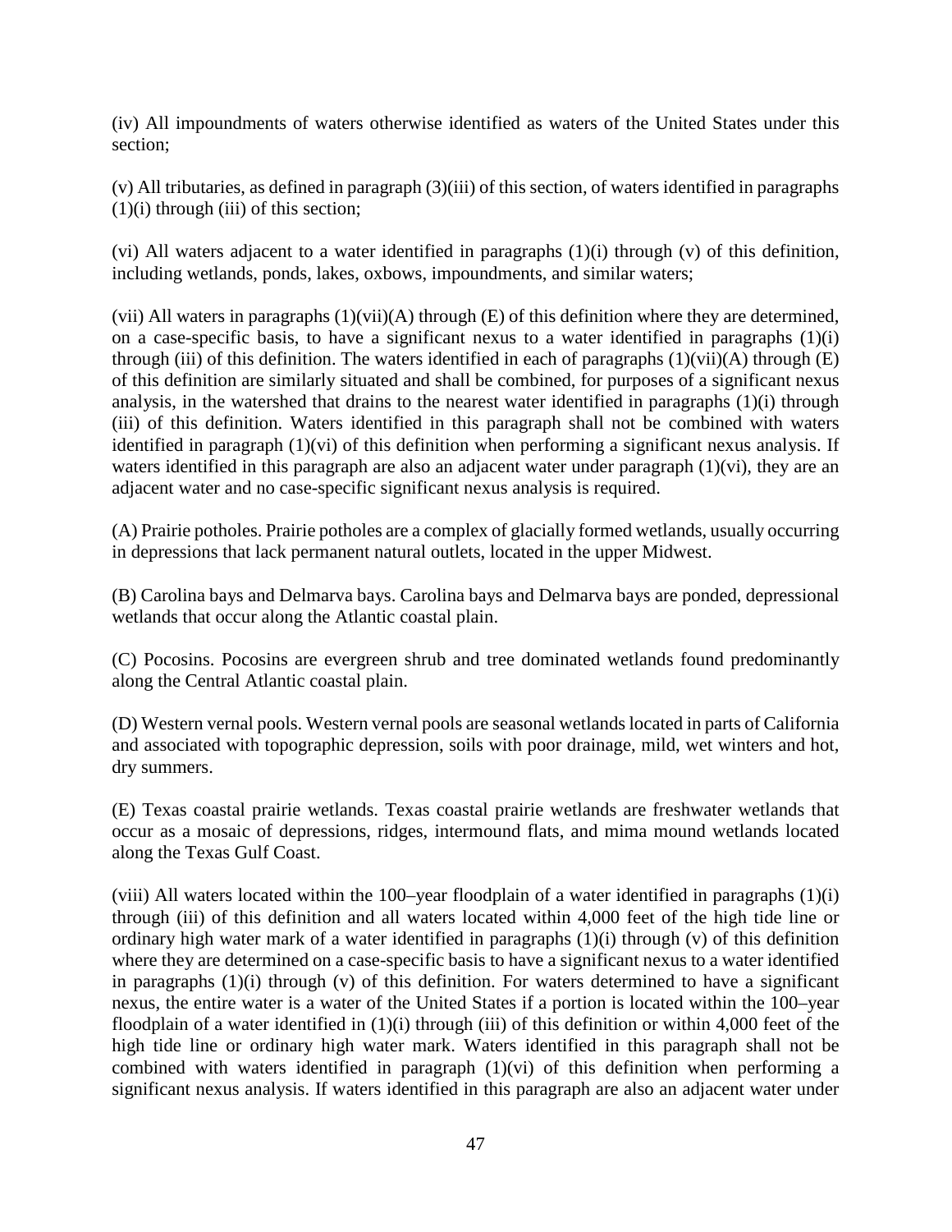(iv) All impoundments of waters otherwise identified as waters of the United States under this section;

(v) All tributaries, as defined in paragraph (3)(iii) of this section, of waters identified in paragraphs (1)(i) through (iii) of this section;

(vi) All waters adjacent to a water identified in paragraphs (1)(i) through (v) of this definition, including wetlands, ponds, lakes, oxbows, impoundments, and similar waters;

(vii) All waters in paragraphs (1)(vii)(A) through (E) of this definition where they are determined, on a case-specific basis, to have a significant nexus to a water identified in paragraphs (1)(i) through (iii) of this definition. The waters identified in each of paragraphs (1)(vii)(A) through (E) of this definition are similarly situated and shall be combined, for purposes of a significant nexus analysis, in the watershed that drains to the nearest water identified in paragraphs (1)(i) through (iii) of this definition. Waters identified in this paragraph shall not be combined with waters identified in paragraph (1)(vi) of this definition when performing a significant nexus analysis. If waters identified in this paragraph are also an adjacent water under paragraph (1)(vi), they are an adjacent water and no case-specific significant nexus analysis is required.

(A) Prairie potholes. Prairie potholes are a complex of glacially formed wetlands, usually occurring in depressions that lack permanent natural outlets, located in the upper Midwest.

(B) Carolina bays and Delmarva bays. Carolina bays and Delmarva bays are ponded, depressional wetlands that occur along the Atlantic coastal plain.

(C) Pocosins. Pocosins are evergreen shrub and tree dominated wetlands found predominantly along the Central Atlantic coastal plain.

(D) Western vernal pools. Western vernal pools are seasonal wetlands located in parts of California and associated with topographic depression, soils with poor drainage, mild, wet winters and hot, dry summers.

(E) Texas coastal prairie wetlands. Texas coastal prairie wetlands are freshwater wetlands that occur as a mosaic of depressions, ridges, intermound flats, and mima mound wetlands located along the Texas Gulf Coast.

(viii) All waters located within the 100–year floodplain of a water identified in paragraphs (1)(i) through (iii) of this definition and all waters located within 4,000 feet of the high tide line or ordinary high water mark of a water identified in paragraphs (1)(i) through (v) of this definition where they are determined on a case-specific basis to have a significant nexus to a water identified in paragraphs (1)(i) through (v) of this definition. For waters determined to have a significant nexus, the entire water is a water of the United States if a portion is located within the 100–year floodplain of a water identified in (1)(i) through (iii) of this definition or within 4,000 feet of the high tide line or ordinary high water mark. Waters identified in this paragraph shall not be combined with waters identified in paragraph (1)(vi) of this definition when performing a significant nexus analysis. If waters identified in this paragraph are also an adjacent water under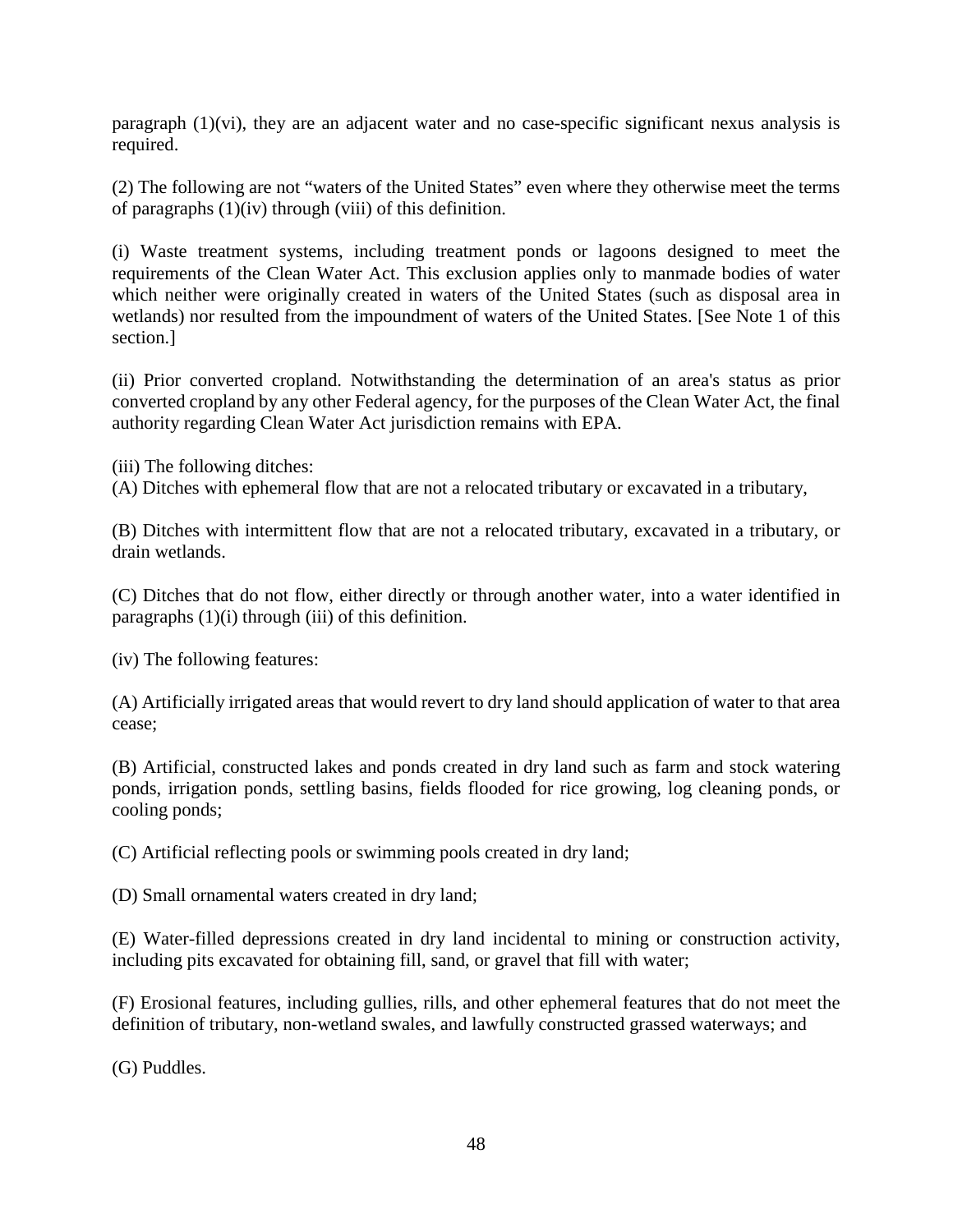paragraph (1)(vi), they are an adjacent water and no case-specific significant nexus analysis is required.

(2) The following are not "waters of the United States" even where they otherwise meet the terms of paragraphs (1)(iv) through (viii) of this definition.

(i) Waste treatment systems, including treatment ponds or lagoons designed to meet the requirements of the Clean Water Act. This exclusion applies only to manmade bodies of water which neither were originally created in waters of the United States (such as disposal area in wetlands) nor resulted from the impoundment of waters of the United States. [See Note 1 of this section.]

(ii) Prior converted cropland. Notwithstanding the determination of an area's status as prior converted cropland by any other Federal agency, for the purposes of the Clean Water Act, the final authority regarding Clean Water Act jurisdiction remains with EPA.

(iii) The following ditches:
(A) Ditches with ephemeral flow that are not a relocated tributary or excavated in a tributary,

(B) Ditches with intermittent flow that are not a relocated tributary, excavated in a tributary, or drain wetlands.

(C) Ditches that do not flow, either directly or through another water, into a water identified in paragraphs (1)(i) through (iii) of this definition.

(iv) The following features:

(A) Artificially irrigated areas that would revert to dry land should application of water to that area cease;

(B) Artificial, constructed lakes and ponds created in dry land such as farm and stock watering ponds, irrigation ponds, settling basins, fields flooded for rice growing, log cleaning ponds, or cooling ponds;

(C) Artificial reflecting pools or swimming pools created in dry land;

(D) Small ornamental waters created in dry land;

(E) Water-filled depressions created in dry land incidental to mining or construction activity, including pits excavated for obtaining fill, sand, or gravel that fill with water;

(F) Erosional features, including gullies, rills, and other ephemeral features that do not meet the definition of tributary, non-wetland swales, and lawfully constructed grassed waterways; and

(G) Puddles.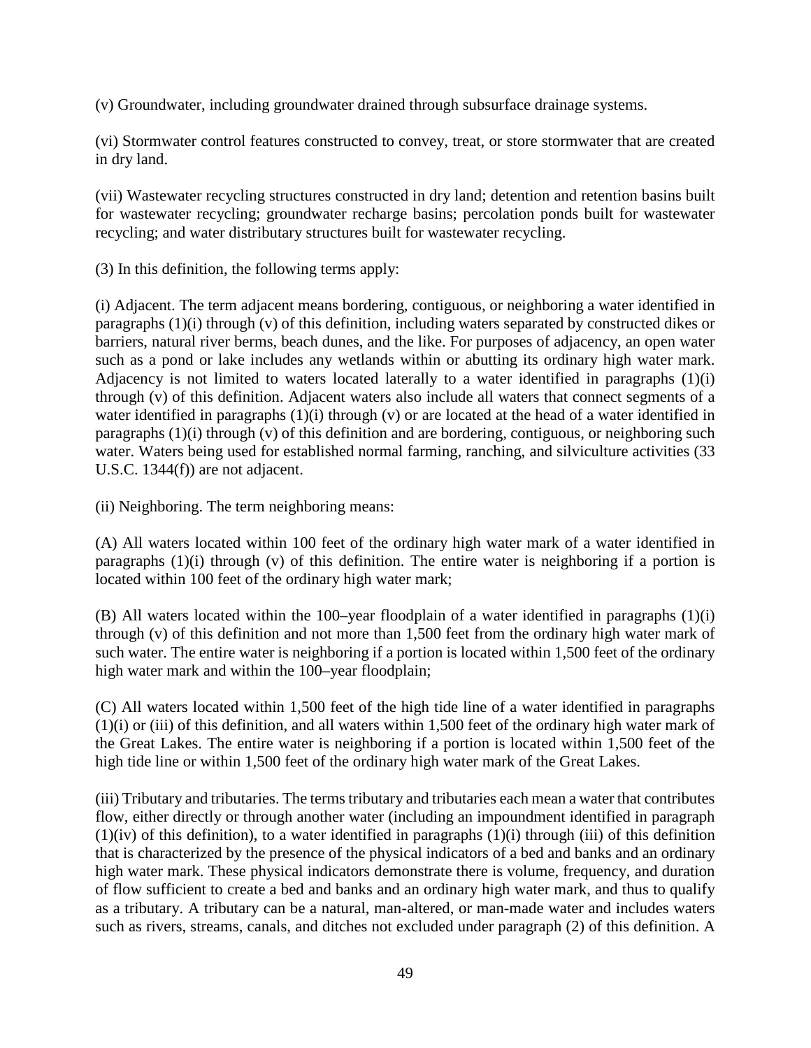(v) Groundwater, including groundwater drained through subsurface drainage systems.

(vi) Stormwater control features constructed to convey, treat, or store stormwater that are created in dry land.

(vii) Wastewater recycling structures constructed in dry land; detention and retention basins built for wastewater recycling; groundwater recharge basins; percolation ponds built for wastewater recycling; and water distributary structures built for wastewater recycling.

(3) In this definition, the following terms apply:

(i) Adjacent. The term adjacent means bordering, contiguous, or neighboring a water identified in paragraphs (1)(i) through (v) of this definition, including waters separated by constructed dikes or barriers, natural river berms, beach dunes, and the like. For purposes of adjacency, an open water such as a pond or lake includes any wetlands within or abutting its ordinary high water mark. Adjacency is not limited to waters located laterally to a water identified in paragraphs (1)(i) through (v) of this definition. Adjacent waters also include all waters that connect segments of a water identified in paragraphs (1)(i) through (v) or are located at the head of a water identified in paragraphs (1)(i) through (v) of this definition and are bordering, contiguous, or neighboring such water. Waters being used for established normal farming, ranching, and silviculture activities (33 U.S.C. 1344(f)) are not adjacent.

(ii) Neighboring. The term neighboring means:

(A) All waters located within 100 feet of the ordinary high water mark of a water identified in paragraphs (1)(i) through (v) of this definition. The entire water is neighboring if a portion is located within 100 feet of the ordinary high water mark;

(B) All waters located within the 100–year floodplain of a water identified in paragraphs (1)(i) through (v) of this definition and not more than 1,500 feet from the ordinary high water mark of such water. The entire water is neighboring if a portion is located within 1,500 feet of the ordinary high water mark and within the 100–year floodplain;

(C) All waters located within 1,500 feet of the high tide line of a water identified in paragraphs (1)(i) or (iii) of this definition, and all waters within 1,500 feet of the ordinary high water mark of the Great Lakes. The entire water is neighboring if a portion is located within 1,500 feet of the high tide line or within 1,500 feet of the ordinary high water mark of the Great Lakes.

(iii) Tributary and tributaries. The terms tributary and tributaries each mean a water that contributes flow, either directly or through another water (including an impoundment identified in paragraph (1)(iv) of this definition), to a water identified in paragraphs (1)(i) through (iii) of this definition that is characterized by the presence of the physical indicators of a bed and banks and an ordinary high water mark. These physical indicators demonstrate there is volume, frequency, and duration of flow sufficient to create a bed and banks and an ordinary high water mark, and thus to qualify as a tributary. A tributary can be a natural, man-altered, or man-made water and includes waters such as rivers, streams, canals, and ditches not excluded under paragraph (2) of this definition. A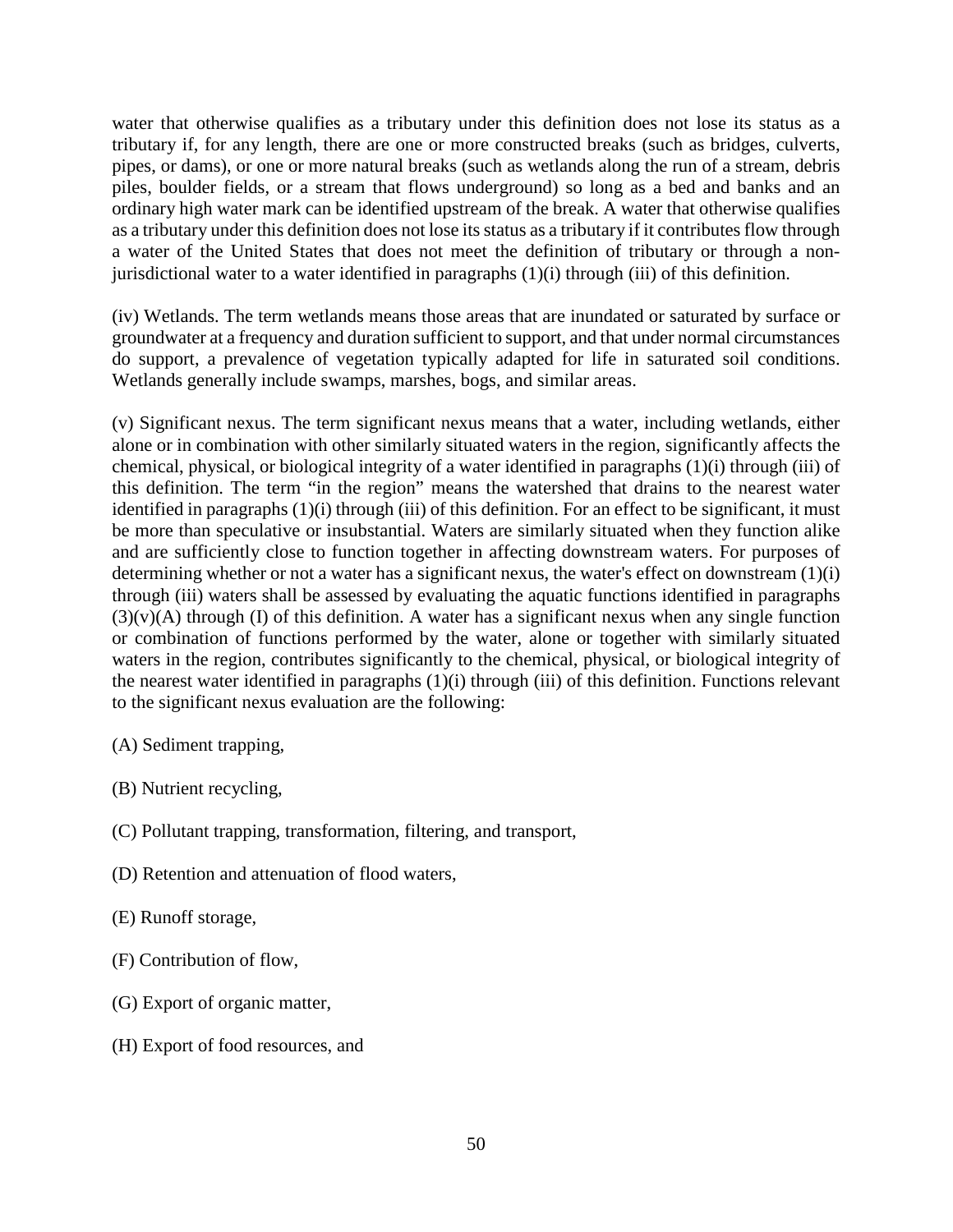water that otherwise qualifies as a tributary under this definition does not lose its status as a tributary if, for any length, there are one or more constructed breaks (such as bridges, culverts, pipes, or dams), or one or more natural breaks (such as wetlands along the run of a stream, debris piles, boulder fields, or a stream that flows underground) so long as a bed and banks and an ordinary high water mark can be identified upstream of the break. A water that otherwise qualifies as a tributary under this definition does not lose its status as a tributary if it contributes flow through a water of the United States that does not meet the definition of tributary or through a non-jurisdictional water to a water identified in paragraphs (1)(i) through (iii) of this definition.

(iv) Wetlands. The term wetlands means those areas that are inundated or saturated by surface or groundwater at a frequency and duration sufficient to support, and that under normal circumstances do support, a prevalence of vegetation typically adapted for life in saturated soil conditions. Wetlands generally include swamps, marshes, bogs, and similar areas.

(v) Significant nexus. The term significant nexus means that a water, including wetlands, either alone or in combination with other similarly situated waters in the region, significantly affects the chemical, physical, or biological integrity of a water identified in paragraphs (1)(i) through (iii) of this definition. The term "in the region" means the watershed that drains to the nearest water identified in paragraphs (1)(i) through (iii) of this definition. For an effect to be significant, it must be more than speculative or insubstantial. Waters are similarly situated when they function alike and are sufficiently close to function together in affecting downstream waters. For purposes of determining whether or not a water has a significant nexus, the water's effect on downstream (1)(i) through (iii) waters shall be assessed by evaluating the aquatic functions identified in paragraphs (3)(v)(A) through (I) of this definition. A water has a significant nexus when any single function or combination of functions performed by the water, alone or together with similarly situated waters in the region, contributes significantly to the chemical, physical, or biological integrity of the nearest water identified in paragraphs (1)(i) through (iii) of this definition. Functions relevant to the significant nexus evaluation are the following:

(A) Sediment trapping,

(B) Nutrient recycling,

(C) Pollutant trapping, transformation, filtering, and transport,

(D) Retention and attenuation of flood waters,

(E) Runoff storage,

(F) Contribution of flow,

(G) Export of organic matter,

(H) Export of food resources, and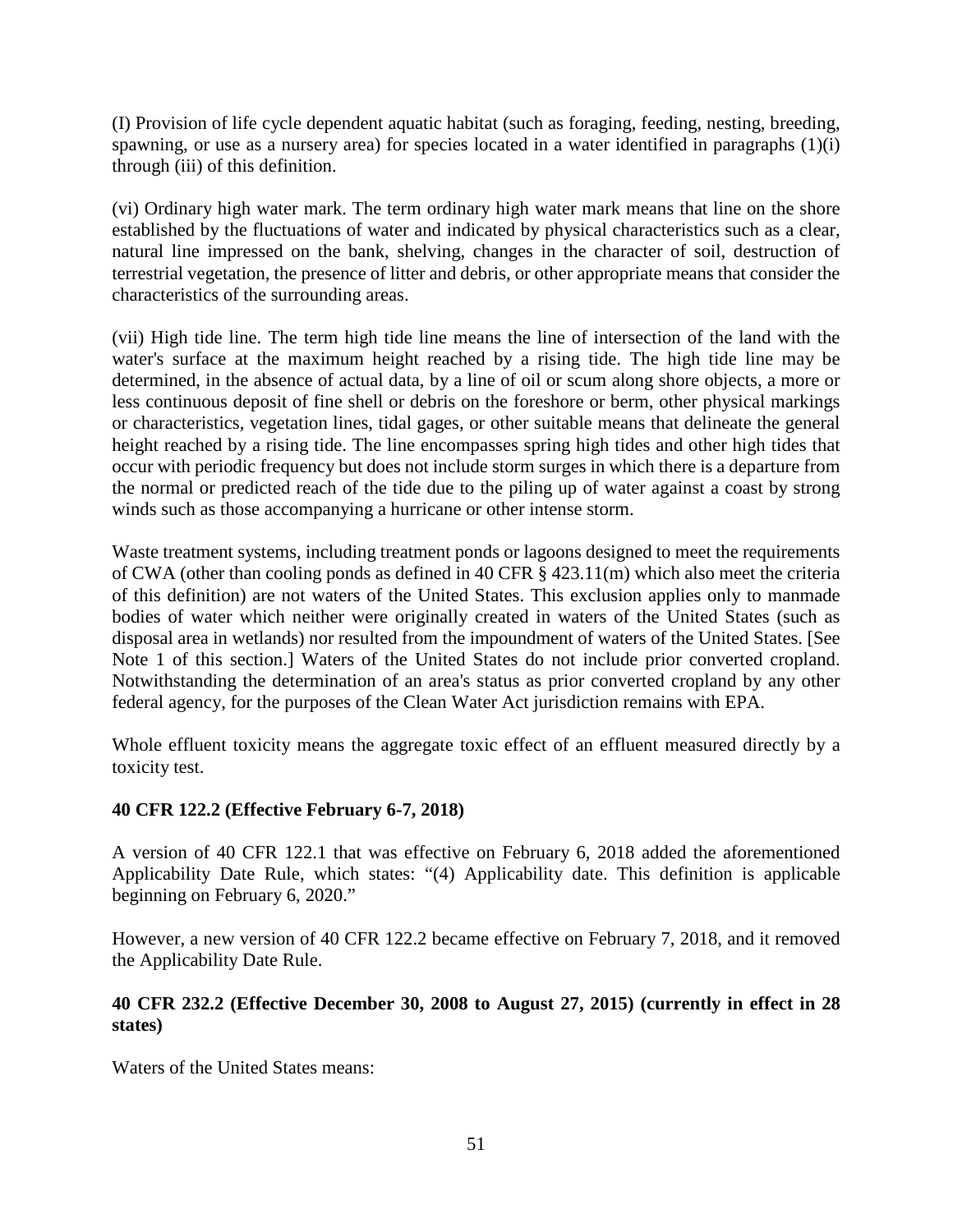(I) Provision of life cycle dependent aquatic habitat (such as foraging, feeding, nesting, breeding, spawning, or use as a nursery area) for species located in a water identified in paragraphs (1)(i) through (iii) of this definition.

(vi) Ordinary high water mark. The term ordinary high water mark means that line on the shore established by the fluctuations of water and indicated by physical characteristics such as a clear, natural line impressed on the bank, shelving, changes in the character of soil, destruction of terrestrial vegetation, the presence of litter and debris, or other appropriate means that consider the characteristics of the surrounding areas.

(vii) High tide line. The term high tide line means the line of intersection of the land with the water's surface at the maximum height reached by a rising tide. The high tide line may be determined, in the absence of actual data, by a line of oil or scum along shore objects, a more or less continuous deposit of fine shell or debris on the foreshore or berm, other physical markings or characteristics, vegetation lines, tidal gages, or other suitable means that delineate the general height reached by a rising tide. The line encompasses spring high tides and other high tides that occur with periodic frequency but does not include storm surges in which there is a departure from the normal or predicted reach of the tide due to the piling up of water against a coast by strong winds such as those accompanying a hurricane or other intense storm.

Waste treatment systems, including treatment ponds or lagoons designed to meet the requirements of CWA (other than cooling ponds as defined in 40 CFR § 423.11(m) which also meet the criteria of this definition) are not waters of the United States. This exclusion applies only to manmade bodies of water which neither were originally created in waters of the United States (such as disposal area in wetlands) nor resulted from the impoundment of waters of the United States. [See Note 1 of this section.] Waters of the United States do not include prior converted cropland. Notwithstanding the determination of an area's status as prior converted cropland by any other federal agency, for the purposes of the Clean Water Act jurisdiction remains with EPA.

Whole effluent toxicity means the aggregate toxic effect of an effluent measured directly by a toxicity test.

**40 CFR 122.2 (Effective February 6-7, 2018)**

A version of 40 CFR 122.1 that was effective on February 6, 2018 added the aforementioned Applicability Date Rule, which states: "(4) Applicability date. This definition is applicable beginning on February 6, 2020."

However, a new version of 40 CFR 122.2 became effective on February 7, 2018, and it removed the Applicability Date Rule.

**40 CFR 232.2 (Effective December 30, 2008 to August 27, 2015) (currently in effect in 28 states)**

Waters of the United States means: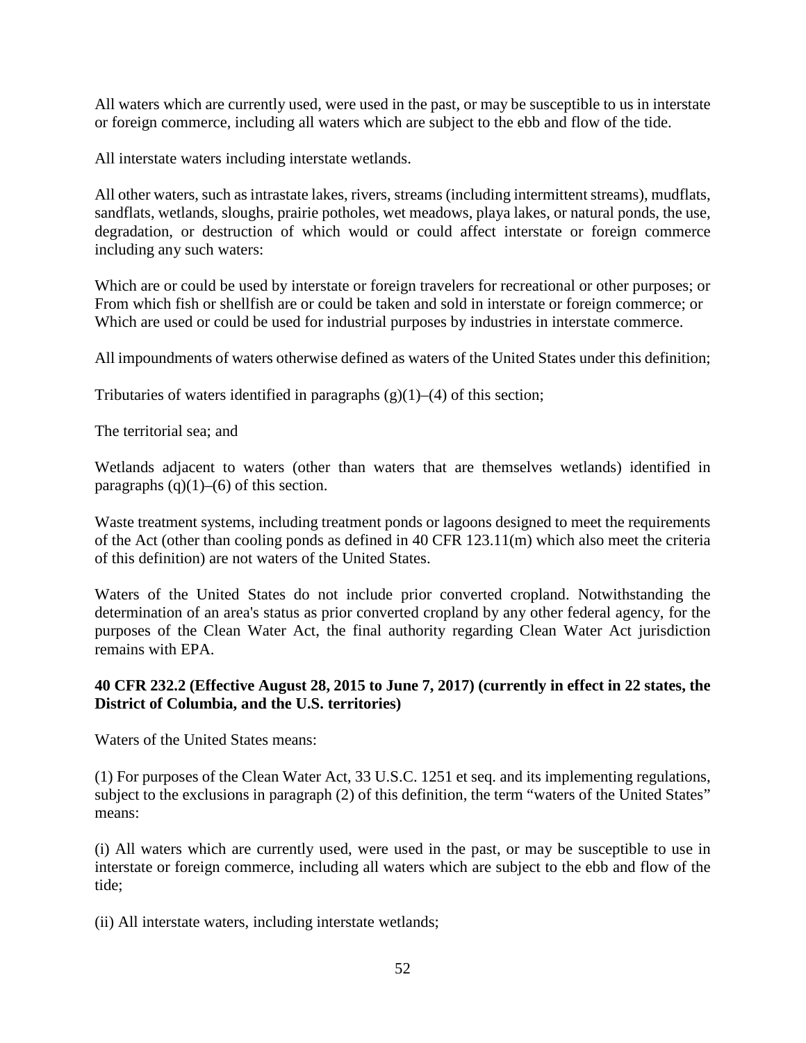All waters which are currently used, were used in the past, or may be susceptible to us in interstate or foreign commerce, including all waters which are subject to the ebb and flow of the tide.

All interstate waters including interstate wetlands.

All other waters, such as intrastate lakes, rivers, streams (including intermittent streams), mudflats, sandflats, wetlands, sloughs, prairie potholes, wet meadows, playa lakes, or natural ponds, the use, degradation, or destruction of which would or could affect interstate or foreign commerce including any such waters:

Which are or could be used by interstate or foreign travelers for recreational or other purposes; or
From which fish or shellfish are or could be taken and sold in interstate or foreign commerce; or
Which are used or could be used for industrial purposes by industries in interstate commerce.

All impoundments of waters otherwise defined as waters of the United States under this definition;

Tributaries of waters identified in paragraphs (g)(1)–(4) of this section;

The territorial sea; and

Wetlands adjacent to waters (other than waters that are themselves wetlands) identified in paragraphs (q)(1)–(6) of this section.

Waste treatment systems, including treatment ponds or lagoons designed to meet the requirements of the Act (other than cooling ponds as defined in 40 CFR 123.11(m) which also meet the criteria of this definition) are not waters of the United States.

Waters of the United States do not include prior converted cropland. Notwithstanding the determination of an area's status as prior converted cropland by any other federal agency, for the purposes of the Clean Water Act, the final authority regarding Clean Water Act jurisdiction remains with EPA.

**40 CFR 232.2 (Effective August 28, 2015 to June 7, 2017) (currently in effect in 22 states, the District of Columbia, and the U.S. territories)**

Waters of the United States means:

(1) For purposes of the Clean Water Act, 33 U.S.C. 1251 et seq. and its implementing regulations, subject to the exclusions in paragraph (2) of this definition, the term "waters of the United States" means:

(i) All waters which are currently used, were used in the past, or may be susceptible to use in interstate or foreign commerce, including all waters which are subject to the ebb and flow of the tide;

(ii) All interstate waters, including interstate wetlands;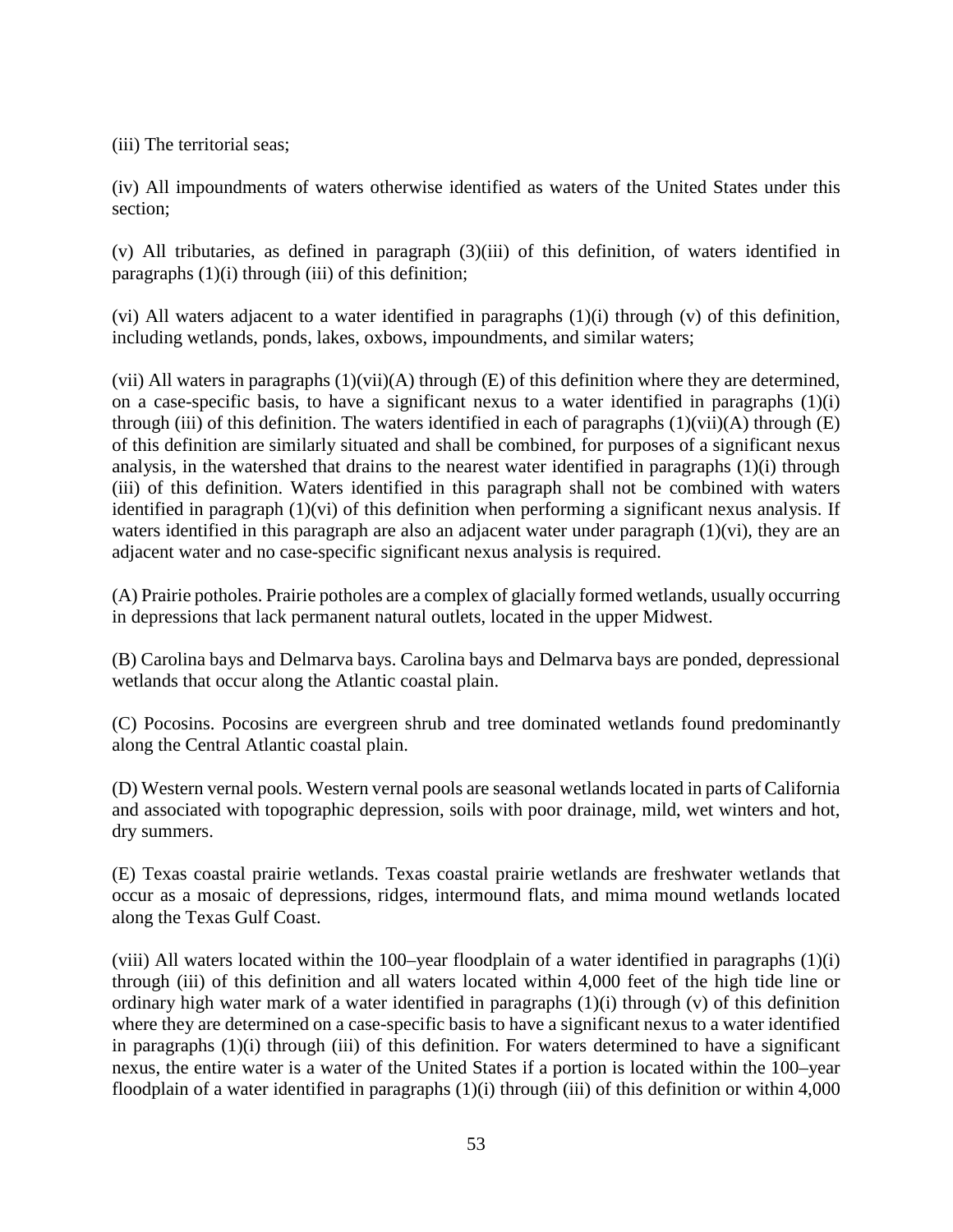(iii) The territorial seas;

(iv) All impoundments of waters otherwise identified as waters of the United States under this section;

(v) All tributaries, as defined in paragraph (3)(iii) of this definition, of waters identified in paragraphs (1)(i) through (iii) of this definition;

(vi) All waters adjacent to a water identified in paragraphs (1)(i) through (v) of this definition, including wetlands, ponds, lakes, oxbows, impoundments, and similar waters;

(vii) All waters in paragraphs (1)(vii)(A) through (E) of this definition where they are determined, on a case-specific basis, to have a significant nexus to a water identified in paragraphs (1)(i) through (iii) of this definition. The waters identified in each of paragraphs (1)(vii)(A) through (E) of this definition are similarly situated and shall be combined, for purposes of a significant nexus analysis, in the watershed that drains to the nearest water identified in paragraphs (1)(i) through (iii) of this definition. Waters identified in this paragraph shall not be combined with waters identified in paragraph (1)(vi) of this definition when performing a significant nexus analysis. If waters identified in this paragraph are also an adjacent water under paragraph (1)(vi), they are an adjacent water and no case-specific significant nexus analysis is required.

(A) Prairie potholes. Prairie potholes are a complex of glacially formed wetlands, usually occurring in depressions that lack permanent natural outlets, located in the upper Midwest.

(B) Carolina bays and Delmarva bays. Carolina bays and Delmarva bays are ponded, depressional wetlands that occur along the Atlantic coastal plain.

(C) Pocosins. Pocosins are evergreen shrub and tree dominated wetlands found predominantly along the Central Atlantic coastal plain.

(D) Western vernal pools. Western vernal pools are seasonal wetlands located in parts of California and associated with topographic depression, soils with poor drainage, mild, wet winters and hot, dry summers.

(E) Texas coastal prairie wetlands. Texas coastal prairie wetlands are freshwater wetlands that occur as a mosaic of depressions, ridges, intermound flats, and mima mound wetlands located along the Texas Gulf Coast.

(viii) All waters located within the 100–year floodplain of a water identified in paragraphs (1)(i) through (iii) of this definition and all waters located within 4,000 feet of the high tide line or ordinary high water mark of a water identified in paragraphs (1)(i) through (v) of this definition where they are determined on a case-specific basis to have a significant nexus to a water identified in paragraphs (1)(i) through (iii) of this definition. For waters determined to have a significant nexus, the entire water is a water of the United States if a portion is located within the 100–year floodplain of a water identified in paragraphs (1)(i) through (iii) of this definition or within 4,000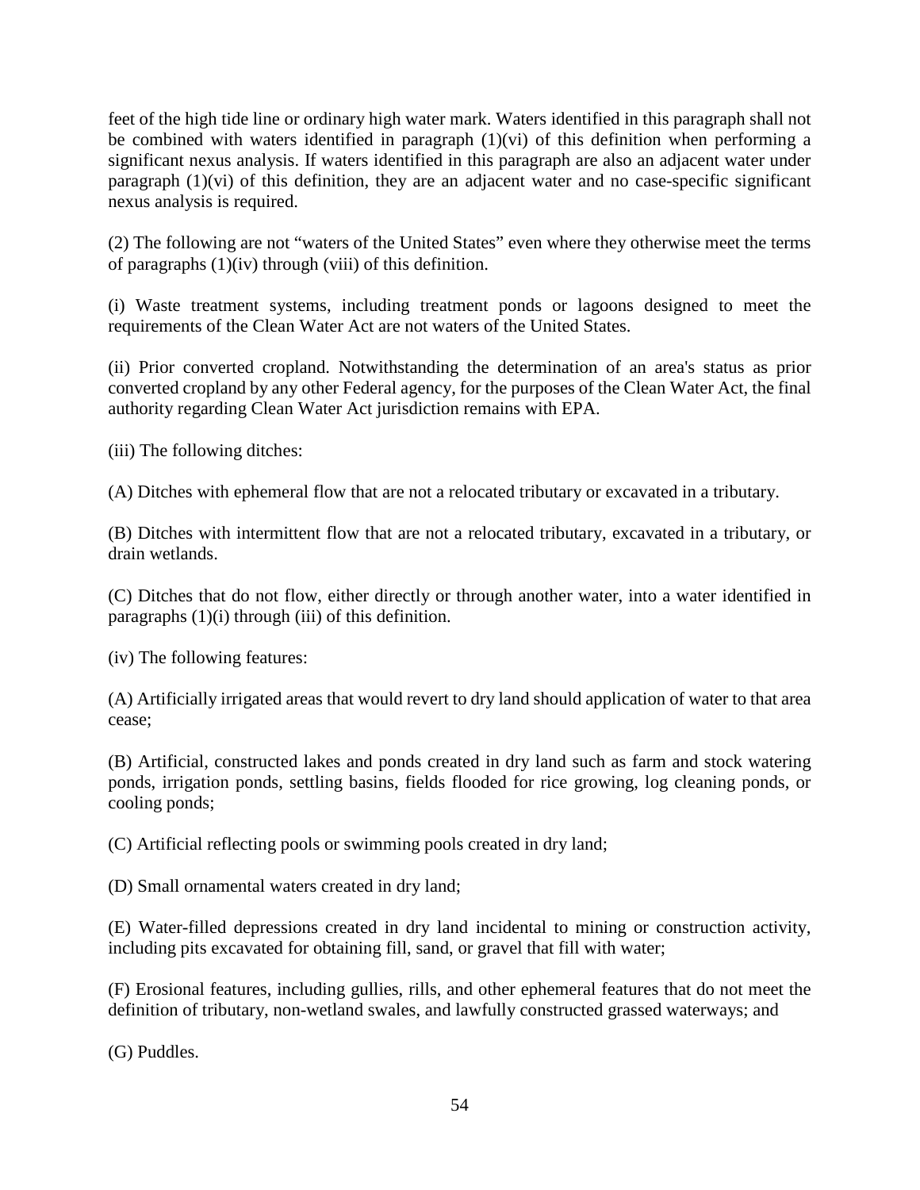feet of the high tide line or ordinary high water mark. Waters identified in this paragraph shall not be combined with waters identified in paragraph (1)(vi) of this definition when performing a significant nexus analysis. If waters identified in this paragraph are also an adjacent water under paragraph (1)(vi) of this definition, they are an adjacent water and no case-specific significant nexus analysis is required.

(2) The following are not "waters of the United States" even where they otherwise meet the terms of paragraphs (1)(iv) through (viii) of this definition.

(i) Waste treatment systems, including treatment ponds or lagoons designed to meet the requirements of the Clean Water Act are not waters of the United States.

(ii) Prior converted cropland. Notwithstanding the determination of an area's status as prior converted cropland by any other Federal agency, for the purposes of the Clean Water Act, the final authority regarding Clean Water Act jurisdiction remains with EPA.

(iii) The following ditches:

(A) Ditches with ephemeral flow that are not a relocated tributary or excavated in a tributary.

(B) Ditches with intermittent flow that are not a relocated tributary, excavated in a tributary, or drain wetlands.

(C) Ditches that do not flow, either directly or through another water, into a water identified in paragraphs (1)(i) through (iii) of this definition.

(iv) The following features:

(A) Artificially irrigated areas that would revert to dry land should application of water to that area cease;

(B) Artificial, constructed lakes and ponds created in dry land such as farm and stock watering ponds, irrigation ponds, settling basins, fields flooded for rice growing, log cleaning ponds, or cooling ponds;

(C) Artificial reflecting pools or swimming pools created in dry land;

(D) Small ornamental waters created in dry land;

(E) Water-filled depressions created in dry land incidental to mining or construction activity, including pits excavated for obtaining fill, sand, or gravel that fill with water;

(F) Erosional features, including gullies, rills, and other ephemeral features that do not meet the definition of tributary, non-wetland swales, and lawfully constructed grassed waterways; and

(G) Puddles.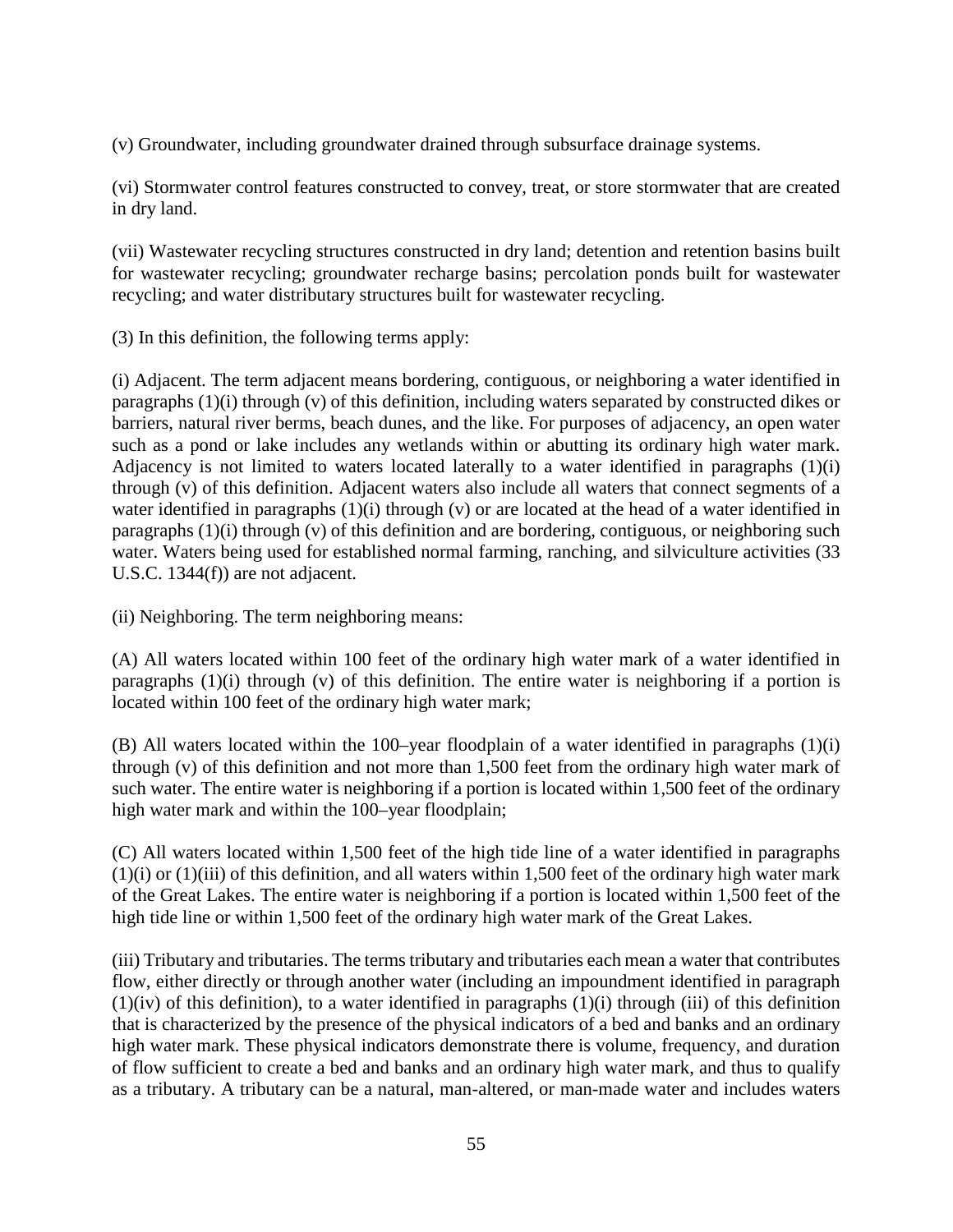(v) Groundwater, including groundwater drained through subsurface drainage systems.

(vi) Stormwater control features constructed to convey, treat, or store stormwater that are created in dry land.

(vii) Wastewater recycling structures constructed in dry land; detention and retention basins built for wastewater recycling; groundwater recharge basins; percolation ponds built for wastewater recycling; and water distributary structures built for wastewater recycling.

(3) In this definition, the following terms apply:

(i) Adjacent. The term adjacent means bordering, contiguous, or neighboring a water identified in paragraphs (1)(i) through (v) of this definition, including waters separated by constructed dikes or barriers, natural river berms, beach dunes, and the like. For purposes of adjacency, an open water such as a pond or lake includes any wetlands within or abutting its ordinary high water mark. Adjacency is not limited to waters located laterally to a water identified in paragraphs (1)(i) through (v) of this definition. Adjacent waters also include all waters that connect segments of a water identified in paragraphs (1)(i) through (v) or are located at the head of a water identified in paragraphs (1)(i) through (v) of this definition and are bordering, contiguous, or neighboring such water. Waters being used for established normal farming, ranching, and silviculture activities (33 U.S.C. 1344(f)) are not adjacent.

(ii) Neighboring. The term neighboring means:

(A) All waters located within 100 feet of the ordinary high water mark of a water identified in paragraphs (1)(i) through (v) of this definition. The entire water is neighboring if a portion is located within 100 feet of the ordinary high water mark;

(B) All waters located within the 100–year floodplain of a water identified in paragraphs (1)(i) through (v) of this definition and not more than 1,500 feet from the ordinary high water mark of such water. The entire water is neighboring if a portion is located within 1,500 feet of the ordinary high water mark and within the 100–year floodplain;

(C) All waters located within 1,500 feet of the high tide line of a water identified in paragraphs (1)(i) or (1)(iii) of this definition, and all waters within 1,500 feet of the ordinary high water mark of the Great Lakes. The entire water is neighboring if a portion is located within 1,500 feet of the high tide line or within 1,500 feet of the ordinary high water mark of the Great Lakes.

(iii) Tributary and tributaries. The terms tributary and tributaries each mean a water that contributes flow, either directly or through another water (including an impoundment identified in paragraph (1)(iv) of this definition), to a water identified in paragraphs (1)(i) through (iii) of this definition that is characterized by the presence of the physical indicators of a bed and banks and an ordinary high water mark. These physical indicators demonstrate there is volume, frequency, and duration of flow sufficient to create a bed and banks and an ordinary high water mark, and thus to qualify as a tributary. A tributary can be a natural, man-altered, or man-made water and includes waters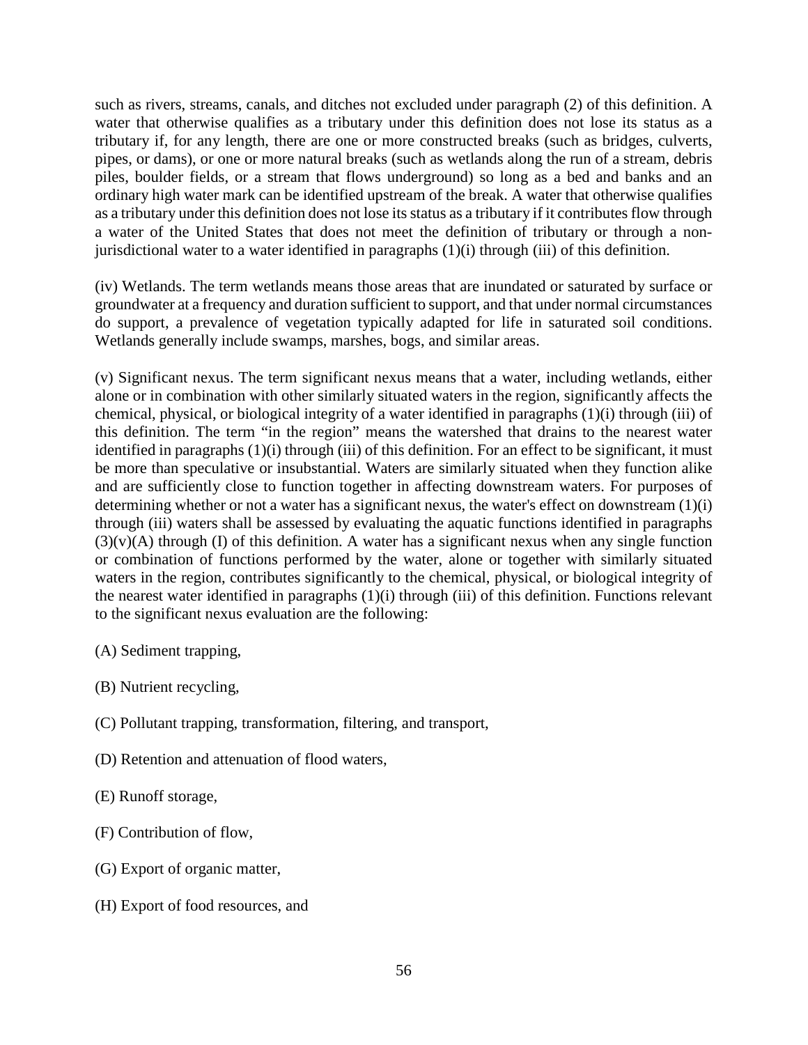such as rivers, streams, canals, and ditches not excluded under paragraph (2) of this definition. A water that otherwise qualifies as a tributary under this definition does not lose its status as a tributary if, for any length, there are one or more constructed breaks (such as bridges, culverts, pipes, or dams), or one or more natural breaks (such as wetlands along the run of a stream, debris piles, boulder fields, or a stream that flows underground) so long as a bed and banks and an ordinary high water mark can be identified upstream of the break. A water that otherwise qualifies as a tributary under this definition does not lose its status as a tributary if it contributes flow through a water of the United States that does not meet the definition of tributary or through a non-jurisdictional water to a water identified in paragraphs (1)(i) through (iii) of this definition.

(iv) Wetlands. The term wetlands means those areas that are inundated or saturated by surface or groundwater at a frequency and duration sufficient to support, and that under normal circumstances do support, a prevalence of vegetation typically adapted for life in saturated soil conditions. Wetlands generally include swamps, marshes, bogs, and similar areas.

(v) Significant nexus. The term significant nexus means that a water, including wetlands, either alone or in combination with other similarly situated waters in the region, significantly affects the chemical, physical, or biological integrity of a water identified in paragraphs (1)(i) through (iii) of this definition. The term "in the region" means the watershed that drains to the nearest water identified in paragraphs (1)(i) through (iii) of this definition. For an effect to be significant, it must be more than speculative or insubstantial. Waters are similarly situated when they function alike and are sufficiently close to function together in affecting downstream waters. For purposes of determining whether or not a water has a significant nexus, the water's effect on downstream (1)(i) through (iii) waters shall be assessed by evaluating the aquatic functions identified in paragraphs (3)(v)(A) through (I) of this definition. A water has a significant nexus when any single function or combination of functions performed by the water, alone or together with similarly situated waters in the region, contributes significantly to the chemical, physical, or biological integrity of the nearest water identified in paragraphs (1)(i) through (iii) of this definition. Functions relevant to the significant nexus evaluation are the following:

(A) Sediment trapping,

(B) Nutrient recycling,

(C) Pollutant trapping, transformation, filtering, and transport,

(D) Retention and attenuation of flood waters,

(E) Runoff storage,

(F) Contribution of flow,

(G) Export of organic matter,

(H) Export of food resources, and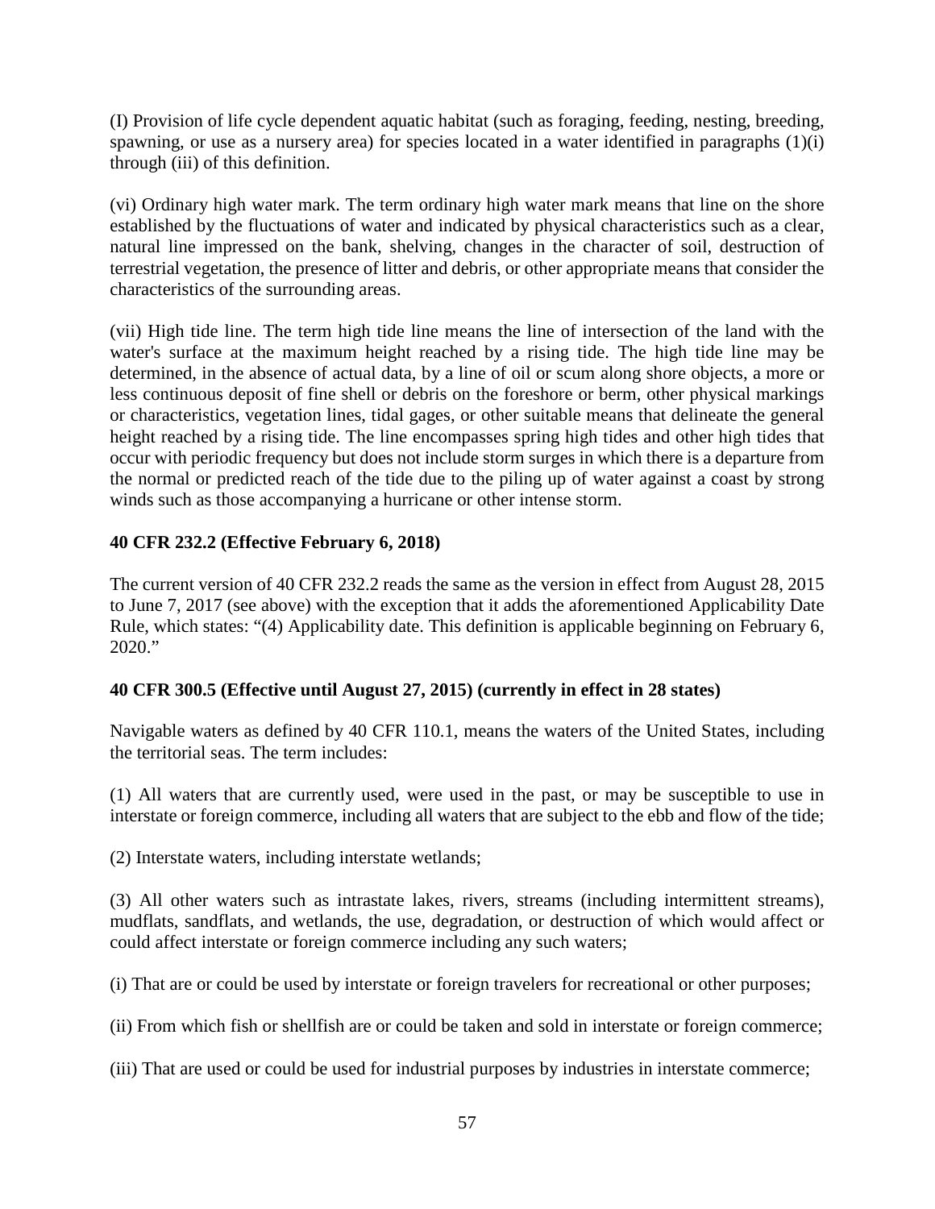(I) Provision of life cycle dependent aquatic habitat (such as foraging, feeding, nesting, breeding, spawning, or use as a nursery area) for species located in a water identified in paragraphs (1)(i) through (iii) of this definition.

(vi) Ordinary high water mark. The term ordinary high water mark means that line on the shore established by the fluctuations of water and indicated by physical characteristics such as a clear, natural line impressed on the bank, shelving, changes in the character of soil, destruction of terrestrial vegetation, the presence of litter and debris, or other appropriate means that consider the characteristics of the surrounding areas.

(vii) High tide line. The term high tide line means the line of intersection of the land with the water's surface at the maximum height reached by a rising tide. The high tide line may be determined, in the absence of actual data, by a line of oil or scum along shore objects, a more or less continuous deposit of fine shell or debris on the foreshore or berm, other physical markings or characteristics, vegetation lines, tidal gages, or other suitable means that delineate the general height reached by a rising tide. The line encompasses spring high tides and other high tides that occur with periodic frequency but does not include storm surges in which there is a departure from the normal or predicted reach of the tide due to the piling up of water against a coast by strong winds such as those accompanying a hurricane or other intense storm.

**40 CFR 232.2 (Effective February 6, 2018)**

The current version of 40 CFR 232.2 reads the same as the version in effect from August 28, 2015 to June 7, 2017 (see above) with the exception that it adds the aforementioned Applicability Date Rule, which states: "(4) Applicability date. This definition is applicable beginning on February 6, 2020."

**40 CFR 300.5 (Effective until August 27, 2015) (currently in effect in 28 states)**

Navigable waters as defined by 40 CFR 110.1, means the waters of the United States, including the territorial seas. The term includes:

(1) All waters that are currently used, were used in the past, or may be susceptible to use in interstate or foreign commerce, including all waters that are subject to the ebb and flow of the tide;

(2) Interstate waters, including interstate wetlands;

(3) All other waters such as intrastate lakes, rivers, streams (including intermittent streams), mudflats, sandflats, and wetlands, the use, degradation, or destruction of which would affect or could affect interstate or foreign commerce including any such waters;

(i) That are or could be used by interstate or foreign travelers for recreational or other purposes;

(ii) From which fish or shellfish are or could be taken and sold in interstate or foreign commerce;

(iii) That are used or could be used for industrial purposes by industries in interstate commerce;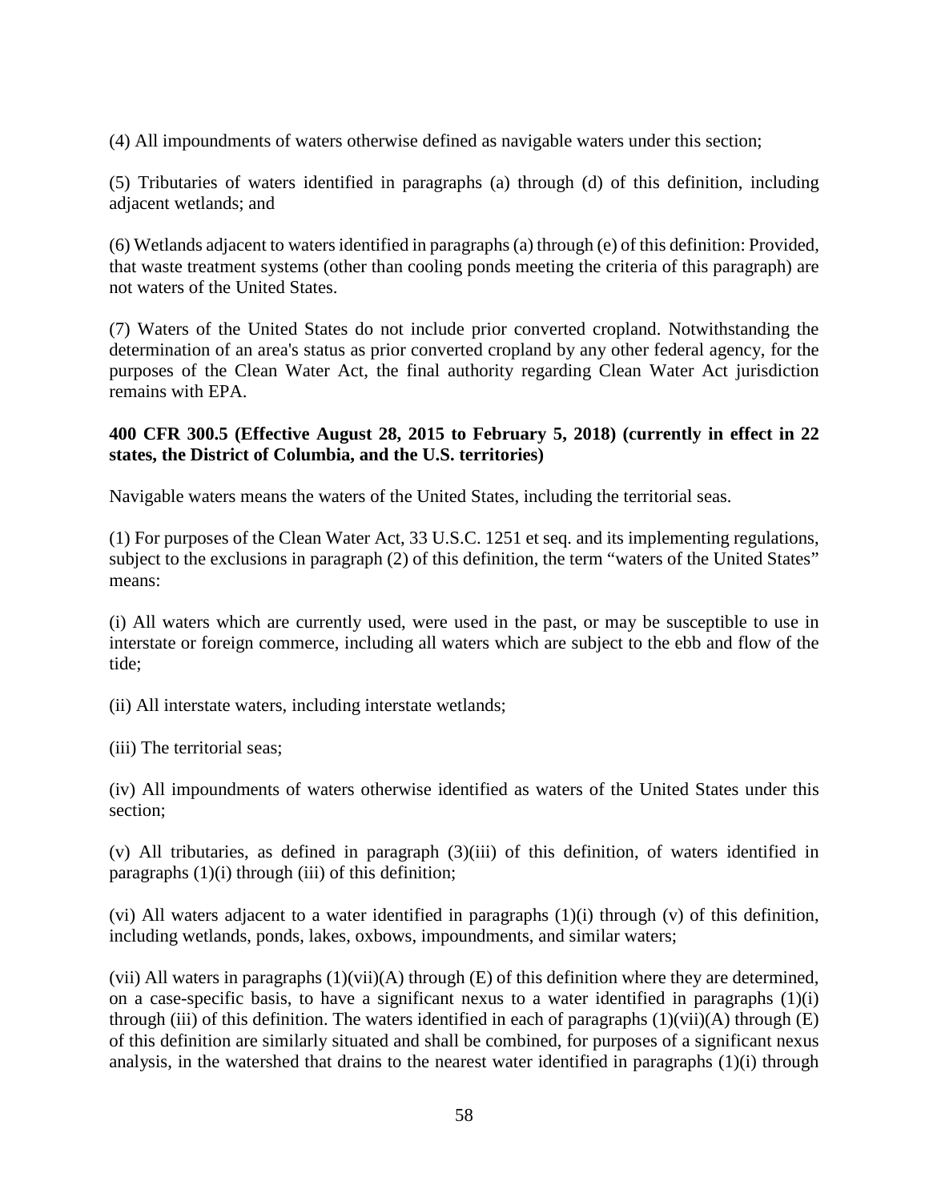(4) All impoundments of waters otherwise defined as navigable waters under this section;

(5) Tributaries of waters identified in paragraphs (a) through (d) of this definition, including adjacent wetlands; and

(6) Wetlands adjacent to waters identified in paragraphs (a) through (e) of this definition: Provided, that waste treatment systems (other than cooling ponds meeting the criteria of this paragraph) are not waters of the United States.

(7) Waters of the United States do not include prior converted cropland. Notwithstanding the determination of an area's status as prior converted cropland by any other federal agency, for the purposes of the Clean Water Act, the final authority regarding Clean Water Act jurisdiction remains with EPA.

**400 CFR 300.5 (Effective August 28, 2015 to February 5, 2018) (currently in effect in 22 states, the District of Columbia, and the U.S. territories)**

Navigable waters means the waters of the United States, including the territorial seas.

(1) For purposes of the Clean Water Act, 33 U.S.C. 1251 et seq. and its implementing regulations, subject to the exclusions in paragraph (2) of this definition, the term "waters of the United States" means:

(i) All waters which are currently used, were used in the past, or may be susceptible to use in interstate or foreign commerce, including all waters which are subject to the ebb and flow of the tide;

(ii) All interstate waters, including interstate wetlands;

(iii) The territorial seas;

(iv) All impoundments of waters otherwise identified as waters of the United States under this section;

(v) All tributaries, as defined in paragraph (3)(iii) of this definition, of waters identified in paragraphs (1)(i) through (iii) of this definition;

(vi) All waters adjacent to a water identified in paragraphs (1)(i) through (v) of this definition, including wetlands, ponds, lakes, oxbows, impoundments, and similar waters;

(vii) All waters in paragraphs (1)(vii)(A) through (E) of this definition where they are determined, on a case-specific basis, to have a significant nexus to a water identified in paragraphs (1)(i) through (iii) of this definition. The waters identified in each of paragraphs (1)(vii)(A) through (E) of this definition are similarly situated and shall be combined, for purposes of a significant nexus analysis, in the watershed that drains to the nearest water identified in paragraphs (1)(i) through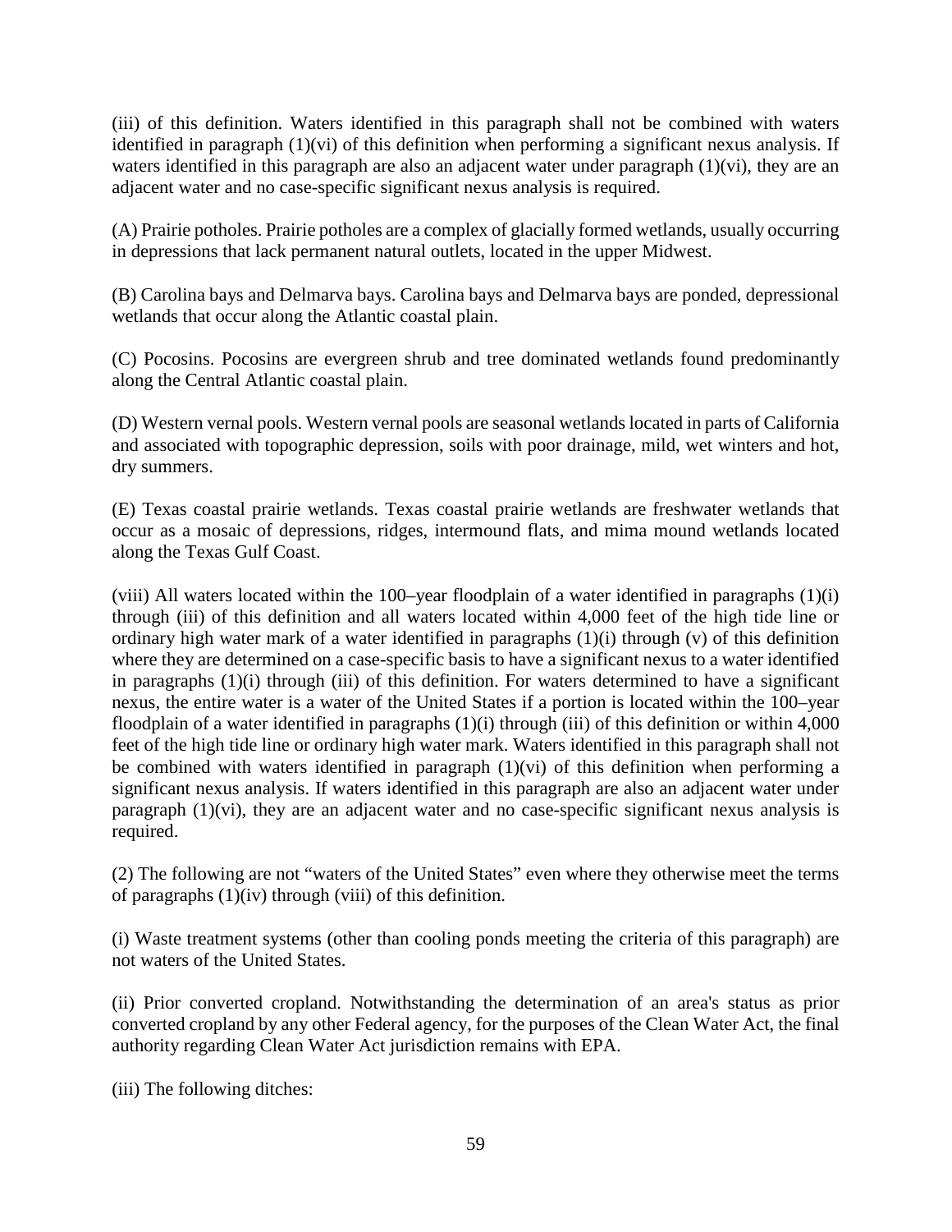(iii) of this definition. Waters identified in this paragraph shall not be combined with waters identified in paragraph (1)(vi) of this definition when performing a significant nexus analysis. If waters identified in this paragraph are also an adjacent water under paragraph (1)(vi), they are an adjacent water and no case-specific significant nexus analysis is required.

(A) Prairie potholes. Prairie potholes are a complex of glacially formed wetlands, usually occurring in depressions that lack permanent natural outlets, located in the upper Midwest.

(B) Carolina bays and Delmarva bays. Carolina bays and Delmarva bays are ponded, depressional wetlands that occur along the Atlantic coastal plain.

(C) Pocosins. Pocosins are evergreen shrub and tree dominated wetlands found predominantly along the Central Atlantic coastal plain.

(D) Western vernal pools. Western vernal pools are seasonal wetlands located in parts of California and associated with topographic depression, soils with poor drainage, mild, wet winters and hot, dry summers.

(E) Texas coastal prairie wetlands. Texas coastal prairie wetlands are freshwater wetlands that occur as a mosaic of depressions, ridges, intermound flats, and mima mound wetlands located along the Texas Gulf Coast.

(viii) All waters located within the 100–year floodplain of a water identified in paragraphs (1)(i) through (iii) of this definition and all waters located within 4,000 feet of the high tide line or ordinary high water mark of a water identified in paragraphs (1)(i) through (v) of this definition where they are determined on a case-specific basis to have a significant nexus to a water identified in paragraphs (1)(i) through (iii) of this definition. For waters determined to have a significant nexus, the entire water is a water of the United States if a portion is located within the 100–year floodplain of a water identified in paragraphs (1)(i) through (iii) of this definition or within 4,000 feet of the high tide line or ordinary high water mark. Waters identified in this paragraph shall not be combined with waters identified in paragraph (1)(vi) of this definition when performing a significant nexus analysis. If waters identified in this paragraph are also an adjacent water under paragraph (1)(vi), they are an adjacent water and no case-specific significant nexus analysis is required.

(2) The following are not "waters of the United States" even where they otherwise meet the terms of paragraphs (1)(iv) through (viii) of this definition.

(i) Waste treatment systems (other than cooling ponds meeting the criteria of this paragraph) are not waters of the United States.

(ii) Prior converted cropland. Notwithstanding the determination of an area's status as prior converted cropland by any other Federal agency, for the purposes of the Clean Water Act, the final authority regarding Clean Water Act jurisdiction remains with EPA.

(iii) The following ditches: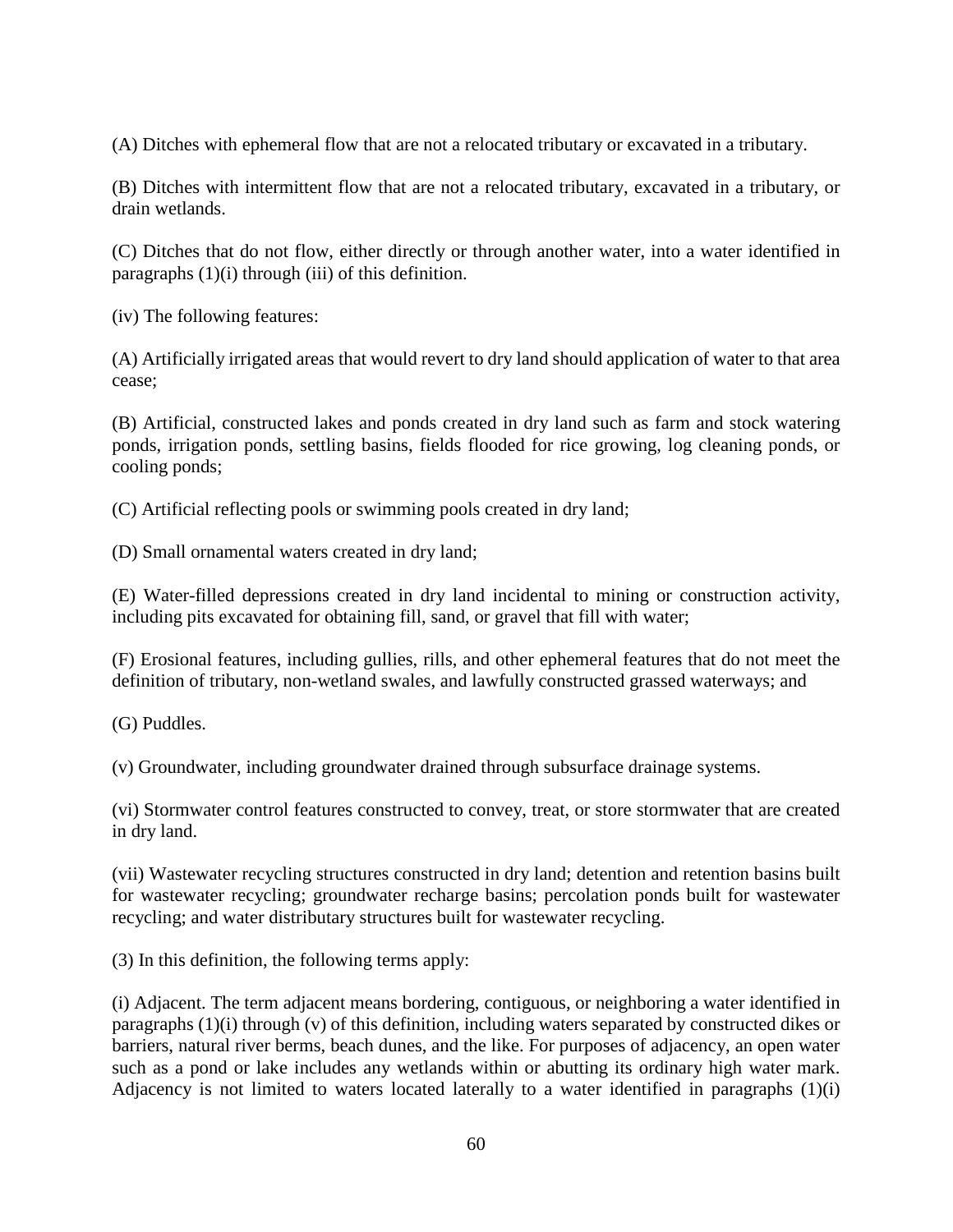(A) Ditches with ephemeral flow that are not a relocated tributary or excavated in a tributary.

(B) Ditches with intermittent flow that are not a relocated tributary, excavated in a tributary, or drain wetlands.

(C) Ditches that do not flow, either directly or through another water, into a water identified in paragraphs (1)(i) through (iii) of this definition.

(iv) The following features:

(A) Artificially irrigated areas that would revert to dry land should application of water to that area cease;

(B) Artificial, constructed lakes and ponds created in dry land such as farm and stock watering ponds, irrigation ponds, settling basins, fields flooded for rice growing, log cleaning ponds, or cooling ponds;

(C) Artificial reflecting pools or swimming pools created in dry land;

(D) Small ornamental waters created in dry land;

(E) Water-filled depressions created in dry land incidental to mining or construction activity, including pits excavated for obtaining fill, sand, or gravel that fill with water;

(F) Erosional features, including gullies, rills, and other ephemeral features that do not meet the definition of tributary, non-wetland swales, and lawfully constructed grassed waterways; and

(G) Puddles.

(v) Groundwater, including groundwater drained through subsurface drainage systems.

(vi) Stormwater control features constructed to convey, treat, or store stormwater that are created in dry land.

(vii) Wastewater recycling structures constructed in dry land; detention and retention basins built for wastewater recycling; groundwater recharge basins; percolation ponds built for wastewater recycling; and water distributary structures built for wastewater recycling.

(3) In this definition, the following terms apply:

(i) Adjacent. The term adjacent means bordering, contiguous, or neighboring a water identified in paragraphs (1)(i) through (v) of this definition, including waters separated by constructed dikes or barriers, natural river berms, beach dunes, and the like. For purposes of adjacency, an open water such as a pond or lake includes any wetlands within or abutting its ordinary high water mark. Adjacency is not limited to waters located laterally to a water identified in paragraphs (1)(i)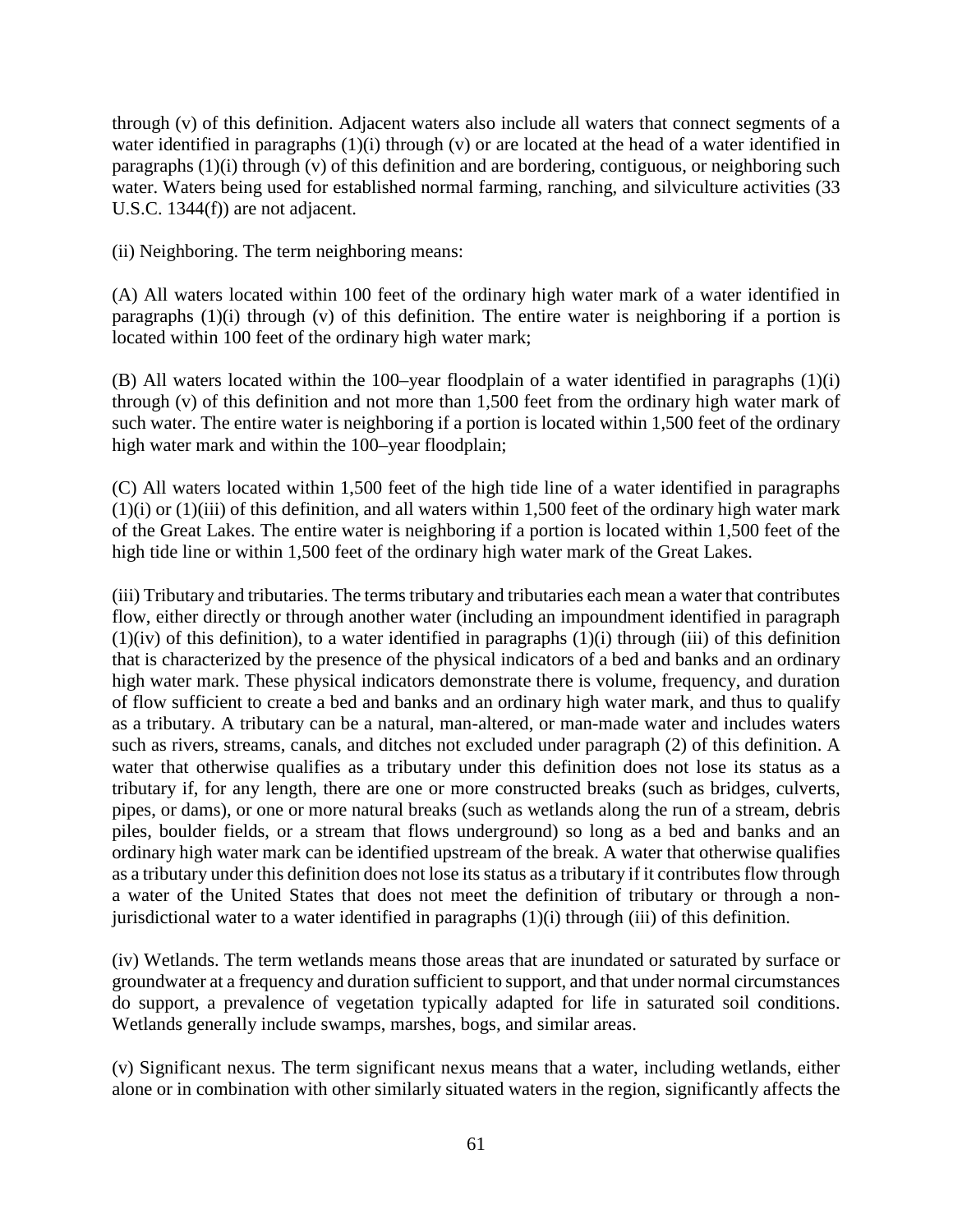through (v) of this definition. Adjacent waters also include all waters that connect segments of a water identified in paragraphs (1)(i) through (v) or are located at the head of a water identified in paragraphs (1)(i) through (v) of this definition and are bordering, contiguous, or neighboring such water. Waters being used for established normal farming, ranching, and silviculture activities (33 U.S.C. 1344(f)) are not adjacent.

(ii) Neighboring. The term neighboring means:

(A) All waters located within 100 feet of the ordinary high water mark of a water identified in paragraphs (1)(i) through (v) of this definition. The entire water is neighboring if a portion is located within 100 feet of the ordinary high water mark;

(B) All waters located within the 100–year floodplain of a water identified in paragraphs (1)(i) through (v) of this definition and not more than 1,500 feet from the ordinary high water mark of such water. The entire water is neighboring if a portion is located within 1,500 feet of the ordinary high water mark and within the 100–year floodplain;

(C) All waters located within 1,500 feet of the high tide line of a water identified in paragraphs (1)(i) or (1)(iii) of this definition, and all waters within 1,500 feet of the ordinary high water mark of the Great Lakes. The entire water is neighboring if a portion is located within 1,500 feet of the high tide line or within 1,500 feet of the ordinary high water mark of the Great Lakes.

(iii) Tributary and tributaries. The terms tributary and tributaries each mean a water that contributes flow, either directly or through another water (including an impoundment identified in paragraph (1)(iv) of this definition), to a water identified in paragraphs (1)(i) through (iii) of this definition that is characterized by the presence of the physical indicators of a bed and banks and an ordinary high water mark. These physical indicators demonstrate there is volume, frequency, and duration of flow sufficient to create a bed and banks and an ordinary high water mark, and thus to qualify as a tributary. A tributary can be a natural, man-altered, or man-made water and includes waters such as rivers, streams, canals, and ditches not excluded under paragraph (2) of this definition. A water that otherwise qualifies as a tributary under this definition does not lose its status as a tributary if, for any length, there are one or more constructed breaks (such as bridges, culverts, pipes, or dams), or one or more natural breaks (such as wetlands along the run of a stream, debris piles, boulder fields, or a stream that flows underground) so long as a bed and banks and an ordinary high water mark can be identified upstream of the break. A water that otherwise qualifies as a tributary under this definition does not lose its status as a tributary if it contributes flow through a water of the United States that does not meet the definition of tributary or through a non-jurisdictional water to a water identified in paragraphs (1)(i) through (iii) of this definition.

(iv) Wetlands. The term wetlands means those areas that are inundated or saturated by surface or groundwater at a frequency and duration sufficient to support, and that under normal circumstances do support, a prevalence of vegetation typically adapted for life in saturated soil conditions. Wetlands generally include swamps, marshes, bogs, and similar areas.

(v) Significant nexus. The term significant nexus means that a water, including wetlands, either alone or in combination with other similarly situated waters in the region, significantly affects the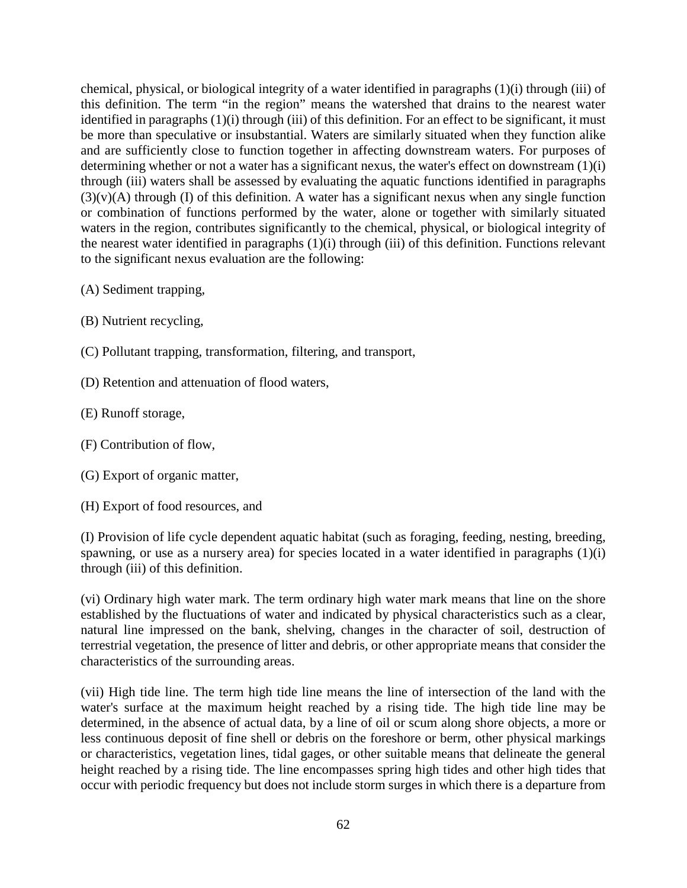chemical, physical, or biological integrity of a water identified in paragraphs (1)(i) through (iii) of this definition. The term "in the region" means the watershed that drains to the nearest water identified in paragraphs (1)(i) through (iii) of this definition. For an effect to be significant, it must be more than speculative or insubstantial. Waters are similarly situated when they function alike and are sufficiently close to function together in affecting downstream waters. For purposes of determining whether or not a water has a significant nexus, the water's effect on downstream (1)(i) through (iii) waters shall be assessed by evaluating the aquatic functions identified in paragraphs (3)(v)(A) through (I) of this definition. A water has a significant nexus when any single function or combination of functions performed by the water, alone or together with similarly situated waters in the region, contributes significantly to the chemical, physical, or biological integrity of the nearest water identified in paragraphs (1)(i) through (iii) of this definition. Functions relevant to the significant nexus evaluation are the following:

(A) Sediment trapping,

(B) Nutrient recycling,

(C) Pollutant trapping, transformation, filtering, and transport,

(D) Retention and attenuation of flood waters,

(E) Runoff storage,

(F) Contribution of flow,

(G) Export of organic matter,

(H) Export of food resources, and

(I) Provision of life cycle dependent aquatic habitat (such as foraging, feeding, nesting, breeding, spawning, or use as a nursery area) for species located in a water identified in paragraphs (1)(i) through (iii) of this definition.

(vi) Ordinary high water mark. The term ordinary high water mark means that line on the shore established by the fluctuations of water and indicated by physical characteristics such as a clear, natural line impressed on the bank, shelving, changes in the character of soil, destruction of terrestrial vegetation, the presence of litter and debris, or other appropriate means that consider the characteristics of the surrounding areas.

(vii) High tide line. The term high tide line means the line of intersection of the land with the water's surface at the maximum height reached by a rising tide. The high tide line may be determined, in the absence of actual data, by a line of oil or scum along shore objects, a more or less continuous deposit of fine shell or debris on the foreshore or berm, other physical markings or characteristics, vegetation lines, tidal gages, or other suitable means that delineate the general height reached by a rising tide. The line encompasses spring high tides and other high tides that occur with periodic frequency but does not include storm surges in which there is a departure from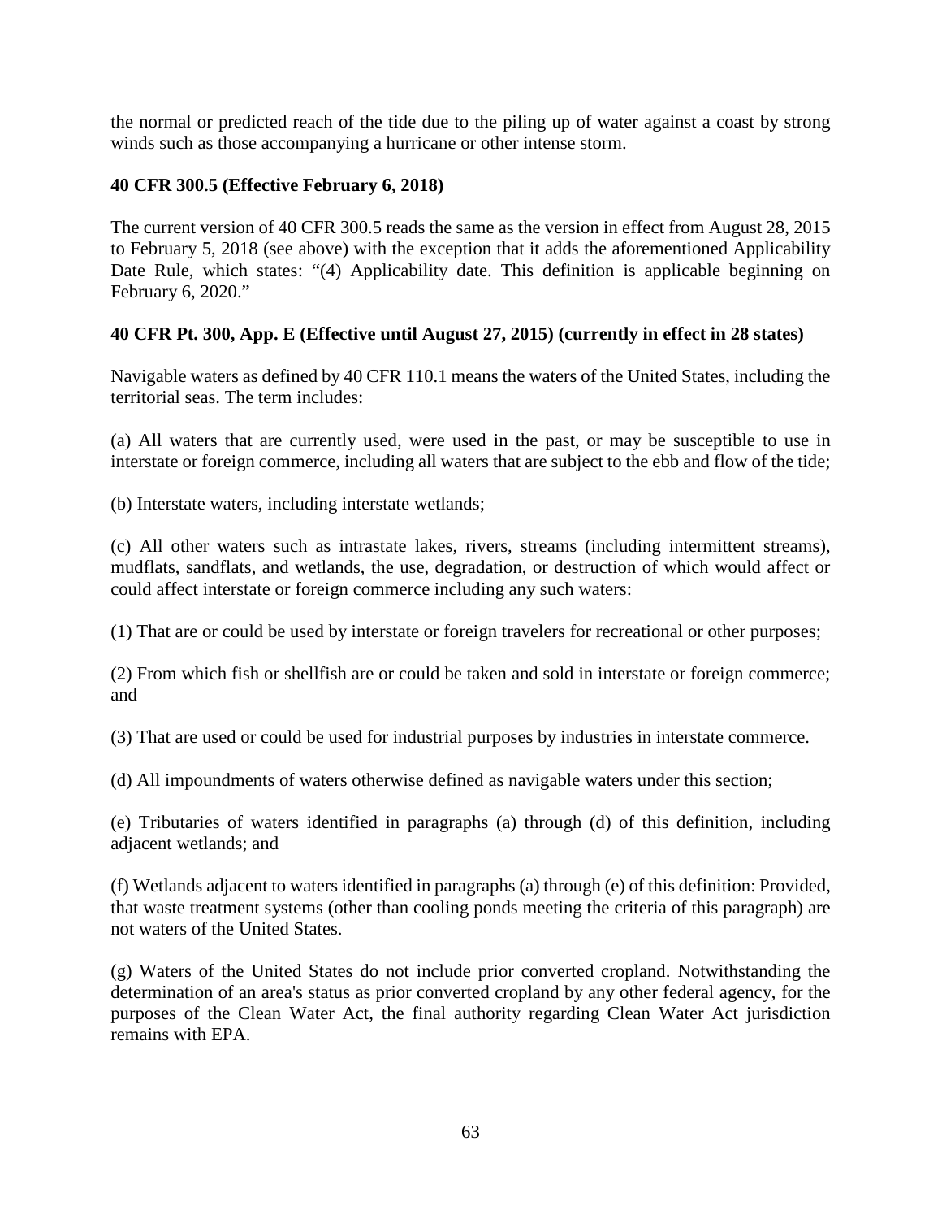the normal or predicted reach of the tide due to the piling up of water against a coast by strong winds such as those accompanying a hurricane or other intense storm.

**40 CFR 300.5 (Effective February 6, 2018)**

The current version of 40 CFR 300.5 reads the same as the version in effect from August 28, 2015 to February 5, 2018 (see above) with the exception that it adds the aforementioned Applicability Date Rule, which states: "(4) Applicability date. This definition is applicable beginning on February 6, 2020."

**40 CFR Pt. 300, App. E (Effective until August 27, 2015) (currently in effect in 28 states)**

Navigable waters as defined by 40 CFR 110.1 means the waters of the United States, including the territorial seas. The term includes:

(a) All waters that are currently used, were used in the past, or may be susceptible to use in interstate or foreign commerce, including all waters that are subject to the ebb and flow of the tide;

(b) Interstate waters, including interstate wetlands;

(c) All other waters such as intrastate lakes, rivers, streams (including intermittent streams), mudflats, sandflats, and wetlands, the use, degradation, or destruction of which would affect or could affect interstate or foreign commerce including any such waters:

(1) That are or could be used by interstate or foreign travelers for recreational or other purposes;

(2) From which fish or shellfish are or could be taken and sold in interstate or foreign commerce; and

(3) That are used or could be used for industrial purposes by industries in interstate commerce.

(d) All impoundments of waters otherwise defined as navigable waters under this section;

(e) Tributaries of waters identified in paragraphs (a) through (d) of this definition, including adjacent wetlands; and

(f) Wetlands adjacent to waters identified in paragraphs (a) through (e) of this definition: Provided, that waste treatment systems (other than cooling ponds meeting the criteria of this paragraph) are not waters of the United States.

(g) Waters of the United States do not include prior converted cropland. Notwithstanding the determination of an area's status as prior converted cropland by any other federal agency, for the purposes of the Clean Water Act, the final authority regarding Clean Water Act jurisdiction remains with EPA.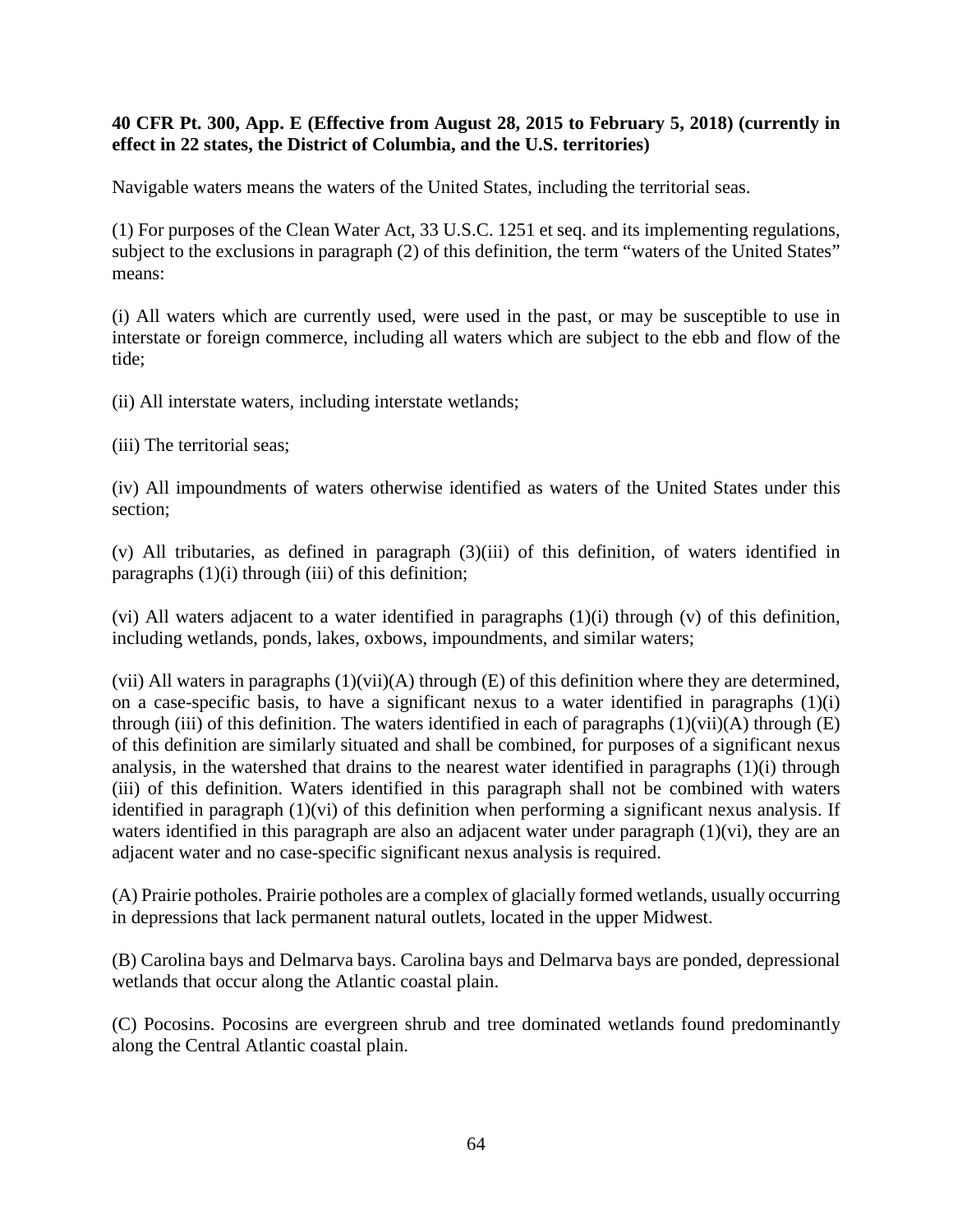**40 CFR Pt. 300, App. E (Effective from August 28, 2015 to February 5, 2018) (currently in effect in 22 states, the District of Columbia, and the U.S. territories)**

Navigable waters means the waters of the United States, including the territorial seas.

(1) For purposes of the Clean Water Act, 33 U.S.C. 1251 et seq. and its implementing regulations, subject to the exclusions in paragraph (2) of this definition, the term "waters of the United States" means:

(i) All waters which are currently used, were used in the past, or may be susceptible to use in interstate or foreign commerce, including all waters which are subject to the ebb and flow of the tide;

(ii) All interstate waters, including interstate wetlands;

(iii) The territorial seas;

(iv) All impoundments of waters otherwise identified as waters of the United States under this section;

(v) All tributaries, as defined in paragraph (3)(iii) of this definition, of waters identified in paragraphs (1)(i) through (iii) of this definition;

(vi) All waters adjacent to a water identified in paragraphs (1)(i) through (v) of this definition, including wetlands, ponds, lakes, oxbows, impoundments, and similar waters;

(vii) All waters in paragraphs (1)(vii)(A) through (E) of this definition where they are determined, on a case-specific basis, to have a significant nexus to a water identified in paragraphs (1)(i) through (iii) of this definition. The waters identified in each of paragraphs (1)(vii)(A) through (E) of this definition are similarly situated and shall be combined, for purposes of a significant nexus analysis, in the watershed that drains to the nearest water identified in paragraphs (1)(i) through (iii) of this definition. Waters identified in this paragraph shall not be combined with waters identified in paragraph (1)(vi) of this definition when performing a significant nexus analysis. If waters identified in this paragraph are also an adjacent water under paragraph (1)(vi), they are an adjacent water and no case-specific significant nexus analysis is required.

(A) Prairie potholes. Prairie potholes are a complex of glacially formed wetlands, usually occurring in depressions that lack permanent natural outlets, located in the upper Midwest.

(B) Carolina bays and Delmarva bays. Carolina bays and Delmarva bays are ponded, depressional wetlands that occur along the Atlantic coastal plain.

(C) Pocosins. Pocosins are evergreen shrub and tree dominated wetlands found predominantly along the Central Atlantic coastal plain.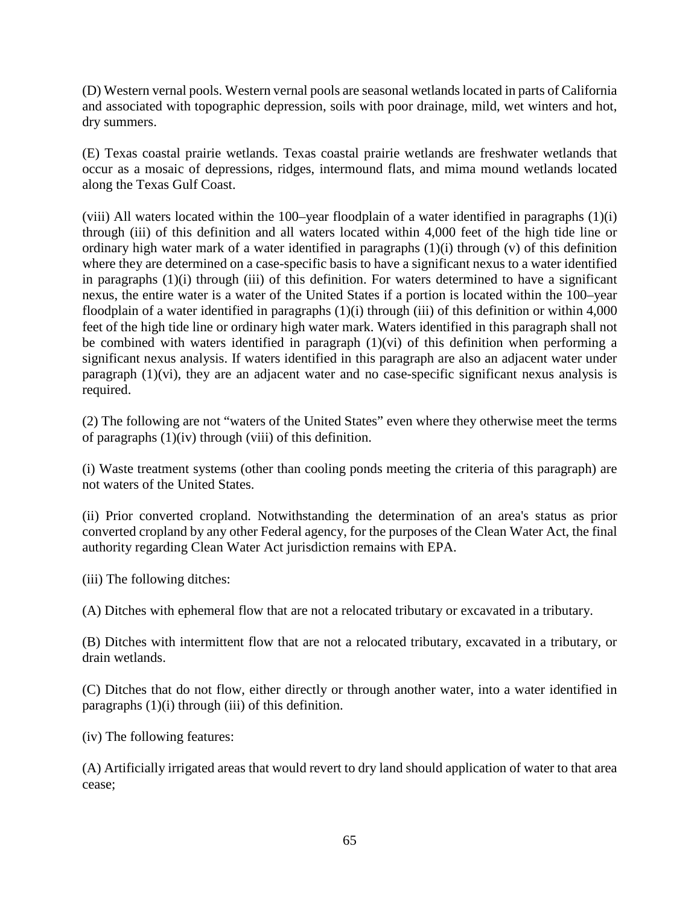(D) Western vernal pools. Western vernal pools are seasonal wetlands located in parts of California and associated with topographic depression, soils with poor drainage, mild, wet winters and hot, dry summers.

(E) Texas coastal prairie wetlands. Texas coastal prairie wetlands are freshwater wetlands that occur as a mosaic of depressions, ridges, intermound flats, and mima mound wetlands located along the Texas Gulf Coast.

(viii) All waters located within the 100–year floodplain of a water identified in paragraphs (1)(i) through (iii) of this definition and all waters located within 4,000 feet of the high tide line or ordinary high water mark of a water identified in paragraphs (1)(i) through (v) of this definition where they are determined on a case-specific basis to have a significant nexus to a water identified in paragraphs (1)(i) through (iii) of this definition. For waters determined to have a significant nexus, the entire water is a water of the United States if a portion is located within the 100–year floodplain of a water identified in paragraphs (1)(i) through (iii) of this definition or within 4,000 feet of the high tide line or ordinary high water mark. Waters identified in this paragraph shall not be combined with waters identified in paragraph (1)(vi) of this definition when performing a significant nexus analysis. If waters identified in this paragraph are also an adjacent water under paragraph (1)(vi), they are an adjacent water and no case-specific significant nexus analysis is required.

(2) The following are not "waters of the United States" even where they otherwise meet the terms of paragraphs (1)(iv) through (viii) of this definition.

(i) Waste treatment systems (other than cooling ponds meeting the criteria of this paragraph) are not waters of the United States.

(ii) Prior converted cropland. Notwithstanding the determination of an area's status as prior converted cropland by any other Federal agency, for the purposes of the Clean Water Act, the final authority regarding Clean Water Act jurisdiction remains with EPA.

(iii) The following ditches:

(A) Ditches with ephemeral flow that are not a relocated tributary or excavated in a tributary.

(B) Ditches with intermittent flow that are not a relocated tributary, excavated in a tributary, or drain wetlands.

(C) Ditches that do not flow, either directly or through another water, into a water identified in paragraphs (1)(i) through (iii) of this definition.

(iv) The following features:

(A) Artificially irrigated areas that would revert to dry land should application of water to that area cease;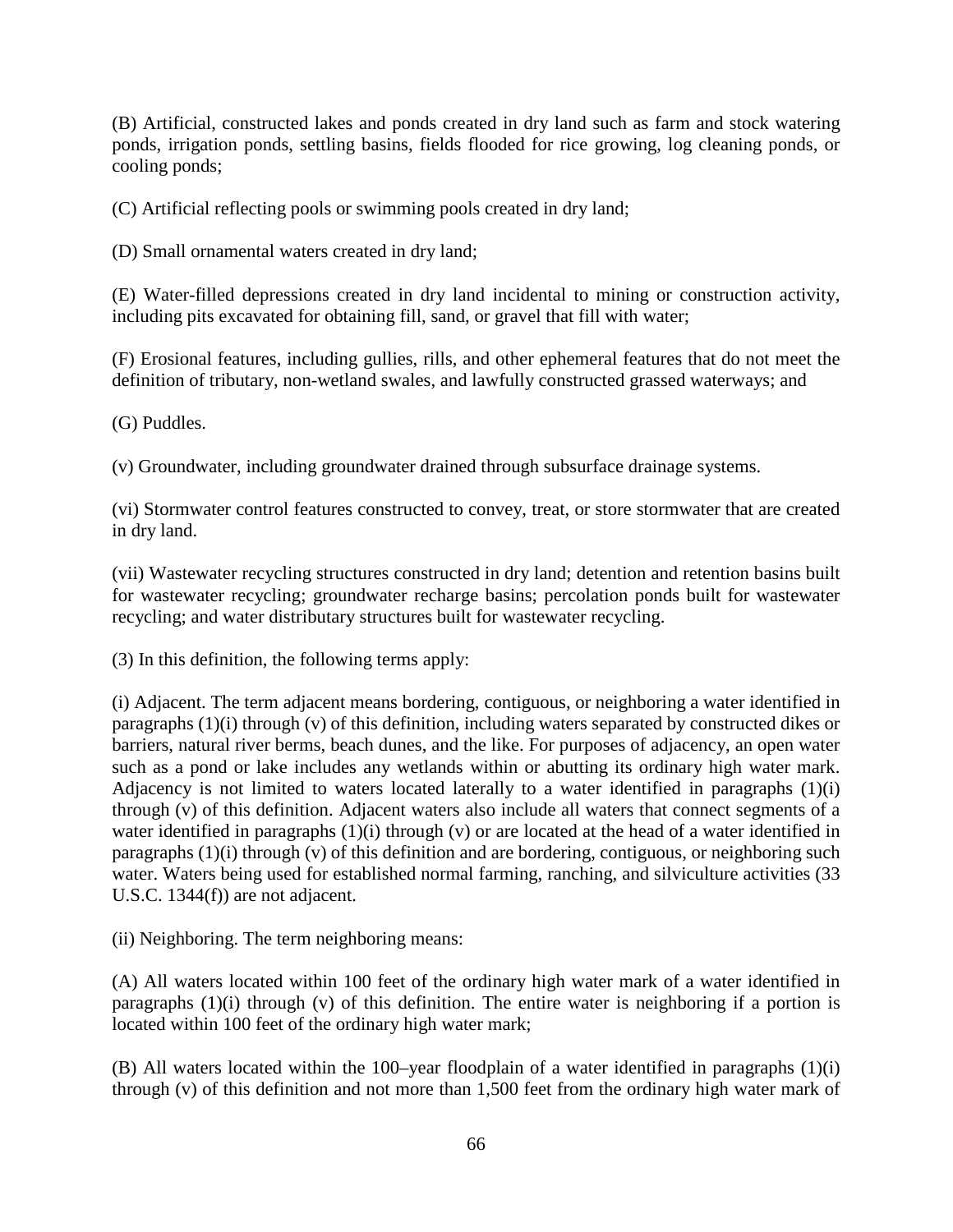(B) Artificial, constructed lakes and ponds created in dry land such as farm and stock watering ponds, irrigation ponds, settling basins, fields flooded for rice growing, log cleaning ponds, or cooling ponds;

(C) Artificial reflecting pools or swimming pools created in dry land;

(D) Small ornamental waters created in dry land;

(E) Water-filled depressions created in dry land incidental to mining or construction activity, including pits excavated for obtaining fill, sand, or gravel that fill with water;

(F) Erosional features, including gullies, rills, and other ephemeral features that do not meet the definition of tributary, non-wetland swales, and lawfully constructed grassed waterways; and

(G) Puddles.

(v) Groundwater, including groundwater drained through subsurface drainage systems.

(vi) Stormwater control features constructed to convey, treat, or store stormwater that are created in dry land.

(vii) Wastewater recycling structures constructed in dry land; detention and retention basins built for wastewater recycling; groundwater recharge basins; percolation ponds built for wastewater recycling; and water distributary structures built for wastewater recycling.

(3) In this definition, the following terms apply:

(i) Adjacent. The term adjacent means bordering, contiguous, or neighboring a water identified in paragraphs (1)(i) through (v) of this definition, including waters separated by constructed dikes or barriers, natural river berms, beach dunes, and the like. For purposes of adjacency, an open water such as a pond or lake includes any wetlands within or abutting its ordinary high water mark. Adjacency is not limited to waters located laterally to a water identified in paragraphs (1)(i) through (v) of this definition. Adjacent waters also include all waters that connect segments of a water identified in paragraphs (1)(i) through (v) or are located at the head of a water identified in paragraphs (1)(i) through (v) of this definition and are bordering, contiguous, or neighboring such water. Waters being used for established normal farming, ranching, and silviculture activities (33 U.S.C. 1344(f)) are not adjacent.

(ii) Neighboring. The term neighboring means:

(A) All waters located within 100 feet of the ordinary high water mark of a water identified in paragraphs (1)(i) through (v) of this definition. The entire water is neighboring if a portion is located within 100 feet of the ordinary high water mark;

(B) All waters located within the 100–year floodplain of a water identified in paragraphs (1)(i) through (v) of this definition and not more than 1,500 feet from the ordinary high water mark of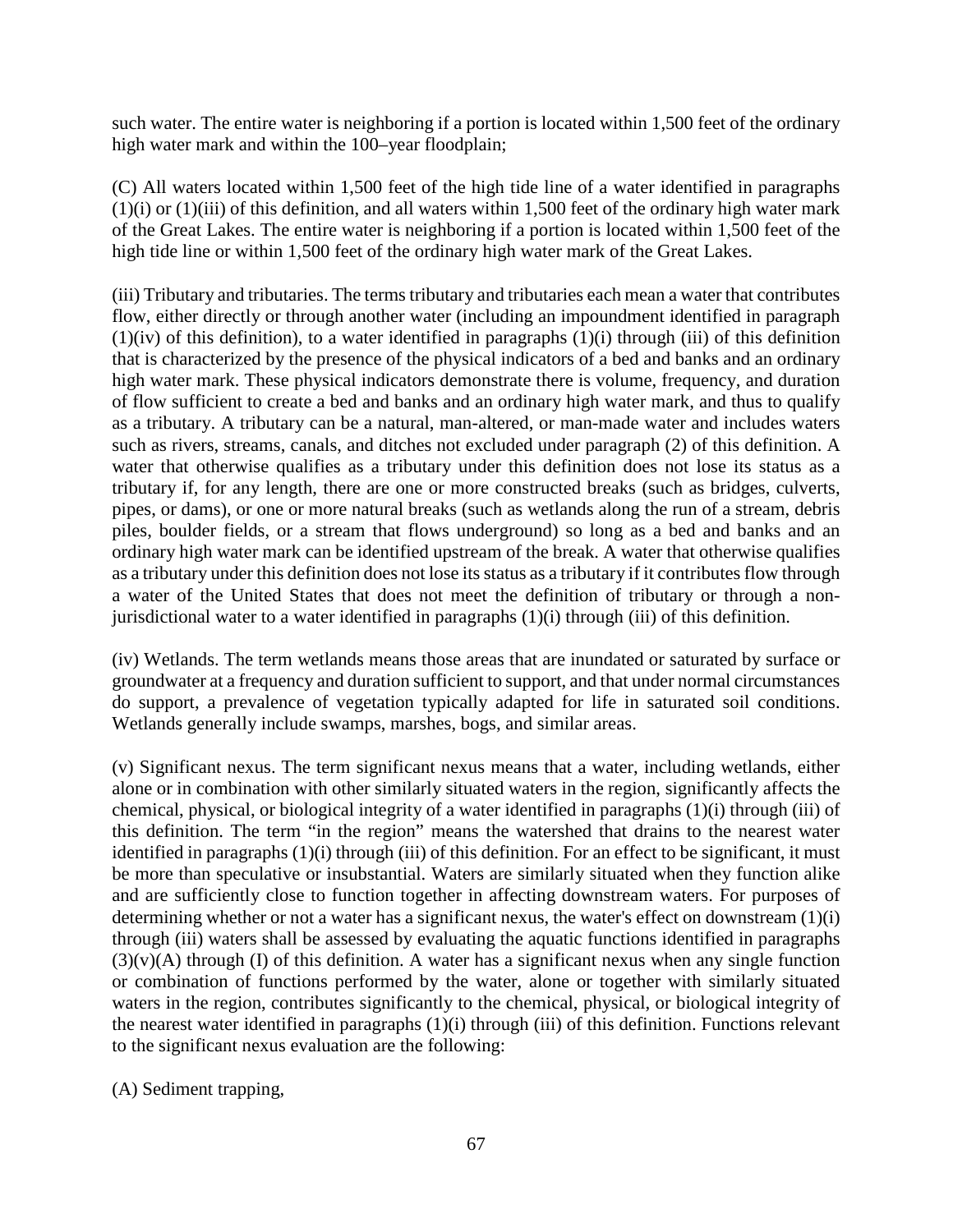such water. The entire water is neighboring if a portion is located within 1,500 feet of the ordinary high water mark and within the 100–year floodplain;

(C) All waters located within 1,500 feet of the high tide line of a water identified in paragraphs (1)(i) or (1)(iii) of this definition, and all waters within 1,500 feet of the ordinary high water mark of the Great Lakes. The entire water is neighboring if a portion is located within 1,500 feet of the high tide line or within 1,500 feet of the ordinary high water mark of the Great Lakes.

(iii) Tributary and tributaries. The terms tributary and tributaries each mean a water that contributes flow, either directly or through another water (including an impoundment identified in paragraph (1)(iv) of this definition), to a water identified in paragraphs (1)(i) through (iii) of this definition that is characterized by the presence of the physical indicators of a bed and banks and an ordinary high water mark. These physical indicators demonstrate there is volume, frequency, and duration of flow sufficient to create a bed and banks and an ordinary high water mark, and thus to qualify as a tributary. A tributary can be a natural, man-altered, or man-made water and includes waters such as rivers, streams, canals, and ditches not excluded under paragraph (2) of this definition. A water that otherwise qualifies as a tributary under this definition does not lose its status as a tributary if, for any length, there are one or more constructed breaks (such as bridges, culverts, pipes, or dams), or one or more natural breaks (such as wetlands along the run of a stream, debris piles, boulder fields, or a stream that flows underground) so long as a bed and banks and an ordinary high water mark can be identified upstream of the break. A water that otherwise qualifies as a tributary under this definition does not lose its status as a tributary if it contributes flow through a water of the United States that does not meet the definition of tributary or through a non-jurisdictional water to a water identified in paragraphs (1)(i) through (iii) of this definition.

(iv) Wetlands. The term wetlands means those areas that are inundated or saturated by surface or groundwater at a frequency and duration sufficient to support, and that under normal circumstances do support, a prevalence of vegetation typically adapted for life in saturated soil conditions. Wetlands generally include swamps, marshes, bogs, and similar areas.

(v) Significant nexus. The term significant nexus means that a water, including wetlands, either alone or in combination with other similarly situated waters in the region, significantly affects the chemical, physical, or biological integrity of a water identified in paragraphs (1)(i) through (iii) of this definition. The term "in the region" means the watershed that drains to the nearest water identified in paragraphs (1)(i) through (iii) of this definition. For an effect to be significant, it must be more than speculative or insubstantial. Waters are similarly situated when they function alike and are sufficiently close to function together in affecting downstream waters. For purposes of determining whether or not a water has a significant nexus, the water's effect on downstream (1)(i) through (iii) waters shall be assessed by evaluating the aquatic functions identified in paragraphs (3)(v)(A) through (I) of this definition. A water has a significant nexus when any single function or combination of functions performed by the water, alone or together with similarly situated waters in the region, contributes significantly to the chemical, physical, or biological integrity of the nearest water identified in paragraphs (1)(i) through (iii) of this definition. Functions relevant to the significant nexus evaluation are the following:

(A) Sediment trapping,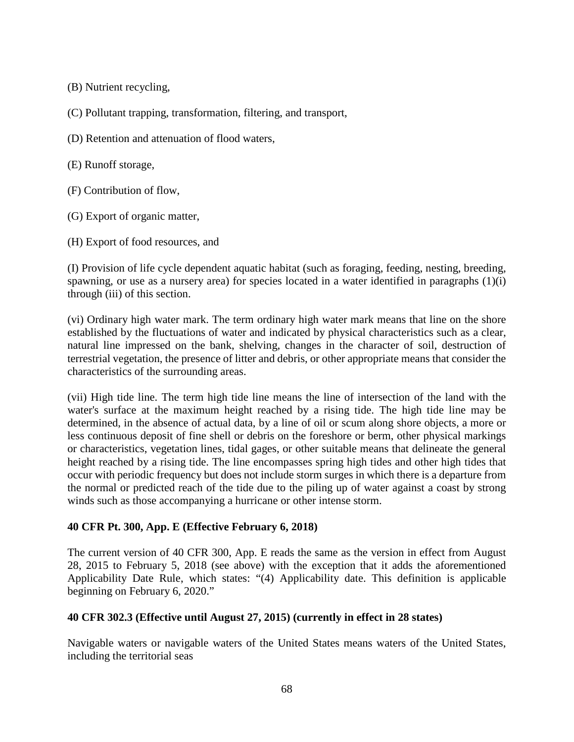(B) Nutrient recycling,

(C) Pollutant trapping, transformation, filtering, and transport,

(D) Retention and attenuation of flood waters,

(E) Runoff storage,

(F) Contribution of flow,

(G) Export of organic matter,

(H) Export of food resources, and

(I) Provision of life cycle dependent aquatic habitat (such as foraging, feeding, nesting, breeding, spawning, or use as a nursery area) for species located in a water identified in paragraphs (1)(i) through (iii) of this section.

(vi) Ordinary high water mark. The term ordinary high water mark means that line on the shore established by the fluctuations of water and indicated by physical characteristics such as a clear, natural line impressed on the bank, shelving, changes in the character of soil, destruction of terrestrial vegetation, the presence of litter and debris, or other appropriate means that consider the characteristics of the surrounding areas.

(vii) High tide line. The term high tide line means the line of intersection of the land with the water's surface at the maximum height reached by a rising tide. The high tide line may be determined, in the absence of actual data, by a line of oil or scum along shore objects, a more or less continuous deposit of fine shell or debris on the foreshore or berm, other physical markings or characteristics, vegetation lines, tidal gages, or other suitable means that delineate the general height reached by a rising tide. The line encompasses spring high tides and other high tides that occur with periodic frequency but does not include storm surges in which there is a departure from the normal or predicted reach of the tide due to the piling up of water against a coast by strong winds such as those accompanying a hurricane or other intense storm.

**40 CFR Pt. 300, App. E (Effective February 6, 2018)**

The current version of 40 CFR 300, App. E reads the same as the version in effect from August 28, 2015 to February 5, 2018 (see above) with the exception that it adds the aforementioned Applicability Date Rule, which states: "(4) Applicability date. This definition is applicable beginning on February 6, 2020."

**40 CFR 302.3 (Effective until August 27, 2015) (currently in effect in 28 states)**

Navigable waters or navigable waters of the United States means waters of the United States, including the territorial seas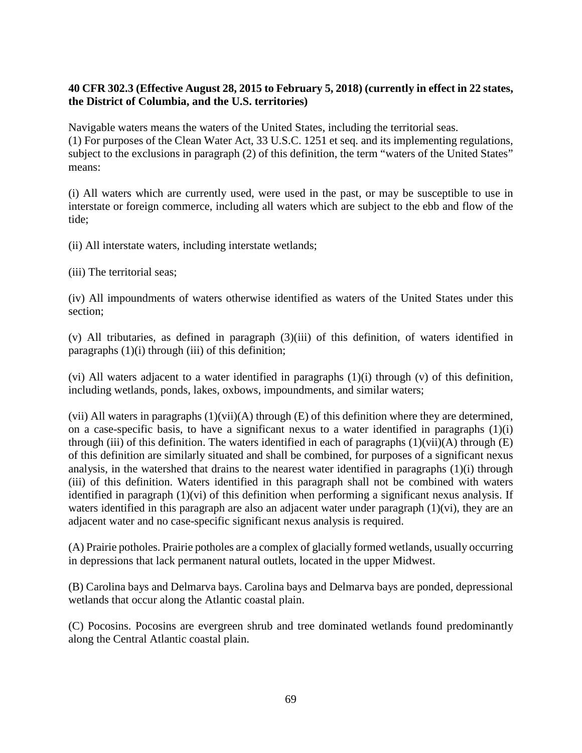**40 CFR 302.3 (Effective August 28, 2015 to February 5, 2018) (currently in effect in 22 states, the District of Columbia, and the U.S. territories)**

Navigable waters means the waters of the United States, including the territorial seas.
(1) For purposes of the Clean Water Act, 33 U.S.C. 1251 et seq. and its implementing regulations, subject to the exclusions in paragraph (2) of this definition, the term "waters of the United States" means:

(i) All waters which are currently used, were used in the past, or may be susceptible to use in interstate or foreign commerce, including all waters which are subject to the ebb and flow of the tide;

(ii) All interstate waters, including interstate wetlands;

(iii) The territorial seas;

(iv) All impoundments of waters otherwise identified as waters of the United States under this section;

(v) All tributaries, as defined in paragraph (3)(iii) of this definition, of waters identified in paragraphs (1)(i) through (iii) of this definition;

(vi) All waters adjacent to a water identified in paragraphs (1)(i) through (v) of this definition, including wetlands, ponds, lakes, oxbows, impoundments, and similar waters;

(vii) All waters in paragraphs (1)(vii)(A) through (E) of this definition where they are determined, on a case-specific basis, to have a significant nexus to a water identified in paragraphs (1)(i) through (iii) of this definition. The waters identified in each of paragraphs (1)(vii)(A) through (E) of this definition are similarly situated and shall be combined, for purposes of a significant nexus analysis, in the watershed that drains to the nearest water identified in paragraphs (1)(i) through (iii) of this definition. Waters identified in this paragraph shall not be combined with waters identified in paragraph (1)(vi) of this definition when performing a significant nexus analysis. If waters identified in this paragraph are also an adjacent water under paragraph (1)(vi), they are an adjacent water and no case-specific significant nexus analysis is required.

(A) Prairie potholes. Prairie potholes are a complex of glacially formed wetlands, usually occurring in depressions that lack permanent natural outlets, located in the upper Midwest.

(B) Carolina bays and Delmarva bays. Carolina bays and Delmarva bays are ponded, depressional wetlands that occur along the Atlantic coastal plain.

(C) Pocosins. Pocosins are evergreen shrub and tree dominated wetlands found predominantly along the Central Atlantic coastal plain.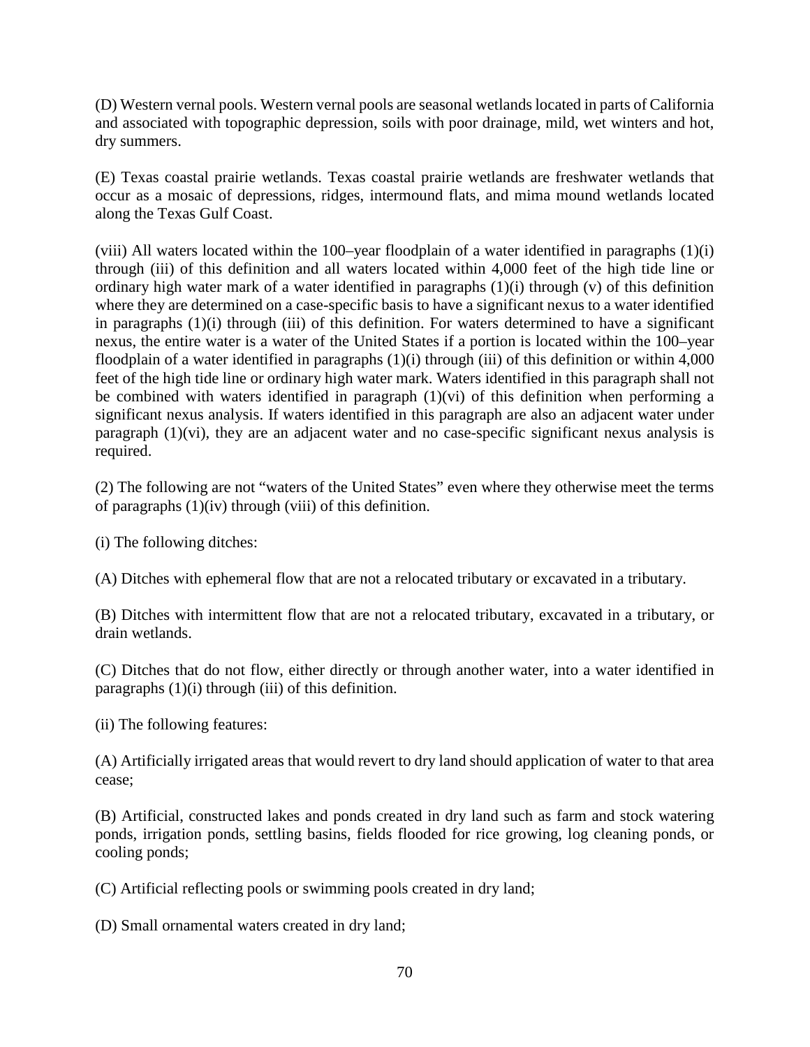(D) Western vernal pools. Western vernal pools are seasonal wetlands located in parts of California and associated with topographic depression, soils with poor drainage, mild, wet winters and hot, dry summers.

(E) Texas coastal prairie wetlands. Texas coastal prairie wetlands are freshwater wetlands that occur as a mosaic of depressions, ridges, intermound flats, and mima mound wetlands located along the Texas Gulf Coast.

(viii) All waters located within the 100–year floodplain of a water identified in paragraphs (1)(i) through (iii) of this definition and all waters located within 4,000 feet of the high tide line or ordinary high water mark of a water identified in paragraphs (1)(i) through (v) of this definition where they are determined on a case-specific basis to have a significant nexus to a water identified in paragraphs (1)(i) through (iii) of this definition. For waters determined to have a significant nexus, the entire water is a water of the United States if a portion is located within the 100–year floodplain of a water identified in paragraphs (1)(i) through (iii) of this definition or within 4,000 feet of the high tide line or ordinary high water mark. Waters identified in this paragraph shall not be combined with waters identified in paragraph (1)(vi) of this definition when performing a significant nexus analysis. If waters identified in this paragraph are also an adjacent water under paragraph (1)(vi), they are an adjacent water and no case-specific significant nexus analysis is required.

(2) The following are not "waters of the United States" even where they otherwise meet the terms of paragraphs (1)(iv) through (viii) of this definition.

(i) The following ditches:

(A) Ditches with ephemeral flow that are not a relocated tributary or excavated in a tributary.

(B) Ditches with intermittent flow that are not a relocated tributary, excavated in a tributary, or drain wetlands.

(C) Ditches that do not flow, either directly or through another water, into a water identified in paragraphs (1)(i) through (iii) of this definition.

(ii) The following features:

(A) Artificially irrigated areas that would revert to dry land should application of water to that area cease;

(B) Artificial, constructed lakes and ponds created in dry land such as farm and stock watering ponds, irrigation ponds, settling basins, fields flooded for rice growing, log cleaning ponds, or cooling ponds;

(C) Artificial reflecting pools or swimming pools created in dry land;

(D) Small ornamental waters created in dry land;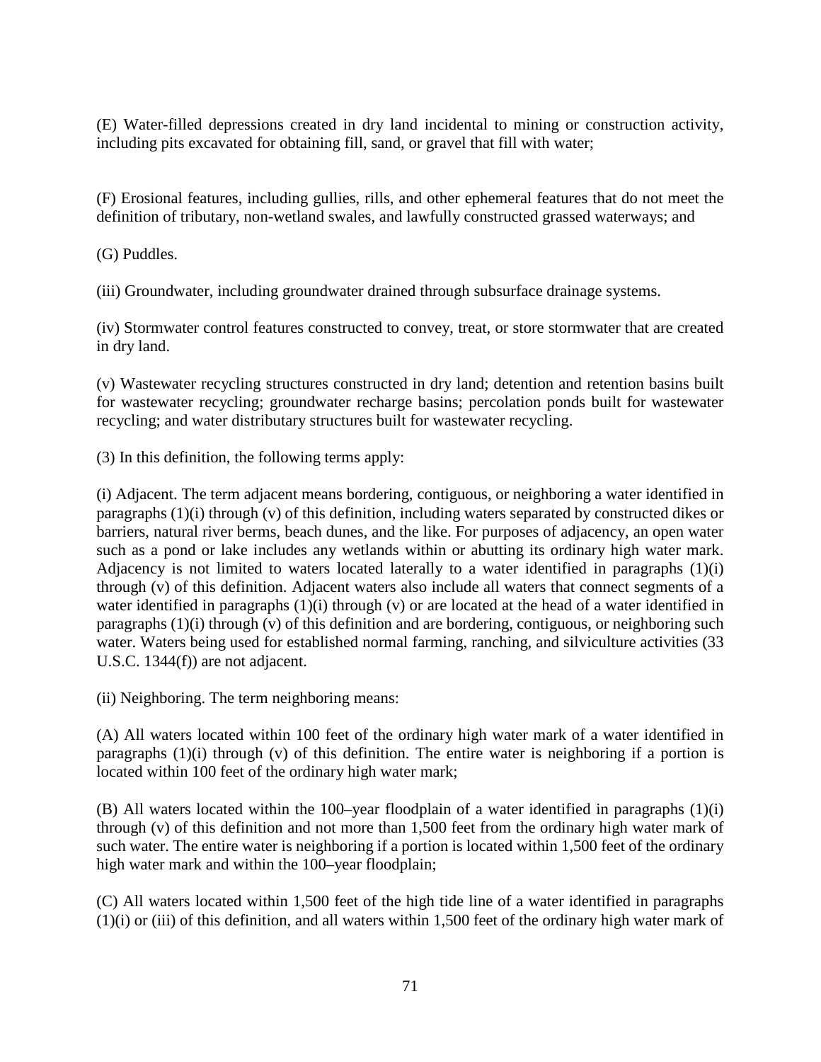(E) Water-filled depressions created in dry land incidental to mining or construction activity, including pits excavated for obtaining fill, sand, or gravel that fill with water;

(F) Erosional features, including gullies, rills, and other ephemeral features that do not meet the definition of tributary, non-wetland swales, and lawfully constructed grassed waterways; and

(G) Puddles.

(iii) Groundwater, including groundwater drained through subsurface drainage systems.

(iv) Stormwater control features constructed to convey, treat, or store stormwater that are created in dry land.

(v) Wastewater recycling structures constructed in dry land; detention and retention basins built for wastewater recycling; groundwater recharge basins; percolation ponds built for wastewater recycling; and water distributary structures built for wastewater recycling.

(3) In this definition, the following terms apply:

(i) Adjacent. The term adjacent means bordering, contiguous, or neighboring a water identified in paragraphs (1)(i) through (v) of this definition, including waters separated by constructed dikes or barriers, natural river berms, beach dunes, and the like. For purposes of adjacency, an open water such as a pond or lake includes any wetlands within or abutting its ordinary high water mark. Adjacency is not limited to waters located laterally to a water identified in paragraphs (1)(i) through (v) of this definition. Adjacent waters also include all waters that connect segments of a water identified in paragraphs (1)(i) through (v) or are located at the head of a water identified in paragraphs (1)(i) through (v) of this definition and are bordering, contiguous, or neighboring such water. Waters being used for established normal farming, ranching, and silviculture activities (33 U.S.C. 1344(f)) are not adjacent.

(ii) Neighboring. The term neighboring means:

(A) All waters located within 100 feet of the ordinary high water mark of a water identified in paragraphs (1)(i) through (v) of this definition. The entire water is neighboring if a portion is located within 100 feet of the ordinary high water mark;

(B) All waters located within the 100–year floodplain of a water identified in paragraphs (1)(i) through (v) of this definition and not more than 1,500 feet from the ordinary high water mark of such water. The entire water is neighboring if a portion is located within 1,500 feet of the ordinary high water mark and within the 100–year floodplain;

(C) All waters located within 1,500 feet of the high tide line of a water identified in paragraphs (1)(i) or (iii) of this definition, and all waters within 1,500 feet of the ordinary high water mark of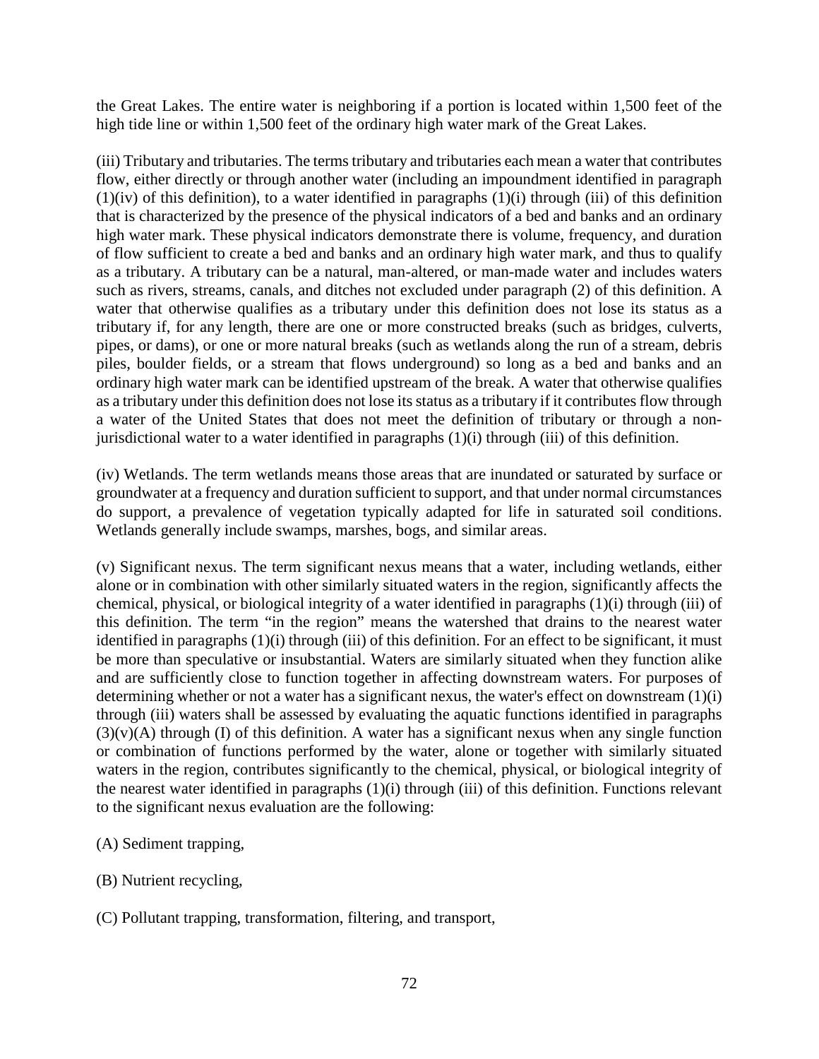the Great Lakes. The entire water is neighboring if a portion is located within 1,500 feet of the high tide line or within 1,500 feet of the ordinary high water mark of the Great Lakes.

(iii) Tributary and tributaries. The terms tributary and tributaries each mean a water that contributes flow, either directly or through another water (including an impoundment identified in paragraph (1)(iv) of this definition), to a water identified in paragraphs (1)(i) through (iii) of this definition that is characterized by the presence of the physical indicators of a bed and banks and an ordinary high water mark. These physical indicators demonstrate there is volume, frequency, and duration of flow sufficient to create a bed and banks and an ordinary high water mark, and thus to qualify as a tributary. A tributary can be a natural, man-altered, or man-made water and includes waters such as rivers, streams, canals, and ditches not excluded under paragraph (2) of this definition. A water that otherwise qualifies as a tributary under this definition does not lose its status as a tributary if, for any length, there are one or more constructed breaks (such as bridges, culverts, pipes, or dams), or one or more natural breaks (such as wetlands along the run of a stream, debris piles, boulder fields, or a stream that flows underground) so long as a bed and banks and an ordinary high water mark can be identified upstream of the break. A water that otherwise qualifies as a tributary under this definition does not lose its status as a tributary if it contributes flow through a water of the United States that does not meet the definition of tributary or through a non-jurisdictional water to a water identified in paragraphs (1)(i) through (iii) of this definition.

(iv) Wetlands. The term wetlands means those areas that are inundated or saturated by surface or groundwater at a frequency and duration sufficient to support, and that under normal circumstances do support, a prevalence of vegetation typically adapted for life in saturated soil conditions. Wetlands generally include swamps, marshes, bogs, and similar areas.

(v) Significant nexus. The term significant nexus means that a water, including wetlands, either alone or in combination with other similarly situated waters in the region, significantly affects the chemical, physical, or biological integrity of a water identified in paragraphs (1)(i) through (iii) of this definition. The term "in the region" means the watershed that drains to the nearest water identified in paragraphs (1)(i) through (iii) of this definition. For an effect to be significant, it must be more than speculative or insubstantial. Waters are similarly situated when they function alike and are sufficiently close to function together in affecting downstream waters. For purposes of determining whether or not a water has a significant nexus, the water's effect on downstream (1)(i) through (iii) waters shall be assessed by evaluating the aquatic functions identified in paragraphs (3)(v)(A) through (I) of this definition. A water has a significant nexus when any single function or combination of functions performed by the water, alone or together with similarly situated waters in the region, contributes significantly to the chemical, physical, or biological integrity of the nearest water identified in paragraphs (1)(i) through (iii) of this definition. Functions relevant to the significant nexus evaluation are the following:

(A) Sediment trapping,

(B) Nutrient recycling,

(C) Pollutant trapping, transformation, filtering, and transport,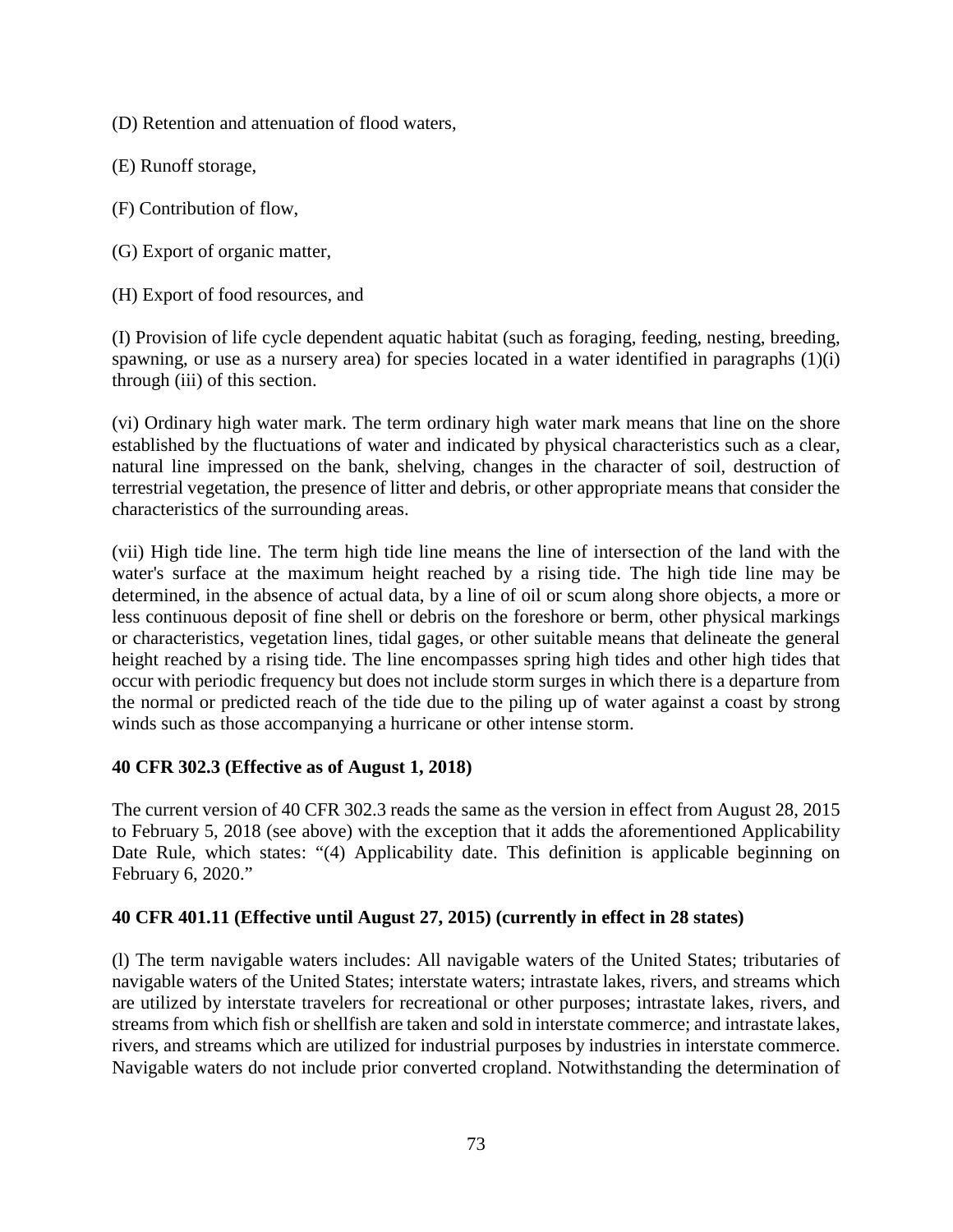(D) Retention and attenuation of flood waters,

(E) Runoff storage,

(F) Contribution of flow,

(G) Export of organic matter,

(H) Export of food resources, and

(I) Provision of life cycle dependent aquatic habitat (such as foraging, feeding, nesting, breeding, spawning, or use as a nursery area) for species located in a water identified in paragraphs (1)(i) through (iii) of this section.

(vi) Ordinary high water mark. The term ordinary high water mark means that line on the shore established by the fluctuations of water and indicated by physical characteristics such as a clear, natural line impressed on the bank, shelving, changes in the character of soil, destruction of terrestrial vegetation, the presence of litter and debris, or other appropriate means that consider the characteristics of the surrounding areas.

(vii) High tide line. The term high tide line means the line of intersection of the land with the water's surface at the maximum height reached by a rising tide. The high tide line may be determined, in the absence of actual data, by a line of oil or scum along shore objects, a more or less continuous deposit of fine shell or debris on the foreshore or berm, other physical markings or characteristics, vegetation lines, tidal gages, or other suitable means that delineate the general height reached by a rising tide. The line encompasses spring high tides and other high tides that occur with periodic frequency but does not include storm surges in which there is a departure from the normal or predicted reach of the tide due to the piling up of water against a coast by strong winds such as those accompanying a hurricane or other intense storm.

**40 CFR 302.3 (Effective as of August 1, 2018)**

The current version of 40 CFR 302.3 reads the same as the version in effect from August 28, 2015 to February 5, 2018 (see above) with the exception that it adds the aforementioned Applicability Date Rule, which states: "(4) Applicability date. This definition is applicable beginning on February 6, 2020."

**40 CFR 401.11 (Effective until August 27, 2015) (currently in effect in 28 states)**

(l) The term navigable waters includes: All navigable waters of the United States; tributaries of navigable waters of the United States; interstate waters; intrastate lakes, rivers, and streams which are utilized by interstate travelers for recreational or other purposes; intrastate lakes, rivers, and streams from which fish or shellfish are taken and sold in interstate commerce; and intrastate lakes, rivers, and streams which are utilized for industrial purposes by industries in interstate commerce. Navigable waters do not include prior converted cropland. Notwithstanding the determination of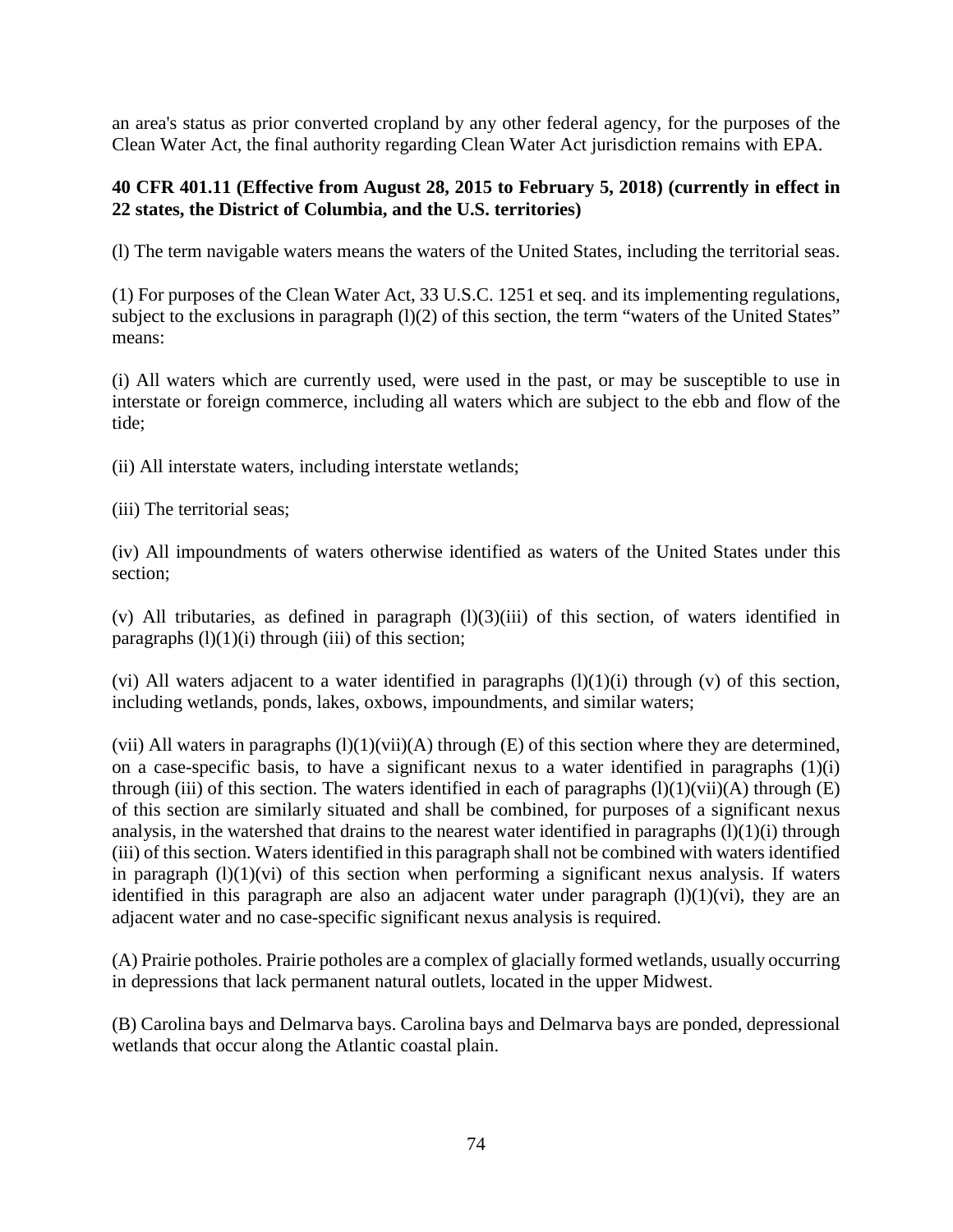an area's status as prior converted cropland by any other federal agency, for the purposes of the Clean Water Act, the final authority regarding Clean Water Act jurisdiction remains with EPA.

**40 CFR 401.11 (Effective from August 28, 2015 to February 5, 2018) (currently in effect in 22 states, the District of Columbia, and the U.S. territories)**

(l) The term navigable waters means the waters of the United States, including the territorial seas.

(1) For purposes of the Clean Water Act, 33 U.S.C. 1251 et seq. and its implementing regulations, subject to the exclusions in paragraph (l)(2) of this section, the term "waters of the United States" means:

(i) All waters which are currently used, were used in the past, or may be susceptible to use in interstate or foreign commerce, including all waters which are subject to the ebb and flow of the tide;

(ii) All interstate waters, including interstate wetlands;

(iii) The territorial seas;

(iv) All impoundments of waters otherwise identified as waters of the United States under this section;

(v) All tributaries, as defined in paragraph (l)(3)(iii) of this section, of waters identified in paragraphs (l)(1)(i) through (iii) of this section;

(vi) All waters adjacent to a water identified in paragraphs (l)(1)(i) through (v) of this section, including wetlands, ponds, lakes, oxbows, impoundments, and similar waters;

(vii) All waters in paragraphs (l)(1)(vii)(A) through (E) of this section where they are determined, on a case-specific basis, to have a significant nexus to a water identified in paragraphs (1)(i) through (iii) of this section. The waters identified in each of paragraphs (l)(1)(vii)(A) through (E) of this section are similarly situated and shall be combined, for purposes of a significant nexus analysis, in the watershed that drains to the nearest water identified in paragraphs (l)(1)(i) through (iii) of this section. Waters identified in this paragraph shall not be combined with waters identified in paragraph (l)(1)(vi) of this section when performing a significant nexus analysis. If waters identified in this paragraph are also an adjacent water under paragraph (l)(1)(vi), they are an adjacent water and no case-specific significant nexus analysis is required.

(A) Prairie potholes. Prairie potholes are a complex of glacially formed wetlands, usually occurring in depressions that lack permanent natural outlets, located in the upper Midwest.

(B) Carolina bays and Delmarva bays. Carolina bays and Delmarva bays are ponded, depressional wetlands that occur along the Atlantic coastal plain.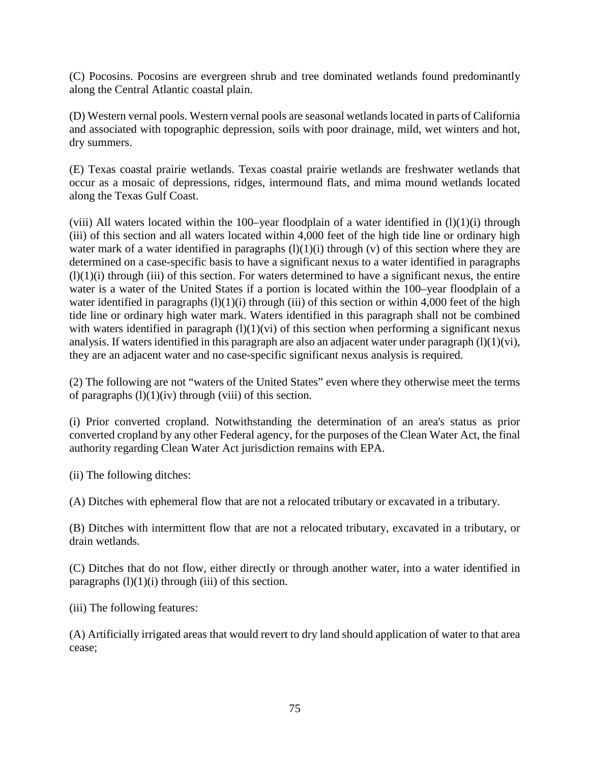(C) Pocosins. Pocosins are evergreen shrub and tree dominated wetlands found predominantly along the Central Atlantic coastal plain.

(D) Western vernal pools. Western vernal pools are seasonal wetlands located in parts of California and associated with topographic depression, soils with poor drainage, mild, wet winters and hot, dry summers.

(E) Texas coastal prairie wetlands. Texas coastal prairie wetlands are freshwater wetlands that occur as a mosaic of depressions, ridges, intermound flats, and mima mound wetlands located along the Texas Gulf Coast.

(viii) All waters located within the 100–year floodplain of a water identified in (l)(1)(i) through (iii) of this section and all waters located within 4,000 feet of the high tide line or ordinary high water mark of a water identified in paragraphs (l)(1)(i) through (v) of this section where they are determined on a case-specific basis to have a significant nexus to a water identified in paragraphs (l)(1)(i) through (iii) of this section. For waters determined to have a significant nexus, the entire water is a water of the United States if a portion is located within the 100–year floodplain of a water identified in paragraphs (l)(1)(i) through (iii) of this section or within 4,000 feet of the high tide line or ordinary high water mark. Waters identified in this paragraph shall not be combined with waters identified in paragraph (l)(1)(vi) of this section when performing a significant nexus analysis. If waters identified in this paragraph are also an adjacent water under paragraph (l)(1)(vi), they are an adjacent water and no case-specific significant nexus analysis is required.

(2) The following are not "waters of the United States" even where they otherwise meet the terms of paragraphs (l)(1)(iv) through (viii) of this section.

(i) Prior converted cropland. Notwithstanding the determination of an area's status as prior converted cropland by any other Federal agency, for the purposes of the Clean Water Act, the final authority regarding Clean Water Act jurisdiction remains with EPA.

(ii) The following ditches:

(A) Ditches with ephemeral flow that are not a relocated tributary or excavated in a tributary.

(B) Ditches with intermittent flow that are not a relocated tributary, excavated in a tributary, or drain wetlands.

(C) Ditches that do not flow, either directly or through another water, into a water identified in paragraphs (l)(1)(i) through (iii) of this section.

(iii) The following features:

(A) Artificially irrigated areas that would revert to dry land should application of water to that area cease;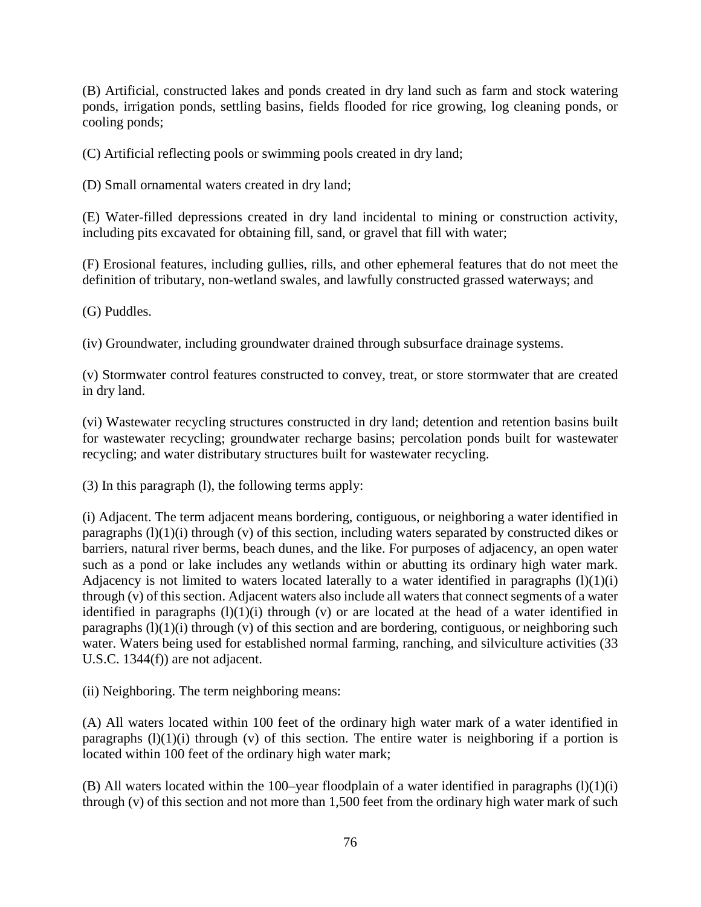(B) Artificial, constructed lakes and ponds created in dry land such as farm and stock watering ponds, irrigation ponds, settling basins, fields flooded for rice growing, log cleaning ponds, or cooling ponds;

(C) Artificial reflecting pools or swimming pools created in dry land;

(D) Small ornamental waters created in dry land;

(E) Water-filled depressions created in dry land incidental to mining or construction activity, including pits excavated for obtaining fill, sand, or gravel that fill with water;

(F) Erosional features, including gullies, rills, and other ephemeral features that do not meet the definition of tributary, non-wetland swales, and lawfully constructed grassed waterways; and

(G) Puddles.

(iv) Groundwater, including groundwater drained through subsurface drainage systems.

(v) Stormwater control features constructed to convey, treat, or store stormwater that are created in dry land.

(vi) Wastewater recycling structures constructed in dry land; detention and retention basins built for wastewater recycling; groundwater recharge basins; percolation ponds built for wastewater recycling; and water distributary structures built for wastewater recycling.

(3) In this paragraph (l), the following terms apply:

(i) Adjacent. The term adjacent means bordering, contiguous, or neighboring a water identified in paragraphs (l)(1)(i) through (v) of this section, including waters separated by constructed dikes or barriers, natural river berms, beach dunes, and the like. For purposes of adjacency, an open water such as a pond or lake includes any wetlands within or abutting its ordinary high water mark. Adjacency is not limited to waters located laterally to a water identified in paragraphs (l)(1)(i) through (v) of this section. Adjacent waters also include all waters that connect segments of a water identified in paragraphs (l)(1)(i) through (v) or are located at the head of a water identified in paragraphs (l)(1)(i) through (v) of this section and are bordering, contiguous, or neighboring such water. Waters being used for established normal farming, ranching, and silviculture activities (33 U.S.C. 1344(f)) are not adjacent.

(ii) Neighboring. The term neighboring means:

(A) All waters located within 100 feet of the ordinary high water mark of a water identified in paragraphs (l)(1)(i) through (v) of this section. The entire water is neighboring if a portion is located within 100 feet of the ordinary high water mark;

(B) All waters located within the 100–year floodplain of a water identified in paragraphs (l)(1)(i) through (v) of this section and not more than 1,500 feet from the ordinary high water mark of such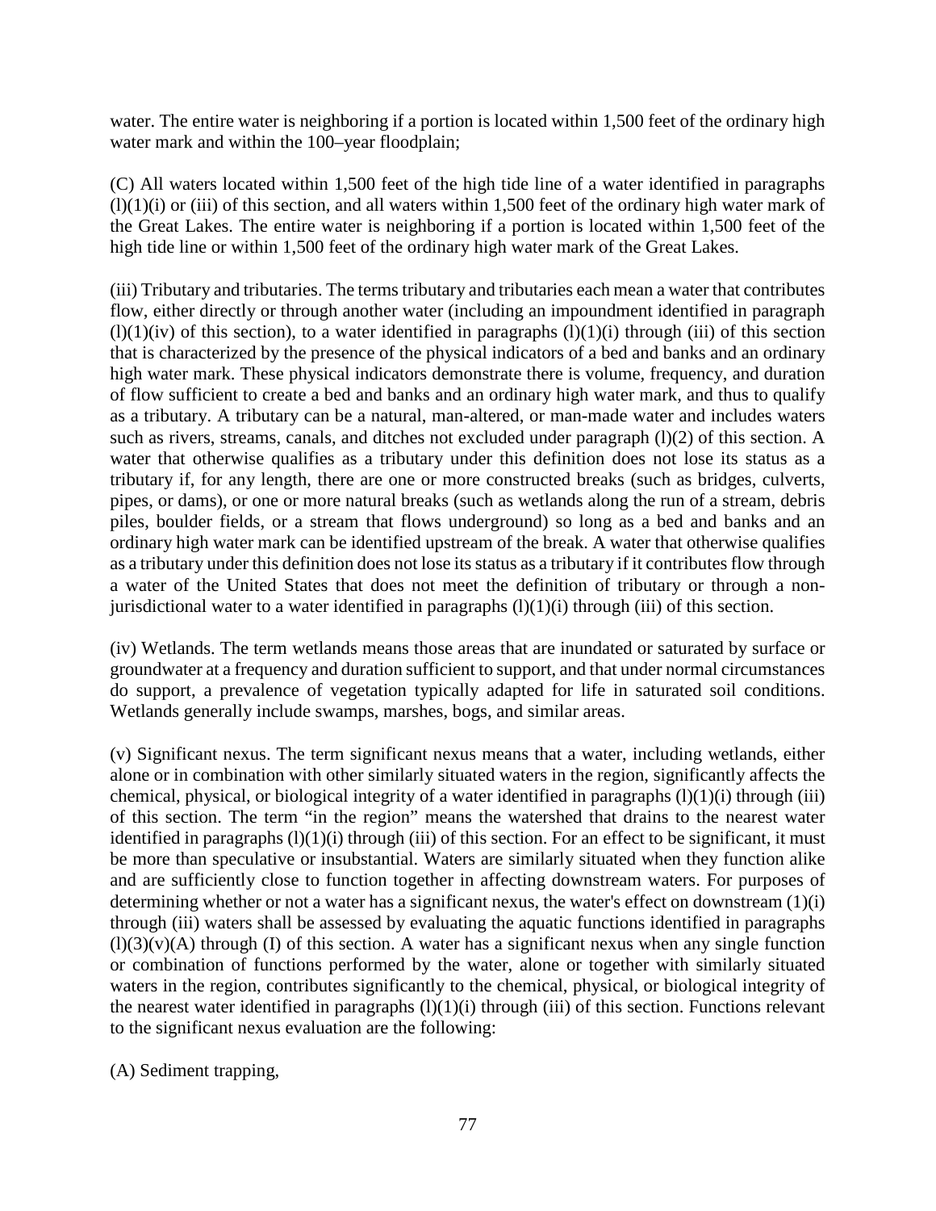water. The entire water is neighboring if a portion is located within 1,500 feet of the ordinary high water mark and within the 100–year floodplain;

(C) All waters located within 1,500 feet of the high tide line of a water identified in paragraphs (l)(1)(i) or (iii) of this section, and all waters within 1,500 feet of the ordinary high water mark of the Great Lakes. The entire water is neighboring if a portion is located within 1,500 feet of the high tide line or within 1,500 feet of the ordinary high water mark of the Great Lakes.

(iii) Tributary and tributaries. The terms tributary and tributaries each mean a water that contributes flow, either directly or through another water (including an impoundment identified in paragraph (l)(1)(iv) of this section), to a water identified in paragraphs (l)(1)(i) through (iii) of this section that is characterized by the presence of the physical indicators of a bed and banks and an ordinary high water mark. These physical indicators demonstrate there is volume, frequency, and duration of flow sufficient to create a bed and banks and an ordinary high water mark, and thus to qualify as a tributary. A tributary can be a natural, man-altered, or man-made water and includes waters such as rivers, streams, canals, and ditches not excluded under paragraph (l)(2) of this section. A water that otherwise qualifies as a tributary under this definition does not lose its status as a tributary if, for any length, there are one or more constructed breaks (such as bridges, culverts, pipes, or dams), or one or more natural breaks (such as wetlands along the run of a stream, debris piles, boulder fields, or a stream that flows underground) so long as a bed and banks and an ordinary high water mark can be identified upstream of the break. A water that otherwise qualifies as a tributary under this definition does not lose its status as a tributary if it contributes flow through a water of the United States that does not meet the definition of tributary or through a non-jurisdictional water to a water identified in paragraphs (l)(1)(i) through (iii) of this section.

(iv) Wetlands. The term wetlands means those areas that are inundated or saturated by surface or groundwater at a frequency and duration sufficient to support, and that under normal circumstances do support, a prevalence of vegetation typically adapted for life in saturated soil conditions. Wetlands generally include swamps, marshes, bogs, and similar areas.

(v) Significant nexus. The term significant nexus means that a water, including wetlands, either alone or in combination with other similarly situated waters in the region, significantly affects the chemical, physical, or biological integrity of a water identified in paragraphs (l)(1)(i) through (iii) of this section. The term "in the region" means the watershed that drains to the nearest water identified in paragraphs (l)(1)(i) through (iii) of this section. For an effect to be significant, it must be more than speculative or insubstantial. Waters are similarly situated when they function alike and are sufficiently close to function together in affecting downstream waters. For purposes of determining whether or not a water has a significant nexus, the water's effect on downstream (1)(i) through (iii) waters shall be assessed by evaluating the aquatic functions identified in paragraphs (l)(3)(v)(A) through (I) of this section. A water has a significant nexus when any single function or combination of functions performed by the water, alone or together with similarly situated waters in the region, contributes significantly to the chemical, physical, or biological integrity of the nearest water identified in paragraphs (l)(1)(i) through (iii) of this section. Functions relevant to the significant nexus evaluation are the following:

(A) Sediment trapping,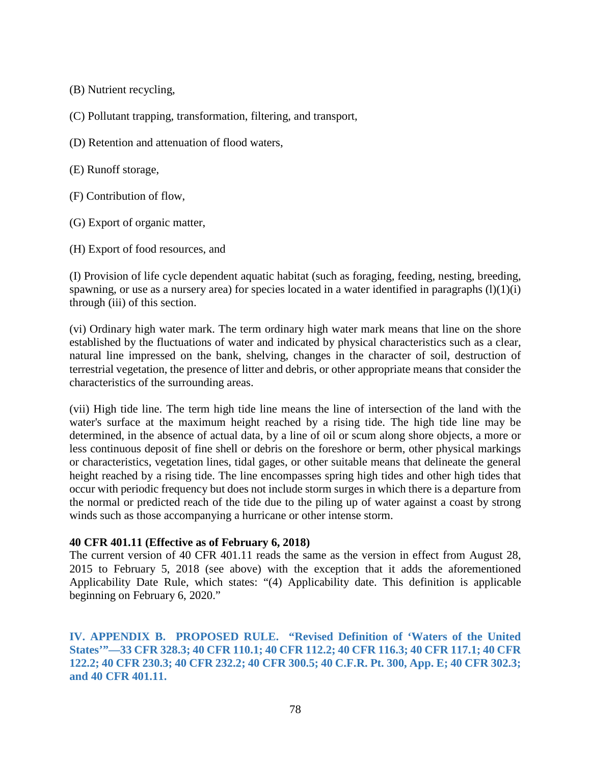(B) Nutrient recycling,

(C) Pollutant trapping, transformation, filtering, and transport,

(D) Retention and attenuation of flood waters,

(E) Runoff storage,

(F) Contribution of flow,

(G) Export of organic matter,

(H) Export of food resources, and

(I) Provision of life cycle dependent aquatic habitat (such as foraging, feeding, nesting, breeding, spawning, or use as a nursery area) for species located in a water identified in paragraphs (l)(1)(i) through (iii) of this section.

(vi) Ordinary high water mark. The term ordinary high water mark means that line on the shore established by the fluctuations of water and indicated by physical characteristics such as a clear, natural line impressed on the bank, shelving, changes in the character of soil, destruction of terrestrial vegetation, the presence of litter and debris, or other appropriate means that consider the characteristics of the surrounding areas.

(vii) High tide line. The term high tide line means the line of intersection of the land with the water's surface at the maximum height reached by a rising tide. The high tide line may be determined, in the absence of actual data, by a line of oil or scum along shore objects, a more or less continuous deposit of fine shell or debris on the foreshore or berm, other physical markings or characteristics, vegetation lines, tidal gages, or other suitable means that delineate the general height reached by a rising tide. The line encompasses spring high tides and other high tides that occur with periodic frequency but does not include storm surges in which there is a departure from the normal or predicted reach of the tide due to the piling up of water against a coast by strong winds such as those accompanying a hurricane or other intense storm.

**40 CFR 401.11 (Effective as of February 6, 2018)**

The current version of 40 CFR 401.11 reads the same as the version in effect from August 28, 2015 to February 5, 2018 (see above) with the exception that it adds the aforementioned Applicability Date Rule, which states: "(4) Applicability date. This definition is applicable beginning on February 6, 2020."

## IV. APPENDIX B. PROPOSED RULE. "Revised Definition of 'Waters of the United States'"—33 CFR 328.3; 40 CFR 110.1; 40 CFR 112.2; 40 CFR 116.3; 40 CFR 117.1; 40 CFR 122.2; 40 CFR 230.3; 40 CFR 232.2; 40 CFR 300.5; 40 C.F.R. Pt. 300, App. E; 40 CFR 302.3; and 40 CFR 401.11.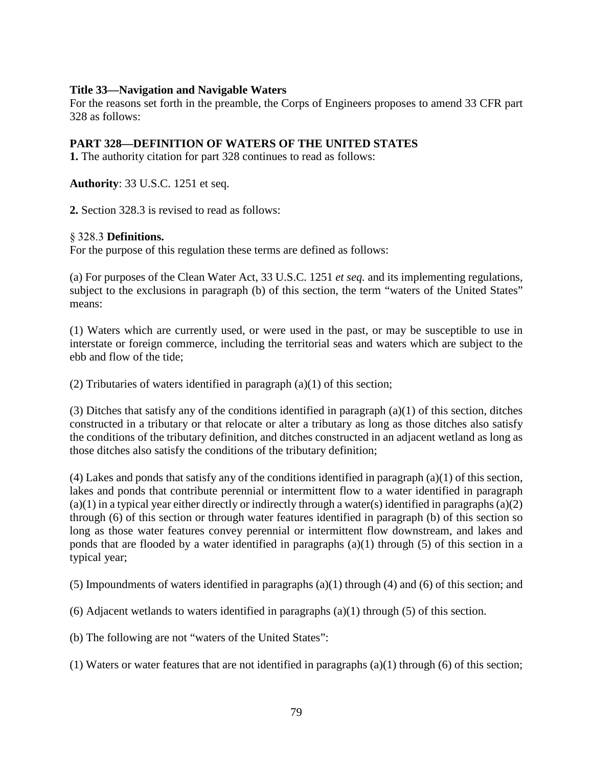**Title 33—Navigation and Navigable Waters**

For the reasons set forth in the preamble, the Corps of Engineers proposes to amend 33 CFR part 328 as follows:

**PART 328—DEFINITION OF WATERS OF THE UNITED STATES**

**1.** The authority citation for part 328 continues to read as follows:

**Authority**: 33 U.S.C. 1251 et seq.

**2.** Section 328.3 is revised to read as follows:

§ 328.3 **Definitions.**

For the purpose of this regulation these terms are defined as follows:

(a) For purposes of the Clean Water Act, 33 U.S.C. 1251 *et seq.* and its implementing regulations, subject to the exclusions in paragraph (b) of this section, the term "waters of the United States" means:

(1) Waters which are currently used, or were used in the past, or may be susceptible to use in interstate or foreign commerce, including the territorial seas and waters which are subject to the ebb and flow of the tide;

(2) Tributaries of waters identified in paragraph (a)(1) of this section;

(3) Ditches that satisfy any of the conditions identified in paragraph (a)(1) of this section, ditches constructed in a tributary or that relocate or alter a tributary as long as those ditches also satisfy the conditions of the tributary definition, and ditches constructed in an adjacent wetland as long as those ditches also satisfy the conditions of the tributary definition;

(4) Lakes and ponds that satisfy any of the conditions identified in paragraph (a)(1) of this section, lakes and ponds that contribute perennial or intermittent flow to a water identified in paragraph (a)(1) in a typical year either directly or indirectly through a water(s) identified in paragraphs (a)(2) through (6) of this section or through water features identified in paragraph (b) of this section so long as those water features convey perennial or intermittent flow downstream, and lakes and ponds that are flooded by a water identified in paragraphs (a)(1) through (5) of this section in a typical year;

(5) Impoundments of waters identified in paragraphs (a)(1) through (4) and (6) of this section; and

(6) Adjacent wetlands to waters identified in paragraphs (a)(1) through (5) of this section.

(b) The following are not "waters of the United States":

(1) Waters or water features that are not identified in paragraphs (a)(1) through (6) of this section;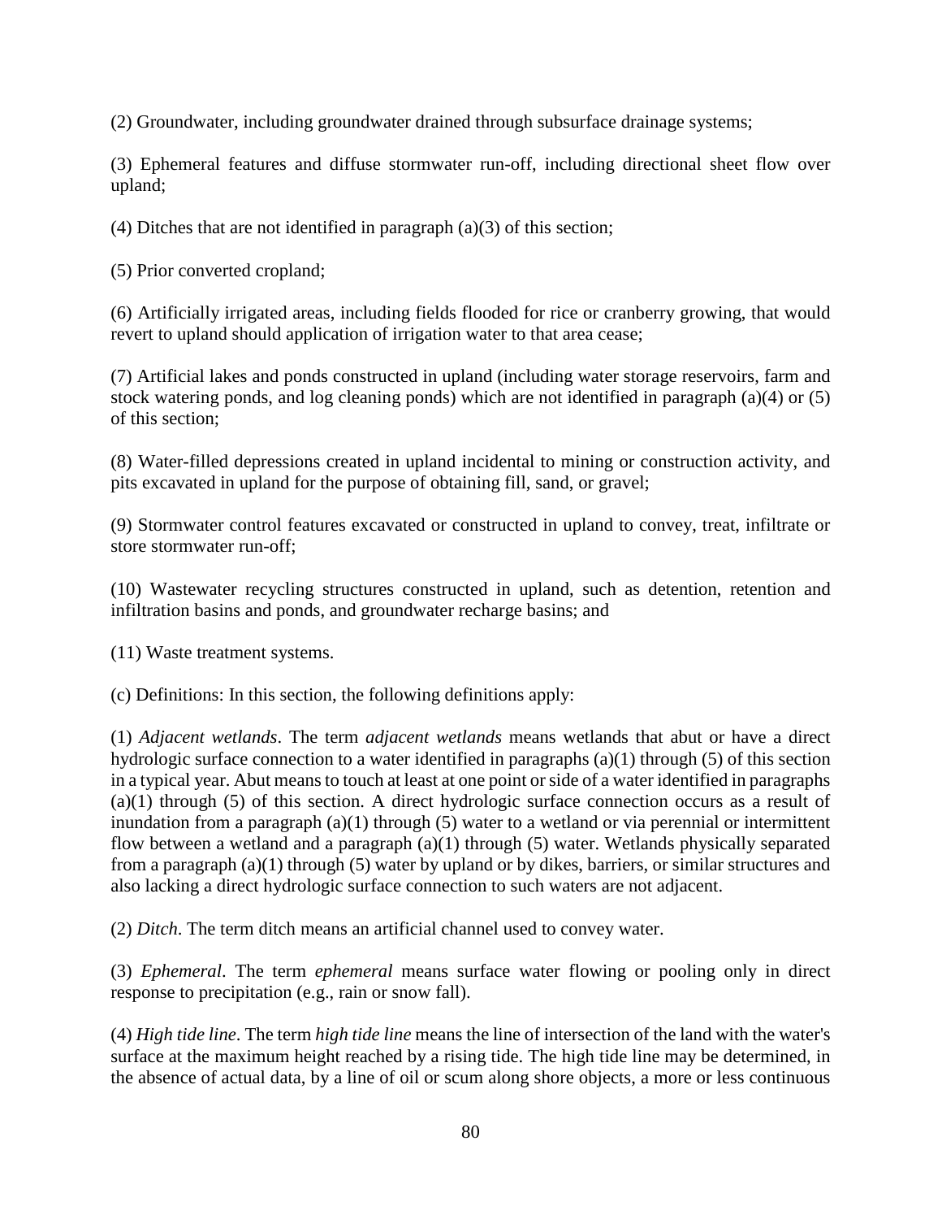(2) Groundwater, including groundwater drained through subsurface drainage systems;

(3) Ephemeral features and diffuse stormwater run-off, including directional sheet flow over upland;

(4) Ditches that are not identified in paragraph (a)(3) of this section;

(5) Prior converted cropland;

(6) Artificially irrigated areas, including fields flooded for rice or cranberry growing, that would revert to upland should application of irrigation water to that area cease;

(7) Artificial lakes and ponds constructed in upland (including water storage reservoirs, farm and stock watering ponds, and log cleaning ponds) which are not identified in paragraph (a)(4) or (5) of this section;

(8) Water-filled depressions created in upland incidental to mining or construction activity, and pits excavated in upland for the purpose of obtaining fill, sand, or gravel;

(9) Stormwater control features excavated or constructed in upland to convey, treat, infiltrate or store stormwater run-off;

(10) Wastewater recycling structures constructed in upland, such as detention, retention and infiltration basins and ponds, and groundwater recharge basins; and

(11) Waste treatment systems.

(c) Definitions: In this section, the following definitions apply:

(1) *Adjacent wetlands*. The term *adjacent wetlands* means wetlands that abut or have a direct hydrologic surface connection to a water identified in paragraphs (a)(1) through (5) of this section in a typical year. Abut means to touch at least at one point or side of a water identified in paragraphs (a)(1) through (5) of this section. A direct hydrologic surface connection occurs as a result of inundation from a paragraph (a)(1) through (5) water to a wetland or via perennial or intermittent flow between a wetland and a paragraph (a)(1) through (5) water. Wetlands physically separated from a paragraph (a)(1) through (5) water by upland or by dikes, barriers, or similar structures and also lacking a direct hydrologic surface connection to such waters are not adjacent.

(2) *Ditch*. The term ditch means an artificial channel used to convey water.

(3) *Ephemeral*. The term *ephemeral* means surface water flowing or pooling only in direct response to precipitation (e.g., rain or snow fall).

(4) *High tide line*. The term *high tide line* means the line of intersection of the land with the water's surface at the maximum height reached by a rising tide. The high tide line may be determined, in the absence of actual data, by a line of oil or scum along shore objects, a more or less continuous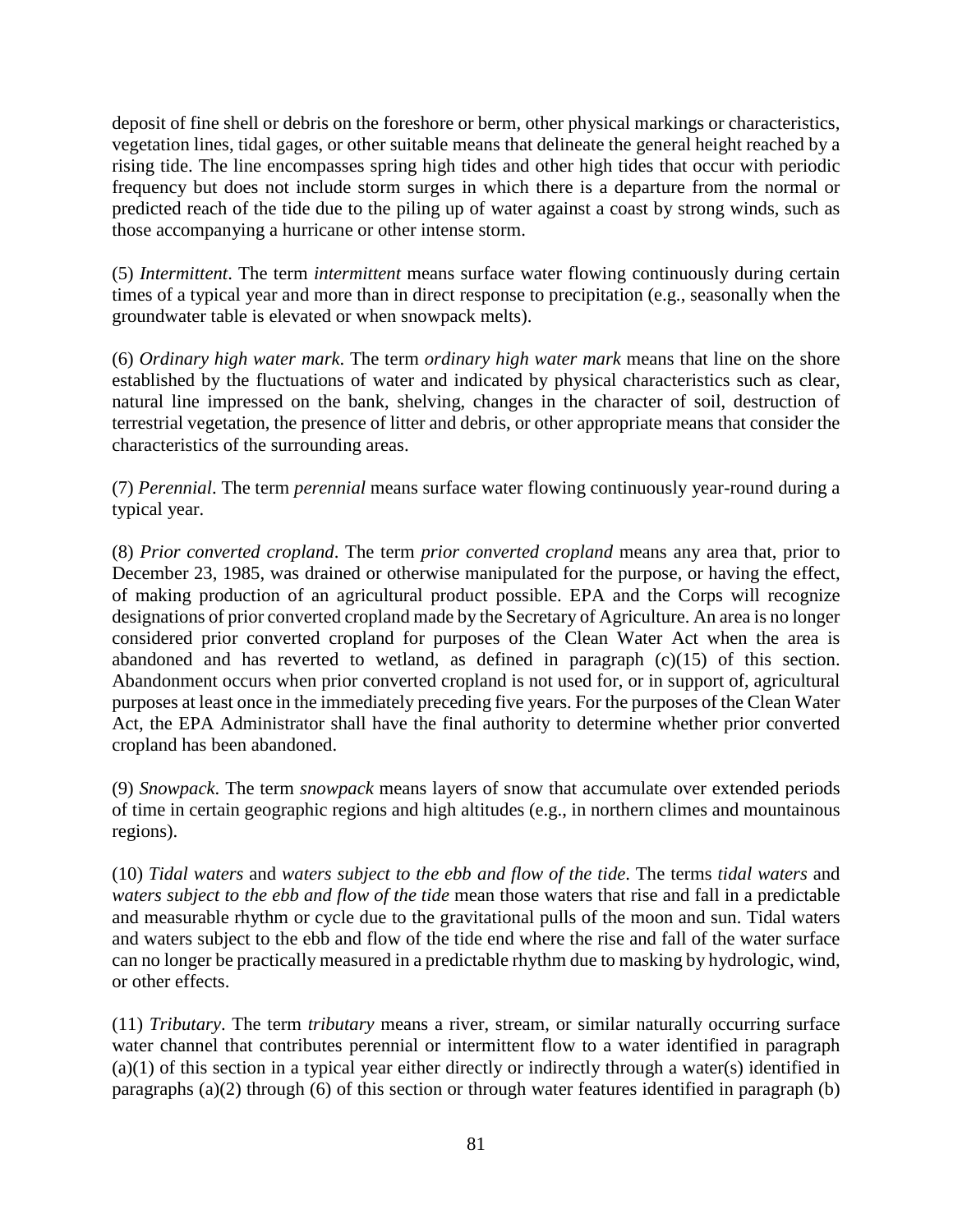deposit of fine shell or debris on the foreshore or berm, other physical markings or characteristics, vegetation lines, tidal gages, or other suitable means that delineate the general height reached by a rising tide. The line encompasses spring high tides and other high tides that occur with periodic frequency but does not include storm surges in which there is a departure from the normal or predicted reach of the tide due to the piling up of water against a coast by strong winds, such as those accompanying a hurricane or other intense storm.

(5) *Intermittent*. The term *intermittent* means surface water flowing continuously during certain times of a typical year and more than in direct response to precipitation (e.g., seasonally when the groundwater table is elevated or when snowpack melts).

(6) *Ordinary high water mark*. The term *ordinary high water mark* means that line on the shore established by the fluctuations of water and indicated by physical characteristics such as clear, natural line impressed on the bank, shelving, changes in the character of soil, destruction of terrestrial vegetation, the presence of litter and debris, or other appropriate means that consider the characteristics of the surrounding areas.

(7) *Perennial*. The term *perennial* means surface water flowing continuously year-round during a typical year.

(8) *Prior converted cropland*. The term *prior converted cropland* means any area that, prior to December 23, 1985, was drained or otherwise manipulated for the purpose, or having the effect, of making production of an agricultural product possible. EPA and the Corps will recognize designations of prior converted cropland made by the Secretary of Agriculture. An area is no longer considered prior converted cropland for purposes of the Clean Water Act when the area is abandoned and has reverted to wetland, as defined in paragraph (c)(15) of this section. Abandonment occurs when prior converted cropland is not used for, or in support of, agricultural purposes at least once in the immediately preceding five years. For the purposes of the Clean Water Act, the EPA Administrator shall have the final authority to determine whether prior converted cropland has been abandoned.

(9) *Snowpack*. The term *snowpack* means layers of snow that accumulate over extended periods of time in certain geographic regions and high altitudes (e.g., in northern climes and mountainous regions).

(10) *Tidal waters* and *waters subject to the ebb and flow of the tide*. The terms *tidal waters* and *waters subject to the ebb and flow of the tide* mean those waters that rise and fall in a predictable and measurable rhythm or cycle due to the gravitational pulls of the moon and sun. Tidal waters and waters subject to the ebb and flow of the tide end where the rise and fall of the water surface can no longer be practically measured in a predictable rhythm due to masking by hydrologic, wind, or other effects.

(11) *Tributary*. The term *tributary* means a river, stream, or similar naturally occurring surface water channel that contributes perennial or intermittent flow to a water identified in paragraph (a)(1) of this section in a typical year either directly or indirectly through a water(s) identified in paragraphs (a)(2) through (6) of this section or through water features identified in paragraph (b)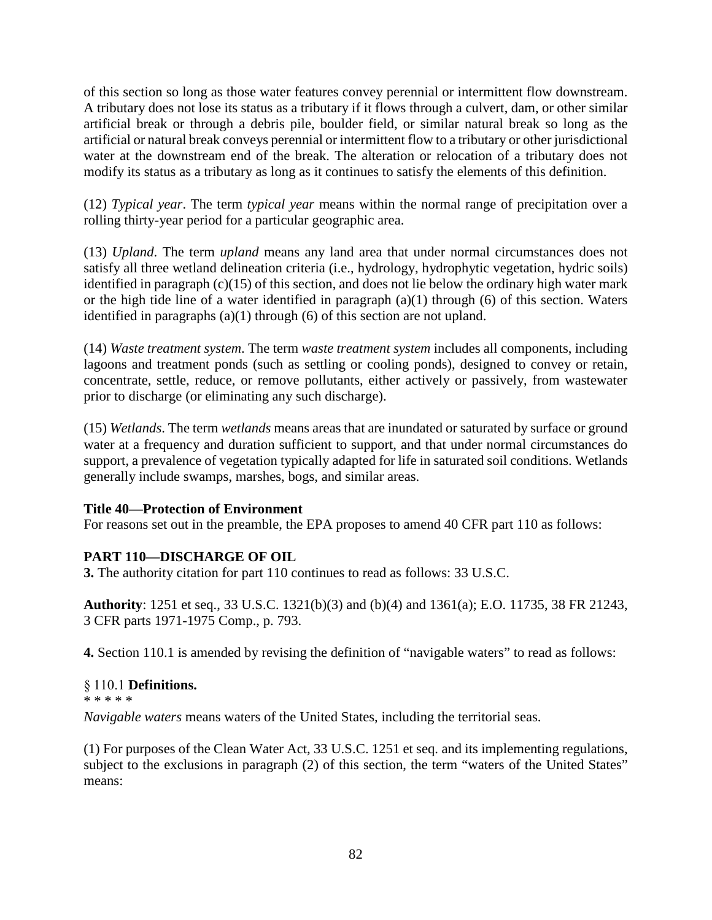of this section so long as those water features convey perennial or intermittent flow downstream. A tributary does not lose its status as a tributary if it flows through a culvert, dam, or other similar artificial break or through a debris pile, boulder field, or similar natural break so long as the artificial or natural break conveys perennial or intermittent flow to a tributary or other jurisdictional water at the downstream end of the break. The alteration or relocation of a tributary does not modify its status as a tributary as long as it continues to satisfy the elements of this definition.

(12) *Typical year*. The term *typical year* means within the normal range of precipitation over a rolling thirty-year period for a particular geographic area.

(13) *Upland*. The term *upland* means any land area that under normal circumstances does not satisfy all three wetland delineation criteria (i.e., hydrology, hydrophytic vegetation, hydric soils) identified in paragraph (c)(15) of this section, and does not lie below the ordinary high water mark or the high tide line of a water identified in paragraph (a)(1) through (6) of this section. Waters identified in paragraphs (a)(1) through (6) of this section are not upland.

(14) *Waste treatment system*. The term *waste treatment system* includes all components, including lagoons and treatment ponds (such as settling or cooling ponds), designed to convey or retain, concentrate, settle, reduce, or remove pollutants, either actively or passively, from wastewater prior to discharge (or eliminating any such discharge).

(15) *Wetlands*. The term *wetlands* means areas that are inundated or saturated by surface or ground water at a frequency and duration sufficient to support, and that under normal circumstances do support, a prevalence of vegetation typically adapted for life in saturated soil conditions. Wetlands generally include swamps, marshes, bogs, and similar areas.

**Title 40—Protection of Environment**
For reasons set out in the preamble, the EPA proposes to amend 40 CFR part 110 as follows:

**PART 110—DISCHARGE OF OIL**
**3.** The authority citation for part 110 continues to read as follows: 33 U.S.C.

**Authority**: 1251 et seq., 33 U.S.C. 1321(b)(3) and (b)(4) and 1361(a); E.O. 11735, 38 FR 21243, 3 CFR parts 1971-1975 Comp., p. 793.

**4.** Section 110.1 is amended by revising the definition of "navigable waters" to read as follows:

§ 110.1 **Definitions.**
* * * * *
*Navigable waters* means waters of the United States, including the territorial seas.

(1) For purposes of the Clean Water Act, 33 U.S.C. 1251 et seq. and its implementing regulations, subject to the exclusions in paragraph (2) of this section, the term "waters of the United States" means: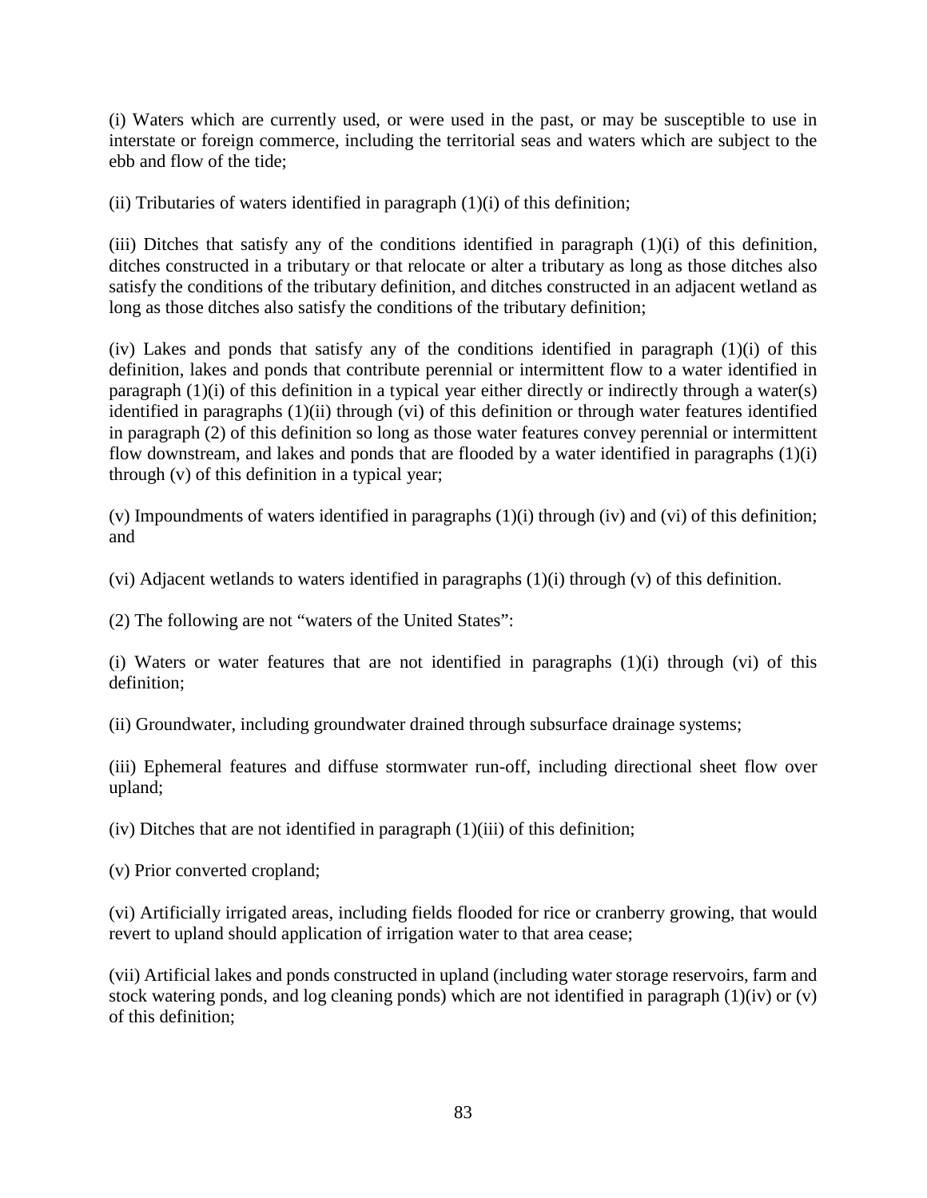(i) Waters which are currently used, or were used in the past, or may be susceptible to use in interstate or foreign commerce, including the territorial seas and waters which are subject to the ebb and flow of the tide;

(ii) Tributaries of waters identified in paragraph (1)(i) of this definition;

(iii) Ditches that satisfy any of the conditions identified in paragraph (1)(i) of this definition, ditches constructed in a tributary or that relocate or alter a tributary as long as those ditches also satisfy the conditions of the tributary definition, and ditches constructed in an adjacent wetland as long as those ditches also satisfy the conditions of the tributary definition;

(iv) Lakes and ponds that satisfy any of the conditions identified in paragraph (1)(i) of this definition, lakes and ponds that contribute perennial or intermittent flow to a water identified in paragraph (1)(i) of this definition in a typical year either directly or indirectly through a water(s) identified in paragraphs (1)(ii) through (vi) of this definition or through water features identified in paragraph (2) of this definition so long as those water features convey perennial or intermittent flow downstream, and lakes and ponds that are flooded by a water identified in paragraphs (1)(i) through (v) of this definition in a typical year;

(v) Impoundments of waters identified in paragraphs (1)(i) through (iv) and (vi) of this definition; and

(vi) Adjacent wetlands to waters identified in paragraphs (1)(i) through (v) of this definition.

(2) The following are not "waters of the United States":

(i) Waters or water features that are not identified in paragraphs (1)(i) through (vi) of this definition;

(ii) Groundwater, including groundwater drained through subsurface drainage systems;

(iii) Ephemeral features and diffuse stormwater run-off, including directional sheet flow over upland;

(iv) Ditches that are not identified in paragraph (1)(iii) of this definition;

(v) Prior converted cropland;

(vi) Artificially irrigated areas, including fields flooded for rice or cranberry growing, that would revert to upland should application of irrigation water to that area cease;

(vii) Artificial lakes and ponds constructed in upland (including water storage reservoirs, farm and stock watering ponds, and log cleaning ponds) which are not identified in paragraph (1)(iv) or (v) of this definition;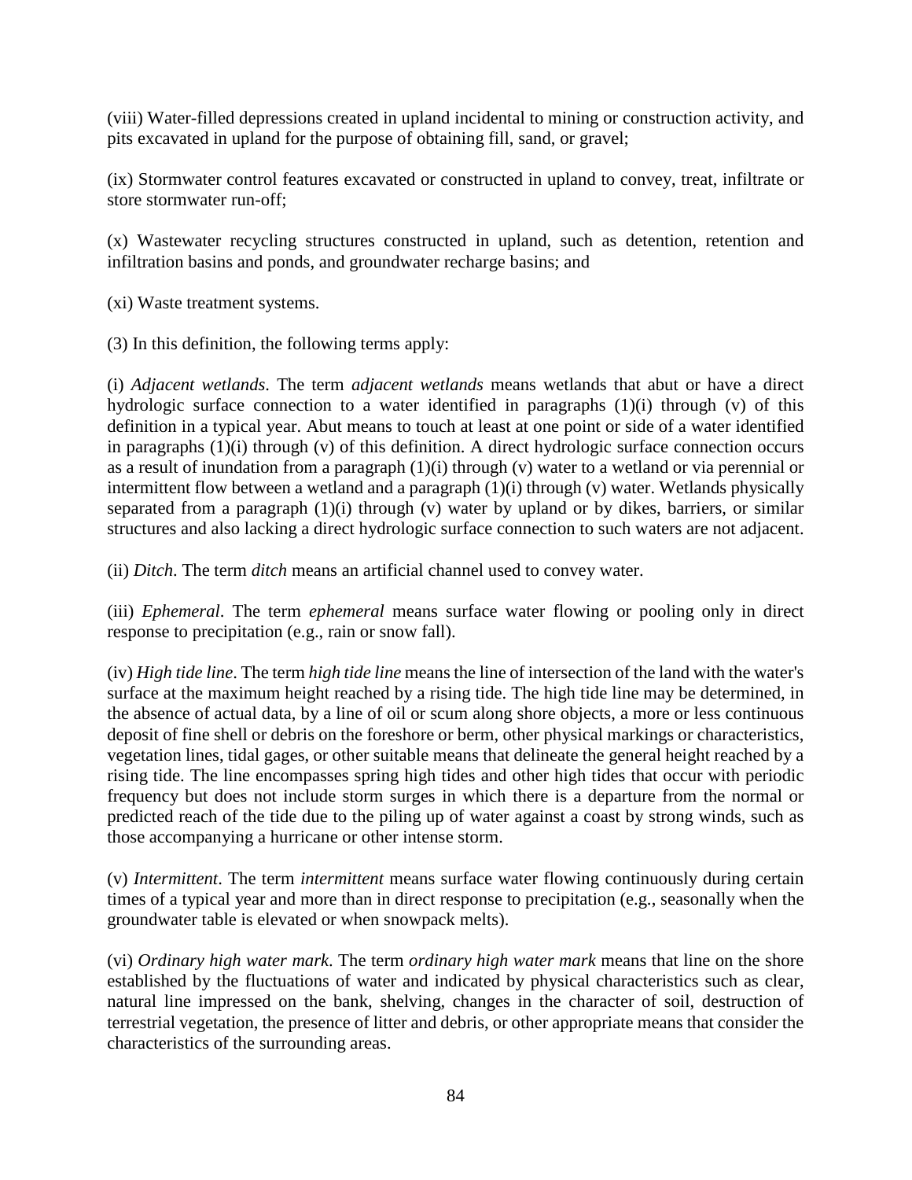(viii) Water-filled depressions created in upland incidental to mining or construction activity, and pits excavated in upland for the purpose of obtaining fill, sand, or gravel;

(ix) Stormwater control features excavated or constructed in upland to convey, treat, infiltrate or store stormwater run-off;

(x) Wastewater recycling structures constructed in upland, such as detention, retention and infiltration basins and ponds, and groundwater recharge basins; and

(xi) Waste treatment systems.

(3) In this definition, the following terms apply:

(i) *Adjacent wetlands*. The term *adjacent wetlands* means wetlands that abut or have a direct hydrologic surface connection to a water identified in paragraphs (1)(i) through (v) of this definition in a typical year. Abut means to touch at least at one point or side of a water identified in paragraphs (1)(i) through (v) of this definition. A direct hydrologic surface connection occurs as a result of inundation from a paragraph (1)(i) through (v) water to a wetland or via perennial or intermittent flow between a wetland and a paragraph (1)(i) through (v) water. Wetlands physically separated from a paragraph (1)(i) through (v) water by upland or by dikes, barriers, or similar structures and also lacking a direct hydrologic surface connection to such waters are not adjacent.

(ii) *Ditch*. The term *ditch* means an artificial channel used to convey water.

(iii) *Ephemeral*. The term *ephemeral* means surface water flowing or pooling only in direct response to precipitation (e.g., rain or snow fall).

(iv) *High tide line*. The term *high tide line* means the line of intersection of the land with the water's surface at the maximum height reached by a rising tide. The high tide line may be determined, in the absence of actual data, by a line of oil or scum along shore objects, a more or less continuous deposit of fine shell or debris on the foreshore or berm, other physical markings or characteristics, vegetation lines, tidal gages, or other suitable means that delineate the general height reached by a rising tide. The line encompasses spring high tides and other high tides that occur with periodic frequency but does not include storm surges in which there is a departure from the normal or predicted reach of the tide due to the piling up of water against a coast by strong winds, such as those accompanying a hurricane or other intense storm.

(v) *Intermittent*. The term *intermittent* means surface water flowing continuously during certain times of a typical year and more than in direct response to precipitation (e.g., seasonally when the groundwater table is elevated or when snowpack melts).

(vi) *Ordinary high water mark*. The term *ordinary high water mark* means that line on the shore established by the fluctuations of water and indicated by physical characteristics such as clear, natural line impressed on the bank, shelving, changes in the character of soil, destruction of terrestrial vegetation, the presence of litter and debris, or other appropriate means that consider the characteristics of the surrounding areas.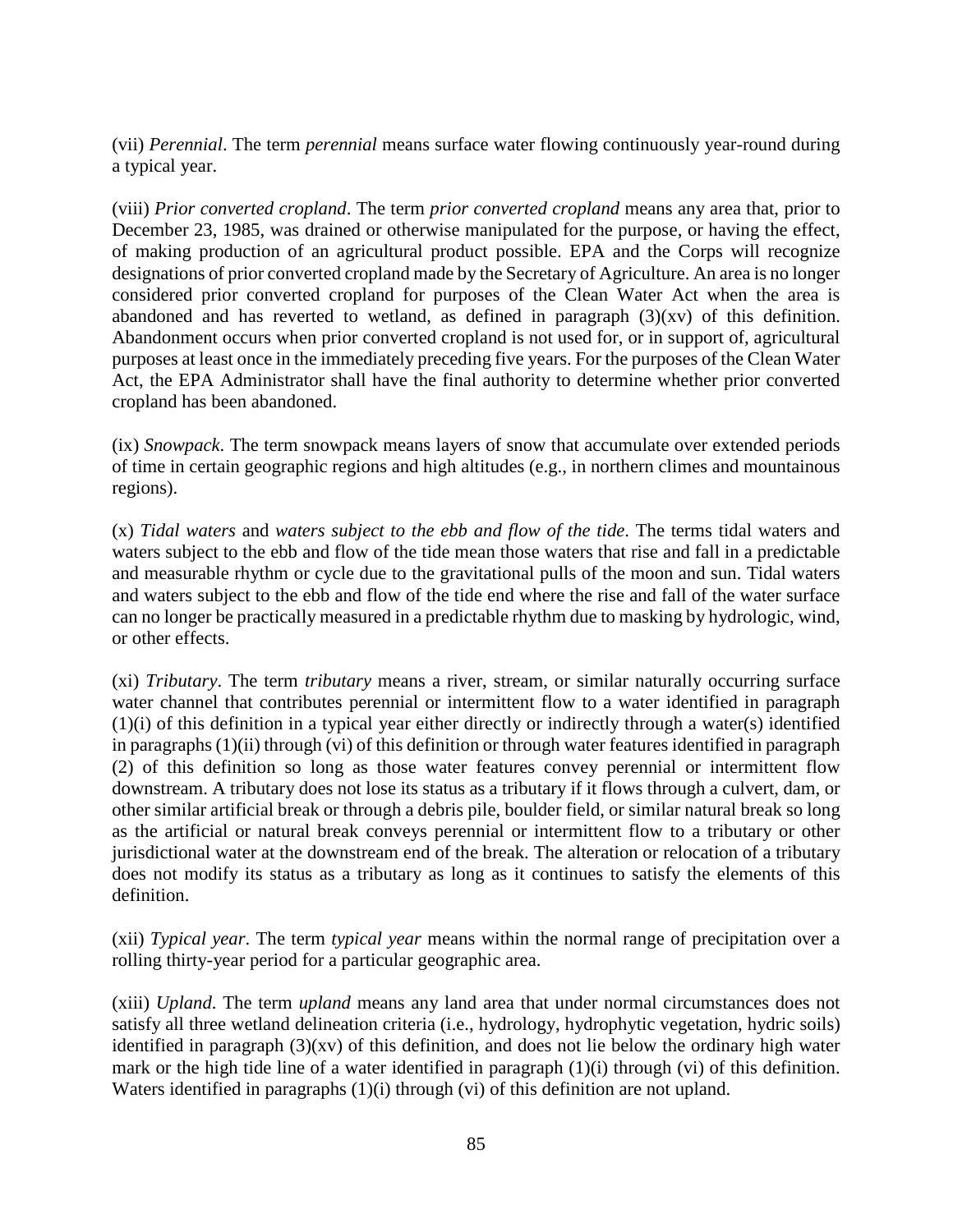(vii) *Perennial*. The term *perennial* means surface water flowing continuously year-round during a typical year.

(viii) *Prior converted cropland*. The term *prior converted cropland* means any area that, prior to December 23, 1985, was drained or otherwise manipulated for the purpose, or having the effect, of making production of an agricultural product possible. EPA and the Corps will recognize designations of prior converted cropland made by the Secretary of Agriculture. An area is no longer considered prior converted cropland for purposes of the Clean Water Act when the area is abandoned and has reverted to wetland, as defined in paragraph (3)(xv) of this definition. Abandonment occurs when prior converted cropland is not used for, or in support of, agricultural purposes at least once in the immediately preceding five years. For the purposes of the Clean Water Act, the EPA Administrator shall have the final authority to determine whether prior converted cropland has been abandoned.

(ix) *Snowpack*. The term snowpack means layers of snow that accumulate over extended periods of time in certain geographic regions and high altitudes (e.g., in northern climes and mountainous regions).

(x) *Tidal waters* and *waters subject to the ebb and flow of the tide*. The terms tidal waters and waters subject to the ebb and flow of the tide mean those waters that rise and fall in a predictable and measurable rhythm or cycle due to the gravitational pulls of the moon and sun. Tidal waters and waters subject to the ebb and flow of the tide end where the rise and fall of the water surface can no longer be practically measured in a predictable rhythm due to masking by hydrologic, wind, or other effects.

(xi) *Tributary*. The term *tributary* means a river, stream, or similar naturally occurring surface water channel that contributes perennial or intermittent flow to a water identified in paragraph (1)(i) of this definition in a typical year either directly or indirectly through a water(s) identified in paragraphs (1)(ii) through (vi) of this definition or through water features identified in paragraph (2) of this definition so long as those water features convey perennial or intermittent flow downstream. A tributary does not lose its status as a tributary if it flows through a culvert, dam, or other similar artificial break or through a debris pile, boulder field, or similar natural break so long as the artificial or natural break conveys perennial or intermittent flow to a tributary or other jurisdictional water at the downstream end of the break. The alteration or relocation of a tributary does not modify its status as a tributary as long as it continues to satisfy the elements of this definition.

(xii) *Typical year*. The term *typical year* means within the normal range of precipitation over a rolling thirty-year period for a particular geographic area.

(xiii) *Upland*. The term *upland* means any land area that under normal circumstances does not satisfy all three wetland delineation criteria (i.e., hydrology, hydrophytic vegetation, hydric soils) identified in paragraph (3)(xv) of this definition, and does not lie below the ordinary high water mark or the high tide line of a water identified in paragraph (1)(i) through (vi) of this definition. Waters identified in paragraphs (1)(i) through (vi) of this definition are not upland.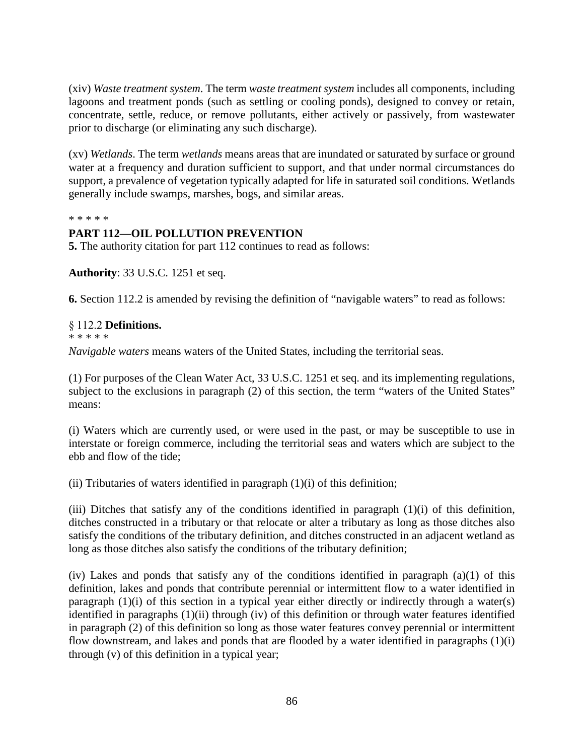(xiv) *Waste treatment system*. The term *waste treatment system* includes all components, including lagoons and treatment ponds (such as settling or cooling ponds), designed to convey or retain, concentrate, settle, reduce, or remove pollutants, either actively or passively, from wastewater prior to discharge (or eliminating any such discharge).

(xv) *Wetlands*. The term *wetlands* means areas that are inundated or saturated by surface or ground water at a frequency and duration sufficient to support, and that under normal circumstances do support, a prevalence of vegetation typically adapted for life in saturated soil conditions. Wetlands generally include swamps, marshes, bogs, and similar areas.

\* \* \* \* \*

**PART 112—OIL POLLUTION PREVENTION**

**5.** The authority citation for part 112 continues to read as follows:

**Authority**: 33 U.S.C. 1251 et seq.

**6.** Section 112.2 is amended by revising the definition of "navigable waters" to read as follows:

§ 112.2 **Definitions.**

\* \* \* \* \*

*Navigable waters* means waters of the United States, including the territorial seas.

(1) For purposes of the Clean Water Act, 33 U.S.C. 1251 et seq. and its implementing regulations, subject to the exclusions in paragraph (2) of this section, the term "waters of the United States" means:

(i) Waters which are currently used, or were used in the past, or may be susceptible to use in interstate or foreign commerce, including the territorial seas and waters which are subject to the ebb and flow of the tide;

(ii) Tributaries of waters identified in paragraph (1)(i) of this definition;

(iii) Ditches that satisfy any of the conditions identified in paragraph (1)(i) of this definition, ditches constructed in a tributary or that relocate or alter a tributary as long as those ditches also satisfy the conditions of the tributary definition, and ditches constructed in an adjacent wetland as long as those ditches also satisfy the conditions of the tributary definition;

(iv) Lakes and ponds that satisfy any of the conditions identified in paragraph (a)(1) of this definition, lakes and ponds that contribute perennial or intermittent flow to a water identified in paragraph (1)(i) of this section in a typical year either directly or indirectly through a water(s) identified in paragraphs (1)(ii) through (iv) of this definition or through water features identified in paragraph (2) of this definition so long as those water features convey perennial or intermittent flow downstream, and lakes and ponds that are flooded by a water identified in paragraphs (1)(i) through (v) of this definition in a typical year;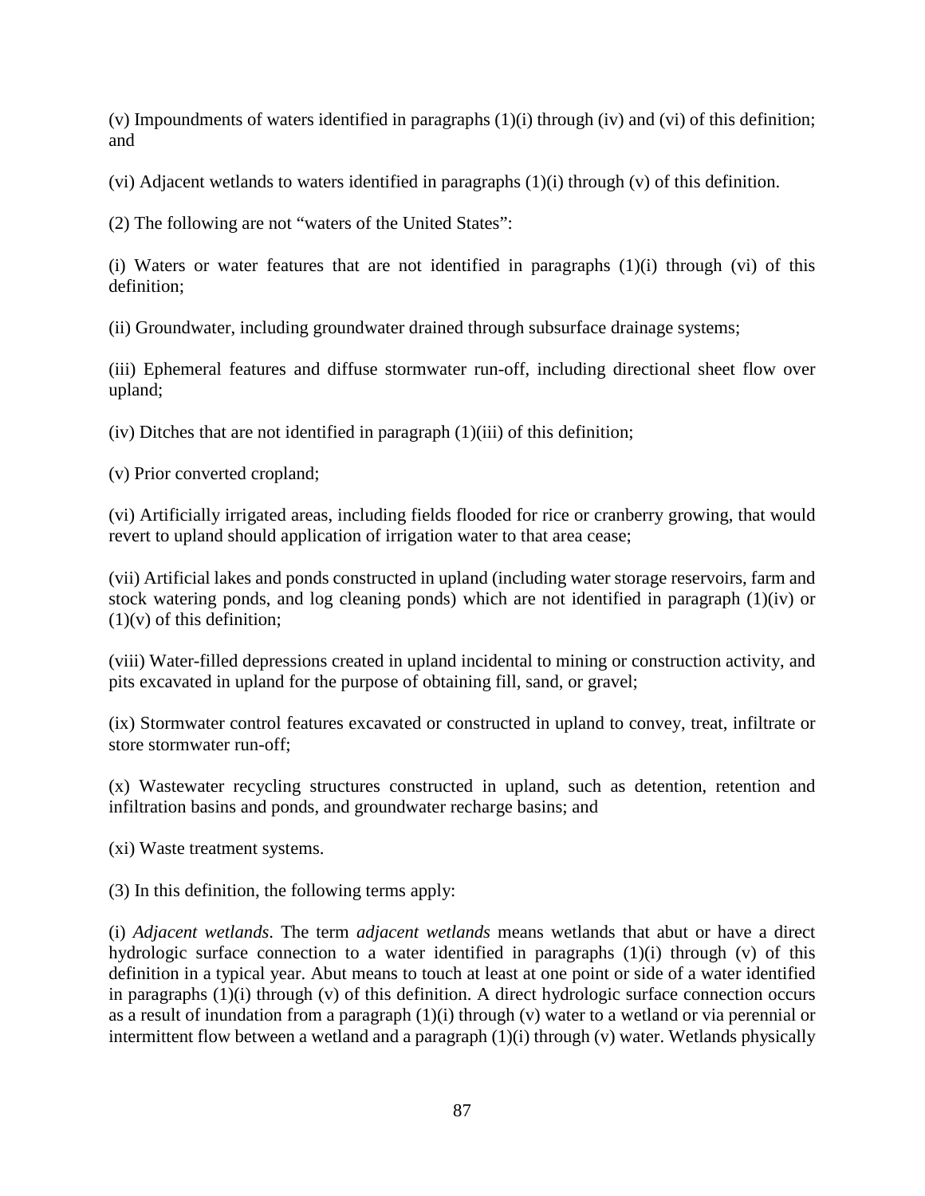(v) Impoundments of waters identified in paragraphs (1)(i) through (iv) and (vi) of this definition; and

(vi) Adjacent wetlands to waters identified in paragraphs (1)(i) through (v) of this definition.

(2) The following are not "waters of the United States":

(i) Waters or water features that are not identified in paragraphs (1)(i) through (vi) of this definition;

(ii) Groundwater, including groundwater drained through subsurface drainage systems;

(iii) Ephemeral features and diffuse stormwater run-off, including directional sheet flow over upland;

(iv) Ditches that are not identified in paragraph (1)(iii) of this definition;

(v) Prior converted cropland;

(vi) Artificially irrigated areas, including fields flooded for rice or cranberry growing, that would revert to upland should application of irrigation water to that area cease;

(vii) Artificial lakes and ponds constructed in upland (including water storage reservoirs, farm and stock watering ponds, and log cleaning ponds) which are not identified in paragraph (1)(iv) or (1)(v) of this definition;

(viii) Water-filled depressions created in upland incidental to mining or construction activity, and pits excavated in upland for the purpose of obtaining fill, sand, or gravel;

(ix) Stormwater control features excavated or constructed in upland to convey, treat, infiltrate or store stormwater run-off;

(x) Wastewater recycling structures constructed in upland, such as detention, retention and infiltration basins and ponds, and groundwater recharge basins; and

(xi) Waste treatment systems.

(3) In this definition, the following terms apply:

(i) *Adjacent wetlands*. The term *adjacent wetlands* means wetlands that abut or have a direct hydrologic surface connection to a water identified in paragraphs (1)(i) through (v) of this definition in a typical year. Abut means to touch at least at one point or side of a water identified in paragraphs (1)(i) through (v) of this definition. A direct hydrologic surface connection occurs as a result of inundation from a paragraph (1)(i) through (v) water to a wetland or via perennial or intermittent flow between a wetland and a paragraph (1)(i) through (v) water. Wetlands physically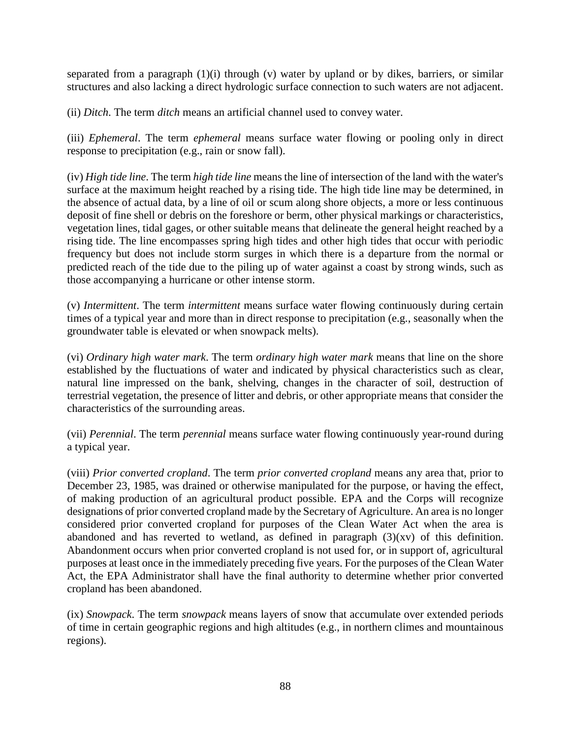separated from a paragraph (1)(i) through (v) water by upland or by dikes, barriers, or similar structures and also lacking a direct hydrologic surface connection to such waters are not adjacent.

(ii) *Ditch*. The term *ditch* means an artificial channel used to convey water.

(iii) *Ephemeral*. The term *ephemeral* means surface water flowing or pooling only in direct response to precipitation (e.g., rain or snow fall).

(iv) *High tide line*. The term *high tide line* means the line of intersection of the land with the water's surface at the maximum height reached by a rising tide. The high tide line may be determined, in the absence of actual data, by a line of oil or scum along shore objects, a more or less continuous deposit of fine shell or debris on the foreshore or berm, other physical markings or characteristics, vegetation lines, tidal gages, or other suitable means that delineate the general height reached by a rising tide. The line encompasses spring high tides and other high tides that occur with periodic frequency but does not include storm surges in which there is a departure from the normal or predicted reach of the tide due to the piling up of water against a coast by strong winds, such as those accompanying a hurricane or other intense storm.

(v) *Intermittent*. The term *intermittent* means surface water flowing continuously during certain times of a typical year and more than in direct response to precipitation (e.g., seasonally when the groundwater table is elevated or when snowpack melts).

(vi) *Ordinary high water mark*. The term *ordinary high water mark* means that line on the shore established by the fluctuations of water and indicated by physical characteristics such as clear, natural line impressed on the bank, shelving, changes in the character of soil, destruction of terrestrial vegetation, the presence of litter and debris, or other appropriate means that consider the characteristics of the surrounding areas.

(vii) *Perennial*. The term *perennial* means surface water flowing continuously year-round during a typical year.

(viii) *Prior converted cropland*. The term *prior converted cropland* means any area that, prior to December 23, 1985, was drained or otherwise manipulated for the purpose, or having the effect, of making production of an agricultural product possible. EPA and the Corps will recognize designations of prior converted cropland made by the Secretary of Agriculture. An area is no longer considered prior converted cropland for purposes of the Clean Water Act when the area is abandoned and has reverted to wetland, as defined in paragraph (3)(xv) of this definition. Abandonment occurs when prior converted cropland is not used for, or in support of, agricultural purposes at least once in the immediately preceding five years. For the purposes of the Clean Water Act, the EPA Administrator shall have the final authority to determine whether prior converted cropland has been abandoned.

(ix) *Snowpack*. The term *snowpack* means layers of snow that accumulate over extended periods of time in certain geographic regions and high altitudes (e.g., in northern climes and mountainous regions).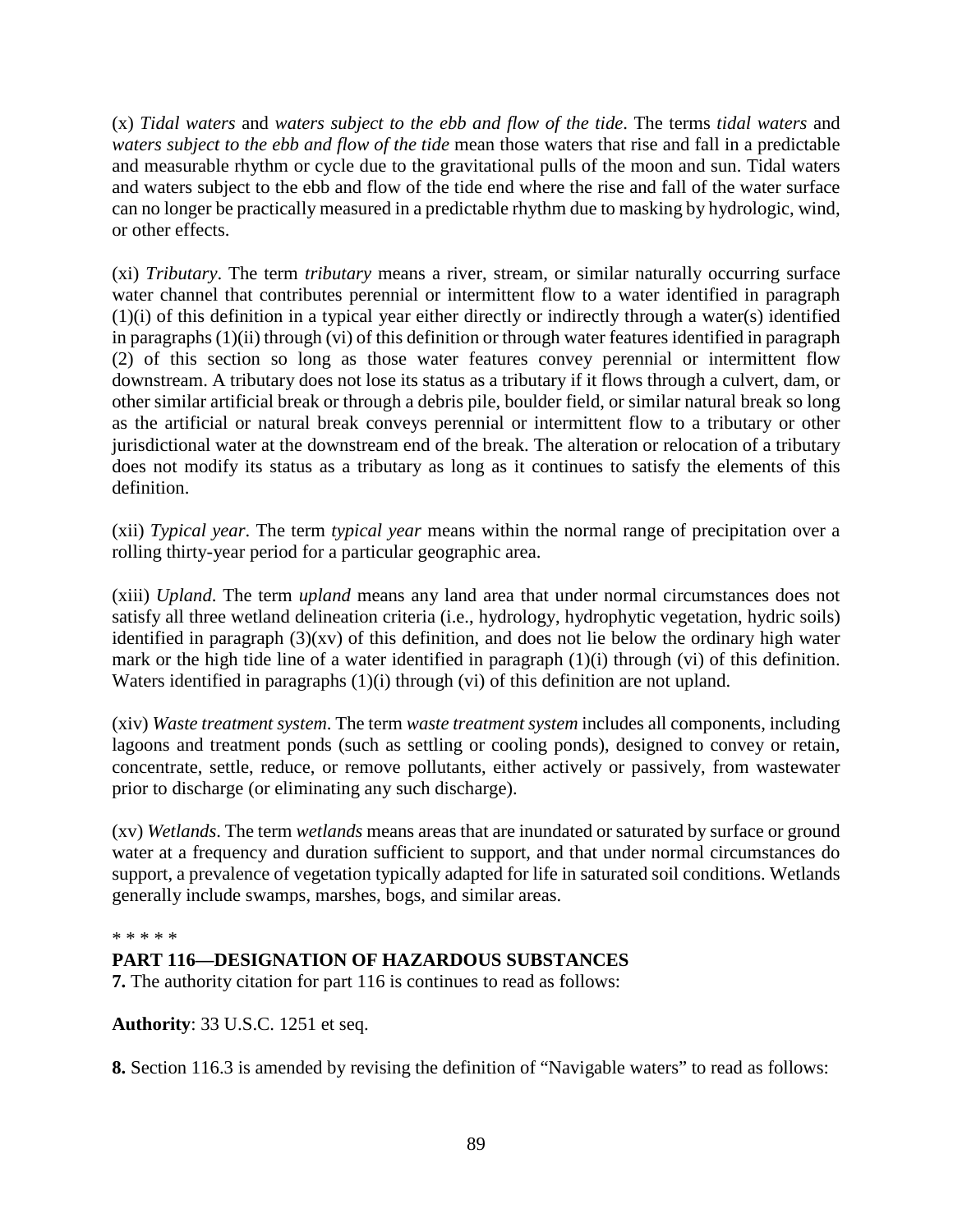(x) *Tidal waters* and *waters subject to the ebb and flow of the tide*. The terms *tidal waters* and *waters subject to the ebb and flow of the tide* mean those waters that rise and fall in a predictable and measurable rhythm or cycle due to the gravitational pulls of the moon and sun. Tidal waters and waters subject to the ebb and flow of the tide end where the rise and fall of the water surface can no longer be practically measured in a predictable rhythm due to masking by hydrologic, wind, or other effects.

(xi) *Tributary*. The term *tributary* means a river, stream, or similar naturally occurring surface water channel that contributes perennial or intermittent flow to a water identified in paragraph (1)(i) of this definition in a typical year either directly or indirectly through a water(s) identified in paragraphs (1)(ii) through (vi) of this definition or through water features identified in paragraph (2) of this section so long as those water features convey perennial or intermittent flow downstream. A tributary does not lose its status as a tributary if it flows through a culvert, dam, or other similar artificial break or through a debris pile, boulder field, or similar natural break so long as the artificial or natural break conveys perennial or intermittent flow to a tributary or other jurisdictional water at the downstream end of the break. The alteration or relocation of a tributary does not modify its status as a tributary as long as it continues to satisfy the elements of this definition.

(xii) *Typical year*. The term *typical year* means within the normal range of precipitation over a rolling thirty-year period for a particular geographic area.

(xiii) *Upland*. The term *upland* means any land area that under normal circumstances does not satisfy all three wetland delineation criteria (i.e., hydrology, hydrophytic vegetation, hydric soils) identified in paragraph (3)(xv) of this definition, and does not lie below the ordinary high water mark or the high tide line of a water identified in paragraph (1)(i) through (vi) of this definition. Waters identified in paragraphs (1)(i) through (vi) of this definition are not upland.

(xiv) *Waste treatment system*. The term *waste treatment system* includes all components, including lagoons and treatment ponds (such as settling or cooling ponds), designed to convey or retain, concentrate, settle, reduce, or remove pollutants, either actively or passively, from wastewater prior to discharge (or eliminating any such discharge).

(xv) *Wetlands*. The term *wetlands* means areas that are inundated or saturated by surface or ground water at a frequency and duration sufficient to support, and that under normal circumstances do support, a prevalence of vegetation typically adapted for life in saturated soil conditions. Wetlands generally include swamps, marshes, bogs, and similar areas.

\* \* \* \* \*

**PART 116—DESIGNATION OF HAZARDOUS SUBSTANCES**

**7.** The authority citation for part 116 is continues to read as follows:

**Authority**: 33 U.S.C. 1251 et seq.

**8.** Section 116.3 is amended by revising the definition of "Navigable waters" to read as follows: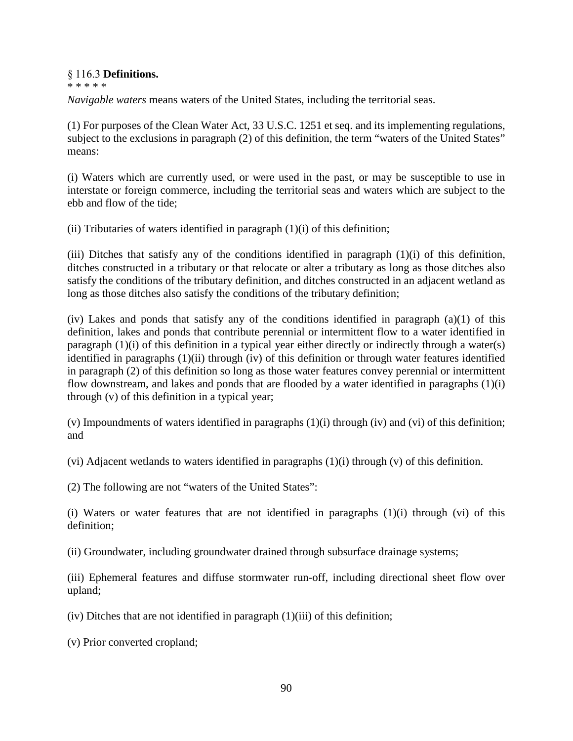§ 116.3 **Definitions.**

* * * * *

*Navigable waters* means waters of the United States, including the territorial seas.

(1) For purposes of the Clean Water Act, 33 U.S.C. 1251 et seq. and its implementing regulations, subject to the exclusions in paragraph (2) of this definition, the term "waters of the United States" means:

(i) Waters which are currently used, or were used in the past, or may be susceptible to use in interstate or foreign commerce, including the territorial seas and waters which are subject to the ebb and flow of the tide;

(ii) Tributaries of waters identified in paragraph (1)(i) of this definition;

(iii) Ditches that satisfy any of the conditions identified in paragraph (1)(i) of this definition, ditches constructed in a tributary or that relocate or alter a tributary as long as those ditches also satisfy the conditions of the tributary definition, and ditches constructed in an adjacent wetland as long as those ditches also satisfy the conditions of the tributary definition;

(iv) Lakes and ponds that satisfy any of the conditions identified in paragraph (a)(1) of this definition, lakes and ponds that contribute perennial or intermittent flow to a water identified in paragraph (1)(i) of this definition in a typical year either directly or indirectly through a water(s) identified in paragraphs (1)(ii) through (iv) of this definition or through water features identified in paragraph (2) of this definition so long as those water features convey perennial or intermittent flow downstream, and lakes and ponds that are flooded by a water identified in paragraphs (1)(i) through (v) of this definition in a typical year;

(v) Impoundments of waters identified in paragraphs (1)(i) through (iv) and (vi) of this definition; and

(vi) Adjacent wetlands to waters identified in paragraphs (1)(i) through (v) of this definition.

(2) The following are not "waters of the United States":

(i) Waters or water features that are not identified in paragraphs (1)(i) through (vi) of this definition;

(ii) Groundwater, including groundwater drained through subsurface drainage systems;

(iii) Ephemeral features and diffuse stormwater run-off, including directional sheet flow over upland;

(iv) Ditches that are not identified in paragraph (1)(iii) of this definition;

(v) Prior converted cropland;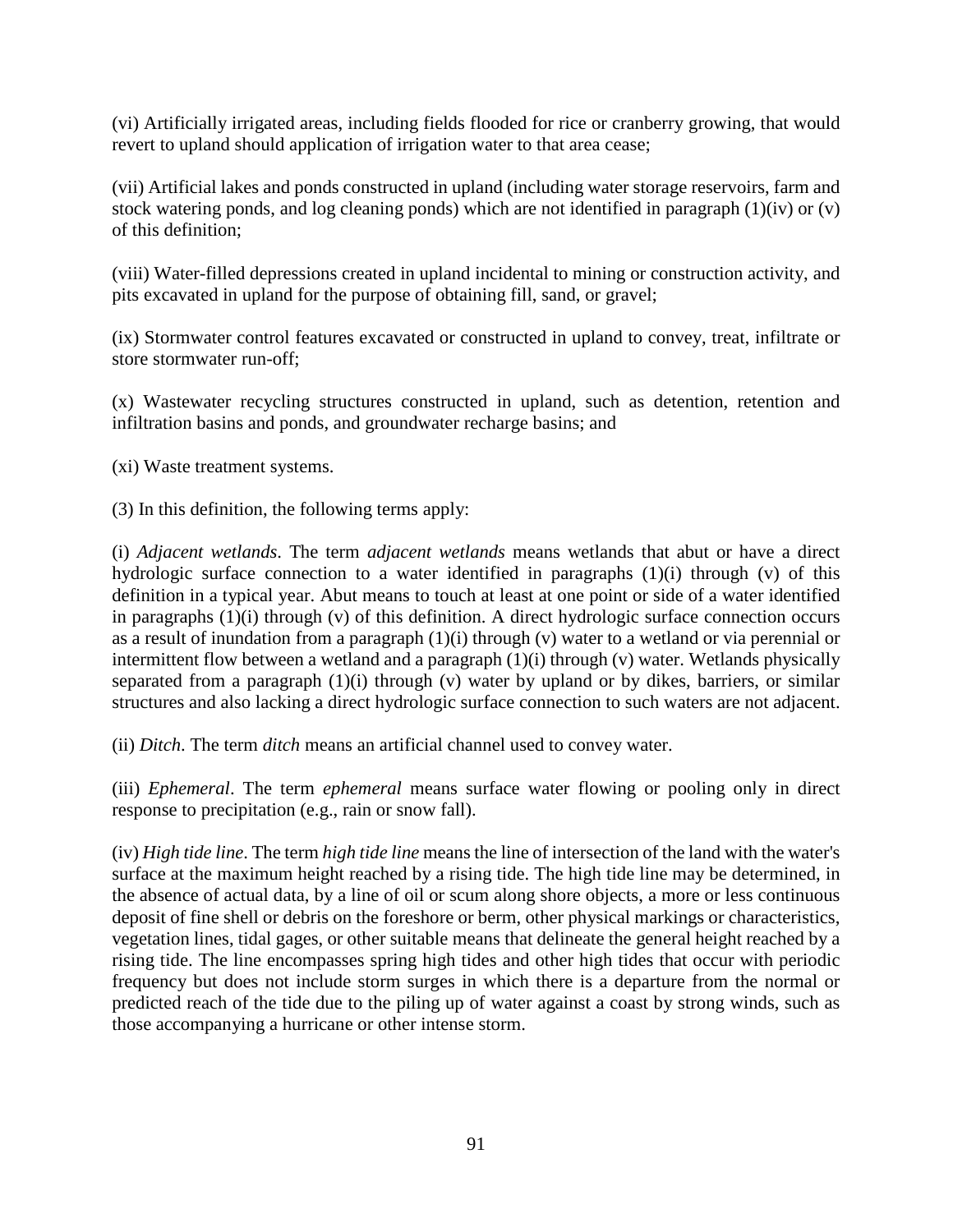(vi) Artificially irrigated areas, including fields flooded for rice or cranberry growing, that would revert to upland should application of irrigation water to that area cease;

(vii) Artificial lakes and ponds constructed in upland (including water storage reservoirs, farm and stock watering ponds, and log cleaning ponds) which are not identified in paragraph (1)(iv) or (v) of this definition;

(viii) Water-filled depressions created in upland incidental to mining or construction activity, and pits excavated in upland for the purpose of obtaining fill, sand, or gravel;

(ix) Stormwater control features excavated or constructed in upland to convey, treat, infiltrate or store stormwater run-off;

(x) Wastewater recycling structures constructed in upland, such as detention, retention and infiltration basins and ponds, and groundwater recharge basins; and

(xi) Waste treatment systems.

(3) In this definition, the following terms apply:

(i) *Adjacent wetlands*. The term *adjacent wetlands* means wetlands that abut or have a direct hydrologic surface connection to a water identified in paragraphs (1)(i) through (v) of this definition in a typical year. Abut means to touch at least at one point or side of a water identified in paragraphs (1)(i) through (v) of this definition. A direct hydrologic surface connection occurs as a result of inundation from a paragraph (1)(i) through (v) water to a wetland or via perennial or intermittent flow between a wetland and a paragraph (1)(i) through (v) water. Wetlands physically separated from a paragraph (1)(i) through (v) water by upland or by dikes, barriers, or similar structures and also lacking a direct hydrologic surface connection to such waters are not adjacent.

(ii) *Ditch*. The term *ditch* means an artificial channel used to convey water.

(iii) *Ephemeral*. The term *ephemeral* means surface water flowing or pooling only in direct response to precipitation (e.g., rain or snow fall).

(iv) *High tide line*. The term *high tide line* means the line of intersection of the land with the water's surface at the maximum height reached by a rising tide. The high tide line may be determined, in the absence of actual data, by a line of oil or scum along shore objects, a more or less continuous deposit of fine shell or debris on the foreshore or berm, other physical markings or characteristics, vegetation lines, tidal gages, or other suitable means that delineate the general height reached by a rising tide. The line encompasses spring high tides and other high tides that occur with periodic frequency but does not include storm surges in which there is a departure from the normal or predicted reach of the tide due to the piling up of water against a coast by strong winds, such as those accompanying a hurricane or other intense storm.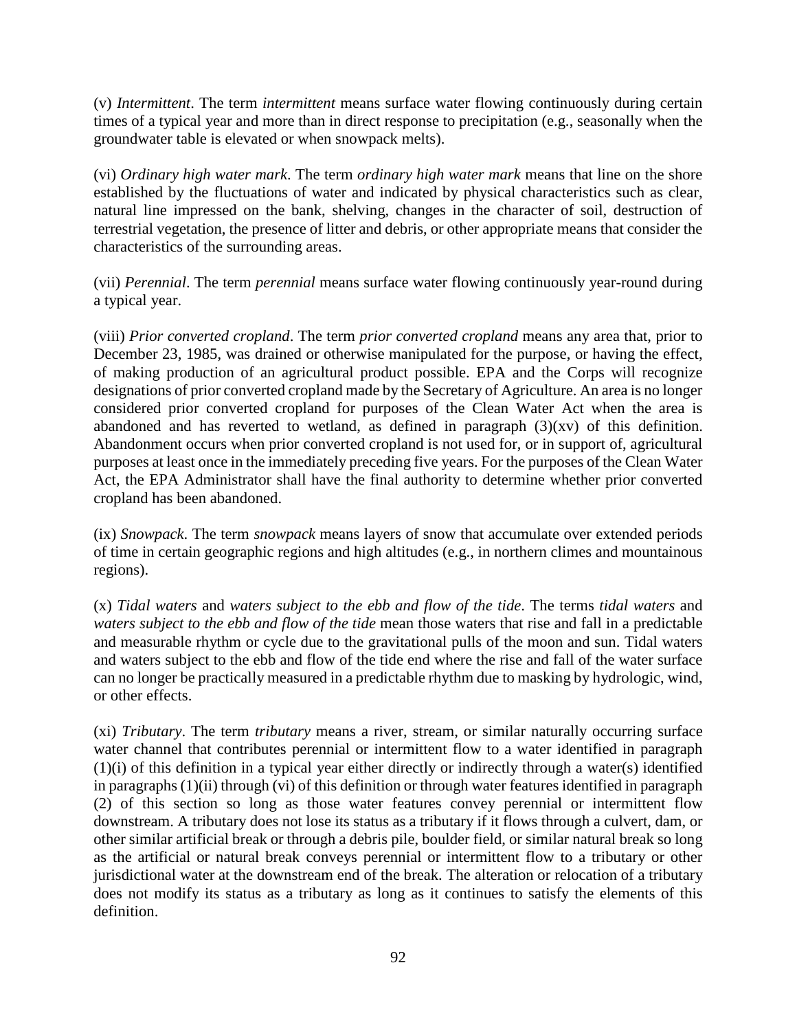(v) *Intermittent*. The term *intermittent* means surface water flowing continuously during certain times of a typical year and more than in direct response to precipitation (e.g., seasonally when the groundwater table is elevated or when snowpack melts).

(vi) *Ordinary high water mark*. The term *ordinary high water mark* means that line on the shore established by the fluctuations of water and indicated by physical characteristics such as clear, natural line impressed on the bank, shelving, changes in the character of soil, destruction of terrestrial vegetation, the presence of litter and debris, or other appropriate means that consider the characteristics of the surrounding areas.

(vii) *Perennial*. The term *perennial* means surface water flowing continuously year-round during a typical year.

(viii) *Prior converted cropland*. The term *prior converted cropland* means any area that, prior to December 23, 1985, was drained or otherwise manipulated for the purpose, or having the effect, of making production of an agricultural product possible. EPA and the Corps will recognize designations of prior converted cropland made by the Secretary of Agriculture. An area is no longer considered prior converted cropland for purposes of the Clean Water Act when the area is abandoned and has reverted to wetland, as defined in paragraph (3)(xv) of this definition. Abandonment occurs when prior converted cropland is not used for, or in support of, agricultural purposes at least once in the immediately preceding five years. For the purposes of the Clean Water Act, the EPA Administrator shall have the final authority to determine whether prior converted cropland has been abandoned.

(ix) *Snowpack*. The term *snowpack* means layers of snow that accumulate over extended periods of time in certain geographic regions and high altitudes (e.g., in northern climes and mountainous regions).

(x) *Tidal waters* and *waters subject to the ebb and flow of the tide*. The terms *tidal waters* and *waters subject to the ebb and flow of the tide* mean those waters that rise and fall in a predictable and measurable rhythm or cycle due to the gravitational pulls of the moon and sun. Tidal waters and waters subject to the ebb and flow of the tide end where the rise and fall of the water surface can no longer be practically measured in a predictable rhythm due to masking by hydrologic, wind, or other effects.

(xi) *Tributary*. The term *tributary* means a river, stream, or similar naturally occurring surface water channel that contributes perennial or intermittent flow to a water identified in paragraph (1)(i) of this definition in a typical year either directly or indirectly through a water(s) identified in paragraphs (1)(ii) through (vi) of this definition or through water features identified in paragraph (2) of this section so long as those water features convey perennial or intermittent flow downstream. A tributary does not lose its status as a tributary if it flows through a culvert, dam, or other similar artificial break or through a debris pile, boulder field, or similar natural break so long as the artificial or natural break conveys perennial or intermittent flow to a tributary or other jurisdictional water at the downstream end of the break. The alteration or relocation of a tributary does not modify its status as a tributary as long as it continues to satisfy the elements of this definition.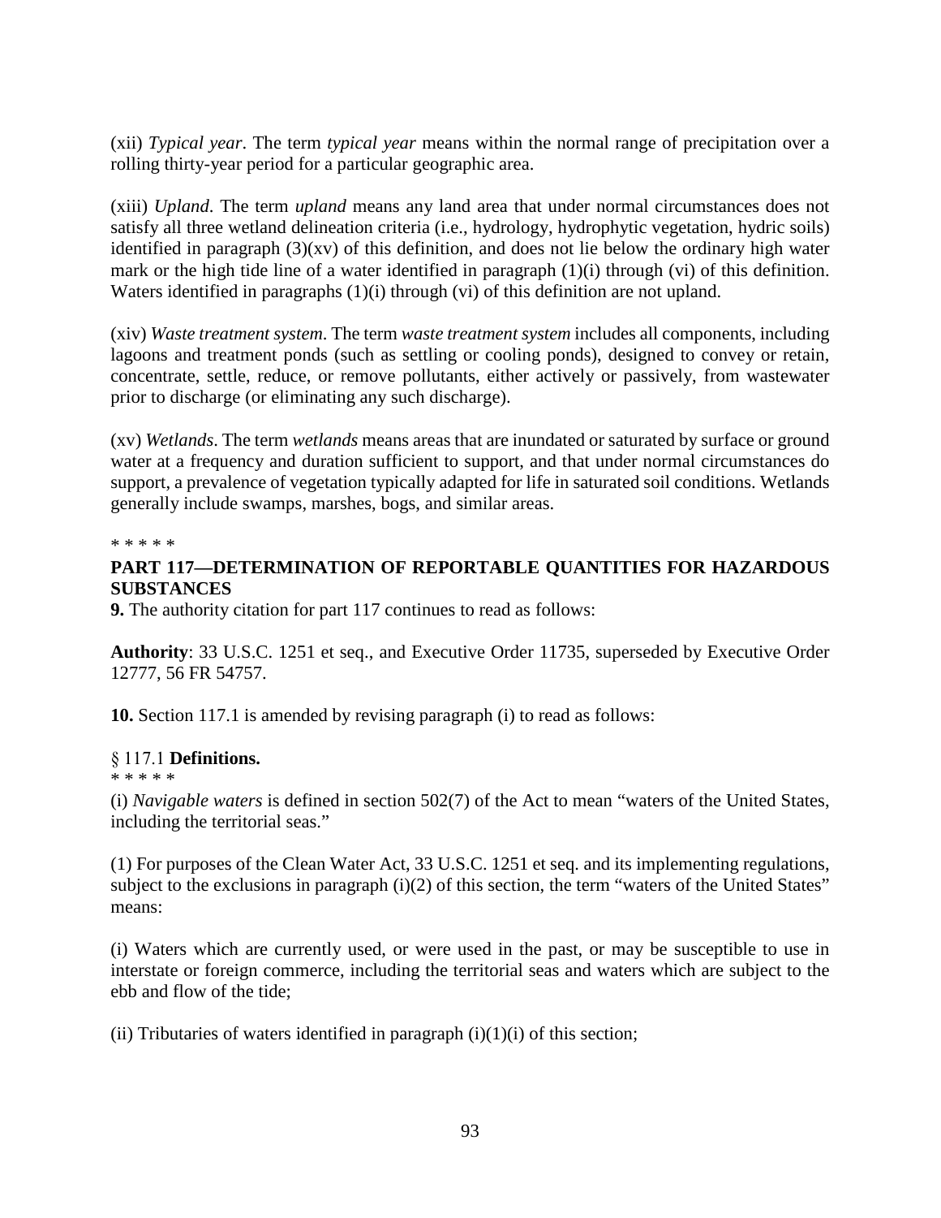(xii) *Typical year*. The term *typical year* means within the normal range of precipitation over a rolling thirty-year period for a particular geographic area.

(xiii) *Upland*. The term *upland* means any land area that under normal circumstances does not satisfy all three wetland delineation criteria (i.e., hydrology, hydrophytic vegetation, hydric soils) identified in paragraph (3)(xv) of this definition, and does not lie below the ordinary high water mark or the high tide line of a water identified in paragraph (1)(i) through (vi) of this definition. Waters identified in paragraphs (1)(i) through (vi) of this definition are not upland.

(xiv) *Waste treatment system*. The term *waste treatment system* includes all components, including lagoons and treatment ponds (such as settling or cooling ponds), designed to convey or retain, concentrate, settle, reduce, or remove pollutants, either actively or passively, from wastewater prior to discharge (or eliminating any such discharge).

(xv) *Wetlands*. The term *wetlands* means areas that are inundated or saturated by surface or ground water at a frequency and duration sufficient to support, and that under normal circumstances do support, a prevalence of vegetation typically adapted for life in saturated soil conditions. Wetlands generally include swamps, marshes, bogs, and similar areas.

\* \* \* \* \*

**PART 117—DETERMINATION OF REPORTABLE QUANTITIES FOR HAZARDOUS SUBSTANCES**

**9.** The authority citation for part 117 continues to read as follows:

**Authority**: 33 U.S.C. 1251 et seq., and Executive Order 11735, superseded by Executive Order 12777, 56 FR 54757.

**10.** Section 117.1 is amended by revising paragraph (i) to read as follows:

§ 117.1 **Definitions.**

\* \* \* \* \*

(i) *Navigable waters* is defined in section 502(7) of the Act to mean "waters of the United States, including the territorial seas."

(1) For purposes of the Clean Water Act, 33 U.S.C. 1251 et seq. and its implementing regulations, subject to the exclusions in paragraph (i)(2) of this section, the term "waters of the United States" means:

(i) Waters which are currently used, or were used in the past, or may be susceptible to use in interstate or foreign commerce, including the territorial seas and waters which are subject to the ebb and flow of the tide;

(ii) Tributaries of waters identified in paragraph (i)(1)(i) of this section;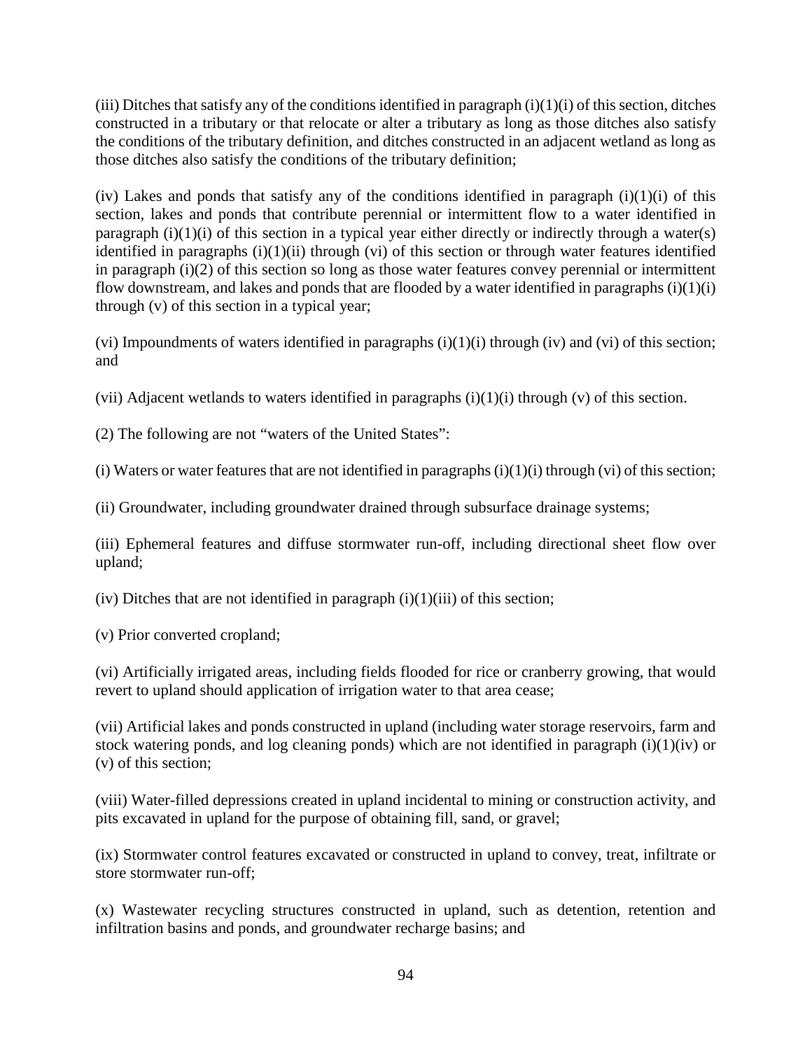(iii) Ditches that satisfy any of the conditions identified in paragraph (i)(1)(i) of this section, ditches constructed in a tributary or that relocate or alter a tributary as long as those ditches also satisfy the conditions of the tributary definition, and ditches constructed in an adjacent wetland as long as those ditches also satisfy the conditions of the tributary definition;

(iv) Lakes and ponds that satisfy any of the conditions identified in paragraph (i)(1)(i) of this section, lakes and ponds that contribute perennial or intermittent flow to a water identified in paragraph (i)(1)(i) of this section in a typical year either directly or indirectly through a water(s) identified in paragraphs (i)(1)(ii) through (vi) of this section or through water features identified in paragraph (i)(2) of this section so long as those water features convey perennial or intermittent flow downstream, and lakes and ponds that are flooded by a water identified in paragraphs (i)(1)(i) through (v) of this section in a typical year;

(vi) Impoundments of waters identified in paragraphs (i)(1)(i) through (iv) and (vi) of this section; and

(vii) Adjacent wetlands to waters identified in paragraphs (i)(1)(i) through (v) of this section.

(2) The following are not "waters of the United States":

(i) Waters or water features that are not identified in paragraphs (i)(1)(i) through (vi) of this section;

(ii) Groundwater, including groundwater drained through subsurface drainage systems;

(iii) Ephemeral features and diffuse stormwater run-off, including directional sheet flow over upland;

(iv) Ditches that are not identified in paragraph (i)(1)(iii) of this section;

(v) Prior converted cropland;

(vi) Artificially irrigated areas, including fields flooded for rice or cranberry growing, that would revert to upland should application of irrigation water to that area cease;

(vii) Artificial lakes and ponds constructed in upland (including water storage reservoirs, farm and stock watering ponds, and log cleaning ponds) which are not identified in paragraph (i)(1)(iv) or (v) of this section;

(viii) Water-filled depressions created in upland incidental to mining or construction activity, and pits excavated in upland for the purpose of obtaining fill, sand, or gravel;

(ix) Stormwater control features excavated or constructed in upland to convey, treat, infiltrate or store stormwater run-off;

(x) Wastewater recycling structures constructed in upland, such as detention, retention and infiltration basins and ponds, and groundwater recharge basins; and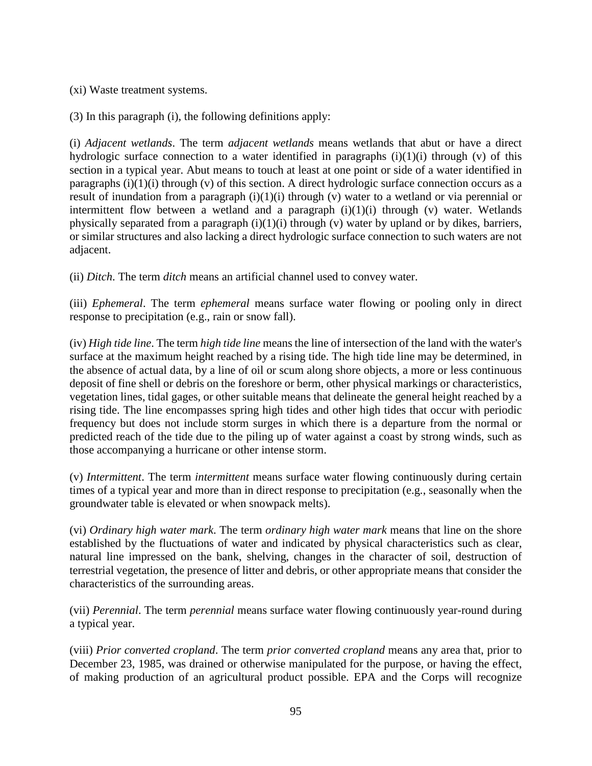(xi) Waste treatment systems.

(3) In this paragraph (i), the following definitions apply:

(i) *Adjacent wetlands*. The term *adjacent wetlands* means wetlands that abut or have a direct hydrologic surface connection to a water identified in paragraphs (i)(1)(i) through (v) of this section in a typical year. Abut means to touch at least at one point or side of a water identified in paragraphs (i)(1)(i) through (v) of this section. A direct hydrologic surface connection occurs as a result of inundation from a paragraph (i)(1)(i) through (v) water to a wetland or via perennial or intermittent flow between a wetland and a paragraph (i)(1)(i) through (v) water. Wetlands physically separated from a paragraph (i)(1)(i) through (v) water by upland or by dikes, barriers, or similar structures and also lacking a direct hydrologic surface connection to such waters are not adjacent.

(ii) *Ditch*. The term *ditch* means an artificial channel used to convey water.

(iii) *Ephemeral*. The term *ephemeral* means surface water flowing or pooling only in direct response to precipitation (e.g., rain or snow fall).

(iv) *High tide line*. The term *high tide line* means the line of intersection of the land with the water's surface at the maximum height reached by a rising tide. The high tide line may be determined, in the absence of actual data, by a line of oil or scum along shore objects, a more or less continuous deposit of fine shell or debris on the foreshore or berm, other physical markings or characteristics, vegetation lines, tidal gages, or other suitable means that delineate the general height reached by a rising tide. The line encompasses spring high tides and other high tides that occur with periodic frequency but does not include storm surges in which there is a departure from the normal or predicted reach of the tide due to the piling up of water against a coast by strong winds, such as those accompanying a hurricane or other intense storm.

(v) *Intermittent*. The term *intermittent* means surface water flowing continuously during certain times of a typical year and more than in direct response to precipitation (e.g., seasonally when the groundwater table is elevated or when snowpack melts).

(vi) *Ordinary high water mark*. The term *ordinary high water mark* means that line on the shore established by the fluctuations of water and indicated by physical characteristics such as clear, natural line impressed on the bank, shelving, changes in the character of soil, destruction of terrestrial vegetation, the presence of litter and debris, or other appropriate means that consider the characteristics of the surrounding areas.

(vii) *Perennial*. The term *perennial* means surface water flowing continuously year-round during a typical year.

(viii) *Prior converted cropland*. The term *prior converted cropland* means any area that, prior to December 23, 1985, was drained or otherwise manipulated for the purpose, or having the effect, of making production of an agricultural product possible. EPA and the Corps will recognize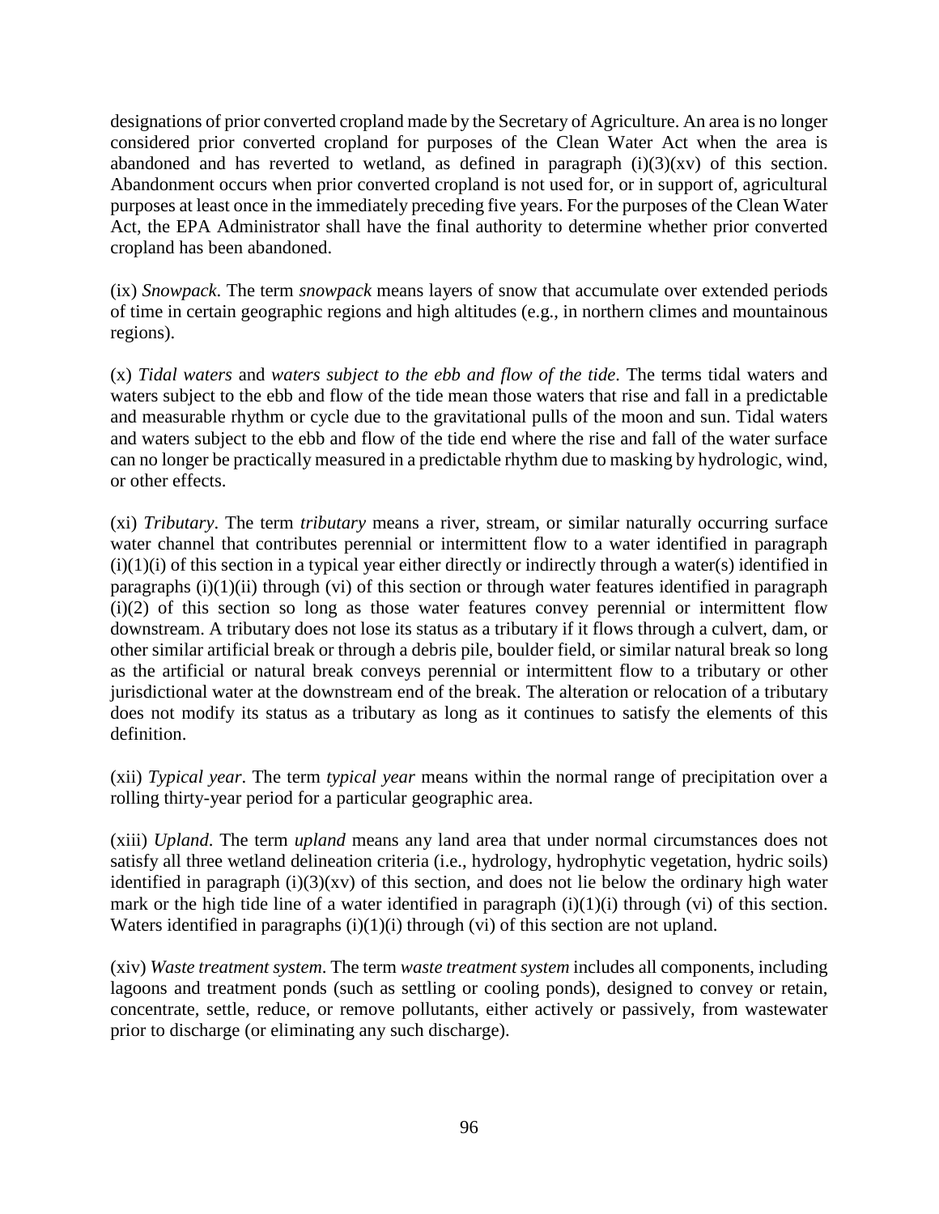designations of prior converted cropland made by the Secretary of Agriculture. An area is no longer considered prior converted cropland for purposes of the Clean Water Act when the area is abandoned and has reverted to wetland, as defined in paragraph (i)(3)(xv) of this section. Abandonment occurs when prior converted cropland is not used for, or in support of, agricultural purposes at least once in the immediately preceding five years. For the purposes of the Clean Water Act, the EPA Administrator shall have the final authority to determine whether prior converted cropland has been abandoned.

(ix) *Snowpack*. The term *snowpack* means layers of snow that accumulate over extended periods of time in certain geographic regions and high altitudes (e.g., in northern climes and mountainous regions).

(x) *Tidal waters* and *waters subject to the ebb and flow of the tide*. The terms tidal waters and waters subject to the ebb and flow of the tide mean those waters that rise and fall in a predictable and measurable rhythm or cycle due to the gravitational pulls of the moon and sun. Tidal waters and waters subject to the ebb and flow of the tide end where the rise and fall of the water surface can no longer be practically measured in a predictable rhythm due to masking by hydrologic, wind, or other effects.

(xi) *Tributary*. The term *tributary* means a river, stream, or similar naturally occurring surface water channel that contributes perennial or intermittent flow to a water identified in paragraph (i)(1)(i) of this section in a typical year either directly or indirectly through a water(s) identified in paragraphs (i)(1)(ii) through (vi) of this section or through water features identified in paragraph (i)(2) of this section so long as those water features convey perennial or intermittent flow downstream. A tributary does not lose its status as a tributary if it flows through a culvert, dam, or other similar artificial break or through a debris pile, boulder field, or similar natural break so long as the artificial or natural break conveys perennial or intermittent flow to a tributary or other jurisdictional water at the downstream end of the break. The alteration or relocation of a tributary does not modify its status as a tributary as long as it continues to satisfy the elements of this definition.

(xii) *Typical year*. The term *typical year* means within the normal range of precipitation over a rolling thirty-year period for a particular geographic area.

(xiii) *Upland*. The term *upland* means any land area that under normal circumstances does not satisfy all three wetland delineation criteria (i.e., hydrology, hydrophytic vegetation, hydric soils) identified in paragraph (i)(3)(xv) of this section, and does not lie below the ordinary high water mark or the high tide line of a water identified in paragraph (i)(1)(i) through (vi) of this section. Waters identified in paragraphs (i)(1)(i) through (vi) of this section are not upland.

(xiv) *Waste treatment system*. The term *waste treatment system* includes all components, including lagoons and treatment ponds (such as settling or cooling ponds), designed to convey or retain, concentrate, settle, reduce, or remove pollutants, either actively or passively, from wastewater prior to discharge (or eliminating any such discharge).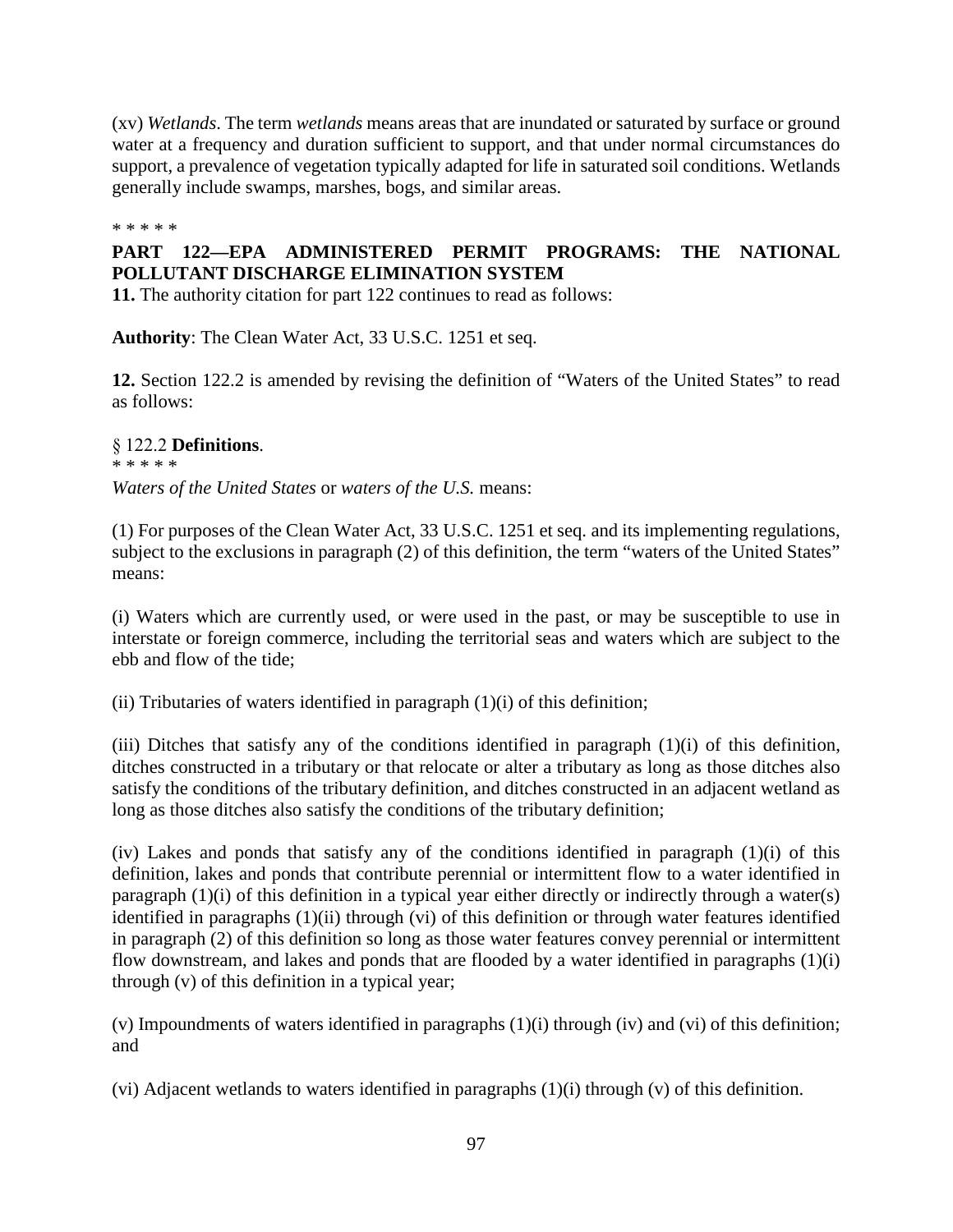(xv) *Wetlands*. The term *wetlands* means areas that are inundated or saturated by surface or ground water at a frequency and duration sufficient to support, and that under normal circumstances do support, a prevalence of vegetation typically adapted for life in saturated soil conditions. Wetlands generally include swamps, marshes, bogs, and similar areas.

\* \* \* \* \*

**PART 122—EPA ADMINISTERED PERMIT PROGRAMS: THE NATIONAL POLLUTANT DISCHARGE ELIMINATION SYSTEM**

**11.** The authority citation for part 122 continues to read as follows:

**Authority**: The Clean Water Act, 33 U.S.C. 1251 et seq.

**12.** Section 122.2 is amended by revising the definition of "Waters of the United States" to read as follows:

§ 122.2 **Definitions**.

\* \* \* \* \*

*Waters of the United States* or *waters of the U.S.* means:

(1) For purposes of the Clean Water Act, 33 U.S.C. 1251 et seq. and its implementing regulations, subject to the exclusions in paragraph (2) of this definition, the term "waters of the United States" means:

(i) Waters which are currently used, or were used in the past, or may be susceptible to use in interstate or foreign commerce, including the territorial seas and waters which are subject to the ebb and flow of the tide;

(ii) Tributaries of waters identified in paragraph (1)(i) of this definition;

(iii) Ditches that satisfy any of the conditions identified in paragraph (1)(i) of this definition, ditches constructed in a tributary or that relocate or alter a tributary as long as those ditches also satisfy the conditions of the tributary definition, and ditches constructed in an adjacent wetland as long as those ditches also satisfy the conditions of the tributary definition;

(iv) Lakes and ponds that satisfy any of the conditions identified in paragraph (1)(i) of this definition, lakes and ponds that contribute perennial or intermittent flow to a water identified in paragraph (1)(i) of this definition in a typical year either directly or indirectly through a water(s) identified in paragraphs (1)(ii) through (vi) of this definition or through water features identified in paragraph (2) of this definition so long as those water features convey perennial or intermittent flow downstream, and lakes and ponds that are flooded by a water identified in paragraphs (1)(i) through (v) of this definition in a typical year;

(v) Impoundments of waters identified in paragraphs (1)(i) through (iv) and (vi) of this definition; and

(vi) Adjacent wetlands to waters identified in paragraphs (1)(i) through (v) of this definition.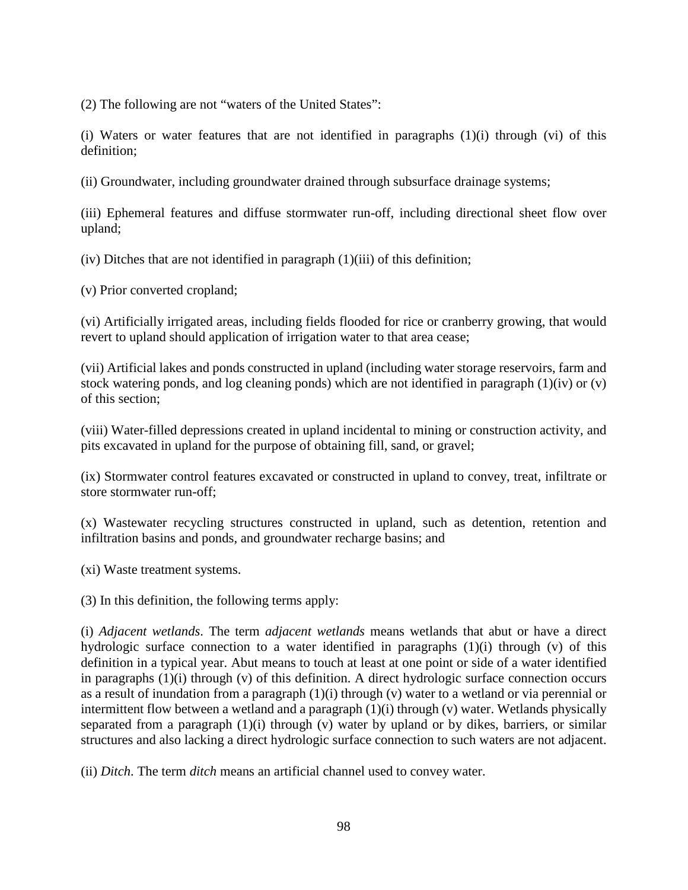(2) The following are not "waters of the United States":

(i) Waters or water features that are not identified in paragraphs (1)(i) through (vi) of this definition;

(ii) Groundwater, including groundwater drained through subsurface drainage systems;

(iii) Ephemeral features and diffuse stormwater run-off, including directional sheet flow over upland;

(iv) Ditches that are not identified in paragraph (1)(iii) of this definition;

(v) Prior converted cropland;

(vi) Artificially irrigated areas, including fields flooded for rice or cranberry growing, that would revert to upland should application of irrigation water to that area cease;

(vii) Artificial lakes and ponds constructed in upland (including water storage reservoirs, farm and stock watering ponds, and log cleaning ponds) which are not identified in paragraph (1)(iv) or (v) of this section;

(viii) Water-filled depressions created in upland incidental to mining or construction activity, and pits excavated in upland for the purpose of obtaining fill, sand, or gravel;

(ix) Stormwater control features excavated or constructed in upland to convey, treat, infiltrate or store stormwater run-off;

(x) Wastewater recycling structures constructed in upland, such as detention, retention and infiltration basins and ponds, and groundwater recharge basins; and

(xi) Waste treatment systems.

(3) In this definition, the following terms apply:

(i) *Adjacent wetlands*. The term *adjacent wetlands* means wetlands that abut or have a direct hydrologic surface connection to a water identified in paragraphs (1)(i) through (v) of this definition in a typical year. Abut means to touch at least at one point or side of a water identified in paragraphs (1)(i) through (v) of this definition. A direct hydrologic surface connection occurs as a result of inundation from a paragraph (1)(i) through (v) water to a wetland or via perennial or intermittent flow between a wetland and a paragraph (1)(i) through (v) water. Wetlands physically separated from a paragraph (1)(i) through (v) water by upland or by dikes, barriers, or similar structures and also lacking a direct hydrologic surface connection to such waters are not adjacent.

(ii) *Ditch*. The term *ditch* means an artificial channel used to convey water.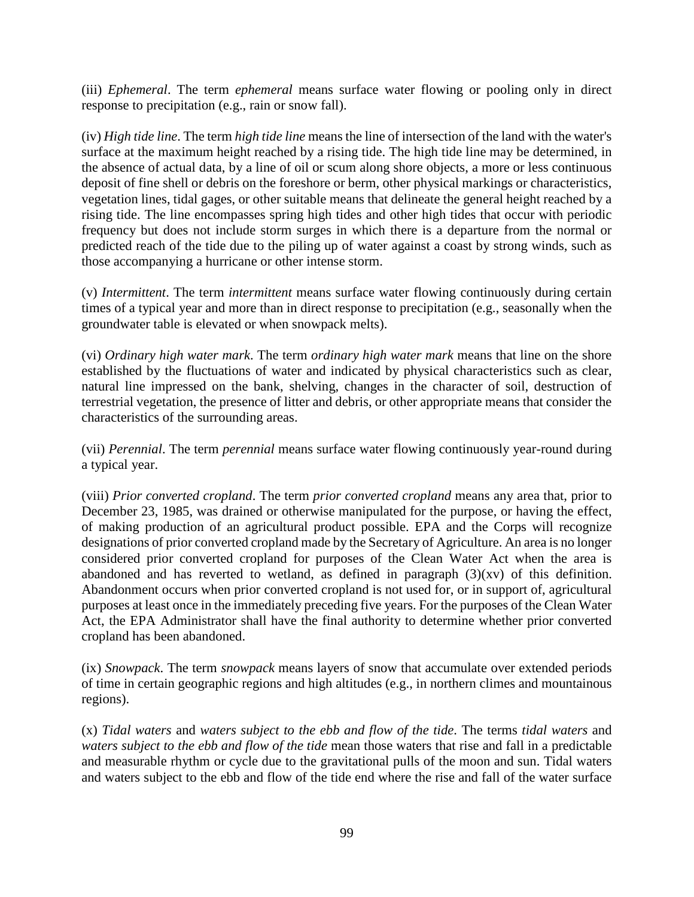(iii) *Ephemeral*. The term *ephemeral* means surface water flowing or pooling only in direct response to precipitation (e.g., rain or snow fall).

(iv) *High tide line*. The term *high tide line* means the line of intersection of the land with the water's surface at the maximum height reached by a rising tide. The high tide line may be determined, in the absence of actual data, by a line of oil or scum along shore objects, a more or less continuous deposit of fine shell or debris on the foreshore or berm, other physical markings or characteristics, vegetation lines, tidal gages, or other suitable means that delineate the general height reached by a rising tide. The line encompasses spring high tides and other high tides that occur with periodic frequency but does not include storm surges in which there is a departure from the normal or predicted reach of the tide due to the piling up of water against a coast by strong winds, such as those accompanying a hurricane or other intense storm.

(v) *Intermittent*. The term *intermittent* means surface water flowing continuously during certain times of a typical year and more than in direct response to precipitation (e.g., seasonally when the groundwater table is elevated or when snowpack melts).

(vi) *Ordinary high water mark*. The term *ordinary high water mark* means that line on the shore established by the fluctuations of water and indicated by physical characteristics such as clear, natural line impressed on the bank, shelving, changes in the character of soil, destruction of terrestrial vegetation, the presence of litter and debris, or other appropriate means that consider the characteristics of the surrounding areas.

(vii) *Perennial*. The term *perennial* means surface water flowing continuously year-round during a typical year.

(viii) *Prior converted cropland*. The term *prior converted cropland* means any area that, prior to December 23, 1985, was drained or otherwise manipulated for the purpose, or having the effect, of making production of an agricultural product possible. EPA and the Corps will recognize designations of prior converted cropland made by the Secretary of Agriculture. An area is no longer considered prior converted cropland for purposes of the Clean Water Act when the area is abandoned and has reverted to wetland, as defined in paragraph (3)(xv) of this definition. Abandonment occurs when prior converted cropland is not used for, or in support of, agricultural purposes at least once in the immediately preceding five years. For the purposes of the Clean Water Act, the EPA Administrator shall have the final authority to determine whether prior converted cropland has been abandoned.

(ix) *Snowpack*. The term *snowpack* means layers of snow that accumulate over extended periods of time in certain geographic regions and high altitudes (e.g., in northern climes and mountainous regions).

(x) *Tidal waters* and *waters subject to the ebb and flow of the tide*. The terms *tidal waters* and *waters subject to the ebb and flow of the tide* mean those waters that rise and fall in a predictable and measurable rhythm or cycle due to the gravitational pulls of the moon and sun. Tidal waters and waters subject to the ebb and flow of the tide end where the rise and fall of the water surface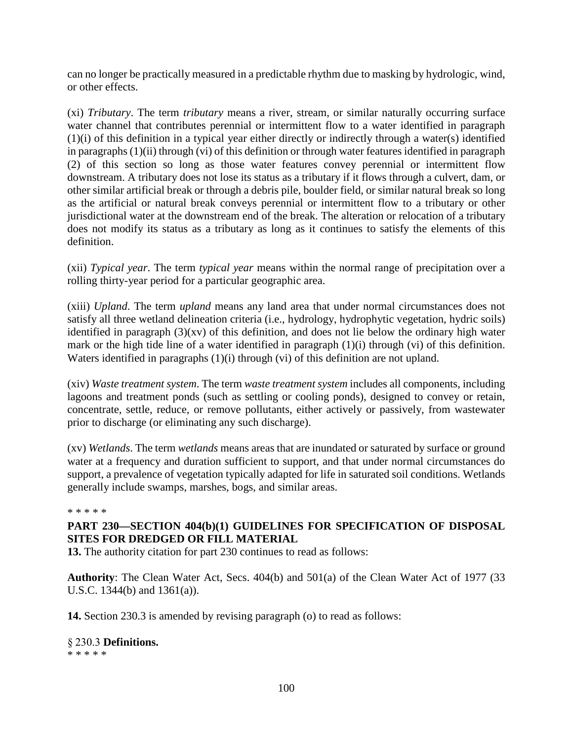can no longer be practically measured in a predictable rhythm due to masking by hydrologic, wind, or other effects.

(xi) *Tributary*. The term *tributary* means a river, stream, or similar naturally occurring surface water channel that contributes perennial or intermittent flow to a water identified in paragraph (1)(i) of this definition in a typical year either directly or indirectly through a water(s) identified in paragraphs (1)(ii) through (vi) of this definition or through water features identified in paragraph (2) of this section so long as those water features convey perennial or intermittent flow downstream. A tributary does not lose its status as a tributary if it flows through a culvert, dam, or other similar artificial break or through a debris pile, boulder field, or similar natural break so long as the artificial or natural break conveys perennial or intermittent flow to a tributary or other jurisdictional water at the downstream end of the break. The alteration or relocation of a tributary does not modify its status as a tributary as long as it continues to satisfy the elements of this definition.

(xii) *Typical year*. The term *typical year* means within the normal range of precipitation over a rolling thirty-year period for a particular geographic area.

(xiii) *Upland*. The term *upland* means any land area that under normal circumstances does not satisfy all three wetland delineation criteria (i.e., hydrology, hydrophytic vegetation, hydric soils) identified in paragraph (3)(xv) of this definition, and does not lie below the ordinary high water mark or the high tide line of a water identified in paragraph (1)(i) through (vi) of this definition. Waters identified in paragraphs (1)(i) through (vi) of this definition are not upland.

(xiv) *Waste treatment system*. The term *waste treatment system* includes all components, including lagoons and treatment ponds (such as settling or cooling ponds), designed to convey or retain, concentrate, settle, reduce, or remove pollutants, either actively or passively, from wastewater prior to discharge (or eliminating any such discharge).

(xv) *Wetlands*. The term *wetlands* means areas that are inundated or saturated by surface or ground water at a frequency and duration sufficient to support, and that under normal circumstances do support, a prevalence of vegetation typically adapted for life in saturated soil conditions. Wetlands generally include swamps, marshes, bogs, and similar areas.

* * * * *

**PART 230—SECTION 404(b)(1) GUIDELINES FOR SPECIFICATION OF DISPOSAL SITES FOR DREDGED OR FILL MATERIAL**

**13.** The authority citation for part 230 continues to read as follows:

**Authority**: The Clean Water Act, Secs. 404(b) and 501(a) of the Clean Water Act of 1977 (33 U.S.C. 1344(b) and 1361(a)).

**14.** Section 230.3 is amended by revising paragraph (o) to read as follows:

§ 230.3 **Definitions.**

* * * * *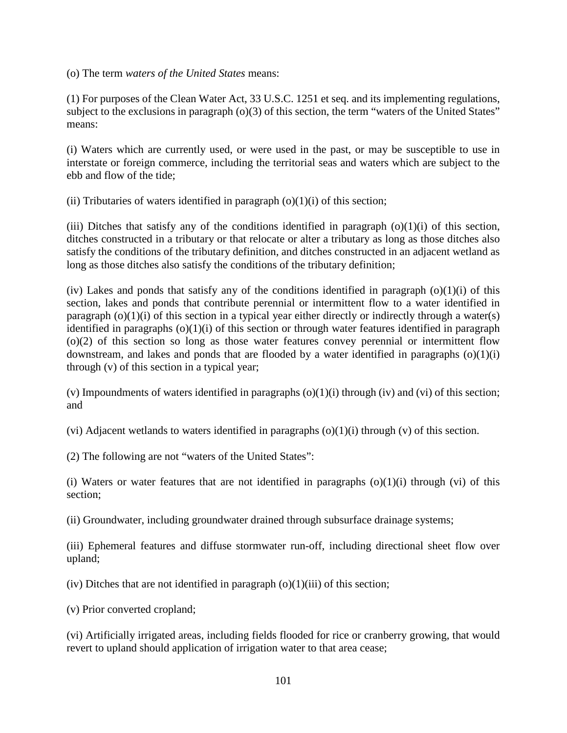(o) The term *waters of the United States* means:

(1) For purposes of the Clean Water Act, 33 U.S.C. 1251 et seq. and its implementing regulations, subject to the exclusions in paragraph (o)(3) of this section, the term "waters of the United States" means:

(i) Waters which are currently used, or were used in the past, or may be susceptible to use in interstate or foreign commerce, including the territorial seas and waters which are subject to the ebb and flow of the tide;

(ii) Tributaries of waters identified in paragraph (o)(1)(i) of this section;

(iii) Ditches that satisfy any of the conditions identified in paragraph (o)(1)(i) of this section, ditches constructed in a tributary or that relocate or alter a tributary as long as those ditches also satisfy the conditions of the tributary definition, and ditches constructed in an adjacent wetland as long as those ditches also satisfy the conditions of the tributary definition;

(iv) Lakes and ponds that satisfy any of the conditions identified in paragraph (o)(1)(i) of this section, lakes and ponds that contribute perennial or intermittent flow to a water identified in paragraph (o)(1)(i) of this section in a typical year either directly or indirectly through a water(s) identified in paragraphs (o)(1)(i) of this section or through water features identified in paragraph (o)(2) of this section so long as those water features convey perennial or intermittent flow downstream, and lakes and ponds that are flooded by a water identified in paragraphs (o)(1)(i) through (v) of this section in a typical year;

(v) Impoundments of waters identified in paragraphs (o)(1)(i) through (iv) and (vi) of this section; and

(vi) Adjacent wetlands to waters identified in paragraphs (o)(1)(i) through (v) of this section.

(2) The following are not "waters of the United States":

(i) Waters or water features that are not identified in paragraphs (o)(1)(i) through (vi) of this section;

(ii) Groundwater, including groundwater drained through subsurface drainage systems;

(iii) Ephemeral features and diffuse stormwater run-off, including directional sheet flow over upland;

(iv) Ditches that are not identified in paragraph (o)(1)(iii) of this section;

(v) Prior converted cropland;

(vi) Artificially irrigated areas, including fields flooded for rice or cranberry growing, that would revert to upland should application of irrigation water to that area cease;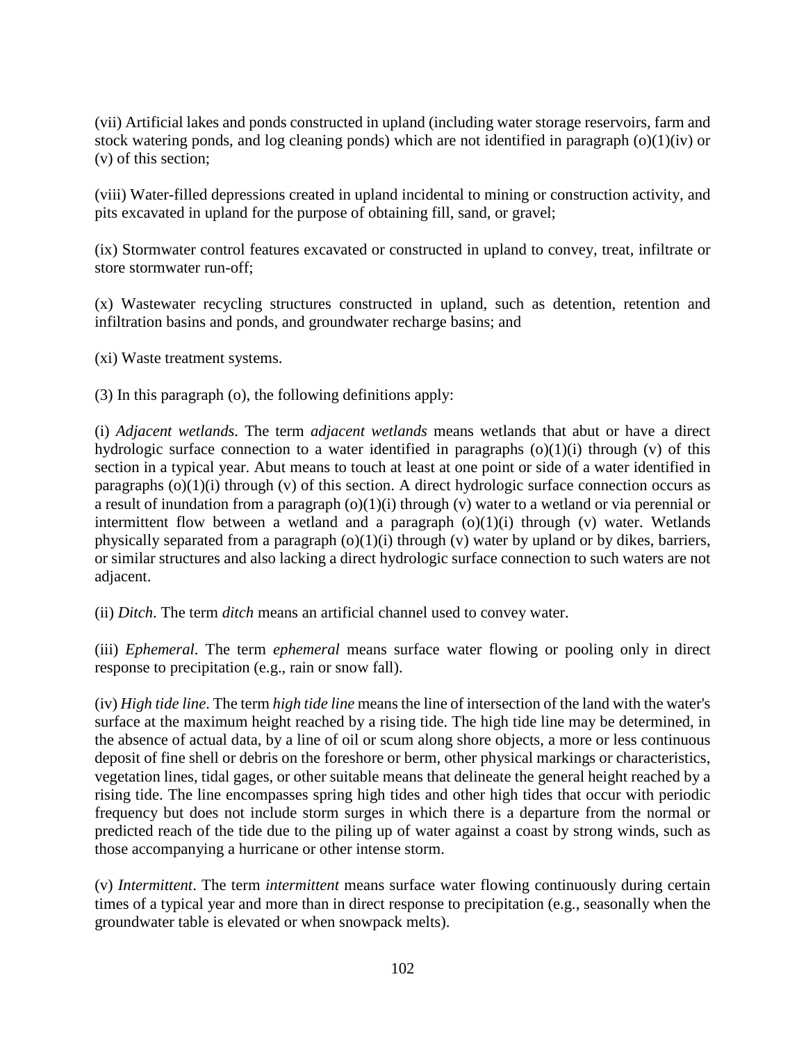(vii) Artificial lakes and ponds constructed in upland (including water storage reservoirs, farm and stock watering ponds, and log cleaning ponds) which are not identified in paragraph (o)(1)(iv) or (v) of this section;

(viii) Water-filled depressions created in upland incidental to mining or construction activity, and pits excavated in upland for the purpose of obtaining fill, sand, or gravel;

(ix) Stormwater control features excavated or constructed in upland to convey, treat, infiltrate or store stormwater run-off;

(x) Wastewater recycling structures constructed in upland, such as detention, retention and infiltration basins and ponds, and groundwater recharge basins; and

(xi) Waste treatment systems.

(3) In this paragraph (o), the following definitions apply:

(i) *Adjacent wetlands*. The term *adjacent wetlands* means wetlands that abut or have a direct hydrologic surface connection to a water identified in paragraphs (o)(1)(i) through (v) of this section in a typical year. Abut means to touch at least at one point or side of a water identified in paragraphs (o)(1)(i) through (v) of this section. A direct hydrologic surface connection occurs as a result of inundation from a paragraph (o)(1)(i) through (v) water to a wetland or via perennial or intermittent flow between a wetland and a paragraph (o)(1)(i) through (v) water. Wetlands physically separated from a paragraph (o)(1)(i) through (v) water by upland or by dikes, barriers, or similar structures and also lacking a direct hydrologic surface connection to such waters are not adjacent.

(ii) *Ditch*. The term *ditch* means an artificial channel used to convey water.

(iii) *Ephemeral*. The term *ephemeral* means surface water flowing or pooling only in direct response to precipitation (e.g., rain or snow fall).

(iv) *High tide line*. The term *high tide line* means the line of intersection of the land with the water's surface at the maximum height reached by a rising tide. The high tide line may be determined, in the absence of actual data, by a line of oil or scum along shore objects, a more or less continuous deposit of fine shell or debris on the foreshore or berm, other physical markings or characteristics, vegetation lines, tidal gages, or other suitable means that delineate the general height reached by a rising tide. The line encompasses spring high tides and other high tides that occur with periodic frequency but does not include storm surges in which there is a departure from the normal or predicted reach of the tide due to the piling up of water against a coast by strong winds, such as those accompanying a hurricane or other intense storm.

(v) *Intermittent*. The term *intermittent* means surface water flowing continuously during certain times of a typical year and more than in direct response to precipitation (e.g., seasonally when the groundwater table is elevated or when snowpack melts).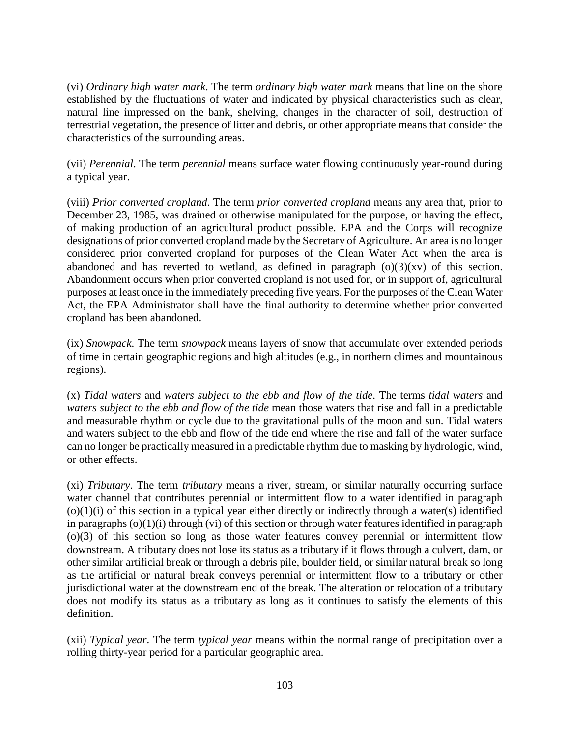(vi) *Ordinary high water mark*. The term *ordinary high water mark* means that line on the shore established by the fluctuations of water and indicated by physical characteristics such as clear, natural line impressed on the bank, shelving, changes in the character of soil, destruction of terrestrial vegetation, the presence of litter and debris, or other appropriate means that consider the characteristics of the surrounding areas.

(vii) *Perennial*. The term *perennial* means surface water flowing continuously year-round during a typical year.

(viii) *Prior converted cropland*. The term *prior converted cropland* means any area that, prior to December 23, 1985, was drained or otherwise manipulated for the purpose, or having the effect, of making production of an agricultural product possible. EPA and the Corps will recognize designations of prior converted cropland made by the Secretary of Agriculture. An area is no longer considered prior converted cropland for purposes of the Clean Water Act when the area is abandoned and has reverted to wetland, as defined in paragraph (o)(3)(xv) of this section. Abandonment occurs when prior converted cropland is not used for, or in support of, agricultural purposes at least once in the immediately preceding five years. For the purposes of the Clean Water Act, the EPA Administrator shall have the final authority to determine whether prior converted cropland has been abandoned.

(ix) *Snowpack*. The term *snowpack* means layers of snow that accumulate over extended periods of time in certain geographic regions and high altitudes (e.g., in northern climes and mountainous regions).

(x) *Tidal waters* and *waters subject to the ebb and flow of the tide*. The terms *tidal waters* and *waters subject to the ebb and flow of the tide* mean those waters that rise and fall in a predictable and measurable rhythm or cycle due to the gravitational pulls of the moon and sun. Tidal waters and waters subject to the ebb and flow of the tide end where the rise and fall of the water surface can no longer be practically measured in a predictable rhythm due to masking by hydrologic, wind, or other effects.

(xi) *Tributary*. The term *tributary* means a river, stream, or similar naturally occurring surface water channel that contributes perennial or intermittent flow to a water identified in paragraph (o)(1)(i) of this section in a typical year either directly or indirectly through a water(s) identified in paragraphs (o)(1)(i) through (vi) of this section or through water features identified in paragraph (o)(3) of this section so long as those water features convey perennial or intermittent flow downstream. A tributary does not lose its status as a tributary if it flows through a culvert, dam, or other similar artificial break or through a debris pile, boulder field, or similar natural break so long as the artificial or natural break conveys perennial or intermittent flow to a tributary or other jurisdictional water at the downstream end of the break. The alteration or relocation of a tributary does not modify its status as a tributary as long as it continues to satisfy the elements of this definition.

(xii) *Typical year*. The term *typical year* means within the normal range of precipitation over a rolling thirty-year period for a particular geographic area.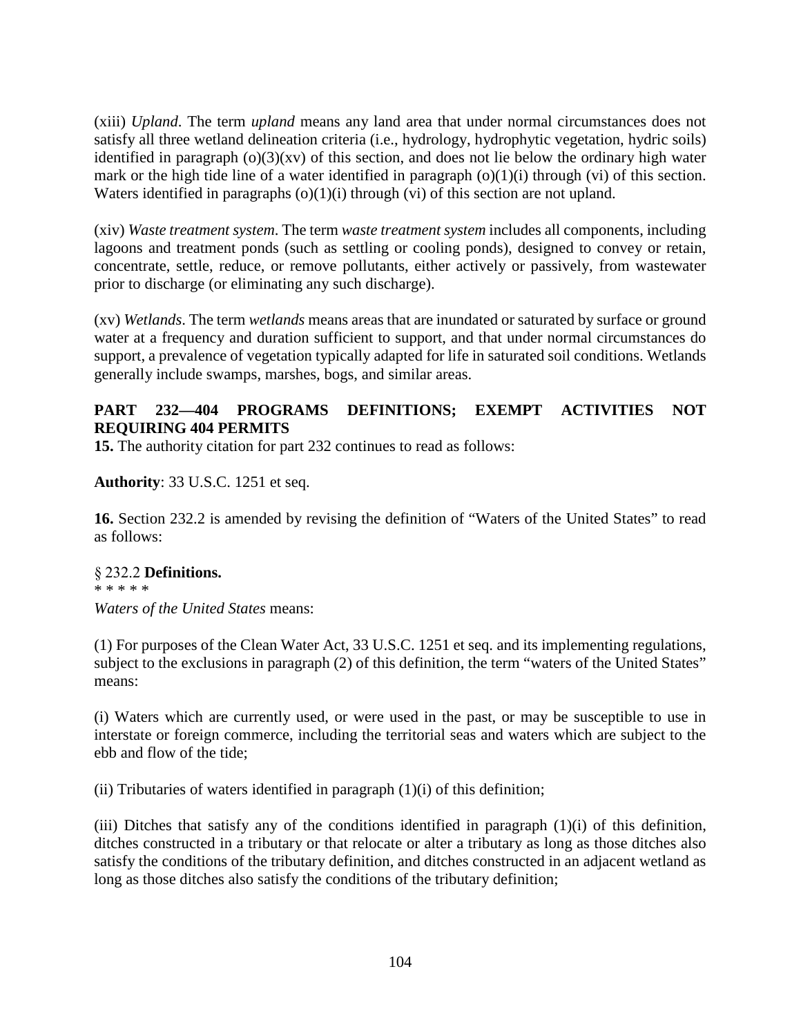(xiii) *Upland*. The term *upland* means any land area that under normal circumstances does not satisfy all three wetland delineation criteria (i.e., hydrology, hydrophytic vegetation, hydric soils) identified in paragraph (o)(3)(xv) of this section, and does not lie below the ordinary high water mark or the high tide line of a water identified in paragraph (o)(1)(i) through (vi) of this section. Waters identified in paragraphs (o)(1)(i) through (vi) of this section are not upland.

(xiv) *Waste treatment system*. The term *waste treatment system* includes all components, including lagoons and treatment ponds (such as settling or cooling ponds), designed to convey or retain, concentrate, settle, reduce, or remove pollutants, either actively or passively, from wastewater prior to discharge (or eliminating any such discharge).

(xv) *Wetlands*. The term *wetlands* means areas that are inundated or saturated by surface or ground water at a frequency and duration sufficient to support, and that under normal circumstances do support, a prevalence of vegetation typically adapted for life in saturated soil conditions. Wetlands generally include swamps, marshes, bogs, and similar areas.

**PART 232—404 PROGRAMS DEFINITIONS; EXEMPT ACTIVITIES NOT REQUIRING 404 PERMITS**

**15.** The authority citation for part 232 continues to read as follows:

**Authority**: 33 U.S.C. 1251 et seq.

**16.** Section 232.2 is amended by revising the definition of "Waters of the United States" to read as follows:

§ 232.2 **Definitions.**

* * * * *

*Waters of the United States* means:

(1) For purposes of the Clean Water Act, 33 U.S.C. 1251 et seq. and its implementing regulations, subject to the exclusions in paragraph (2) of this definition, the term "waters of the United States" means:

(i) Waters which are currently used, or were used in the past, or may be susceptible to use in interstate or foreign commerce, including the territorial seas and waters which are subject to the ebb and flow of the tide;

(ii) Tributaries of waters identified in paragraph (1)(i) of this definition;

(iii) Ditches that satisfy any of the conditions identified in paragraph (1)(i) of this definition, ditches constructed in a tributary or that relocate or alter a tributary as long as those ditches also satisfy the conditions of the tributary definition, and ditches constructed in an adjacent wetland as long as those ditches also satisfy the conditions of the tributary definition;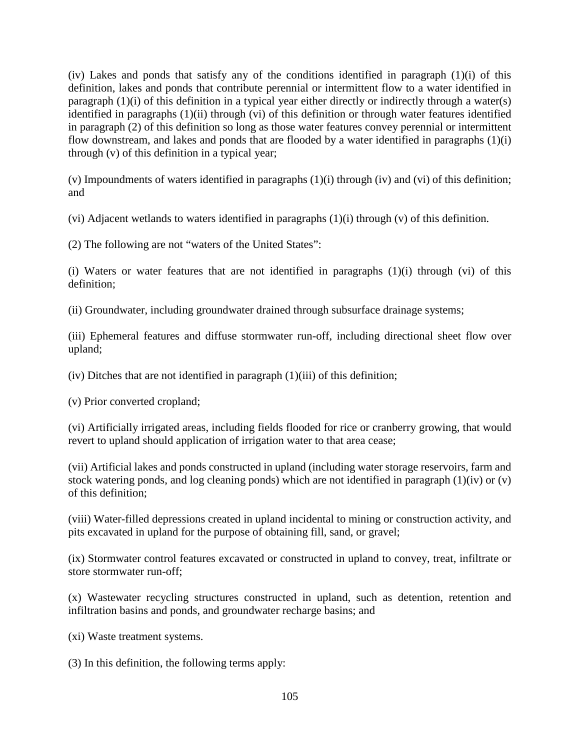(iv) Lakes and ponds that satisfy any of the conditions identified in paragraph (1)(i) of this definition, lakes and ponds that contribute perennial or intermittent flow to a water identified in paragraph (1)(i) of this definition in a typical year either directly or indirectly through a water(s) identified in paragraphs (1)(ii) through (vi) of this definition or through water features identified in paragraph (2) of this definition so long as those water features convey perennial or intermittent flow downstream, and lakes and ponds that are flooded by a water identified in paragraphs (1)(i) through (v) of this definition in a typical year;

(v) Impoundments of waters identified in paragraphs (1)(i) through (iv) and (vi) of this definition; and

(vi) Adjacent wetlands to waters identified in paragraphs (1)(i) through (v) of this definition.

(2) The following are not "waters of the United States":

(i) Waters or water features that are not identified in paragraphs (1)(i) through (vi) of this definition;

(ii) Groundwater, including groundwater drained through subsurface drainage systems;

(iii) Ephemeral features and diffuse stormwater run-off, including directional sheet flow over upland;

(iv) Ditches that are not identified in paragraph (1)(iii) of this definition;

(v) Prior converted cropland;

(vi) Artificially irrigated areas, including fields flooded for rice or cranberry growing, that would revert to upland should application of irrigation water to that area cease;

(vii) Artificial lakes and ponds constructed in upland (including water storage reservoirs, farm and stock watering ponds, and log cleaning ponds) which are not identified in paragraph (1)(iv) or (v) of this definition;

(viii) Water-filled depressions created in upland incidental to mining or construction activity, and pits excavated in upland for the purpose of obtaining fill, sand, or gravel;

(ix) Stormwater control features excavated or constructed in upland to convey, treat, infiltrate or store stormwater run-off;

(x) Wastewater recycling structures constructed in upland, such as detention, retention and infiltration basins and ponds, and groundwater recharge basins; and

(xi) Waste treatment systems.

(3) In this definition, the following terms apply: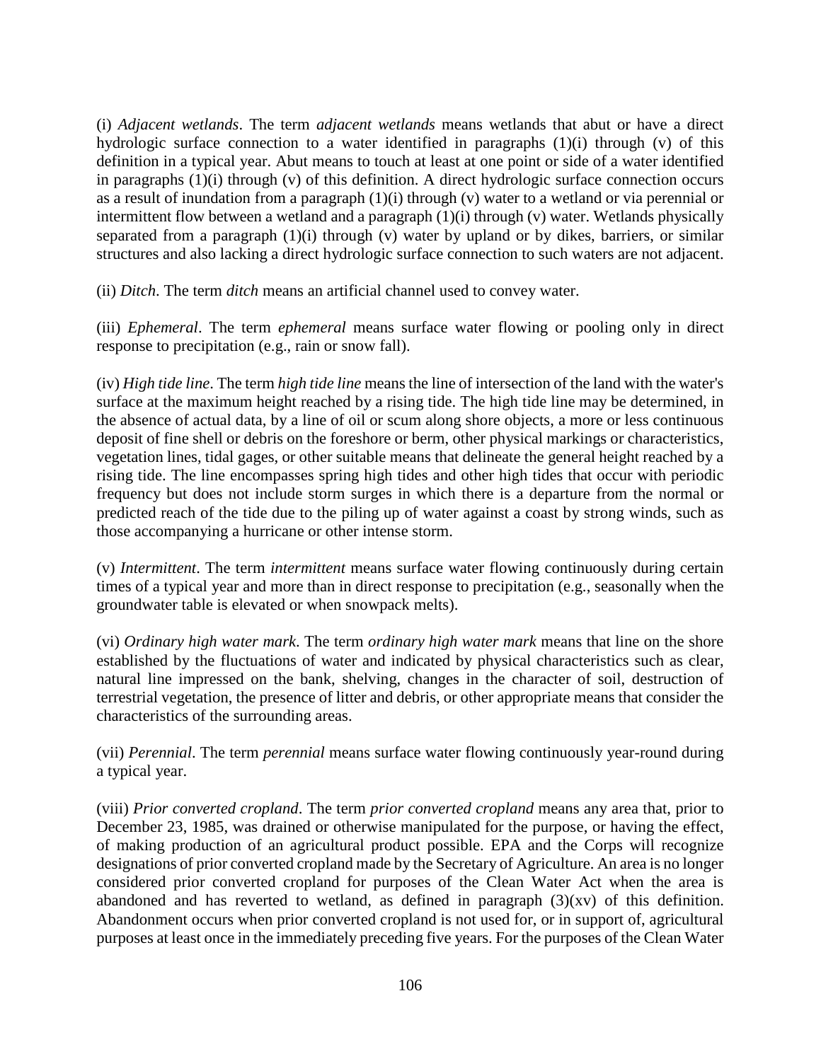(i) *Adjacent wetlands*. The term *adjacent wetlands* means wetlands that abut or have a direct hydrologic surface connection to a water identified in paragraphs (1)(i) through (v) of this definition in a typical year. Abut means to touch at least at one point or side of a water identified in paragraphs (1)(i) through (v) of this definition. A direct hydrologic surface connection occurs as a result of inundation from a paragraph (1)(i) through (v) water to a wetland or via perennial or intermittent flow between a wetland and a paragraph (1)(i) through (v) water. Wetlands physically separated from a paragraph (1)(i) through (v) water by upland or by dikes, barriers, or similar structures and also lacking a direct hydrologic surface connection to such waters are not adjacent.

(ii) *Ditch*. The term *ditch* means an artificial channel used to convey water.

(iii) *Ephemeral*. The term *ephemeral* means surface water flowing or pooling only in direct response to precipitation (e.g., rain or snow fall).

(iv) *High tide line*. The term *high tide line* means the line of intersection of the land with the water's surface at the maximum height reached by a rising tide. The high tide line may be determined, in the absence of actual data, by a line of oil or scum along shore objects, a more or less continuous deposit of fine shell or debris on the foreshore or berm, other physical markings or characteristics, vegetation lines, tidal gages, or other suitable means that delineate the general height reached by a rising tide. The line encompasses spring high tides and other high tides that occur with periodic frequency but does not include storm surges in which there is a departure from the normal or predicted reach of the tide due to the piling up of water against a coast by strong winds, such as those accompanying a hurricane or other intense storm.

(v) *Intermittent*. The term *intermittent* means surface water flowing continuously during certain times of a typical year and more than in direct response to precipitation (e.g., seasonally when the groundwater table is elevated or when snowpack melts).

(vi) *Ordinary high water mark*. The term *ordinary high water mark* means that line on the shore established by the fluctuations of water and indicated by physical characteristics such as clear, natural line impressed on the bank, shelving, changes in the character of soil, destruction of terrestrial vegetation, the presence of litter and debris, or other appropriate means that consider the characteristics of the surrounding areas.

(vii) *Perennial*. The term *perennial* means surface water flowing continuously year-round during a typical year.

(viii) *Prior converted cropland*. The term *prior converted cropland* means any area that, prior to December 23, 1985, was drained or otherwise manipulated for the purpose, or having the effect, of making production of an agricultural product possible. EPA and the Corps will recognize designations of prior converted cropland made by the Secretary of Agriculture. An area is no longer considered prior converted cropland for purposes of the Clean Water Act when the area is abandoned and has reverted to wetland, as defined in paragraph (3)(xv) of this definition. Abandonment occurs when prior converted cropland is not used for, or in support of, agricultural purposes at least once in the immediately preceding five years. For the purposes of the Clean Water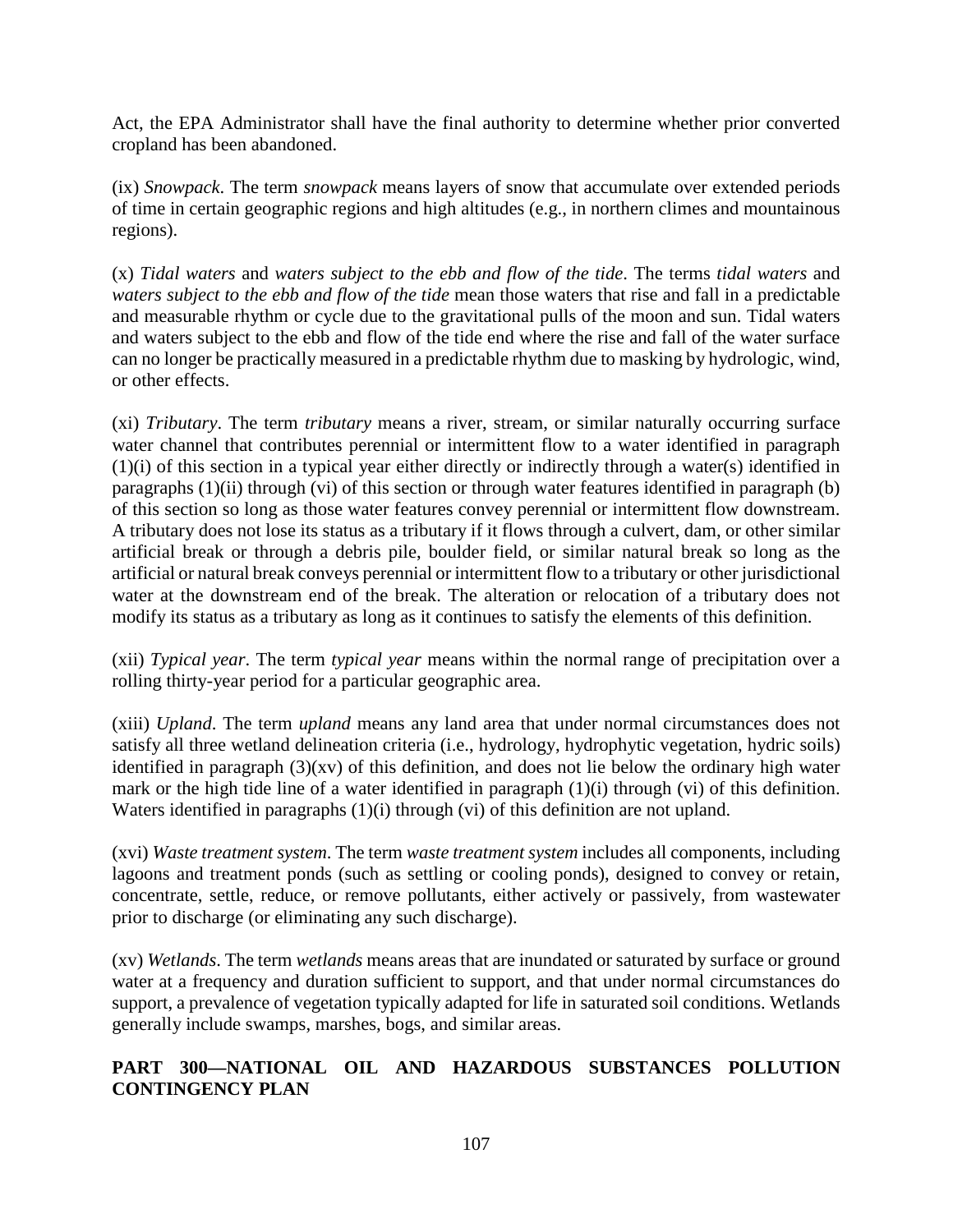Act, the EPA Administrator shall have the final authority to determine whether prior converted cropland has been abandoned.

(ix) *Snowpack*. The term *snowpack* means layers of snow that accumulate over extended periods of time in certain geographic regions and high altitudes (e.g., in northern climes and mountainous regions).

(x) *Tidal waters* and *waters subject to the ebb and flow of the tide*. The terms *tidal waters* and *waters subject to the ebb and flow of the tide* mean those waters that rise and fall in a predictable and measurable rhythm or cycle due to the gravitational pulls of the moon and sun. Tidal waters and waters subject to the ebb and flow of the tide end where the rise and fall of the water surface can no longer be practically measured in a predictable rhythm due to masking by hydrologic, wind, or other effects.

(xi) *Tributary*. The term *tributary* means a river, stream, or similar naturally occurring surface water channel that contributes perennial or intermittent flow to a water identified in paragraph (1)(i) of this section in a typical year either directly or indirectly through a water(s) identified in paragraphs (1)(ii) through (vi) of this section or through water features identified in paragraph (b) of this section so long as those water features convey perennial or intermittent flow downstream. A tributary does not lose its status as a tributary if it flows through a culvert, dam, or other similar artificial break or through a debris pile, boulder field, or similar natural break so long as the artificial or natural break conveys perennial or intermittent flow to a tributary or other jurisdictional water at the downstream end of the break. The alteration or relocation of a tributary does not modify its status as a tributary as long as it continues to satisfy the elements of this definition.

(xii) *Typical year*. The term *typical year* means within the normal range of precipitation over a rolling thirty-year period for a particular geographic area.

(xiii) *Upland*. The term *upland* means any land area that under normal circumstances does not satisfy all three wetland delineation criteria (i.e., hydrology, hydrophytic vegetation, hydric soils) identified in paragraph (3)(xv) of this definition, and does not lie below the ordinary high water mark or the high tide line of a water identified in paragraph (1)(i) through (vi) of this definition. Waters identified in paragraphs (1)(i) through (vi) of this definition are not upland.

(xvi) *Waste treatment system*. The term *waste treatment system* includes all components, including lagoons and treatment ponds (such as settling or cooling ponds), designed to convey or retain, concentrate, settle, reduce, or remove pollutants, either actively or passively, from wastewater prior to discharge (or eliminating any such discharge).

(xv) *Wetlands*. The term *wetlands* means areas that are inundated or saturated by surface or ground water at a frequency and duration sufficient to support, and that under normal circumstances do support, a prevalence of vegetation typically adapted for life in saturated soil conditions. Wetlands generally include swamps, marshes, bogs, and similar areas.

## PART 300—NATIONAL OIL AND HAZARDOUS SUBSTANCES POLLUTION CONTINGENCY PLAN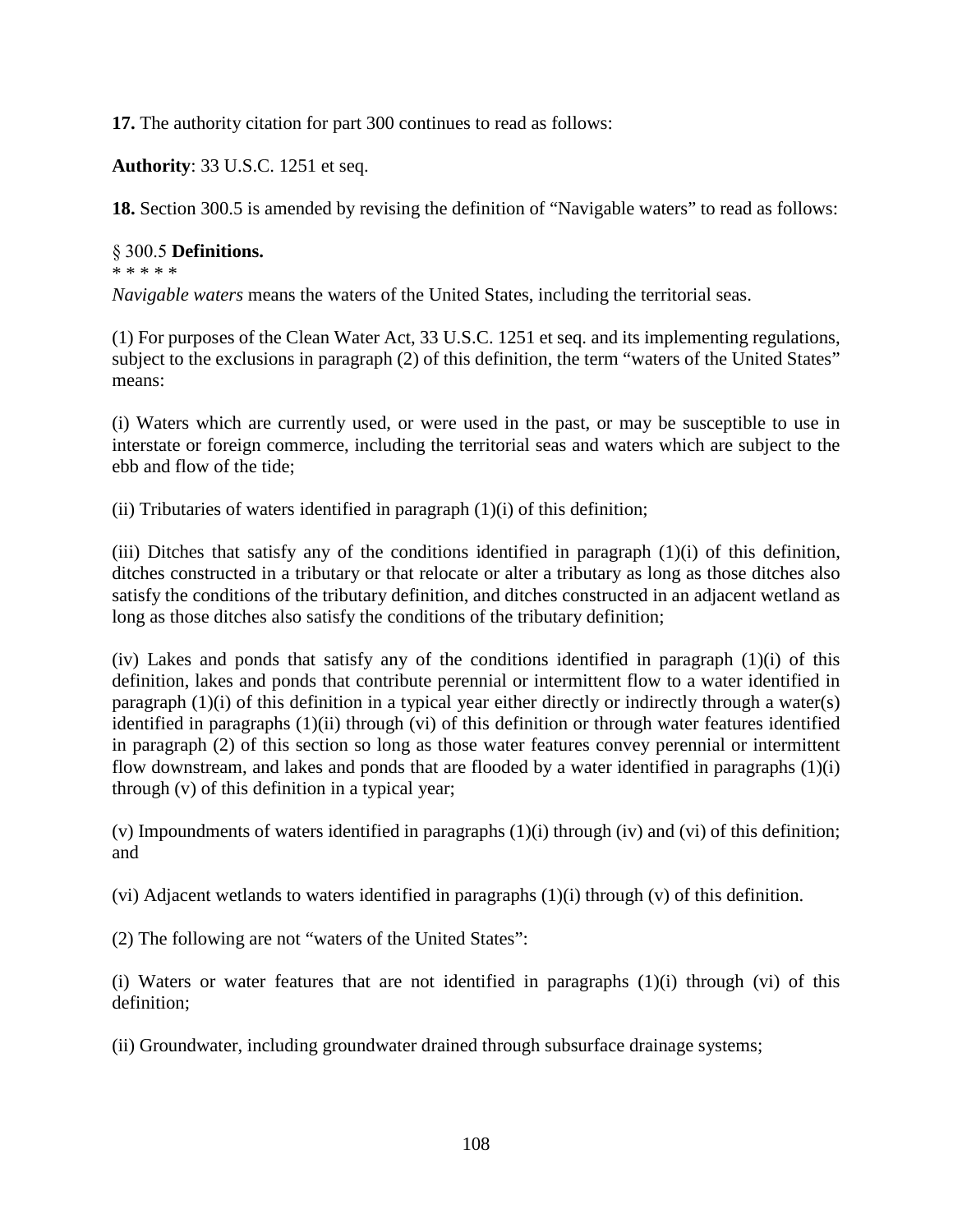**17.** The authority citation for part 300 continues to read as follows:

**Authority**: 33 U.S.C. 1251 et seq.

**18.** Section 300.5 is amended by revising the definition of "Navigable waters" to read as follows:

§ 300.5 **Definitions.**

* * * * *

*Navigable waters* means the waters of the United States, including the territorial seas.

(1) For purposes of the Clean Water Act, 33 U.S.C. 1251 et seq. and its implementing regulations, subject to the exclusions in paragraph (2) of this definition, the term "waters of the United States" means:

(i) Waters which are currently used, or were used in the past, or may be susceptible to use in interstate or foreign commerce, including the territorial seas and waters which are subject to the ebb and flow of the tide;

(ii) Tributaries of waters identified in paragraph (1)(i) of this definition;

(iii) Ditches that satisfy any of the conditions identified in paragraph (1)(i) of this definition, ditches constructed in a tributary or that relocate or alter a tributary as long as those ditches also satisfy the conditions of the tributary definition, and ditches constructed in an adjacent wetland as long as those ditches also satisfy the conditions of the tributary definition;

(iv) Lakes and ponds that satisfy any of the conditions identified in paragraph (1)(i) of this definition, lakes and ponds that contribute perennial or intermittent flow to a water identified in paragraph (1)(i) of this definition in a typical year either directly or indirectly through a water(s) identified in paragraphs (1)(ii) through (vi) of this definition or through water features identified in paragraph (2) of this section so long as those water features convey perennial or intermittent flow downstream, and lakes and ponds that are flooded by a water identified in paragraphs (1)(i) through (v) of this definition in a typical year;

(v) Impoundments of waters identified in paragraphs (1)(i) through (iv) and (vi) of this definition; and

(vi) Adjacent wetlands to waters identified in paragraphs (1)(i) through (v) of this definition.

(2) The following are not "waters of the United States":

(i) Waters or water features that are not identified in paragraphs (1)(i) through (vi) of this definition;

(ii) Groundwater, including groundwater drained through subsurface drainage systems;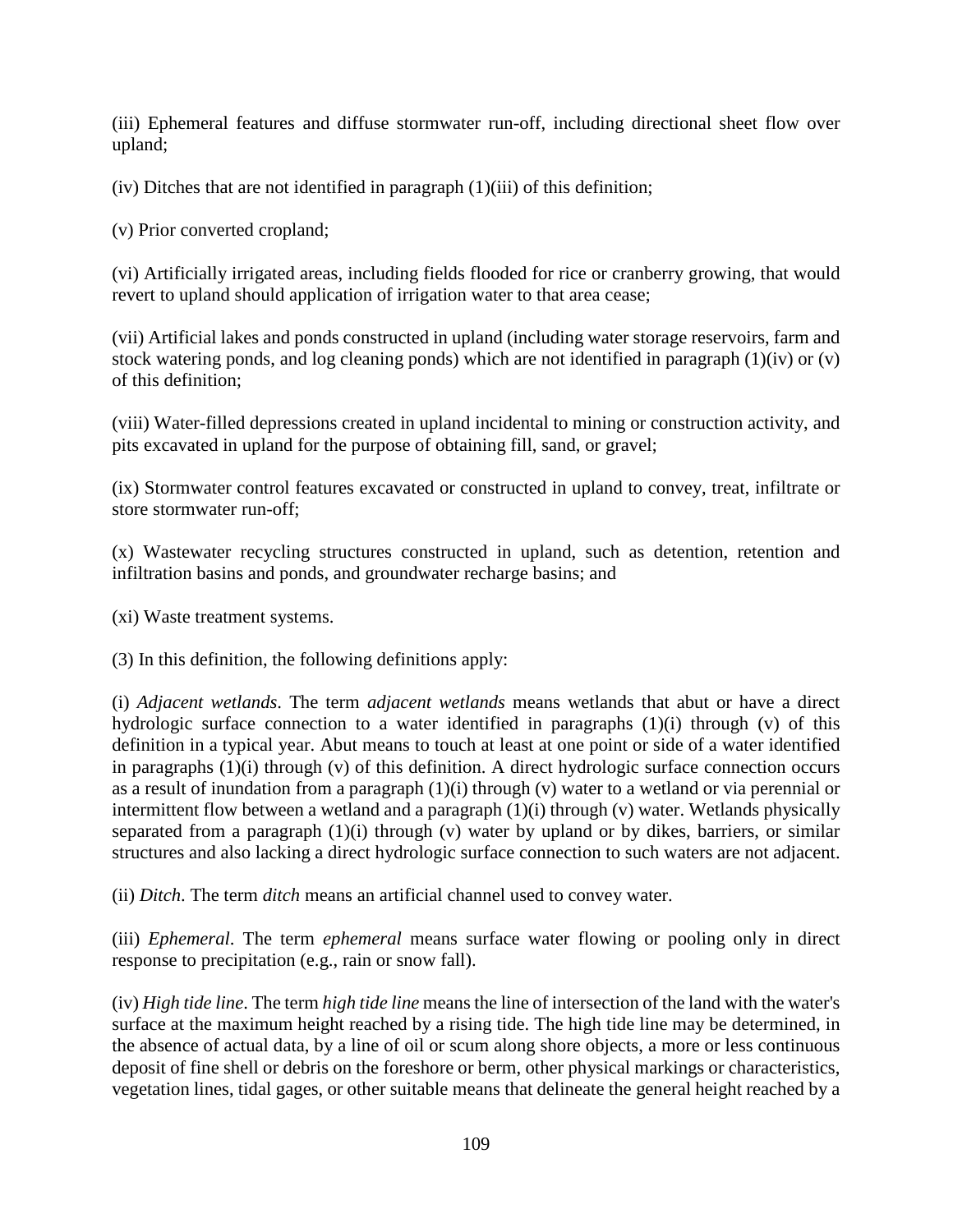(iii) Ephemeral features and diffuse stormwater run-off, including directional sheet flow over upland;

(iv) Ditches that are not identified in paragraph (1)(iii) of this definition;

(v) Prior converted cropland;

(vi) Artificially irrigated areas, including fields flooded for rice or cranberry growing, that would revert to upland should application of irrigation water to that area cease;

(vii) Artificial lakes and ponds constructed in upland (including water storage reservoirs, farm and stock watering ponds, and log cleaning ponds) which are not identified in paragraph (1)(iv) or (v) of this definition;

(viii) Water-filled depressions created in upland incidental to mining or construction activity, and pits excavated in upland for the purpose of obtaining fill, sand, or gravel;

(ix) Stormwater control features excavated or constructed in upland to convey, treat, infiltrate or store stormwater run-off;

(x) Wastewater recycling structures constructed in upland, such as detention, retention and infiltration basins and ponds, and groundwater recharge basins; and

(xi) Waste treatment systems.

(3) In this definition, the following definitions apply:

(i) *Adjacent wetlands*. The term *adjacent wetlands* means wetlands that abut or have a direct hydrologic surface connection to a water identified in paragraphs (1)(i) through (v) of this definition in a typical year. Abut means to touch at least at one point or side of a water identified in paragraphs (1)(i) through (v) of this definition. A direct hydrologic surface connection occurs as a result of inundation from a paragraph (1)(i) through (v) water to a wetland or via perennial or intermittent flow between a wetland and a paragraph (1)(i) through (v) water. Wetlands physically separated from a paragraph (1)(i) through (v) water by upland or by dikes, barriers, or similar structures and also lacking a direct hydrologic surface connection to such waters are not adjacent.

(ii) *Ditch*. The term *ditch* means an artificial channel used to convey water.

(iii) *Ephemeral*. The term *ephemeral* means surface water flowing or pooling only in direct response to precipitation (e.g., rain or snow fall).

(iv) *High tide line*. The term *high tide line* means the line of intersection of the land with the water's surface at the maximum height reached by a rising tide. The high tide line may be determined, in the absence of actual data, by a line of oil or scum along shore objects, a more or less continuous deposit of fine shell or debris on the foreshore or berm, other physical markings or characteristics, vegetation lines, tidal gages, or other suitable means that delineate the general height reached by a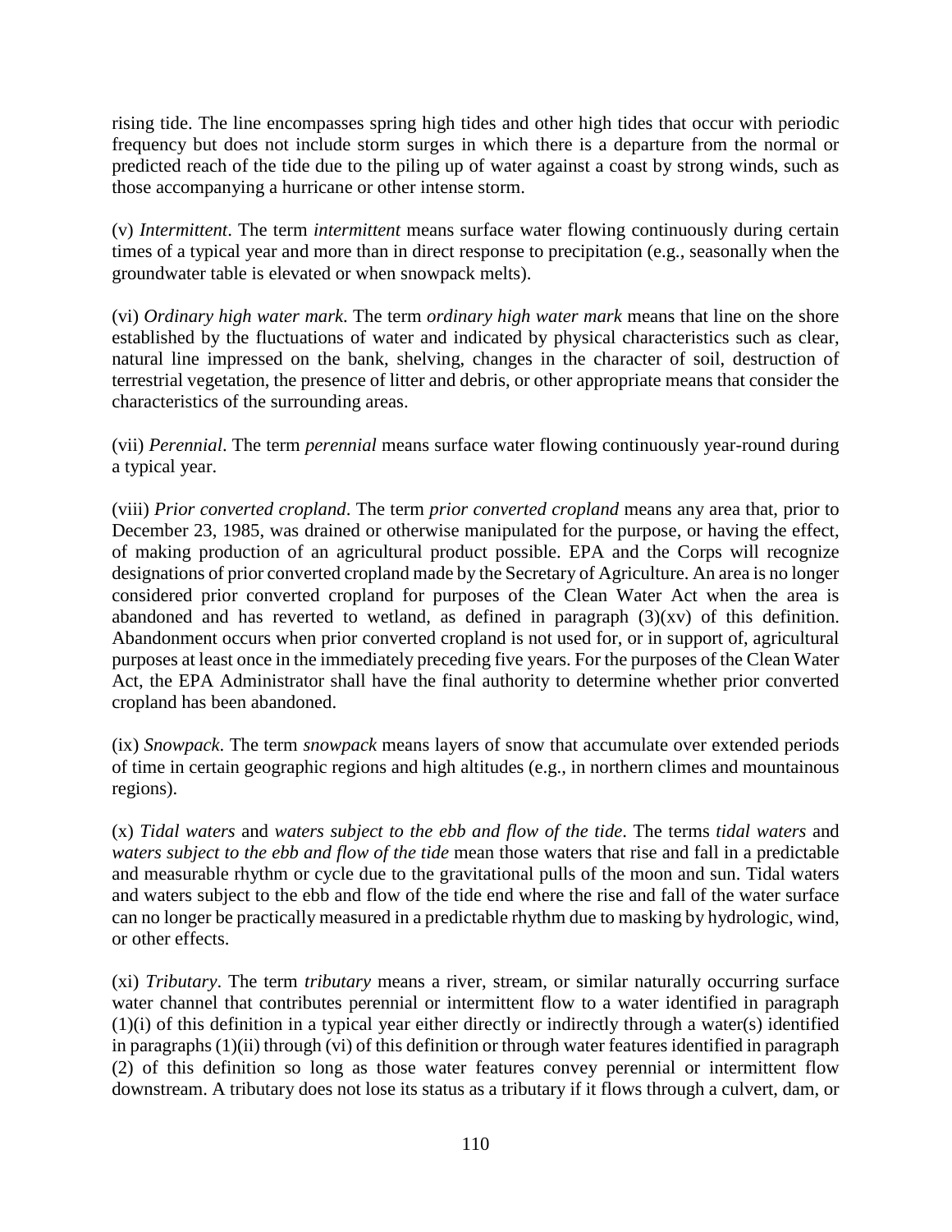rising tide. The line encompasses spring high tides and other high tides that occur with periodic frequency but does not include storm surges in which there is a departure from the normal or predicted reach of the tide due to the piling up of water against a coast by strong winds, such as those accompanying a hurricane or other intense storm.

(v) *Intermittent*. The term *intermittent* means surface water flowing continuously during certain times of a typical year and more than in direct response to precipitation (e.g., seasonally when the groundwater table is elevated or when snowpack melts).

(vi) *Ordinary high water mark*. The term *ordinary high water mark* means that line on the shore established by the fluctuations of water and indicated by physical characteristics such as clear, natural line impressed on the bank, shelving, changes in the character of soil, destruction of terrestrial vegetation, the presence of litter and debris, or other appropriate means that consider the characteristics of the surrounding areas.

(vii) *Perennial*. The term *perennial* means surface water flowing continuously year-round during a typical year.

(viii) *Prior converted cropland*. The term *prior converted cropland* means any area that, prior to December 23, 1985, was drained or otherwise manipulated for the purpose, or having the effect, of making production of an agricultural product possible. EPA and the Corps will recognize designations of prior converted cropland made by the Secretary of Agriculture. An area is no longer considered prior converted cropland for purposes of the Clean Water Act when the area is abandoned and has reverted to wetland, as defined in paragraph (3)(xv) of this definition. Abandonment occurs when prior converted cropland is not used for, or in support of, agricultural purposes at least once in the immediately preceding five years. For the purposes of the Clean Water Act, the EPA Administrator shall have the final authority to determine whether prior converted cropland has been abandoned.

(ix) *Snowpack*. The term *snowpack* means layers of snow that accumulate over extended periods of time in certain geographic regions and high altitudes (e.g., in northern climes and mountainous regions).

(x) *Tidal waters* and *waters subject to the ebb and flow of the tide*. The terms *tidal waters* and *waters subject to the ebb and flow of the tide* mean those waters that rise and fall in a predictable and measurable rhythm or cycle due to the gravitational pulls of the moon and sun. Tidal waters and waters subject to the ebb and flow of the tide end where the rise and fall of the water surface can no longer be practically measured in a predictable rhythm due to masking by hydrologic, wind, or other effects.

(xi) *Tributary*. The term *tributary* means a river, stream, or similar naturally occurring surface water channel that contributes perennial or intermittent flow to a water identified in paragraph (1)(i) of this definition in a typical year either directly or indirectly through a water(s) identified in paragraphs (1)(ii) through (vi) of this definition or through water features identified in paragraph (2) of this definition so long as those water features convey perennial or intermittent flow downstream. A tributary does not lose its status as a tributary if it flows through a culvert, dam, or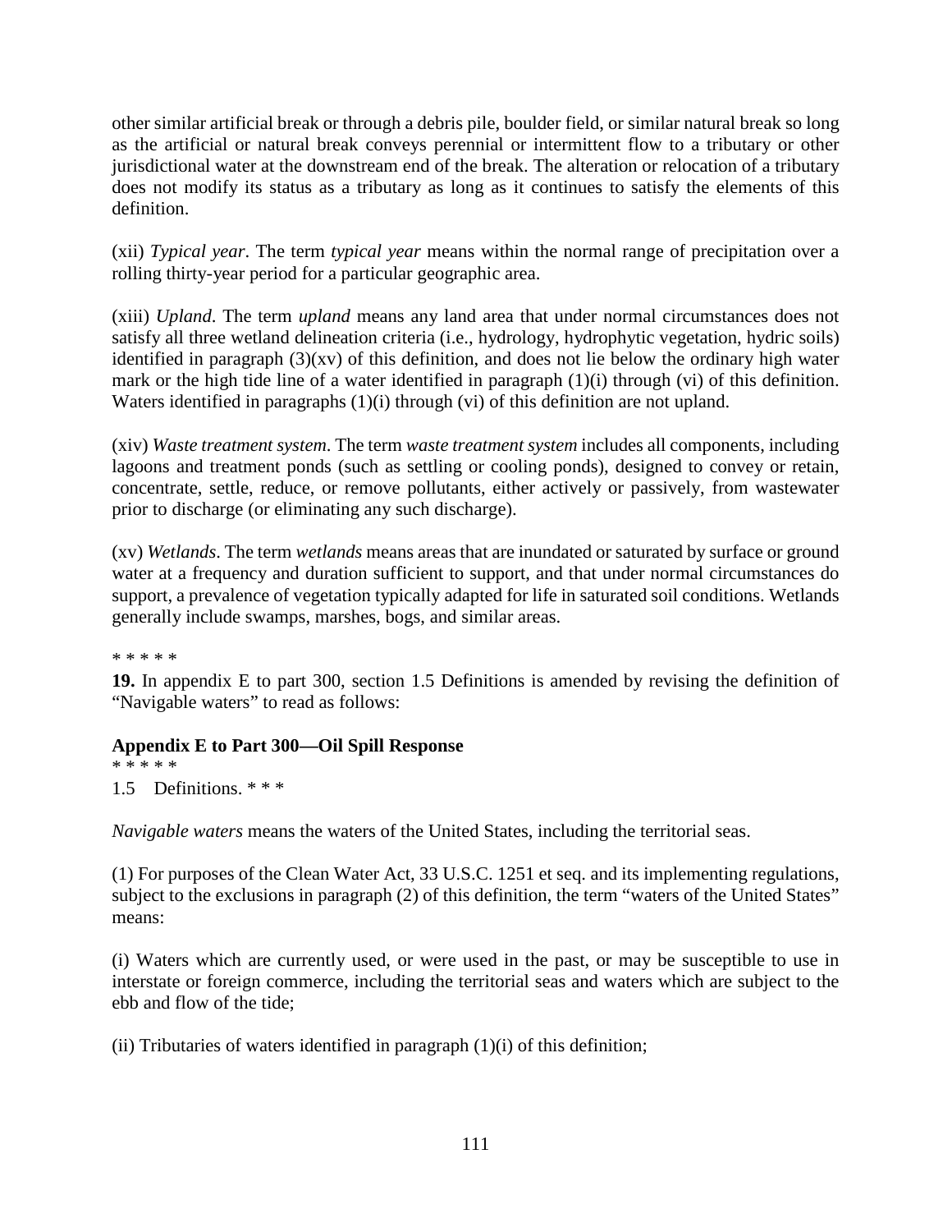other similar artificial break or through a debris pile, boulder field, or similar natural break so long as the artificial or natural break conveys perennial or intermittent flow to a tributary or other jurisdictional water at the downstream end of the break. The alteration or relocation of a tributary does not modify its status as a tributary as long as it continues to satisfy the elements of this definition.

(xii) *Typical year*. The term *typical year* means within the normal range of precipitation over a rolling thirty-year period for a particular geographic area.

(xiii) *Upland*. The term *upland* means any land area that under normal circumstances does not satisfy all three wetland delineation criteria (i.e., hydrology, hydrophytic vegetation, hydric soils) identified in paragraph (3)(xv) of this definition, and does not lie below the ordinary high water mark or the high tide line of a water identified in paragraph (1)(i) through (vi) of this definition. Waters identified in paragraphs (1)(i) through (vi) of this definition are not upland.

(xiv) *Waste treatment system*. The term *waste treatment system* includes all components, including lagoons and treatment ponds (such as settling or cooling ponds), designed to convey or retain, concentrate, settle, reduce, or remove pollutants, either actively or passively, from wastewater prior to discharge (or eliminating any such discharge).

(xv) *Wetlands*. The term *wetlands* means areas that are inundated or saturated by surface or ground water at a frequency and duration sufficient to support, and that under normal circumstances do support, a prevalence of vegetation typically adapted for life in saturated soil conditions. Wetlands generally include swamps, marshes, bogs, and similar areas.

\* \* \* \* \*

**19.** In appendix E to part 300, section 1.5 Definitions is amended by revising the definition of "Navigable waters" to read as follows:

**Appendix E to Part 300—Oil Spill Response**

\* \* \* \* \*

1.5 Definitions. \* \* \*

*Navigable waters* means the waters of the United States, including the territorial seas.

(1) For purposes of the Clean Water Act, 33 U.S.C. 1251 et seq. and its implementing regulations, subject to the exclusions in paragraph (2) of this definition, the term "waters of the United States" means:

(i) Waters which are currently used, or were used in the past, or may be susceptible to use in interstate or foreign commerce, including the territorial seas and waters which are subject to the ebb and flow of the tide;

(ii) Tributaries of waters identified in paragraph (1)(i) of this definition;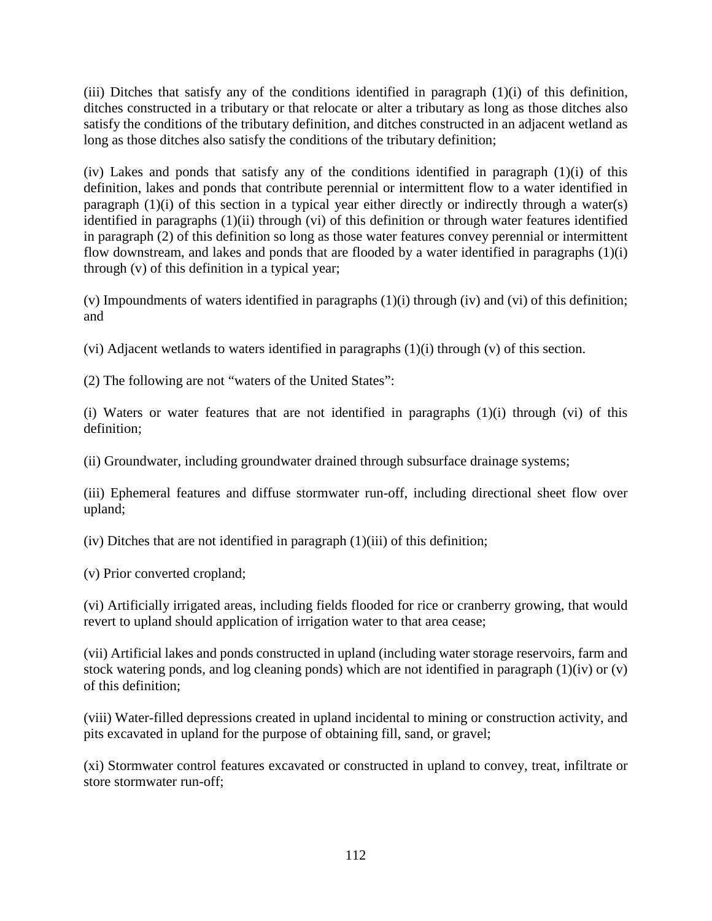(iii) Ditches that satisfy any of the conditions identified in paragraph (1)(i) of this definition, ditches constructed in a tributary or that relocate or alter a tributary as long as those ditches also satisfy the conditions of the tributary definition, and ditches constructed in an adjacent wetland as long as those ditches also satisfy the conditions of the tributary definition;

(iv) Lakes and ponds that satisfy any of the conditions identified in paragraph (1)(i) of this definition, lakes and ponds that contribute perennial or intermittent flow to a water identified in paragraph (1)(i) of this section in a typical year either directly or indirectly through a water(s) identified in paragraphs (1)(ii) through (vi) of this definition or through water features identified in paragraph (2) of this definition so long as those water features convey perennial or intermittent flow downstream, and lakes and ponds that are flooded by a water identified in paragraphs (1)(i) through (v) of this definition in a typical year;

(v) Impoundments of waters identified in paragraphs (1)(i) through (iv) and (vi) of this definition; and

(vi) Adjacent wetlands to waters identified in paragraphs (1)(i) through (v) of this section.

(2) The following are not "waters of the United States":

(i) Waters or water features that are not identified in paragraphs (1)(i) through (vi) of this definition;

(ii) Groundwater, including groundwater drained through subsurface drainage systems;

(iii) Ephemeral features and diffuse stormwater run-off, including directional sheet flow over upland;

(iv) Ditches that are not identified in paragraph (1)(iii) of this definition;

(v) Prior converted cropland;

(vi) Artificially irrigated areas, including fields flooded for rice or cranberry growing, that would revert to upland should application of irrigation water to that area cease;

(vii) Artificial lakes and ponds constructed in upland (including water storage reservoirs, farm and stock watering ponds, and log cleaning ponds) which are not identified in paragraph (1)(iv) or (v) of this definition;

(viii) Water-filled depressions created in upland incidental to mining or construction activity, and pits excavated in upland for the purpose of obtaining fill, sand, or gravel;

(xi) Stormwater control features excavated or constructed in upland to convey, treat, infiltrate or store stormwater run-off;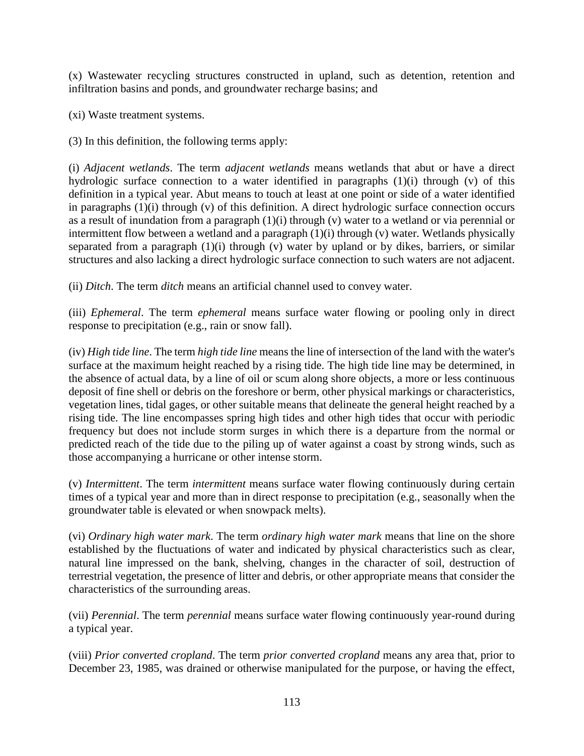(x) Wastewater recycling structures constructed in upland, such as detention, retention and infiltration basins and ponds, and groundwater recharge basins; and

(xi) Waste treatment systems.

(3) In this definition, the following terms apply:

(i) *Adjacent wetlands*. The term *adjacent wetlands* means wetlands that abut or have a direct hydrologic surface connection to a water identified in paragraphs (1)(i) through (v) of this definition in a typical year. Abut means to touch at least at one point or side of a water identified in paragraphs (1)(i) through (v) of this definition. A direct hydrologic surface connection occurs as a result of inundation from a paragraph (1)(i) through (v) water to a wetland or via perennial or intermittent flow between a wetland and a paragraph (1)(i) through (v) water. Wetlands physically separated from a paragraph (1)(i) through (v) water by upland or by dikes, barriers, or similar structures and also lacking a direct hydrologic surface connection to such waters are not adjacent.

(ii) *Ditch*. The term *ditch* means an artificial channel used to convey water.

(iii) *Ephemeral*. The term *ephemeral* means surface water flowing or pooling only in direct response to precipitation (e.g., rain or snow fall).

(iv) *High tide line*. The term *high tide line* means the line of intersection of the land with the water's surface at the maximum height reached by a rising tide. The high tide line may be determined, in the absence of actual data, by a line of oil or scum along shore objects, a more or less continuous deposit of fine shell or debris on the foreshore or berm, other physical markings or characteristics, vegetation lines, tidal gages, or other suitable means that delineate the general height reached by a rising tide. The line encompasses spring high tides and other high tides that occur with periodic frequency but does not include storm surges in which there is a departure from the normal or predicted reach of the tide due to the piling up of water against a coast by strong winds, such as those accompanying a hurricane or other intense storm.

(v) *Intermittent*. The term *intermittent* means surface water flowing continuously during certain times of a typical year and more than in direct response to precipitation (e.g., seasonally when the groundwater table is elevated or when snowpack melts).

(vi) *Ordinary high water mark*. The term *ordinary high water mark* means that line on the shore established by the fluctuations of water and indicated by physical characteristics such as clear, natural line impressed on the bank, shelving, changes in the character of soil, destruction of terrestrial vegetation, the presence of litter and debris, or other appropriate means that consider the characteristics of the surrounding areas.

(vii) *Perennial*. The term *perennial* means surface water flowing continuously year-round during a typical year.

(viii) *Prior converted cropland*. The term *prior converted cropland* means any area that, prior to December 23, 1985, was drained or otherwise manipulated for the purpose, or having the effect,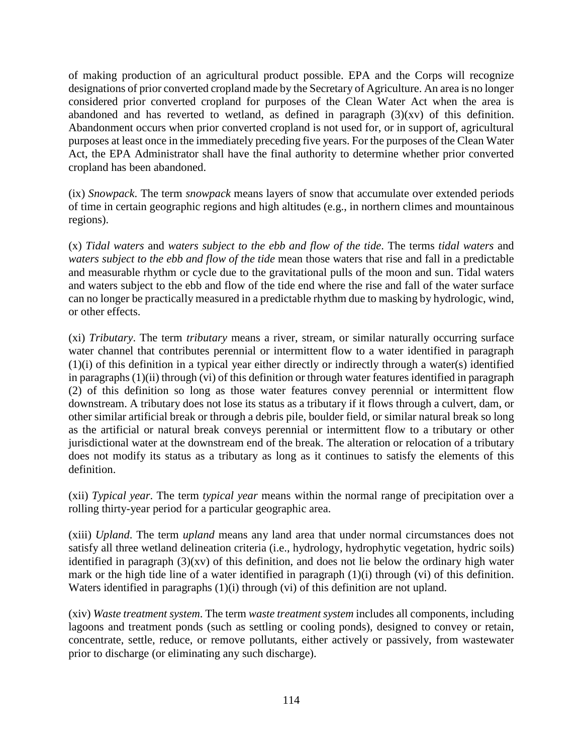of making production of an agricultural product possible. EPA and the Corps will recognize designations of prior converted cropland made by the Secretary of Agriculture. An area is no longer considered prior converted cropland for purposes of the Clean Water Act when the area is abandoned and has reverted to wetland, as defined in paragraph (3)(xv) of this definition. Abandonment occurs when prior converted cropland is not used for, or in support of, agricultural purposes at least once in the immediately preceding five years. For the purposes of the Clean Water Act, the EPA Administrator shall have the final authority to determine whether prior converted cropland has been abandoned.

(ix) *Snowpack*. The term *snowpack* means layers of snow that accumulate over extended periods of time in certain geographic regions and high altitudes (e.g., in northern climes and mountainous regions).

(x) *Tidal waters* and *waters subject to the ebb and flow of the tide*. The terms *tidal waters* and *waters subject to the ebb and flow of the tide* mean those waters that rise and fall in a predictable and measurable rhythm or cycle due to the gravitational pulls of the moon and sun. Tidal waters and waters subject to the ebb and flow of the tide end where the rise and fall of the water surface can no longer be practically measured in a predictable rhythm due to masking by hydrologic, wind, or other effects.

(xi) *Tributary*. The term *tributary* means a river, stream, or similar naturally occurring surface water channel that contributes perennial or intermittent flow to a water identified in paragraph (1)(i) of this definition in a typical year either directly or indirectly through a water(s) identified in paragraphs (1)(ii) through (vi) of this definition or through water features identified in paragraph (2) of this definition so long as those water features convey perennial or intermittent flow downstream. A tributary does not lose its status as a tributary if it flows through a culvert, dam, or other similar artificial break or through a debris pile, boulder field, or similar natural break so long as the artificial or natural break conveys perennial or intermittent flow to a tributary or other jurisdictional water at the downstream end of the break. The alteration or relocation of a tributary does not modify its status as a tributary as long as it continues to satisfy the elements of this definition.

(xii) *Typical year*. The term *typical year* means within the normal range of precipitation over a rolling thirty-year period for a particular geographic area.

(xiii) *Upland*. The term *upland* means any land area that under normal circumstances does not satisfy all three wetland delineation criteria (i.e., hydrology, hydrophytic vegetation, hydric soils) identified in paragraph (3)(xv) of this definition, and does not lie below the ordinary high water mark or the high tide line of a water identified in paragraph (1)(i) through (vi) of this definition. Waters identified in paragraphs (1)(i) through (vi) of this definition are not upland.

(xiv) *Waste treatment system*. The term *waste treatment system* includes all components, including lagoons and treatment ponds (such as settling or cooling ponds), designed to convey or retain, concentrate, settle, reduce, or remove pollutants, either actively or passively, from wastewater prior to discharge (or eliminating any such discharge).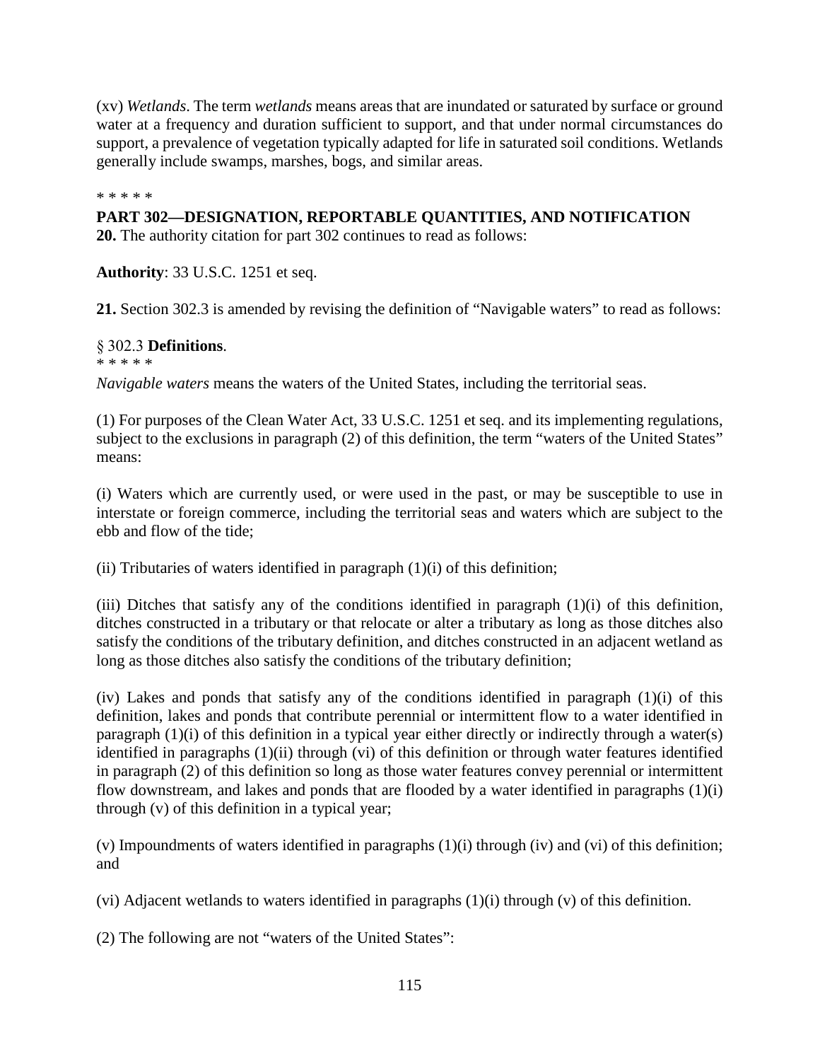(xv) *Wetlands*. The term *wetlands* means areas that are inundated or saturated by surface or ground water at a frequency and duration sufficient to support, and that under normal circumstances do support, a prevalence of vegetation typically adapted for life in saturated soil conditions. Wetlands generally include swamps, marshes, bogs, and similar areas.

\* \* \* \* \*

**PART 302—DESIGNATION, REPORTABLE QUANTITIES, AND NOTIFICATION**

**20.** The authority citation for part 302 continues to read as follows:

**Authority**: 33 U.S.C. 1251 et seq.

**21.** Section 302.3 is amended by revising the definition of "Navigable waters" to read as follows:

§ 302.3 **Definitions**.

\* \* \* \* \*

*Navigable waters* means the waters of the United States, including the territorial seas.

(1) For purposes of the Clean Water Act, 33 U.S.C. 1251 et seq. and its implementing regulations, subject to the exclusions in paragraph (2) of this definition, the term "waters of the United States" means:

(i) Waters which are currently used, or were used in the past, or may be susceptible to use in interstate or foreign commerce, including the territorial seas and waters which are subject to the ebb and flow of the tide;

(ii) Tributaries of waters identified in paragraph (1)(i) of this definition;

(iii) Ditches that satisfy any of the conditions identified in paragraph (1)(i) of this definition, ditches constructed in a tributary or that relocate or alter a tributary as long as those ditches also satisfy the conditions of the tributary definition, and ditches constructed in an adjacent wetland as long as those ditches also satisfy the conditions of the tributary definition;

(iv) Lakes and ponds that satisfy any of the conditions identified in paragraph (1)(i) of this definition, lakes and ponds that contribute perennial or intermittent flow to a water identified in paragraph (1)(i) of this definition in a typical year either directly or indirectly through a water(s) identified in paragraphs (1)(ii) through (vi) of this definition or through water features identified in paragraph (2) of this definition so long as those water features convey perennial or intermittent flow downstream, and lakes and ponds that are flooded by a water identified in paragraphs (1)(i) through (v) of this definition in a typical year;

(v) Impoundments of waters identified in paragraphs (1)(i) through (iv) and (vi) of this definition; and

(vi) Adjacent wetlands to waters identified in paragraphs (1)(i) through (v) of this definition.

(2) The following are not "waters of the United States":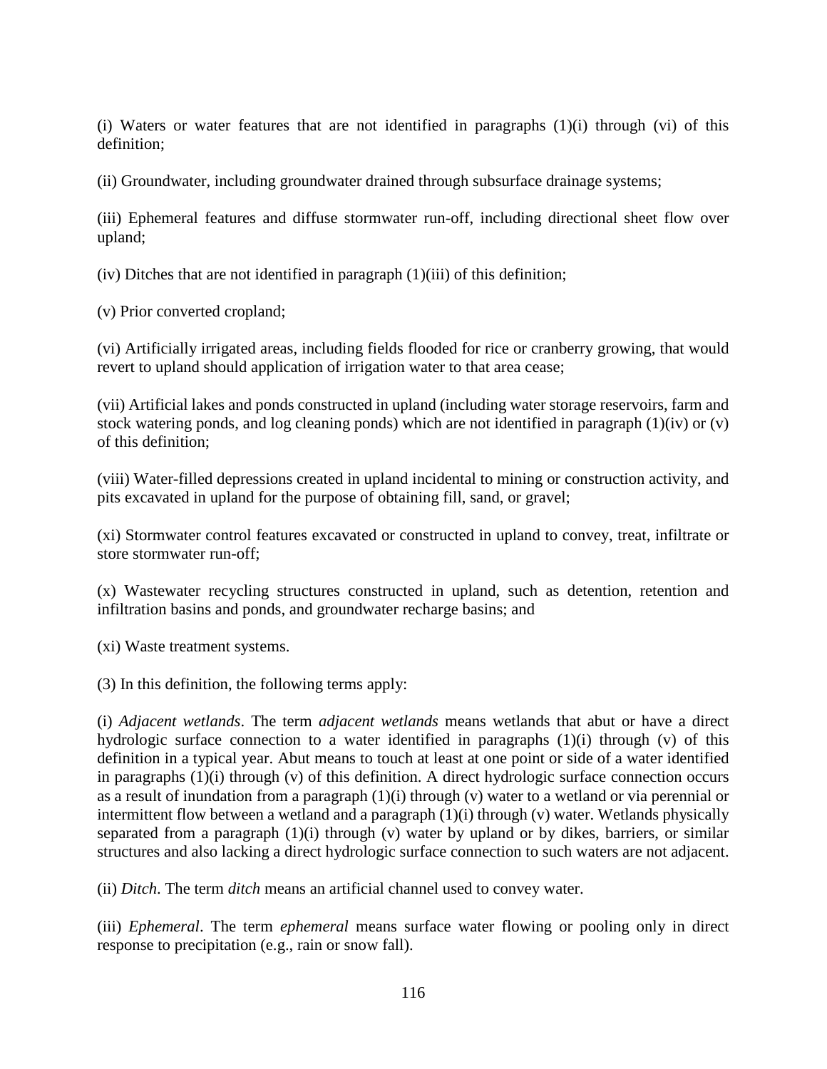(i) Waters or water features that are not identified in paragraphs (1)(i) through (vi) of this definition;

(ii) Groundwater, including groundwater drained through subsurface drainage systems;

(iii) Ephemeral features and diffuse stormwater run-off, including directional sheet flow over upland;

(iv) Ditches that are not identified in paragraph (1)(iii) of this definition;

(v) Prior converted cropland;

(vi) Artificially irrigated areas, including fields flooded for rice or cranberry growing, that would revert to upland should application of irrigation water to that area cease;

(vii) Artificial lakes and ponds constructed in upland (including water storage reservoirs, farm and stock watering ponds, and log cleaning ponds) which are not identified in paragraph (1)(iv) or (v) of this definition;

(viii) Water-filled depressions created in upland incidental to mining or construction activity, and pits excavated in upland for the purpose of obtaining fill, sand, or gravel;

(xi) Stormwater control features excavated or constructed in upland to convey, treat, infiltrate or store stormwater run-off;

(x) Wastewater recycling structures constructed in upland, such as detention, retention and infiltration basins and ponds, and groundwater recharge basins; and

(xi) Waste treatment systems.

(3) In this definition, the following terms apply:

(i) *Adjacent wetlands*. The term *adjacent wetlands* means wetlands that abut or have a direct hydrologic surface connection to a water identified in paragraphs (1)(i) through (v) of this definition in a typical year. Abut means to touch at least at one point or side of a water identified in paragraphs (1)(i) through (v) of this definition. A direct hydrologic surface connection occurs as a result of inundation from a paragraph (1)(i) through (v) water to a wetland or via perennial or intermittent flow between a wetland and a paragraph (1)(i) through (v) water. Wetlands physically separated from a paragraph (1)(i) through (v) water by upland or by dikes, barriers, or similar structures and also lacking a direct hydrologic surface connection to such waters are not adjacent.

(ii) *Ditch*. The term *ditch* means an artificial channel used to convey water.

(iii) *Ephemeral*. The term *ephemeral* means surface water flowing or pooling only in direct response to precipitation (e.g., rain or snow fall).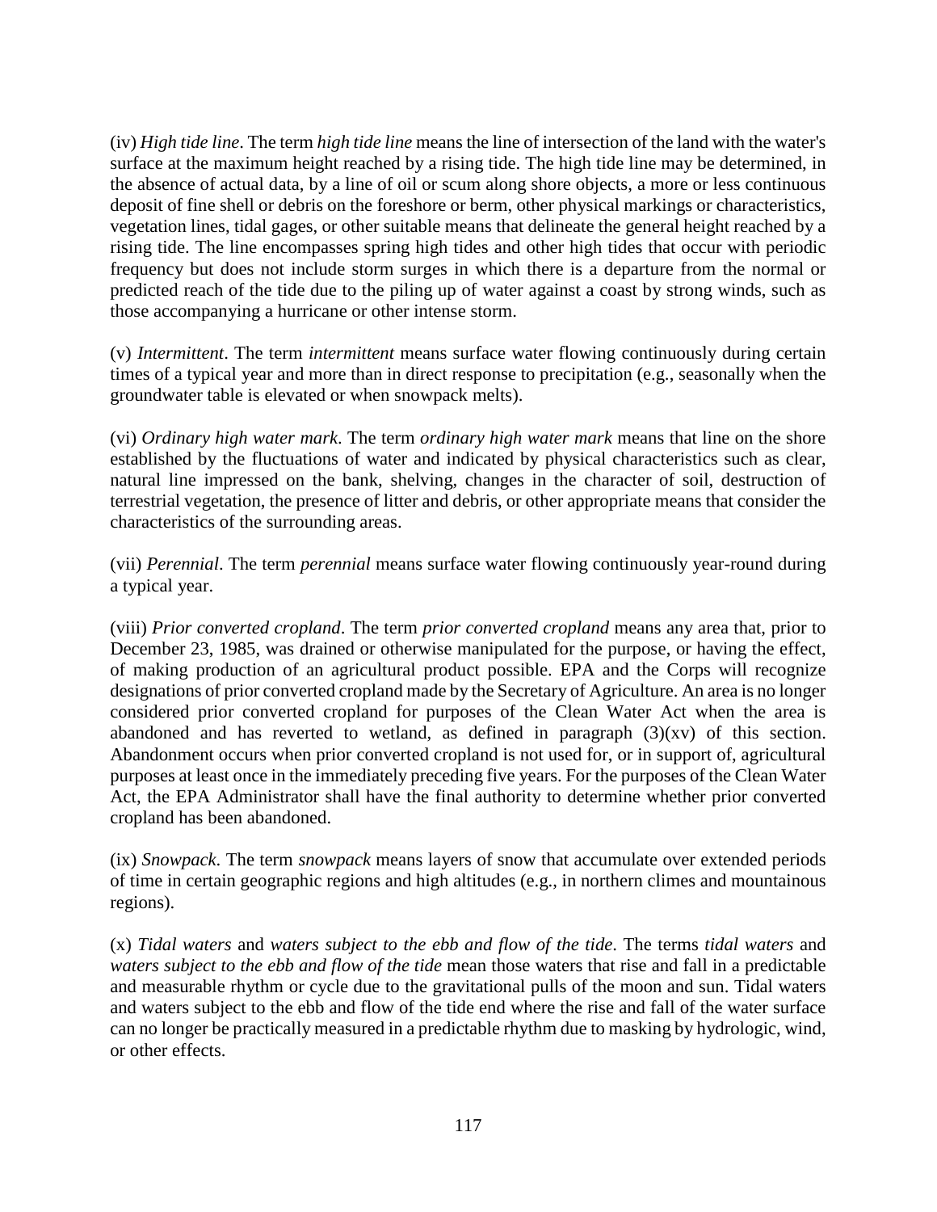(iv) *High tide line*. The term *high tide line* means the line of intersection of the land with the water's surface at the maximum height reached by a rising tide. The high tide line may be determined, in the absence of actual data, by a line of oil or scum along shore objects, a more or less continuous deposit of fine shell or debris on the foreshore or berm, other physical markings or characteristics, vegetation lines, tidal gages, or other suitable means that delineate the general height reached by a rising tide. The line encompasses spring high tides and other high tides that occur with periodic frequency but does not include storm surges in which there is a departure from the normal or predicted reach of the tide due to the piling up of water against a coast by strong winds, such as those accompanying a hurricane or other intense storm.

(v) *Intermittent*. The term *intermittent* means surface water flowing continuously during certain times of a typical year and more than in direct response to precipitation (e.g., seasonally when the groundwater table is elevated or when snowpack melts).

(vi) *Ordinary high water mark*. The term *ordinary high water mark* means that line on the shore established by the fluctuations of water and indicated by physical characteristics such as clear, natural line impressed on the bank, shelving, changes in the character of soil, destruction of terrestrial vegetation, the presence of litter and debris, or other appropriate means that consider the characteristics of the surrounding areas.

(vii) *Perennial*. The term *perennial* means surface water flowing continuously year-round during a typical year.

(viii) *Prior converted cropland*. The term *prior converted cropland* means any area that, prior to December 23, 1985, was drained or otherwise manipulated for the purpose, or having the effect, of making production of an agricultural product possible. EPA and the Corps will recognize designations of prior converted cropland made by the Secretary of Agriculture. An area is no longer considered prior converted cropland for purposes of the Clean Water Act when the area is abandoned and has reverted to wetland, as defined in paragraph (3)(xv) of this section. Abandonment occurs when prior converted cropland is not used for, or in support of, agricultural purposes at least once in the immediately preceding five years. For the purposes of the Clean Water Act, the EPA Administrator shall have the final authority to determine whether prior converted cropland has been abandoned.

(ix) *Snowpack*. The term *snowpack* means layers of snow that accumulate over extended periods of time in certain geographic regions and high altitudes (e.g., in northern climes and mountainous regions).

(x) *Tidal waters* and *waters subject to the ebb and flow of the tide*. The terms *tidal waters* and *waters subject to the ebb and flow of the tide* mean those waters that rise and fall in a predictable and measurable rhythm or cycle due to the gravitational pulls of the moon and sun. Tidal waters and waters subject to the ebb and flow of the tide end where the rise and fall of the water surface can no longer be practically measured in a predictable rhythm due to masking by hydrologic, wind, or other effects.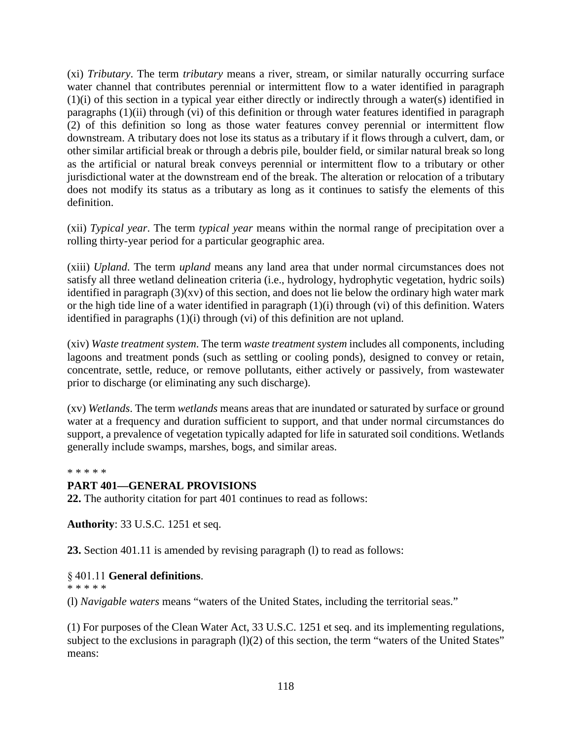(xi) *Tributary*. The term *tributary* means a river, stream, or similar naturally occurring surface water channel that contributes perennial or intermittent flow to a water identified in paragraph (1)(i) of this section in a typical year either directly or indirectly through a water(s) identified in paragraphs (1)(ii) through (vi) of this definition or through water features identified in paragraph (2) of this definition so long as those water features convey perennial or intermittent flow downstream. A tributary does not lose its status as a tributary if it flows through a culvert, dam, or other similar artificial break or through a debris pile, boulder field, or similar natural break so long as the artificial or natural break conveys perennial or intermittent flow to a tributary or other jurisdictional water at the downstream end of the break. The alteration or relocation of a tributary does not modify its status as a tributary as long as it continues to satisfy the elements of this definition.

(xii) *Typical year*. The term *typical year* means within the normal range of precipitation over a rolling thirty-year period for a particular geographic area.

(xiii) *Upland*. The term *upland* means any land area that under normal circumstances does not satisfy all three wetland delineation criteria (i.e., hydrology, hydrophytic vegetation, hydric soils) identified in paragraph (3)(xv) of this section, and does not lie below the ordinary high water mark or the high tide line of a water identified in paragraph (1)(i) through (vi) of this definition. Waters identified in paragraphs (1)(i) through (vi) of this definition are not upland.

(xiv) *Waste treatment system*. The term *waste treatment system* includes all components, including lagoons and treatment ponds (such as settling or cooling ponds), designed to convey or retain, concentrate, settle, reduce, or remove pollutants, either actively or passively, from wastewater prior to discharge (or eliminating any such discharge).

(xv) *Wetlands*. The term *wetlands* means areas that are inundated or saturated by surface or ground water at a frequency and duration sufficient to support, and that under normal circumstances do support, a prevalence of vegetation typically adapted for life in saturated soil conditions. Wetlands generally include swamps, marshes, bogs, and similar areas.

\* \* \* \* \*

**PART 401—GENERAL PROVISIONS**

**22.** The authority citation for part 401 continues to read as follows:

**Authority**: 33 U.S.C. 1251 et seq.

**23.** Section 401.11 is amended by revising paragraph (l) to read as follows:

§ 401.11 **General definitions**.

\* \* \* \* \*

(l) *Navigable waters* means "waters of the United States, including the territorial seas."

(1) For purposes of the Clean Water Act, 33 U.S.C. 1251 et seq. and its implementing regulations, subject to the exclusions in paragraph (l)(2) of this section, the term "waters of the United States" means: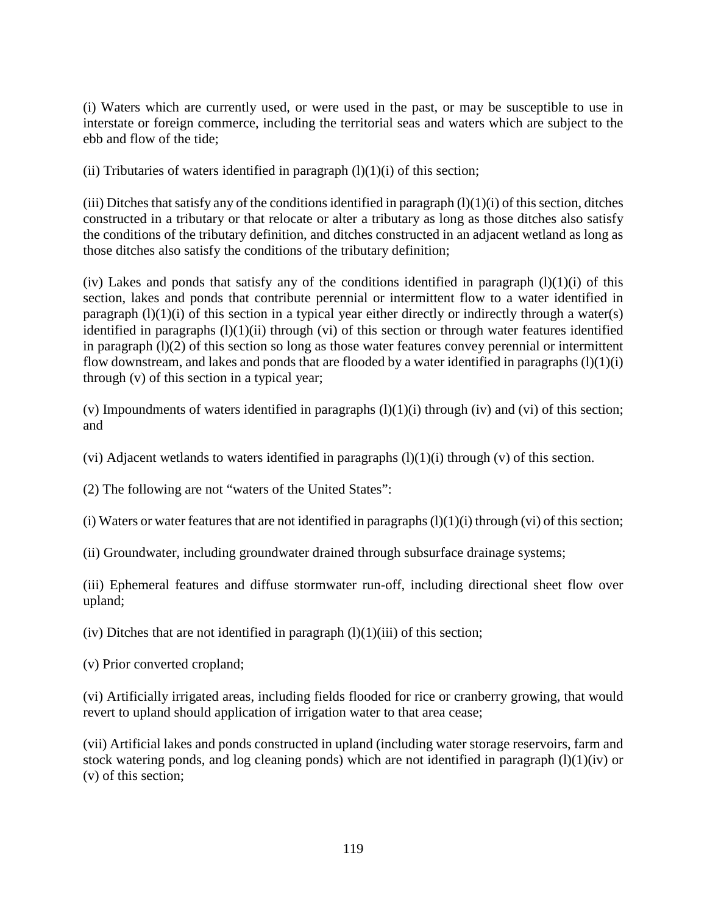(i) Waters which are currently used, or were used in the past, or may be susceptible to use in interstate or foreign commerce, including the territorial seas and waters which are subject to the ebb and flow of the tide;

(ii) Tributaries of waters identified in paragraph (l)(1)(i) of this section;

(iii) Ditches that satisfy any of the conditions identified in paragraph (l)(1)(i) of this section, ditches constructed in a tributary or that relocate or alter a tributary as long as those ditches also satisfy the conditions of the tributary definition, and ditches constructed in an adjacent wetland as long as those ditches also satisfy the conditions of the tributary definition;

(iv) Lakes and ponds that satisfy any of the conditions identified in paragraph (l)(1)(i) of this section, lakes and ponds that contribute perennial or intermittent flow to a water identified in paragraph (l)(1)(i) of this section in a typical year either directly or indirectly through a water(s) identified in paragraphs (l)(1)(ii) through (vi) of this section or through water features identified in paragraph (l)(2) of this section so long as those water features convey perennial or intermittent flow downstream, and lakes and ponds that are flooded by a water identified in paragraphs (l)(1)(i) through (v) of this section in a typical year;

(v) Impoundments of waters identified in paragraphs (l)(1)(i) through (iv) and (vi) of this section; and

(vi) Adjacent wetlands to waters identified in paragraphs (l)(1)(i) through (v) of this section.

(2) The following are not "waters of the United States":

(i) Waters or water features that are not identified in paragraphs (l)(1)(i) through (vi) of this section;

(ii) Groundwater, including groundwater drained through subsurface drainage systems;

(iii) Ephemeral features and diffuse stormwater run-off, including directional sheet flow over upland;

(iv) Ditches that are not identified in paragraph (l)(1)(iii) of this section;

(v) Prior converted cropland;

(vi) Artificially irrigated areas, including fields flooded for rice or cranberry growing, that would revert to upland should application of irrigation water to that area cease;

(vii) Artificial lakes and ponds constructed in upland (including water storage reservoirs, farm and stock watering ponds, and log cleaning ponds) which are not identified in paragraph (l)(1)(iv) or (v) of this section;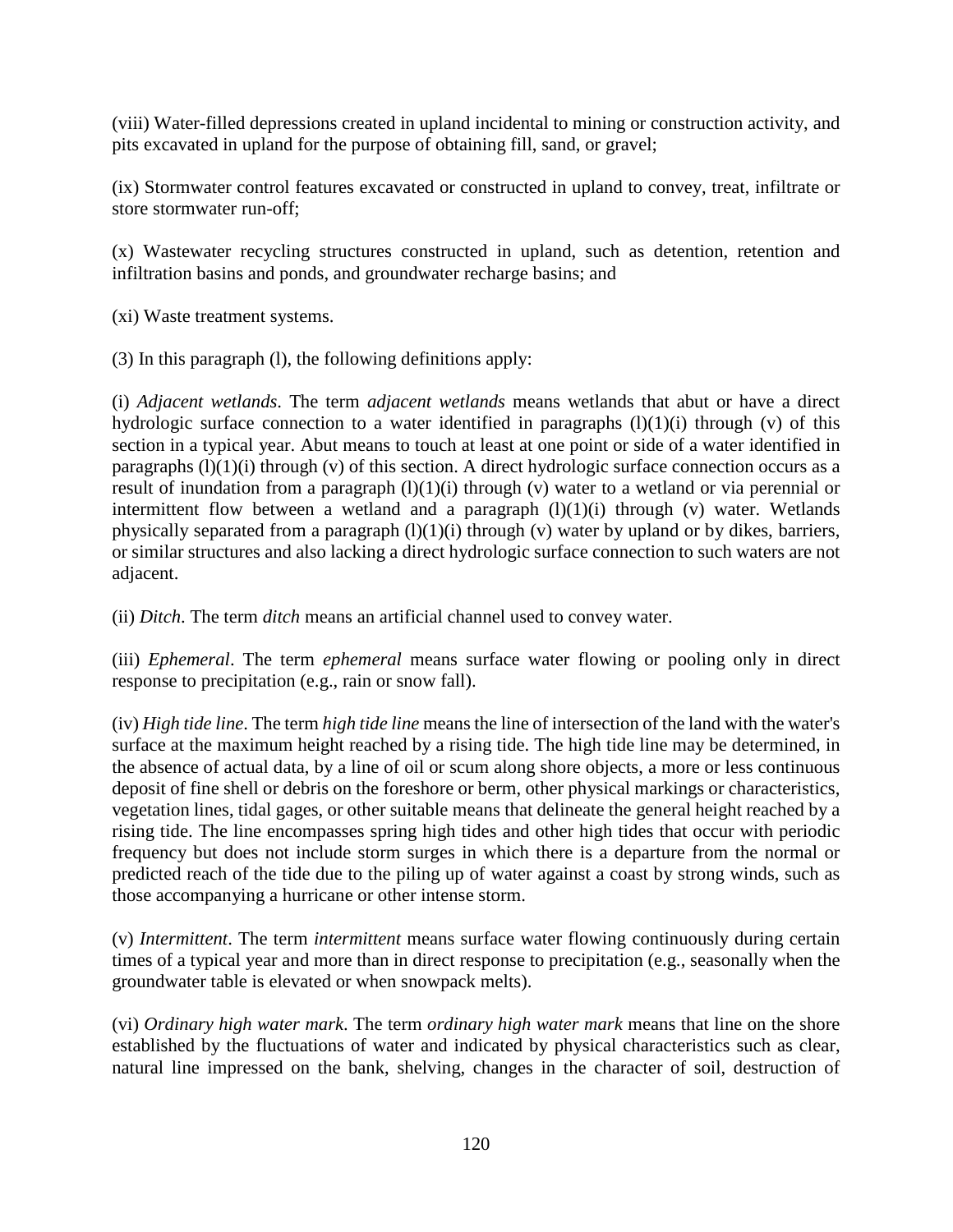(viii) Water-filled depressions created in upland incidental to mining or construction activity, and pits excavated in upland for the purpose of obtaining fill, sand, or gravel;

(ix) Stormwater control features excavated or constructed in upland to convey, treat, infiltrate or store stormwater run-off;

(x) Wastewater recycling structures constructed in upland, such as detention, retention and infiltration basins and ponds, and groundwater recharge basins; and

(xi) Waste treatment systems.

(3) In this paragraph (l), the following definitions apply:

(i) *Adjacent wetlands*. The term *adjacent wetlands* means wetlands that abut or have a direct hydrologic surface connection to a water identified in paragraphs (l)(1)(i) through (v) of this section in a typical year. Abut means to touch at least at one point or side of a water identified in paragraphs (l)(1)(i) through (v) of this section. A direct hydrologic surface connection occurs as a result of inundation from a paragraph (l)(1)(i) through (v) water to a wetland or via perennial or intermittent flow between a wetland and a paragraph (l)(1)(i) through (v) water. Wetlands physically separated from a paragraph (l)(1)(i) through (v) water by upland or by dikes, barriers, or similar structures and also lacking a direct hydrologic surface connection to such waters are not adjacent.

(ii) *Ditch*. The term *ditch* means an artificial channel used to convey water.

(iii) *Ephemeral*. The term *ephemeral* means surface water flowing or pooling only in direct response to precipitation (e.g., rain or snow fall).

(iv) *High tide line*. The term *high tide line* means the line of intersection of the land with the water's surface at the maximum height reached by a rising tide. The high tide line may be determined, in the absence of actual data, by a line of oil or scum along shore objects, a more or less continuous deposit of fine shell or debris on the foreshore or berm, other physical markings or characteristics, vegetation lines, tidal gages, or other suitable means that delineate the general height reached by a rising tide. The line encompasses spring high tides and other high tides that occur with periodic frequency but does not include storm surges in which there is a departure from the normal or predicted reach of the tide due to the piling up of water against a coast by strong winds, such as those accompanying a hurricane or other intense storm.

(v) *Intermittent*. The term *intermittent* means surface water flowing continuously during certain times of a typical year and more than in direct response to precipitation (e.g., seasonally when the groundwater table is elevated or when snowpack melts).

(vi) *Ordinary high water mark*. The term *ordinary high water mark* means that line on the shore established by the fluctuations of water and indicated by physical characteristics such as clear, natural line impressed on the bank, shelving, changes in the character of soil, destruction of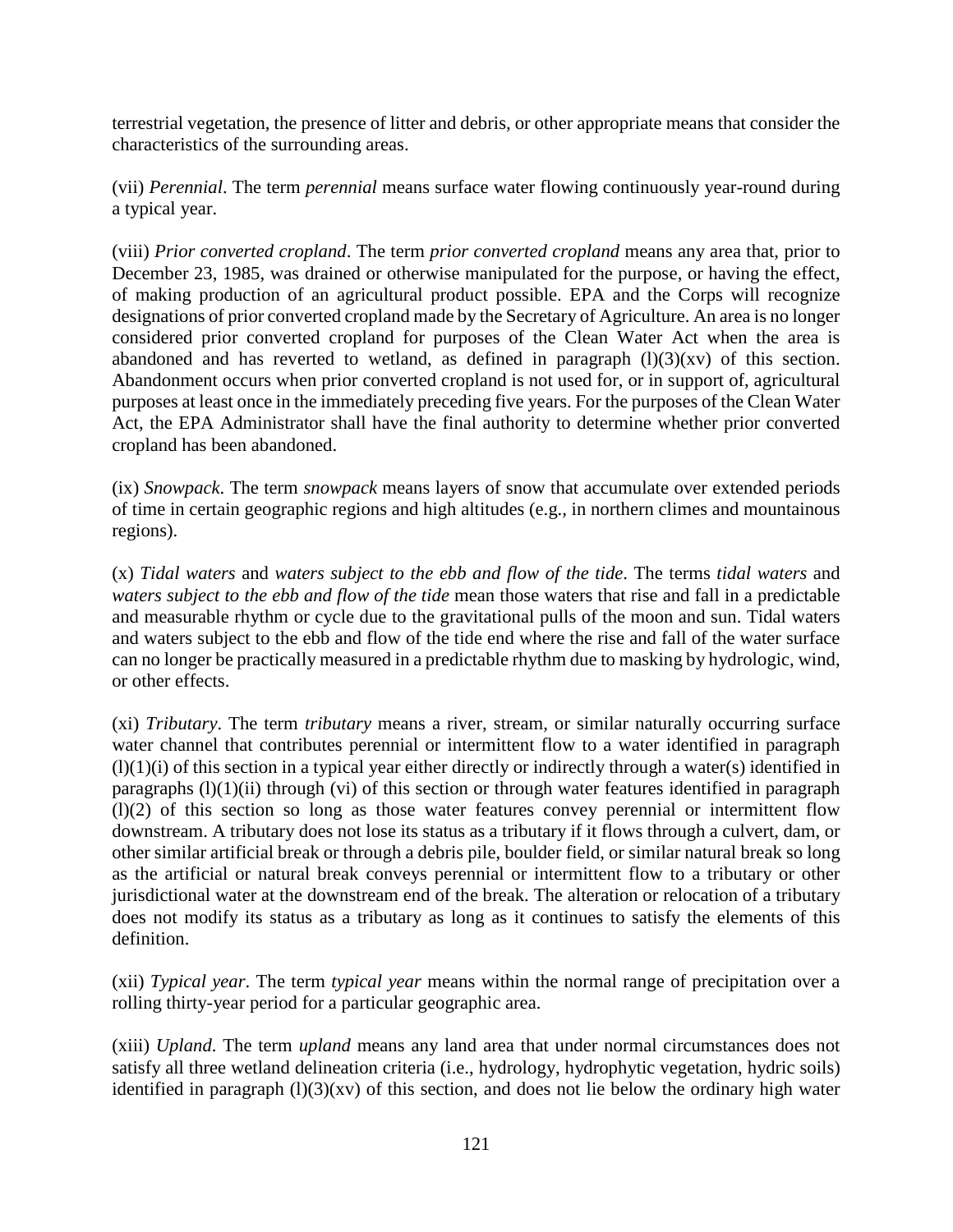terrestrial vegetation, the presence of litter and debris, or other appropriate means that consider the characteristics of the surrounding areas.

(vii) *Perennial*. The term *perennial* means surface water flowing continuously year-round during a typical year.

(viii) *Prior converted cropland*. The term *prior converted cropland* means any area that, prior to December 23, 1985, was drained or otherwise manipulated for the purpose, or having the effect, of making production of an agricultural product possible. EPA and the Corps will recognize designations of prior converted cropland made by the Secretary of Agriculture. An area is no longer considered prior converted cropland for purposes of the Clean Water Act when the area is abandoned and has reverted to wetland, as defined in paragraph (l)(3)(xv) of this section. Abandonment occurs when prior converted cropland is not used for, or in support of, agricultural purposes at least once in the immediately preceding five years. For the purposes of the Clean Water Act, the EPA Administrator shall have the final authority to determine whether prior converted cropland has been abandoned.

(ix) *Snowpack*. The term *snowpack* means layers of snow that accumulate over extended periods of time in certain geographic regions and high altitudes (e.g., in northern climes and mountainous regions).

(x) *Tidal waters* and *waters subject to the ebb and flow of the tide*. The terms *tidal waters* and *waters subject to the ebb and flow of the tide* mean those waters that rise and fall in a predictable and measurable rhythm or cycle due to the gravitational pulls of the moon and sun. Tidal waters and waters subject to the ebb and flow of the tide end where the rise and fall of the water surface can no longer be practically measured in a predictable rhythm due to masking by hydrologic, wind, or other effects.

(xi) *Tributary*. The term *tributary* means a river, stream, or similar naturally occurring surface water channel that contributes perennial or intermittent flow to a water identified in paragraph (l)(1)(i) of this section in a typical year either directly or indirectly through a water(s) identified in paragraphs (l)(1)(ii) through (vi) of this section or through water features identified in paragraph (l)(2) of this section so long as those water features convey perennial or intermittent flow downstream. A tributary does not lose its status as a tributary if it flows through a culvert, dam, or other similar artificial break or through a debris pile, boulder field, or similar natural break so long as the artificial or natural break conveys perennial or intermittent flow to a tributary or other jurisdictional water at the downstream end of the break. The alteration or relocation of a tributary does not modify its status as a tributary as long as it continues to satisfy the elements of this definition.

(xii) *Typical year*. The term *typical year* means within the normal range of precipitation over a rolling thirty-year period for a particular geographic area.

(xiii) *Upland*. The term *upland* means any land area that under normal circumstances does not satisfy all three wetland delineation criteria (i.e., hydrology, hydrophytic vegetation, hydric soils) identified in paragraph (l)(3)(xv) of this section, and does not lie below the ordinary high water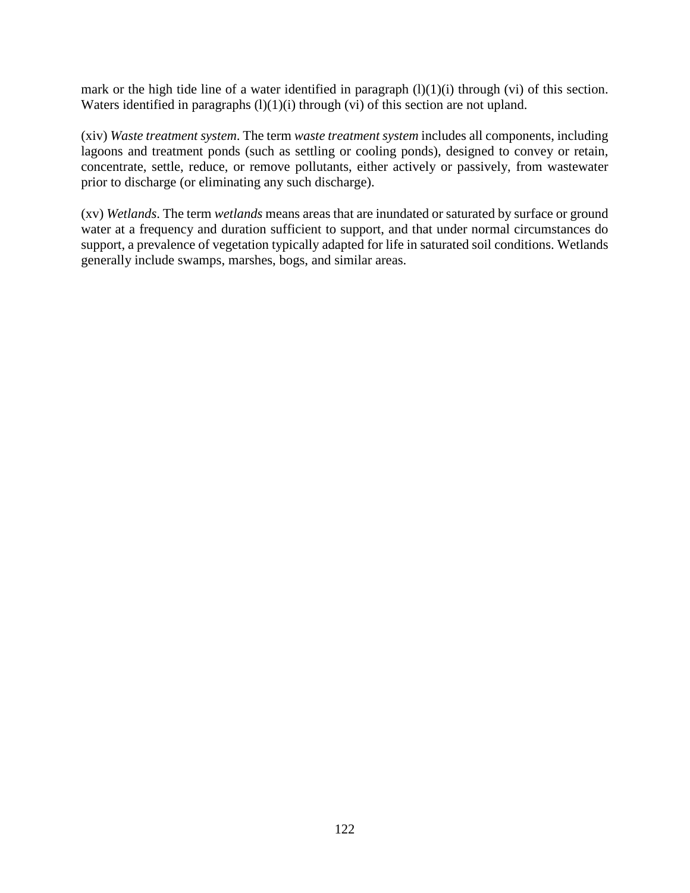mark or the high tide line of a water identified in paragraph (l)(1)(i) through (vi) of this section. Waters identified in paragraphs (l)(1)(i) through (vi) of this section are not upland.

(xiv) *Waste treatment system*. The term *waste treatment system* includes all components, including lagoons and treatment ponds (such as settling or cooling ponds), designed to convey or retain, concentrate, settle, reduce, or remove pollutants, either actively or passively, from wastewater prior to discharge (or eliminating any such discharge).

(xv) *Wetlands*. The term *wetlands* means areas that are inundated or saturated by surface or ground water at a frequency and duration sufficient to support, and that under normal circumstances do support, a prevalence of vegetation typically adapted for life in saturated soil conditions. Wetlands generally include swamps, marshes, bogs, and similar areas.